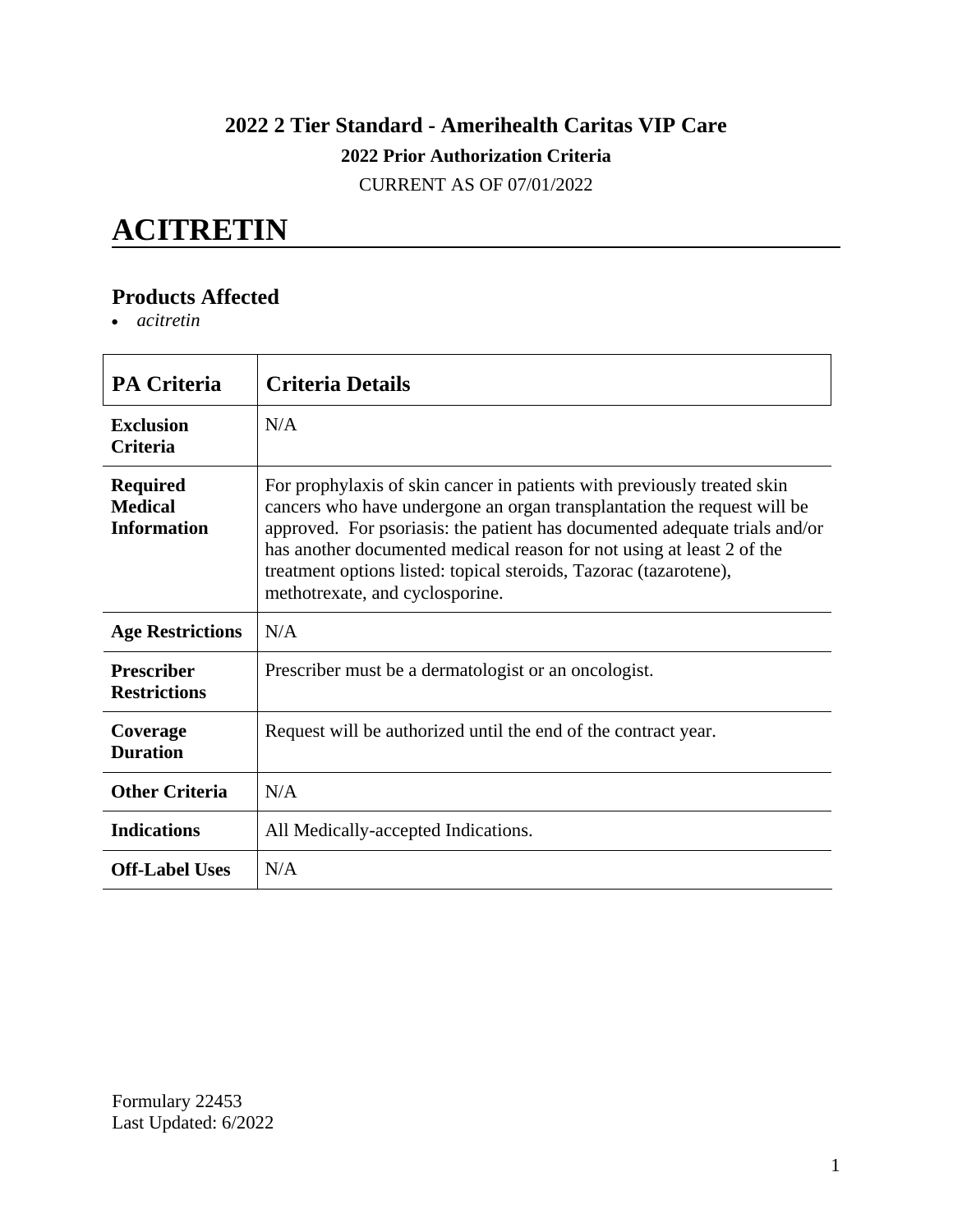**2022 2 Tier Standard - Amerihealth Caritas VIP Care**

**2022 Prior Authorization Criteria**

CURRENT AS OF 07/01/2022

# ACITRETIN

## Products Affected

- *acitretin*

| PA Criteria | Criteria Details |
|---|---|
| **Exclusion Criteria** | N/A |
| **Required Medical Information** | For prophylaxis of skin cancer in patients with previously treated skin cancers who have undergone an organ transplantation the request will be approved. For psoriasis: the patient has documented adequate trials and/or has another documented medical reason for not using at least 2 of the treatment options listed: topical steroids, Tazorac (tazarotene), methotrexate, and cyclosporine. |
| **Age Restrictions** | N/A |
| **Prescriber Restrictions** | Prescriber must be a dermatologist or an oncologist. |
| **Coverage Duration** | Request will be authorized until the end of the contract year. |
| **Other Criteria** | N/A |
| **Indications** | All Medically-accepted Indications. |
| **Off-Label Uses** | N/A |

Formulary 22453
Last Updated: 6/2022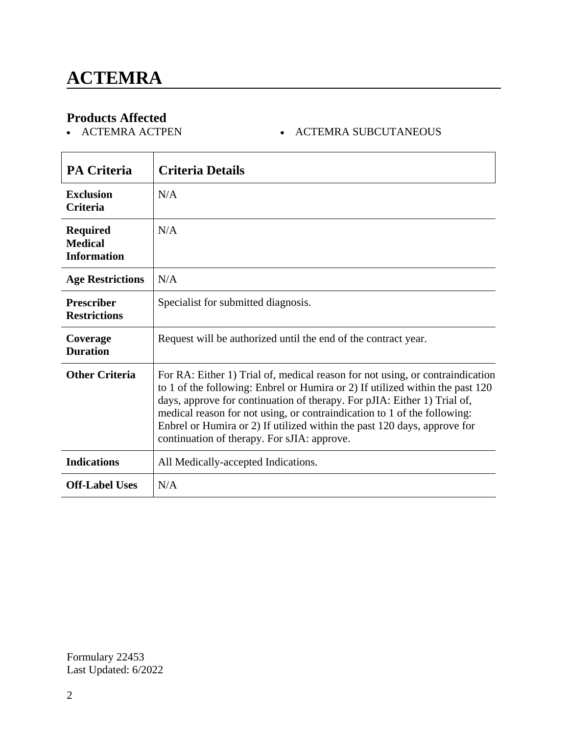# ACTEMRA

### Products Affected

- ACTEMRA ACTPEN
- ACTEMRA SUBCUTANEOUS

| PA Criteria | Criteria Details |
| --- | --- |
| **Exclusion Criteria** | N/A |
| **Required Medical Information** | N/A |
| **Age Restrictions** | N/A |
| **Prescriber Restrictions** | Specialist for submitted diagnosis. |
| **Coverage Duration** | Request will be authorized until the end of the contract year. |
| **Other Criteria** | For RA: Either 1) Trial of, medical reason for not using, or contraindication to 1 of the following: Enbrel or Humira or 2) If utilized within the past 120 days, approve for continuation of therapy. For pJIA: Either 1) Trial of, medical reason for not using, or contraindication to 1 of the following: Enbrel or Humira or 2) If utilized within the past 120 days, approve for continuation of therapy. For sJIA: approve. |
| **Indications** | All Medically-accepted Indications. |
| **Off-Label Uses** | N/A |

Formulary 22453
Last Updated: 6/2022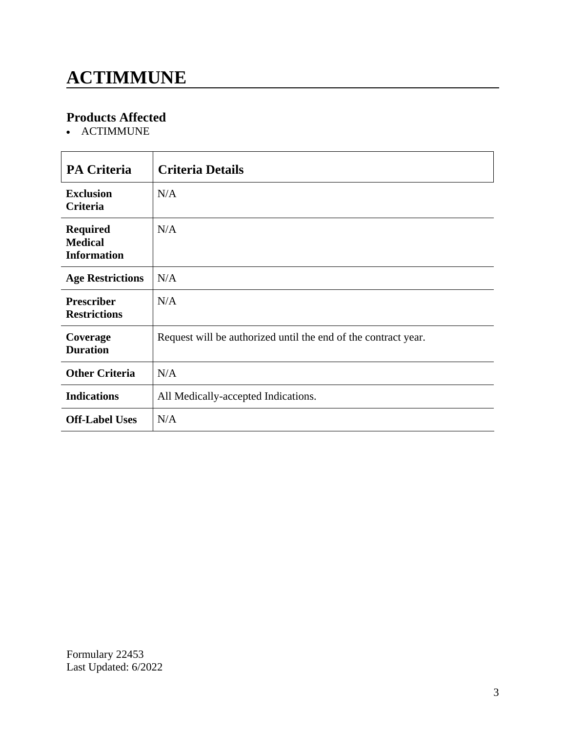# ACTIMMUNE

## Products Affected

- ACTIMMUNE

| PA Criteria | Criteria Details |
|---|---|
| **Exclusion Criteria** | N/A |
| **Required Medical Information** | N/A |
| **Age Restrictions** | N/A |
| **Prescriber Restrictions** | N/A |
| **Coverage Duration** | Request will be authorized until the end of the contract year. |
| **Other Criteria** | N/A |
| **Indications** | All Medically-accepted Indications. |
| **Off-Label Uses** | N/A |

Formulary 22453
Last Updated: 6/2022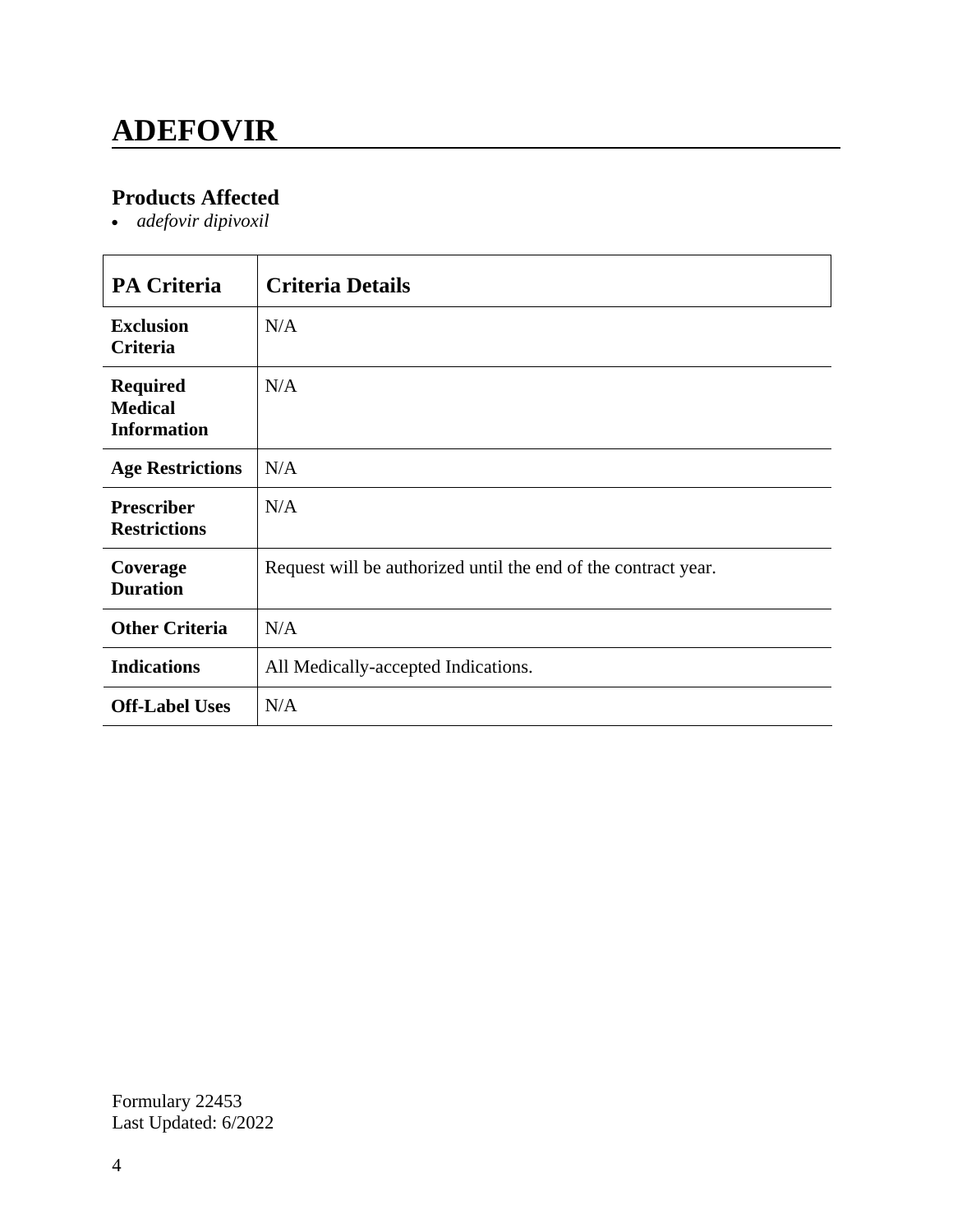# ADEFOVIR

## Products Affected

- *adefovir dipivoxil*

| PA Criteria | Criteria Details |
|---|---|
| **Exclusion Criteria** | N/A |
| **Required Medical Information** | N/A |
| **Age Restrictions** | N/A |
| **Prescriber Restrictions** | N/A |
| **Coverage Duration** | Request will be authorized until the end of the contract year. |
| **Other Criteria** | N/A |
| **Indications** | All Medically-accepted Indications. |
| **Off-Label Uses** | N/A |

Formulary 22453
Last Updated: 6/2022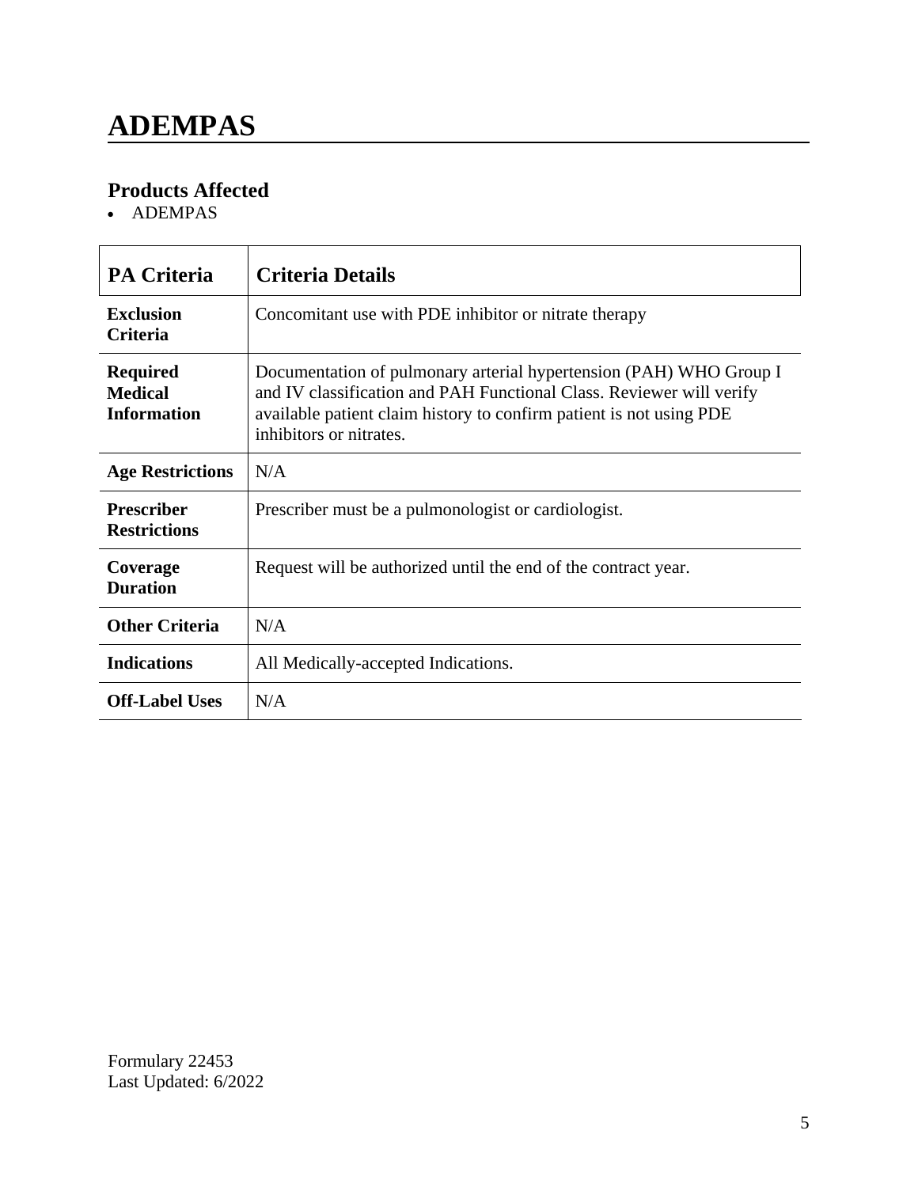# ADEMPAS

## Products Affected

- ADEMPAS

| PA Criteria | Criteria Details |
| --- | --- |
| **Exclusion Criteria** | Concomitant use with PDE inhibitor or nitrate therapy |
| **Required Medical Information** | Documentation of pulmonary arterial hypertension (PAH) WHO Group I and IV classification and PAH Functional Class. Reviewer will verify available patient claim history to confirm patient is not using PDE inhibitors or nitrates. |
| **Age Restrictions** | N/A |
| **Prescriber Restrictions** | Prescriber must be a pulmonologist or cardiologist. |
| **Coverage Duration** | Request will be authorized until the end of the contract year. |
| **Other Criteria** | N/A |
| **Indications** | All Medically-accepted Indications. |
| **Off-Label Uses** | N/A |

Formulary 22453
Last Updated: 6/2022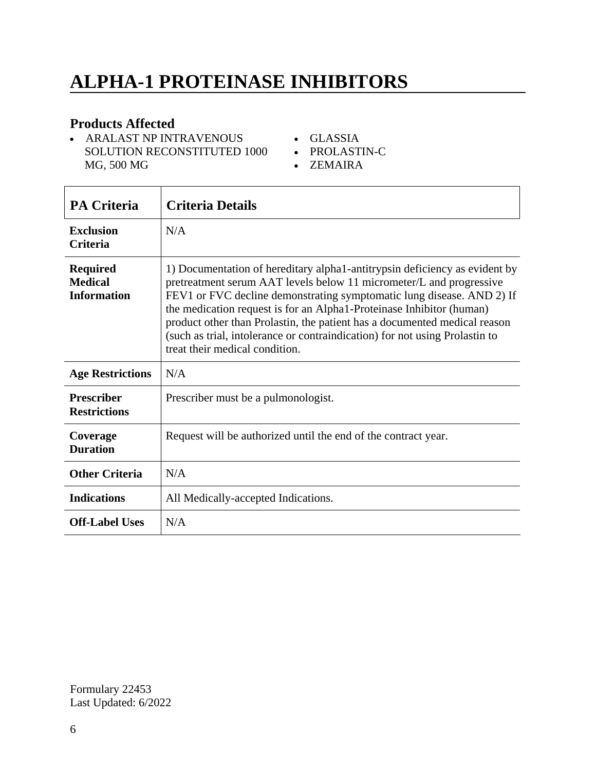# ALPHA-1 PROTEINASE INHIBITORS

### Products Affected

- ARALAST NP INTRAVENOUS SOLUTION RECONSTITUTED 1000 MG, 500 MG
- GLASSIA
- PROLASTIN-C
- ZEMAIRA

| PA Criteria | Criteria Details |
|---|---|
| **Exclusion Criteria** | N/A |
| **Required Medical Information** | 1) Documentation of hereditary alpha1-antitrypsin deficiency as evident by pretreatment serum AAT levels below 11 micrometer/L and progressive FEV1 or FVC decline demonstrating symptomatic lung disease. AND 2) If the medication request is for an Alpha1-Proteinase Inhibitor (human) product other than Prolastin, the patient has a documented medical reason (such as trial, intolerance or contraindication) for not using Prolastin to treat their medical condition. |
| **Age Restrictions** | N/A |
| **Prescriber Restrictions** | Prescriber must be a pulmonologist. |
| **Coverage Duration** | Request will be authorized until the end of the contract year. |
| **Other Criteria** | N/A |
| **Indications** | All Medically-accepted Indications. |
| **Off-Label Uses** | N/A |

Formulary 22453
Last Updated: 6/2022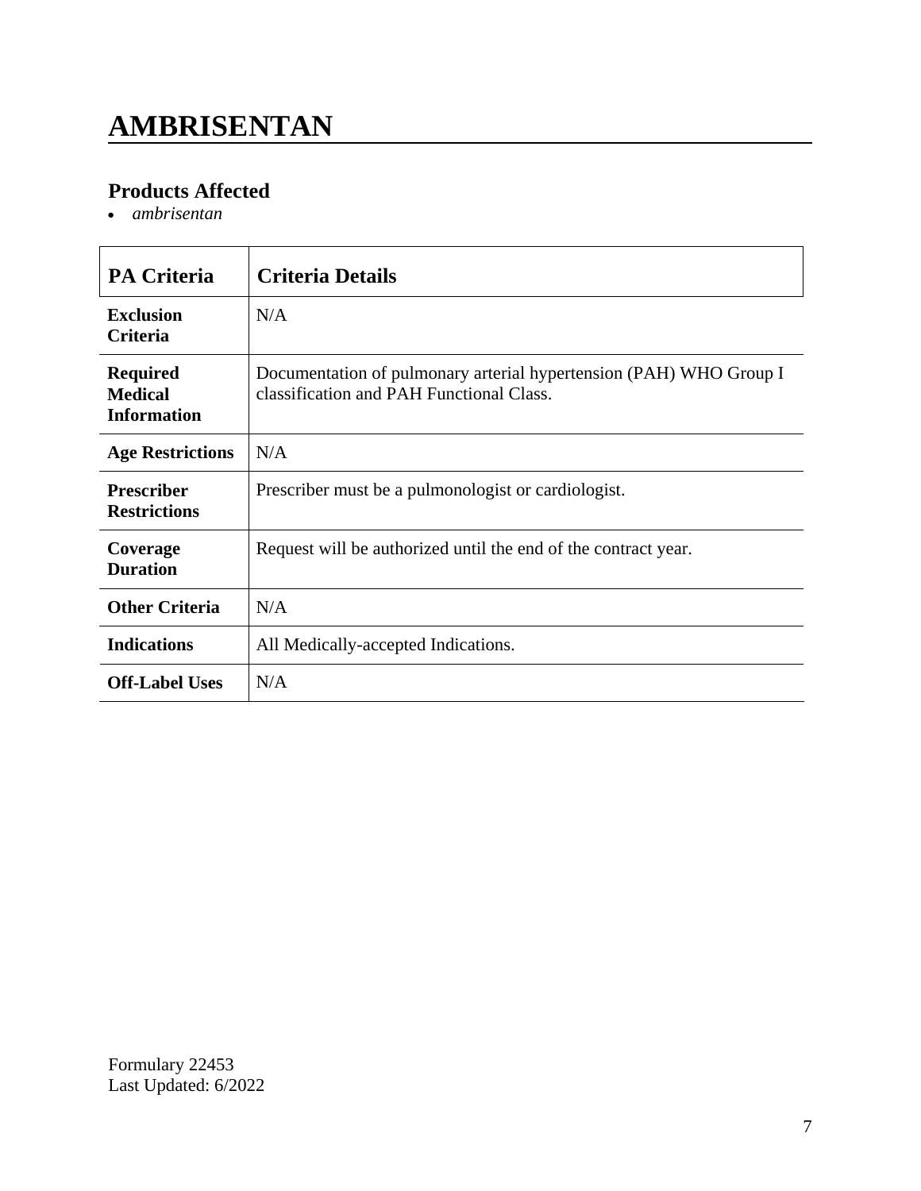# AMBRISENTAN

## Products Affected

- *ambrisentan*

| PA Criteria | Criteria Details |
|---|---|
| **Exclusion Criteria** | N/A |
| **Required Medical Information** | Documentation of pulmonary arterial hypertension (PAH) WHO Group I classification and PAH Functional Class. |
| **Age Restrictions** | N/A |
| **Prescriber Restrictions** | Prescriber must be a pulmonologist or cardiologist. |
| **Coverage Duration** | Request will be authorized until the end of the contract year. |
| **Other Criteria** | N/A |
| **Indications** | All Medically-accepted Indications. |
| **Off-Label Uses** | N/A |

Formulary 22453
Last Updated: 6/2022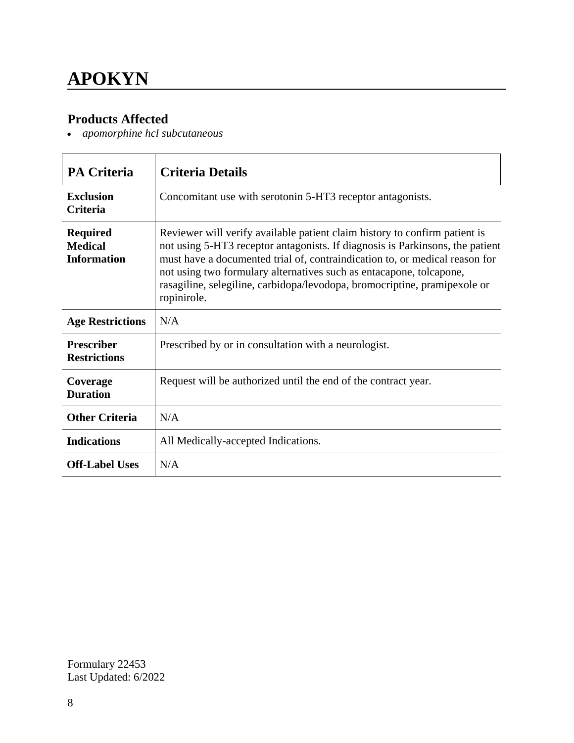# APOKYN

## Products Affected

- *apomorphine hcl subcutaneous*

| PA Criteria | Criteria Details |
|---|---|
| **Exclusion Criteria** | Concomitant use with serotonin 5-HT3 receptor antagonists. |
| **Required Medical Information** | Reviewer will verify available patient claim history to confirm patient is not using 5-HT3 receptor antagonists. If diagnosis is Parkinsons, the patient must have a documented trial of, contraindication to, or medical reason for not using two formulary alternatives such as entacapone, tolcapone, rasagiline, selegiline, carbidopa/levodopa, bromocriptine, pramipexole or ropinirole. |
| **Age Restrictions** | N/A |
| **Prescriber Restrictions** | Prescribed by or in consultation with a neurologist. |
| **Coverage Duration** | Request will be authorized until the end of the contract year. |
| **Other Criteria** | N/A |
| **Indications** | All Medically-accepted Indications. |
| **Off-Label Uses** | N/A |

Formulary 22453
Last Updated: 6/2022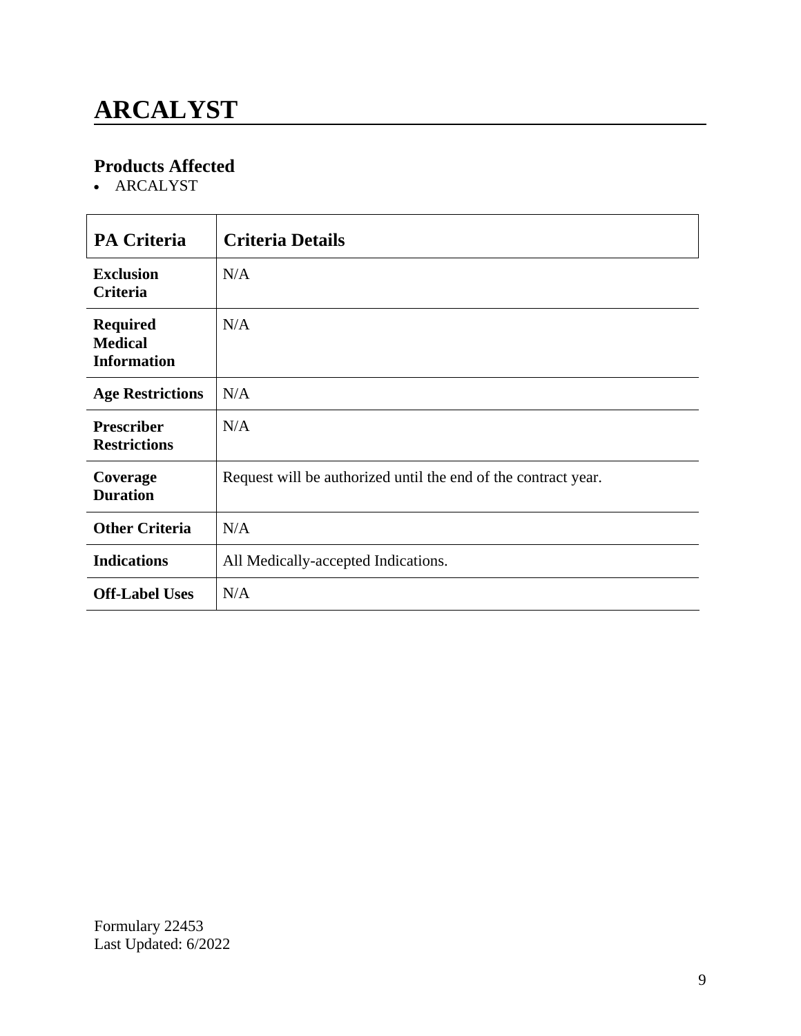# ARCALYST

### Products Affected

- ARCALYST

| PA Criteria | Criteria Details |
|---|---|
| **Exclusion Criteria** | N/A |
| **Required Medical Information** | N/A |
| **Age Restrictions** | N/A |
| **Prescriber Restrictions** | N/A |
| **Coverage Duration** | Request will be authorized until the end of the contract year. |
| **Other Criteria** | N/A |
| **Indications** | All Medically-accepted Indications. |
| **Off-Label Uses** | N/A |

Formulary 22453
Last Updated: 6/2022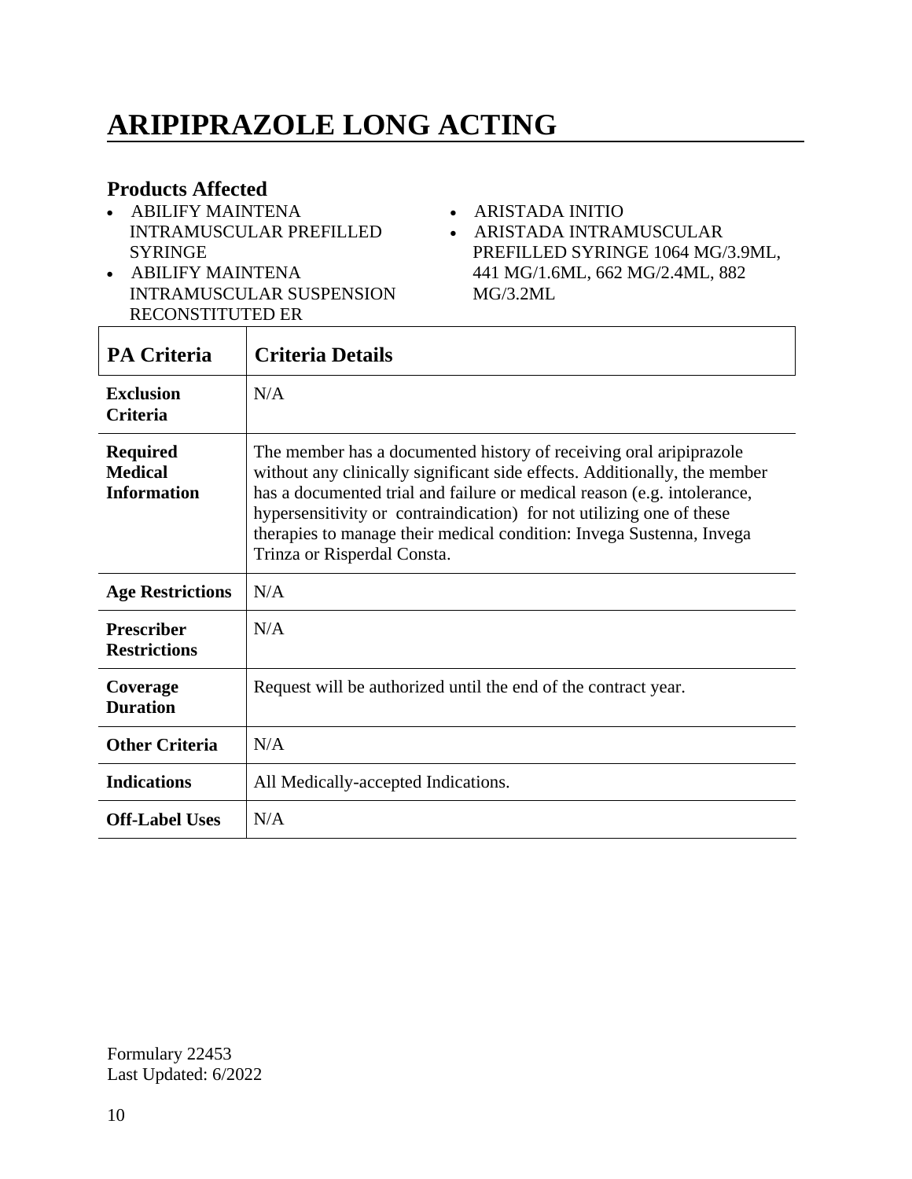# ARIPIPRAZOLE LONG ACTING

## Products Affected

- ABILIFY MAINTENA INTRAMUSCULAR PREFILLED SYRINGE
- ABILIFY MAINTENA INTRAMUSCULAR SUSPENSION RECONSTITUTED ER
- ARISTADA INITIO
- ARISTADA INTRAMUSCULAR PREFILLED SYRINGE 1064 MG/3.9ML, 441 MG/1.6ML, 662 MG/2.4ML, 882 MG/3.2ML

| PA Criteria | Criteria Details |
|---|---|
| **Exclusion Criteria** | N/A |
| **Required Medical Information** | The member has a documented history of receiving oral aripiprazole without any clinically significant side effects. Additionally, the member has a documented trial and failure or medical reason (e.g. intolerance, hypersensitivity or contraindication) for not utilizing one of these therapies to manage their medical condition: Invega Sustenna, Invega Trinza or Risperdal Consta. |
| **Age Restrictions** | N/A |
| **Prescriber Restrictions** | N/A |
| **Coverage Duration** | Request will be authorized until the end of the contract year. |
| **Other Criteria** | N/A |
| **Indications** | All Medically-accepted Indications. |
| **Off-Label Uses** | N/A |

Formulary 22453
Last Updated: 6/2022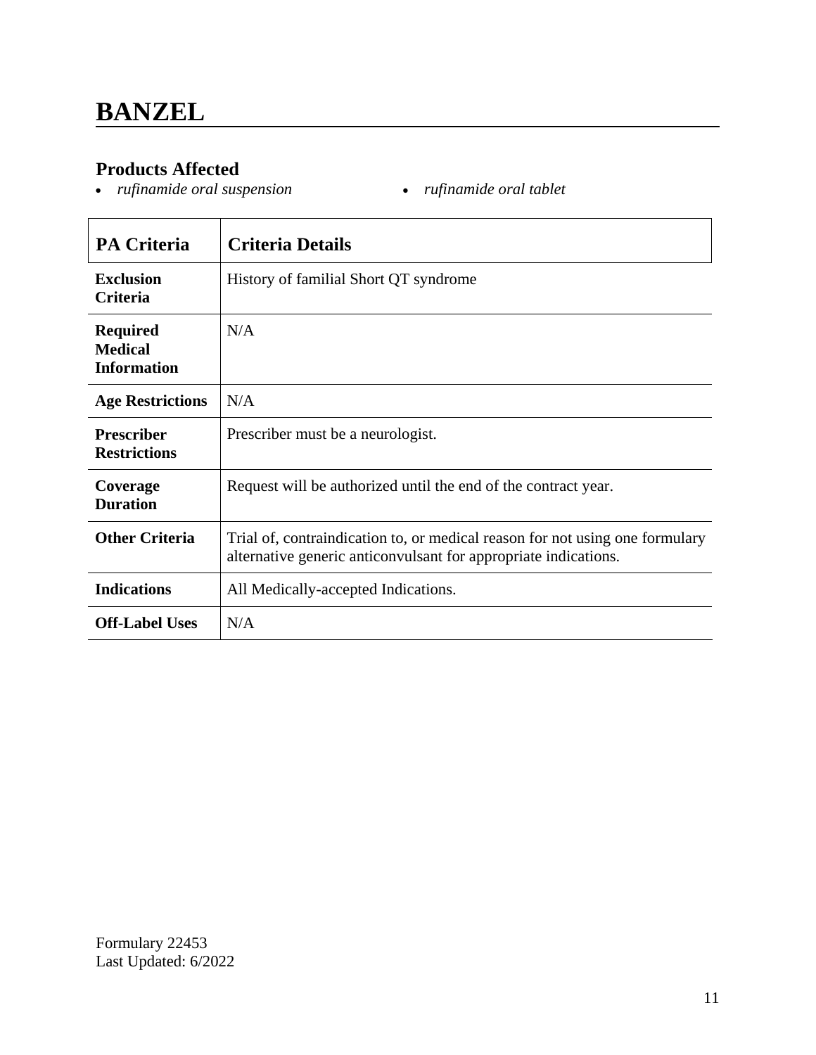# BANZEL

## Products Affected

- *rufinamide oral suspension*
- *rufinamide oral tablet*

| PA Criteria | Criteria Details |
|---|---|
| **Exclusion Criteria** | History of familial Short QT syndrome |
| **Required Medical Information** | N/A |
| **Age Restrictions** | N/A |
| **Prescriber Restrictions** | Prescriber must be a neurologist. |
| **Coverage Duration** | Request will be authorized until the end of the contract year. |
| **Other Criteria** | Trial of, contraindication to, or medical reason for not using one formulary alternative generic anticonvulsant for appropriate indications. |
| **Indications** | All Medically-accepted Indications. |
| **Off-Label Uses** | N/A |

Formulary 22453
Last Updated: 6/2022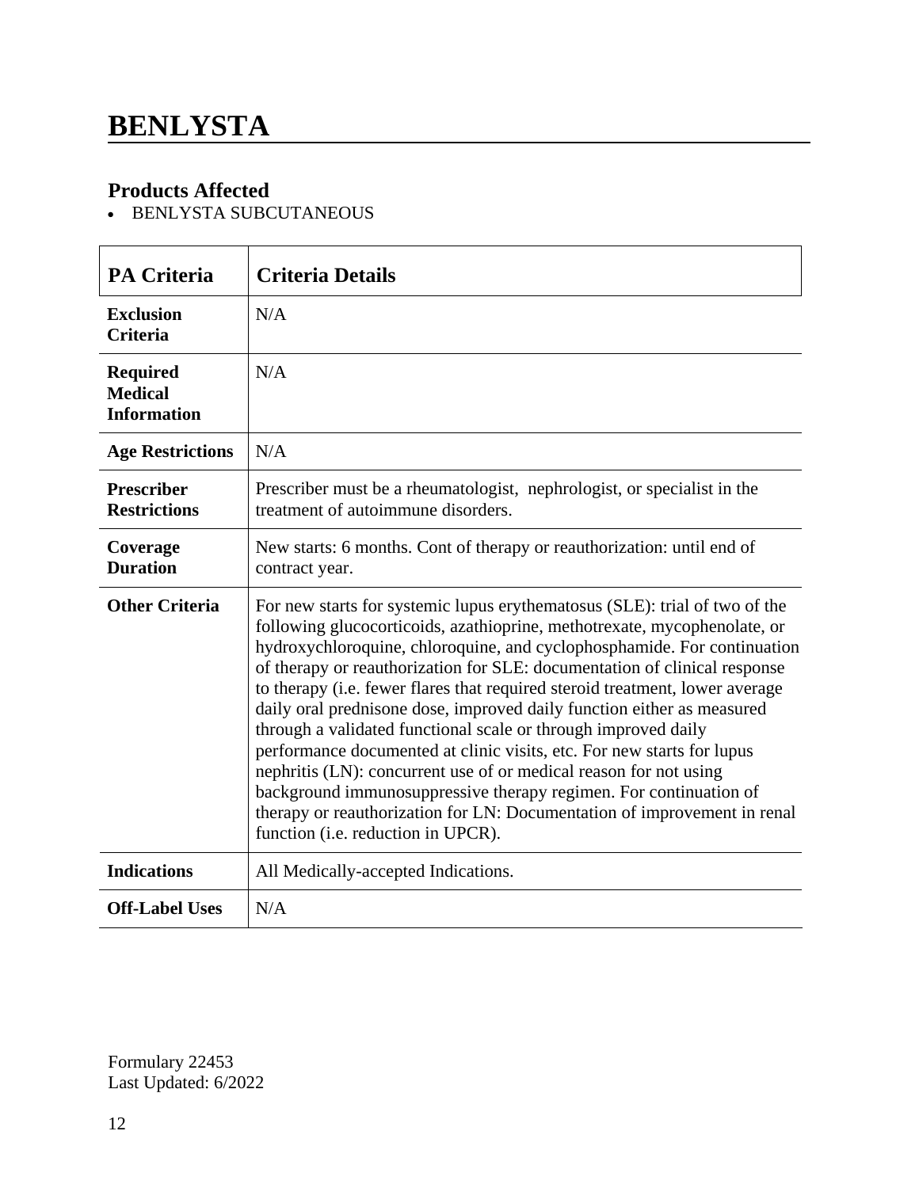# BENLYSTA

## Products Affected

- BENLYSTA SUBCUTANEOUS

| PA Criteria | Criteria Details |
|---|---|
| **Exclusion Criteria** | N/A |
| **Required Medical Information** | N/A |
| **Age Restrictions** | N/A |
| **Prescriber Restrictions** | Prescriber must be a rheumatologist, nephrologist, or specialist in the treatment of autoimmune disorders. |
| **Coverage Duration** | New starts: 6 months. Cont of therapy or reauthorization: until end of contract year. |
| **Other Criteria** | For new starts for systemic lupus erythematosus (SLE): trial of two of the following glucocorticoids, azathioprine, methotrexate, mycophenolate, or hydroxychloroquine, chloroquine, and cyclophosphamide. For continuation of therapy or reauthorization for SLE: documentation of clinical response to therapy (i.e. fewer flares that required steroid treatment, lower average daily oral prednisone dose, improved daily function either as measured through a validated functional scale or through improved daily performance documented at clinic visits, etc. For new starts for lupus nephritis (LN): concurrent use of or medical reason for not using background immunosuppressive therapy regimen. For continuation of therapy or reauthorization for LN: Documentation of improvement in renal function (i.e. reduction in UPCR). |
| **Indications** | All Medically-accepted Indications. |
| **Off-Label Uses** | N/A |

Formulary 22453
Last Updated: 6/2022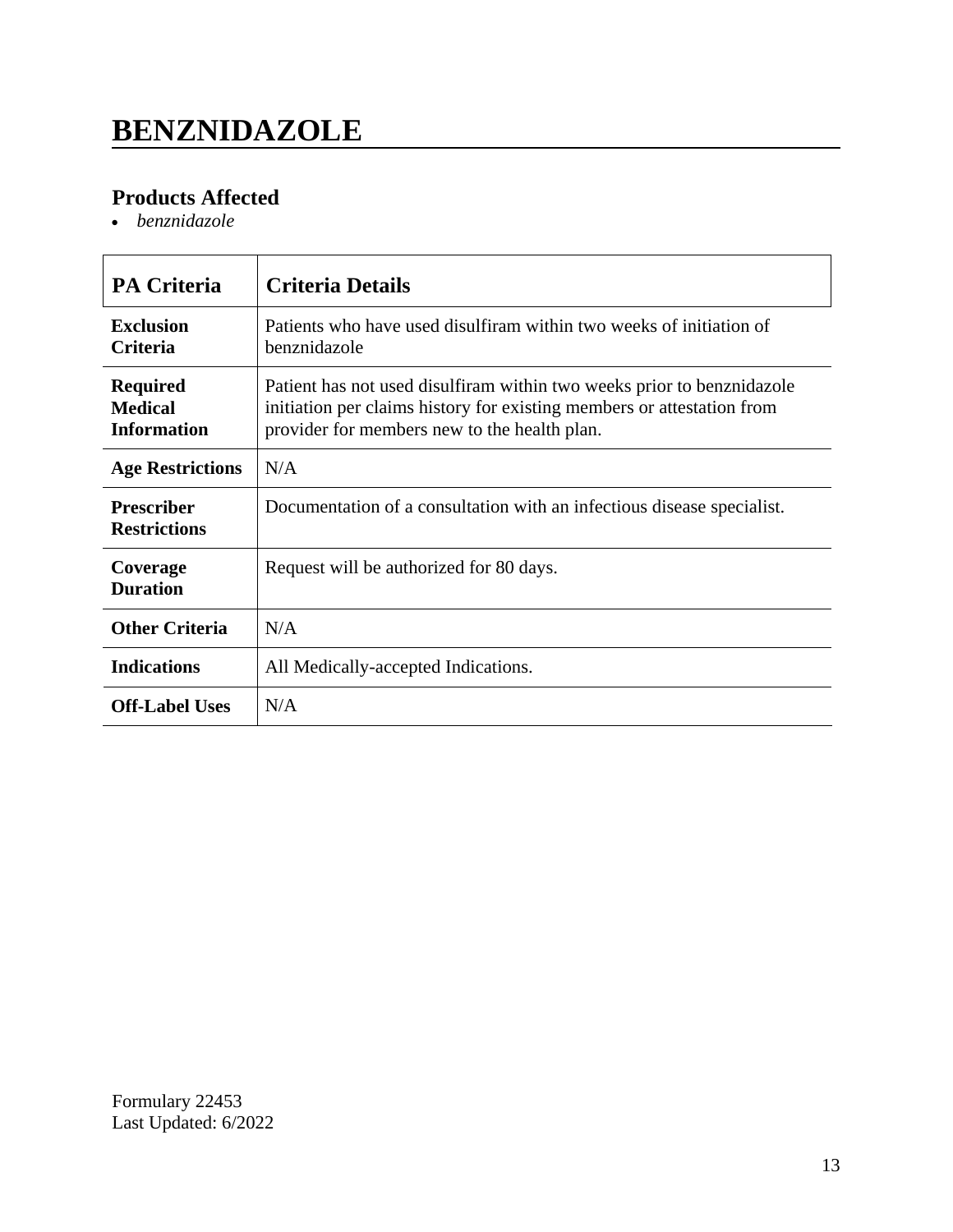# BENZNIDAZOLE

## Products Affected

- *benznidazole*

| PA Criteria | Criteria Details |
|---|---|
| **Exclusion Criteria** | Patients who have used disulfiram within two weeks of initiation of benznidazole |
| **Required Medical Information** | Patient has not used disulfiram within two weeks prior to benznidazole initiation per claims history for existing members or attestation from provider for members new to the health plan. |
| **Age Restrictions** | N/A |
| **Prescriber Restrictions** | Documentation of a consultation with an infectious disease specialist. |
| **Coverage Duration** | Request will be authorized for 80 days. |
| **Other Criteria** | N/A |
| **Indications** | All Medically-accepted Indications. |
| **Off-Label Uses** | N/A |

Formulary 22453
Last Updated: 6/2022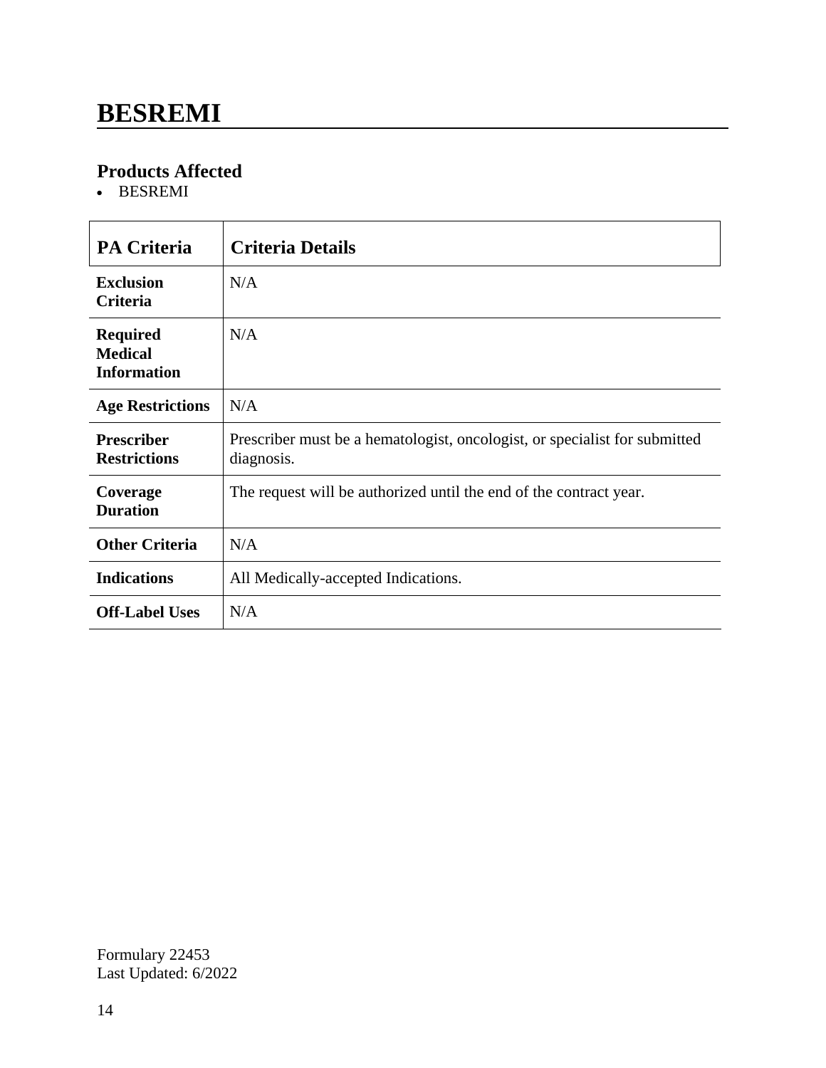# BESREMI

## Products Affected

- BESREMI

| PA Criteria | Criteria Details |
|---|---|
| **Exclusion Criteria** | N/A |
| **Required Medical Information** | N/A |
| **Age Restrictions** | N/A |
| **Prescriber Restrictions** | Prescriber must be a hematologist, oncologist, or specialist for submitted diagnosis. |
| **Coverage Duration** | The request will be authorized until the end of the contract year. |
| **Other Criteria** | N/A |
| **Indications** | All Medically-accepted Indications. |
| **Off-Label Uses** | N/A |

Formulary 22453
Last Updated: 6/2022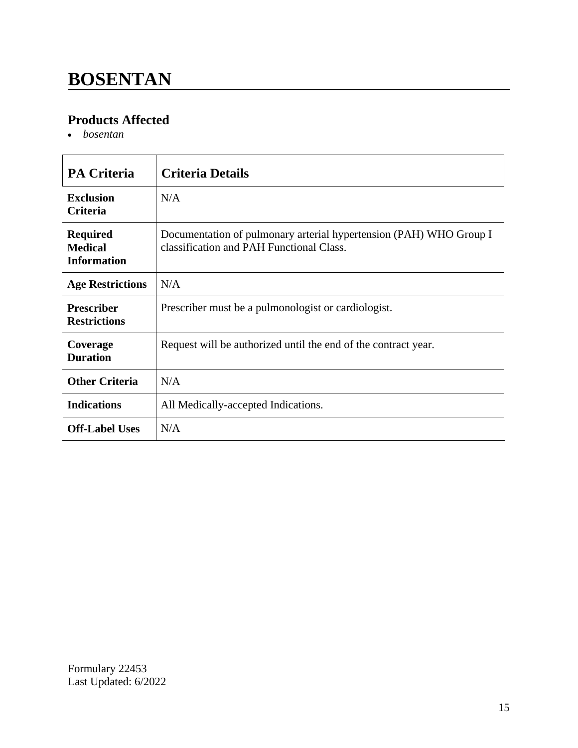# BOSENTAN

## Products Affected

- *bosentan*

| PA Criteria | Criteria Details |
|---|---|
| **Exclusion Criteria** | N/A |
| **Required Medical Information** | Documentation of pulmonary arterial hypertension (PAH) WHO Group I classification and PAH Functional Class. |
| **Age Restrictions** | N/A |
| **Prescriber Restrictions** | Prescriber must be a pulmonologist or cardiologist. |
| **Coverage Duration** | Request will be authorized until the end of the contract year. |
| **Other Criteria** | N/A |
| **Indications** | All Medically-accepted Indications. |
| **Off-Label Uses** | N/A |

Formulary 22453
Last Updated: 6/2022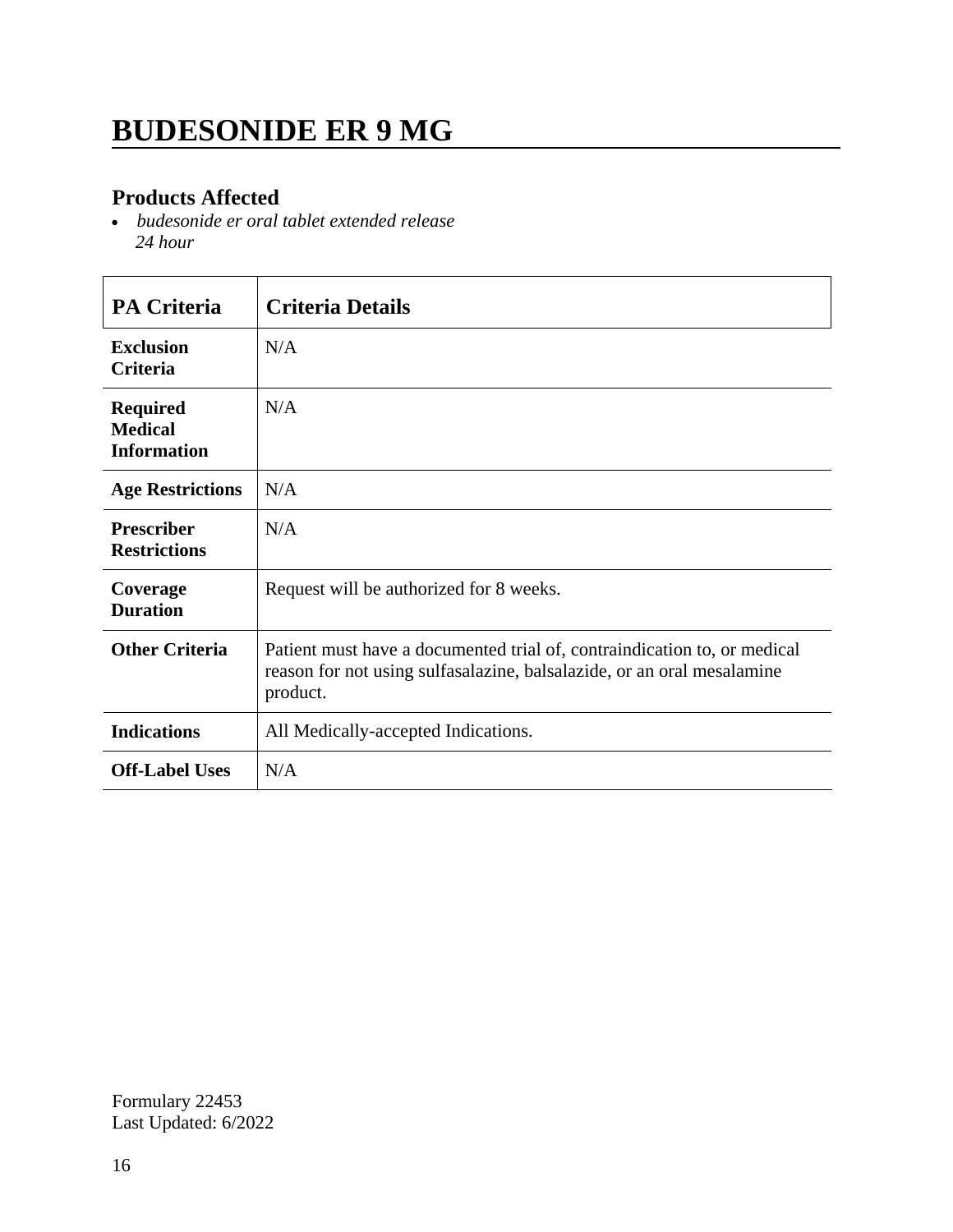# BUDESONIDE ER 9 MG

## Products Affected

- *budesonide er oral tablet extended release 24 hour*

| PA Criteria | Criteria Details |
| --- | --- |
| **Exclusion Criteria** | N/A |
| **Required Medical Information** | N/A |
| **Age Restrictions** | N/A |
| **Prescriber Restrictions** | N/A |
| **Coverage Duration** | Request will be authorized for 8 weeks. |
| **Other Criteria** | Patient must have a documented trial of, contraindication to, or medical reason for not using sulfasalazine, balsalazide, or an oral mesalamine product. |
| **Indications** | All Medically-accepted Indications. |
| **Off-Label Uses** | N/A |

Formulary 22453
Last Updated: 6/2022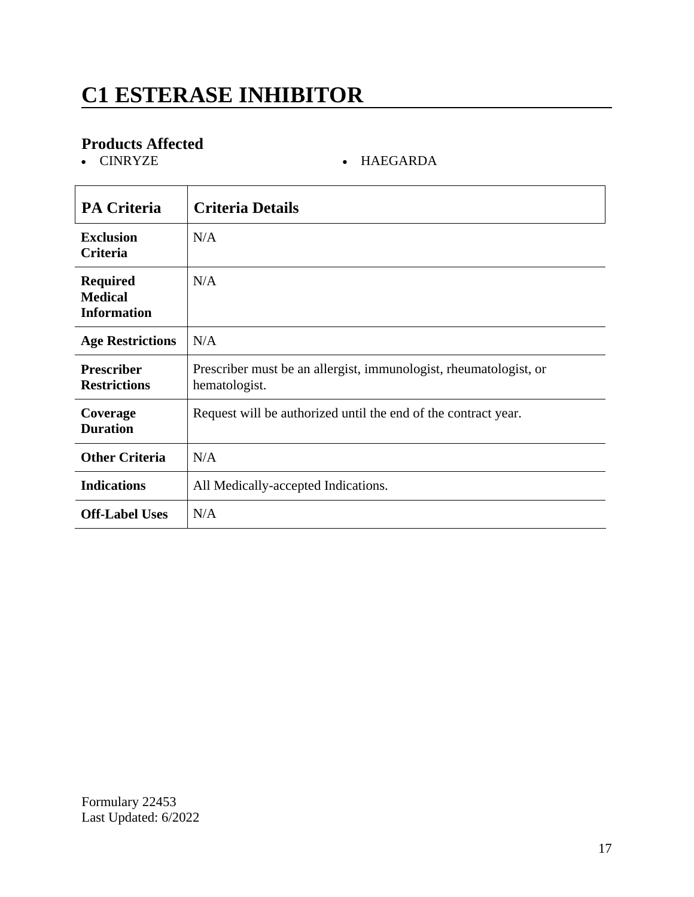# C1 ESTERASE INHIBITOR

## Products Affected

- CINRYZE
- HAEGARDA

| PA Criteria | Criteria Details |
|---|---|
| **Exclusion Criteria** | N/A |
| **Required Medical Information** | N/A |
| **Age Restrictions** | N/A |
| **Prescriber Restrictions** | Prescriber must be an allergist, immunologist, rheumatologist, or hematologist. |
| **Coverage Duration** | Request will be authorized until the end of the contract year. |
| **Other Criteria** | N/A |
| **Indications** | All Medically-accepted Indications. |
| **Off-Label Uses** | N/A |

Formulary 22453
Last Updated: 6/2022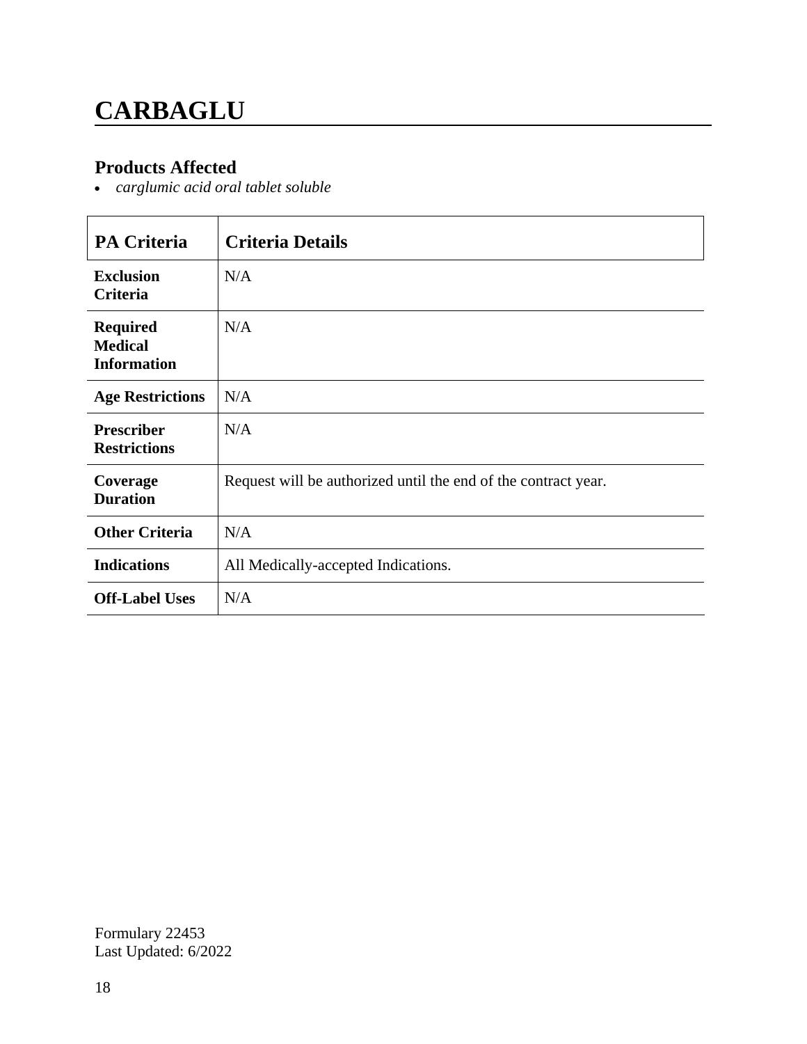# CARBAGLU

## Products Affected

- *carglumic acid oral tablet soluble*

| PA Criteria | Criteria Details |
| --- | --- |
| **Exclusion Criteria** | N/A |
| **Required Medical Information** | N/A |
| **Age Restrictions** | N/A |
| **Prescriber Restrictions** | N/A |
| **Coverage Duration** | Request will be authorized until the end of the contract year. |
| **Other Criteria** | N/A |
| **Indications** | All Medically-accepted Indications. |
| **Off-Label Uses** | N/A |

Formulary 22453
Last Updated: 6/2022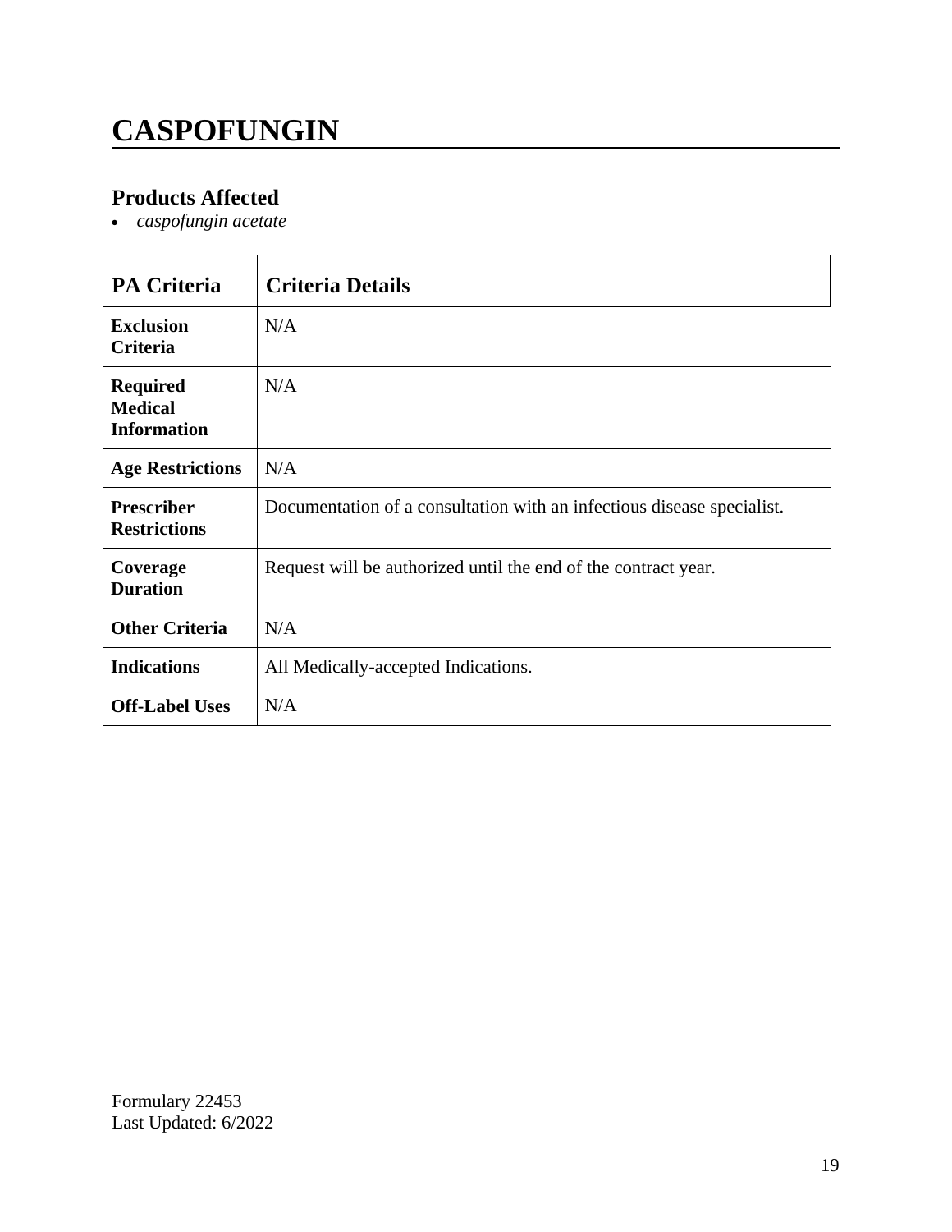# CASPOFUNGIN

## Products Affected

- *caspofungin acetate*

| PA Criteria | Criteria Details |
|---|---|
| **Exclusion Criteria** | N/A |
| **Required Medical Information** | N/A |
| **Age Restrictions** | N/A |
| **Prescriber Restrictions** | Documentation of a consultation with an infectious disease specialist. |
| **Coverage Duration** | Request will be authorized until the end of the contract year. |
| **Other Criteria** | N/A |
| **Indications** | All Medically-accepted Indications. |
| **Off-Label Uses** | N/A |

Formulary 22453
Last Updated: 6/2022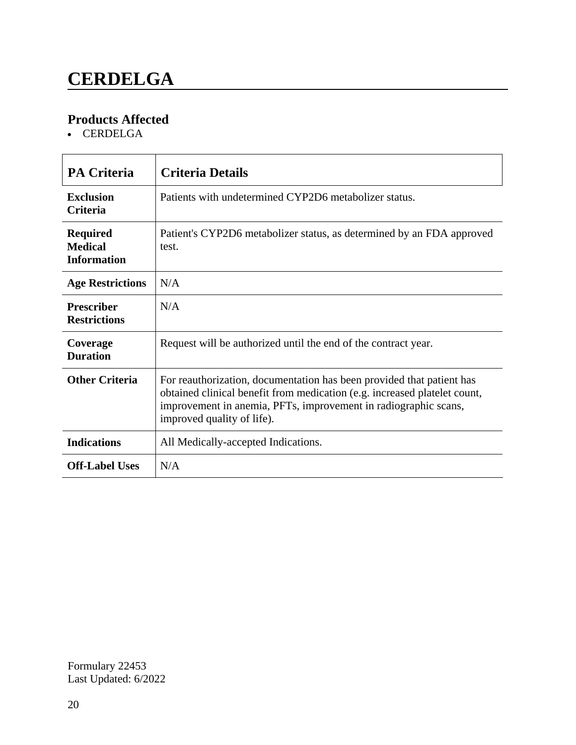# CERDELGA

### Products Affected

- CERDELGA

| PA Criteria | Criteria Details |
| --- | --- |
| **Exclusion Criteria** | Patients with undetermined CYP2D6 metabolizer status. |
| **Required Medical Information** | Patient's CYP2D6 metabolizer status, as determined by an FDA approved test. |
| **Age Restrictions** | N/A |
| **Prescriber Restrictions** | N/A |
| **Coverage Duration** | Request will be authorized until the end of the contract year. |
| **Other Criteria** | For reauthorization, documentation has been provided that patient has obtained clinical benefit from medication (e.g. increased platelet count, improvement in anemia, PFTs, improvement in radiographic scans, improved quality of life). |
| **Indications** | All Medically-accepted Indications. |
| **Off-Label Uses** | N/A |

Formulary 22453
Last Updated: 6/2022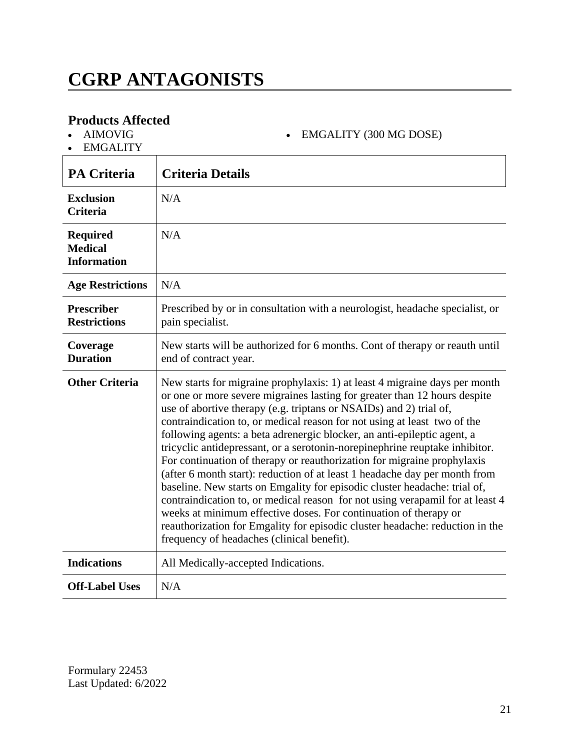# CGRP ANTAGONISTS

## Products Affected

- AIMOVIG
- EMGALITY
- EMGALITY (300 MG DOSE)

| PA Criteria | Criteria Details |
|---|---|
| **Exclusion Criteria** | N/A |
| **Required Medical Information** | N/A |
| **Age Restrictions** | N/A |
| **Prescriber Restrictions** | Prescribed by or in consultation with a neurologist, headache specialist, or pain specialist. |
| **Coverage Duration** | New starts will be authorized for 6 months. Cont of therapy or reauth until end of contract year. |
| **Other Criteria** | New starts for migraine prophylaxis: 1) at least 4 migraine days per month or one or more severe migraines lasting for greater than 12 hours despite use of abortive therapy (e.g. triptans or NSAIDs) and 2) trial of, contraindication to, or medical reason for not using at least two of the following agents: a beta adrenergic blocker, an anti-epileptic agent, a tricyclic antidepressant, or a serotonin-norepinephrine reuptake inhibitor. For continuation of therapy or reauthorization for migraine prophylaxis (after 6 month start): reduction of at least 1 headache day per month from baseline. New starts on Emgality for episodic cluster headache: trial of, contraindication to, or medical reason for not using verapamil for at least 4 weeks at minimum effective doses. For continuation of therapy or reauthorization for Emgality for episodic cluster headache: reduction in the frequency of headaches (clinical benefit). |
| **Indications** | All Medically-accepted Indications. |
| **Off-Label Uses** | N/A |

Formulary 22453
Last Updated: 6/2022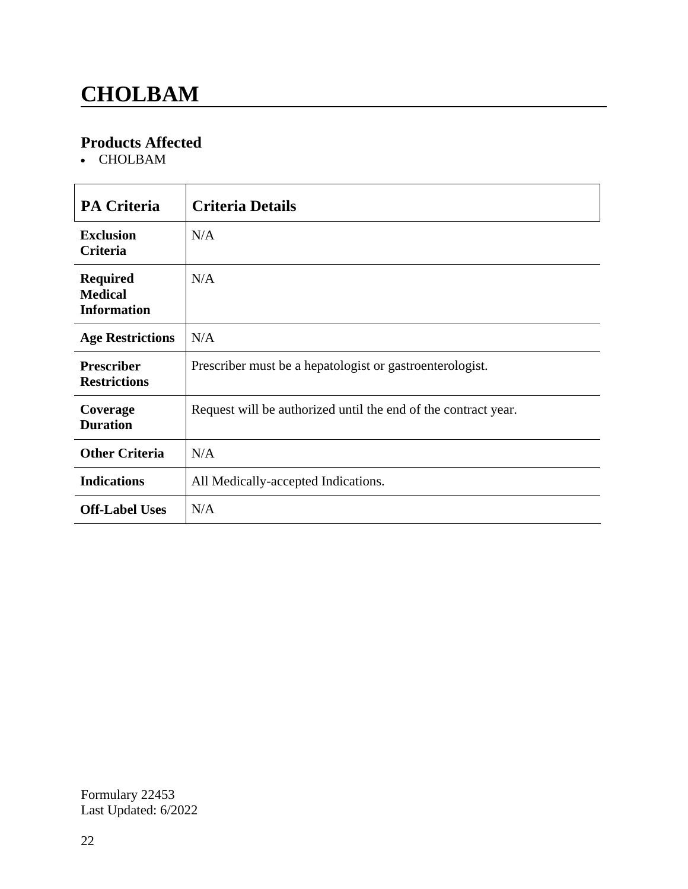# CHOLBAM

## Products Affected

- CHOLBAM

| PA Criteria | Criteria Details |
|---|---|
| **Exclusion Criteria** | N/A |
| **Required Medical Information** | N/A |
| **Age Restrictions** | N/A |
| **Prescriber Restrictions** | Prescriber must be a hepatologist or gastroenterologist. |
| **Coverage Duration** | Request will be authorized until the end of the contract year. |
| **Other Criteria** | N/A |
| **Indications** | All Medically-accepted Indications. |
| **Off-Label Uses** | N/A |

Formulary 22453
Last Updated: 6/2022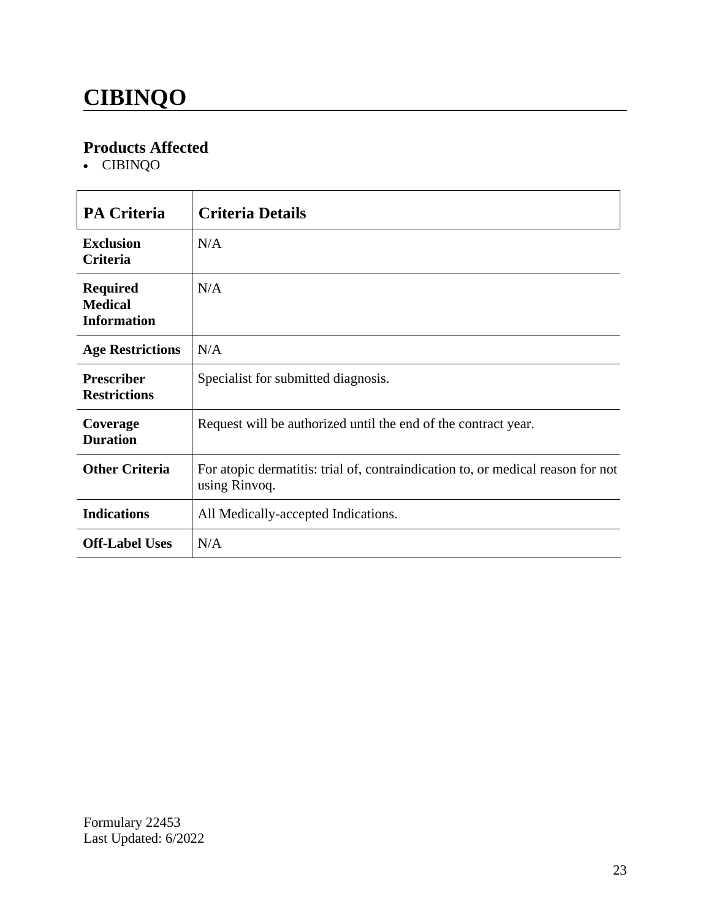# CIBINQO

## Products Affected

- CIBINQO

| PA Criteria | Criteria Details |
|---|---|
| **Exclusion Criteria** | N/A |
| **Required Medical Information** | N/A |
| **Age Restrictions** | N/A |
| **Prescriber Restrictions** | Specialist for submitted diagnosis. |
| **Coverage Duration** | Request will be authorized until the end of the contract year. |
| **Other Criteria** | For atopic dermatitis: trial of, contraindication to, or medical reason for not using Rinvoq. |
| **Indications** | All Medically-accepted Indications. |
| **Off-Label Uses** | N/A |

Formulary 22453
Last Updated: 6/2022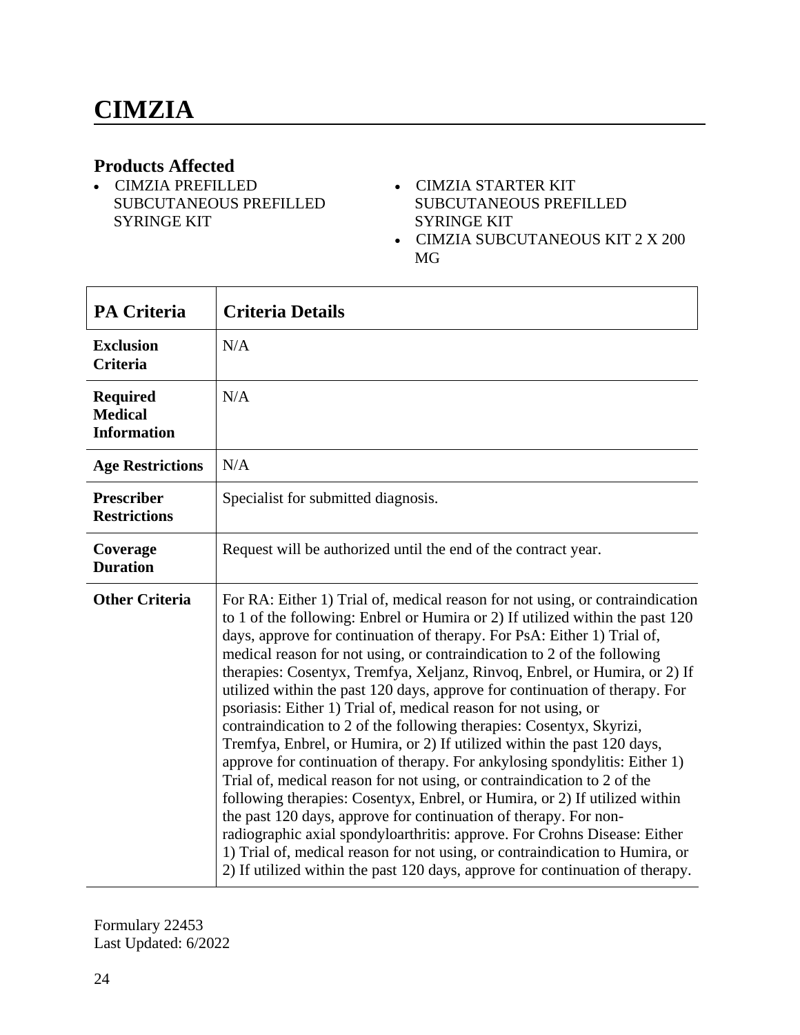# CIMZIA

## Products Affected

- CIMZIA PREFILLED SUBCUTANEOUS PREFILLED SYRINGE KIT
- CIMZIA STARTER KIT SUBCUTANEOUS PREFILLED SYRINGE KIT
- CIMZIA SUBCUTANEOUS KIT 2 X 200 MG

| PA Criteria | Criteria Details |
| --- | --- |
| **Exclusion Criteria** | N/A |
| **Required Medical Information** | N/A |
| **Age Restrictions** | N/A |
| **Prescriber Restrictions** | Specialist for submitted diagnosis. |
| **Coverage Duration** | Request will be authorized until the end of the contract year. |
| **Other Criteria** | For RA: Either 1) Trial of, medical reason for not using, or contraindication to 1 of the following: Enbrel or Humira or 2) If utilized within the past 120 days, approve for continuation of therapy. For PsA: Either 1) Trial of, medical reason for not using, or contraindication to 2 of the following therapies: Cosentyx, Tremfya, Xeljanz, Rinvoq, Enbrel, or Humira, or 2) If utilized within the past 120 days, approve for continuation of therapy. For psoriasis: Either 1) Trial of, medical reason for not using, or contraindication to 2 of the following therapies: Cosentyx, Skyrizi, Tremfya, Enbrel, or Humira, or 2) If utilized within the past 120 days, approve for continuation of therapy. For ankylosing spondylitis: Either 1) Trial of, medical reason for not using, or contraindication to 2 of the following therapies: Cosentyx, Enbrel, or Humira, or 2) If utilized within the past 120 days, approve for continuation of therapy. For non-radiographic axial spondyloarthritis: approve. For Crohns Disease: Either 1) Trial of, medical reason for not using, or contraindication to Humira, or 2) If utilized within the past 120 days, approve for continuation of therapy. |

Formulary 22453
Last Updated: 6/2022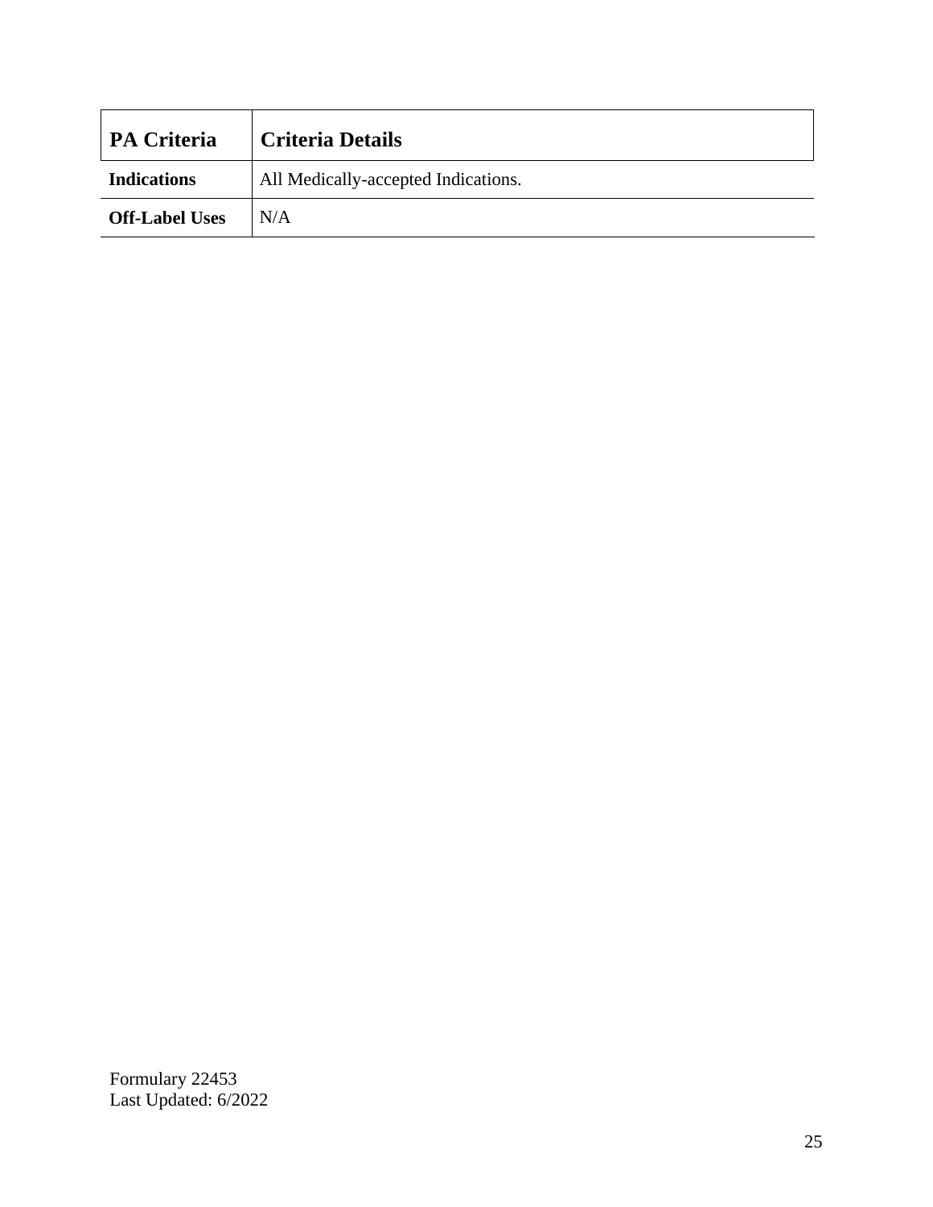| PA Criteria | Criteria Details |
|---|---|
| **Indications** | All Medically-accepted Indications. |
| **Off-Label Uses** | N/A |

Formulary 22453
Last Updated: 6/2022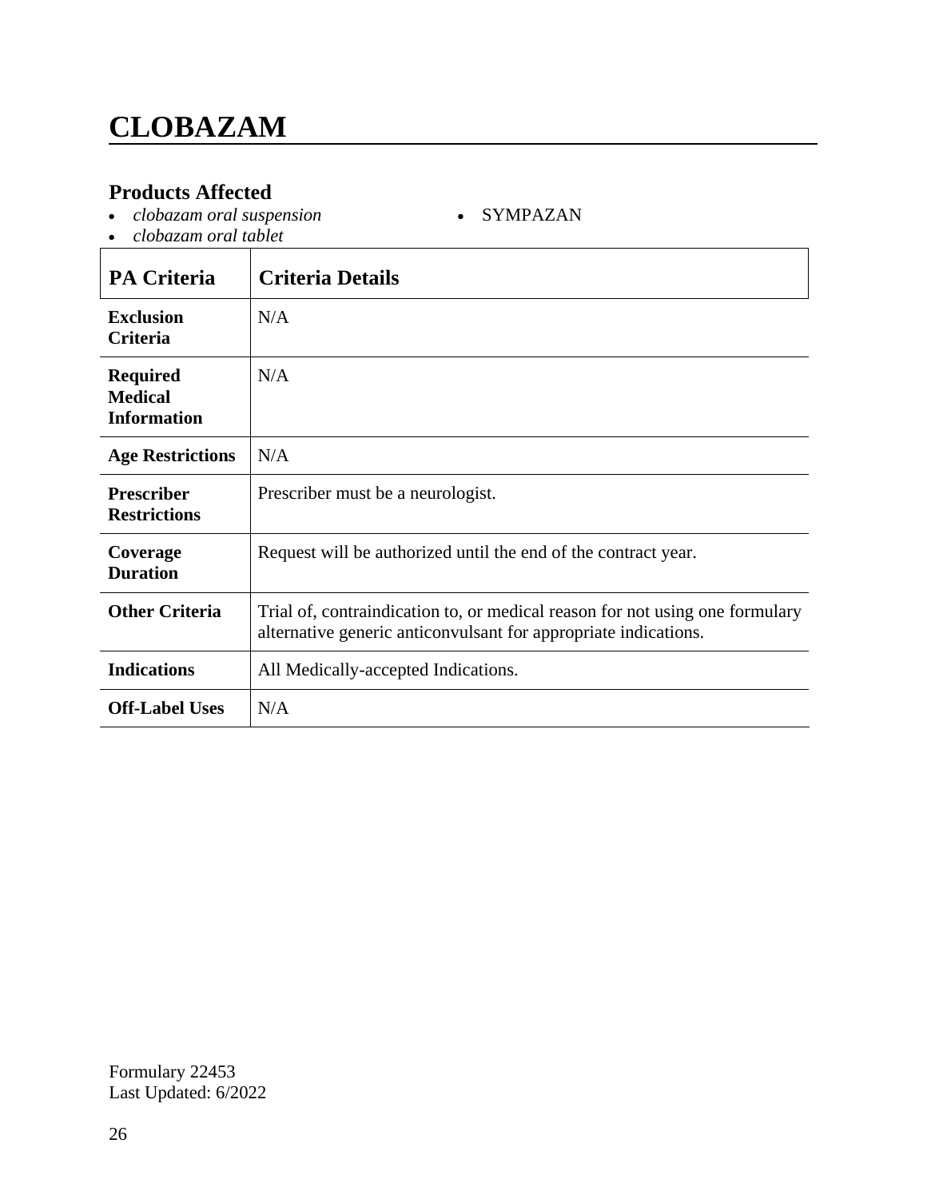# CLOBAZAM

## Products Affected

- *clobazam oral suspension*
- *clobazam oral tablet*
- SYMPAZAN

| PA Criteria | Criteria Details |
|---|---|
| **Exclusion Criteria** | N/A |
| **Required Medical Information** | N/A |
| **Age Restrictions** | N/A |
| **Prescriber Restrictions** | Prescriber must be a neurologist. |
| **Coverage Duration** | Request will be authorized until the end of the contract year. |
| **Other Criteria** | Trial of, contraindication to, or medical reason for not using one formulary alternative generic anticonvulsant for appropriate indications. |
| **Indications** | All Medically-accepted Indications. |
| **Off-Label Uses** | N/A |

Formulary 22453
Last Updated: 6/2022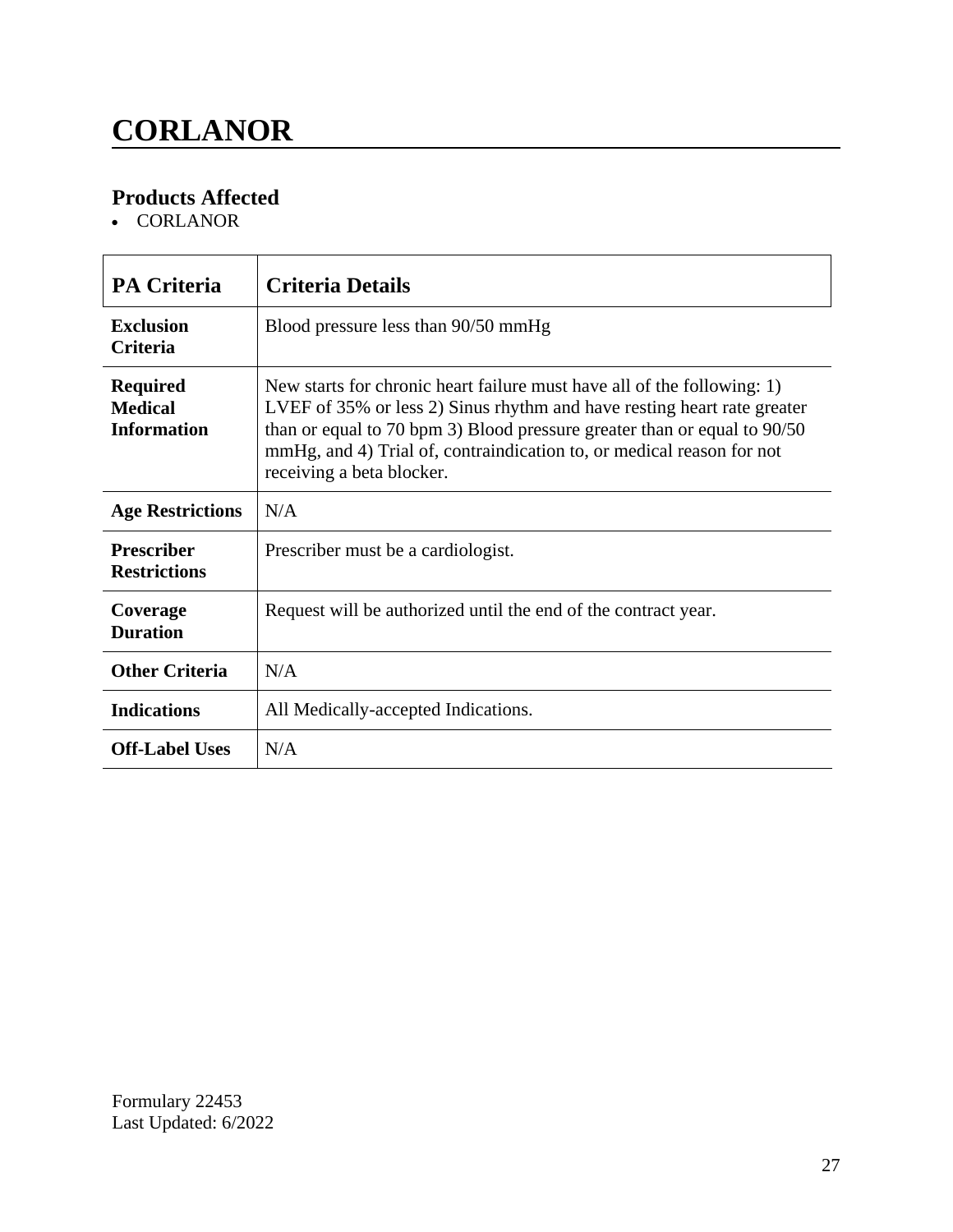# CORLANOR

## Products Affected

- CORLANOR

| PA Criteria | Criteria Details |
|---|---|
| **Exclusion Criteria** | Blood pressure less than 90/50 mmHg |
| **Required Medical Information** | New starts for chronic heart failure must have all of the following: 1) LVEF of 35% or less 2) Sinus rhythm and have resting heart rate greater than or equal to 70 bpm 3) Blood pressure greater than or equal to 90/50 mmHg, and 4) Trial of, contraindication to, or medical reason for not receiving a beta blocker. |
| **Age Restrictions** | N/A |
| **Prescriber Restrictions** | Prescriber must be a cardiologist. |
| **Coverage Duration** | Request will be authorized until the end of the contract year. |
| **Other Criteria** | N/A |
| **Indications** | All Medically-accepted Indications. |
| **Off-Label Uses** | N/A |

Formulary 22453
Last Updated: 6/2022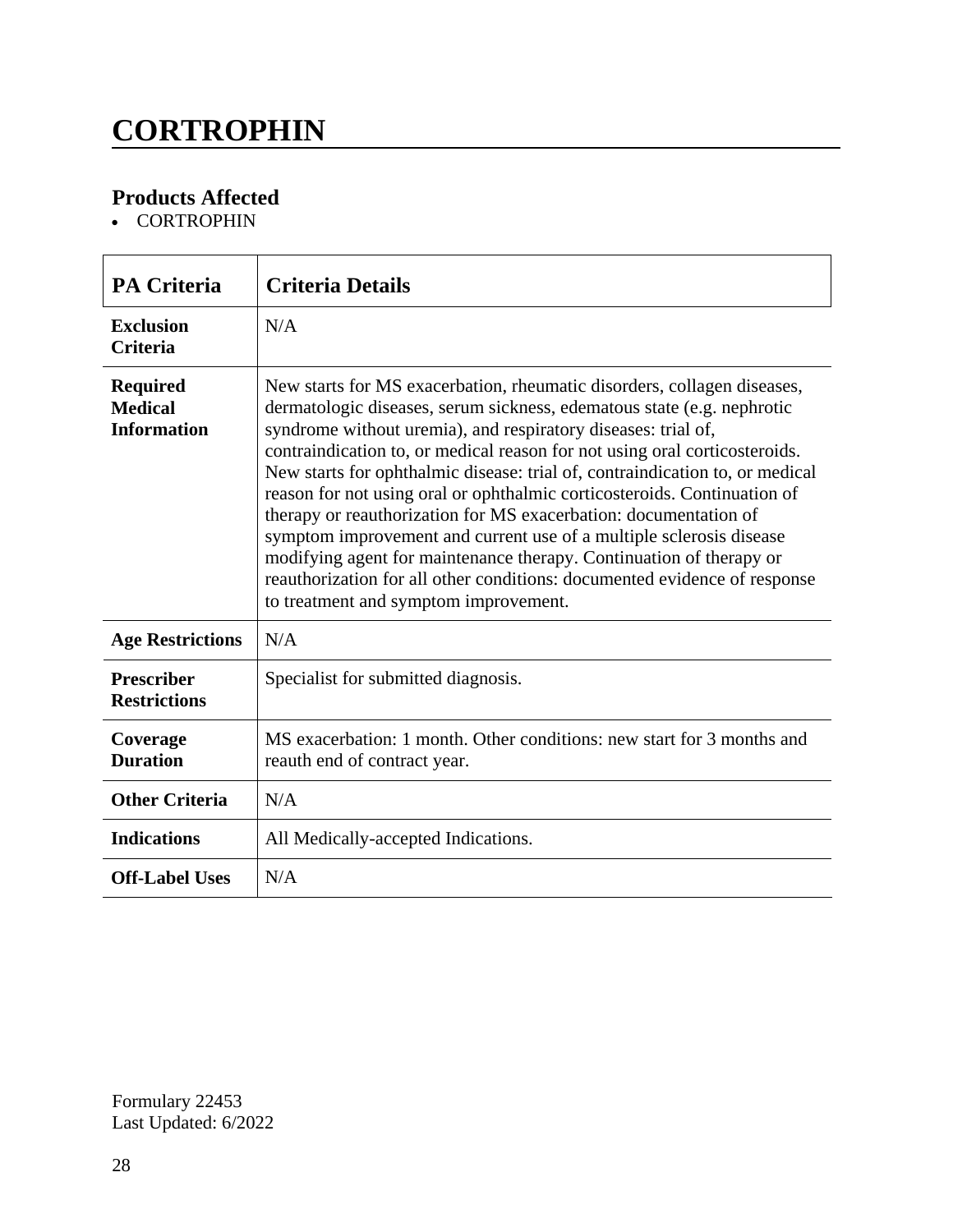# CORTROPHIN

## Products Affected

- CORTROPHIN

| PA Criteria | Criteria Details |
|---|---|
| **Exclusion Criteria** | N/A |
| **Required Medical Information** | New starts for MS exacerbation, rheumatic disorders, collagen diseases, dermatologic diseases, serum sickness, edematous state (e.g. nephrotic syndrome without uremia), and respiratory diseases: trial of, contraindication to, or medical reason for not using oral corticosteroids. New starts for ophthalmic disease: trial of, contraindication to, or medical reason for not using oral or ophthalmic corticosteroids. Continuation of therapy or reauthorization for MS exacerbation: documentation of symptom improvement and current use of a multiple sclerosis disease modifying agent for maintenance therapy. Continuation of therapy or reauthorization for all other conditions: documented evidence of response to treatment and symptom improvement. |
| **Age Restrictions** | N/A |
| **Prescriber Restrictions** | Specialist for submitted diagnosis. |
| **Coverage Duration** | MS exacerbation: 1 month. Other conditions: new start for 3 months and reauth end of contract year. |
| **Other Criteria** | N/A |
| **Indications** | All Medically-accepted Indications. |
| **Off-Label Uses** | N/A |

Formulary 22453
Last Updated: 6/2022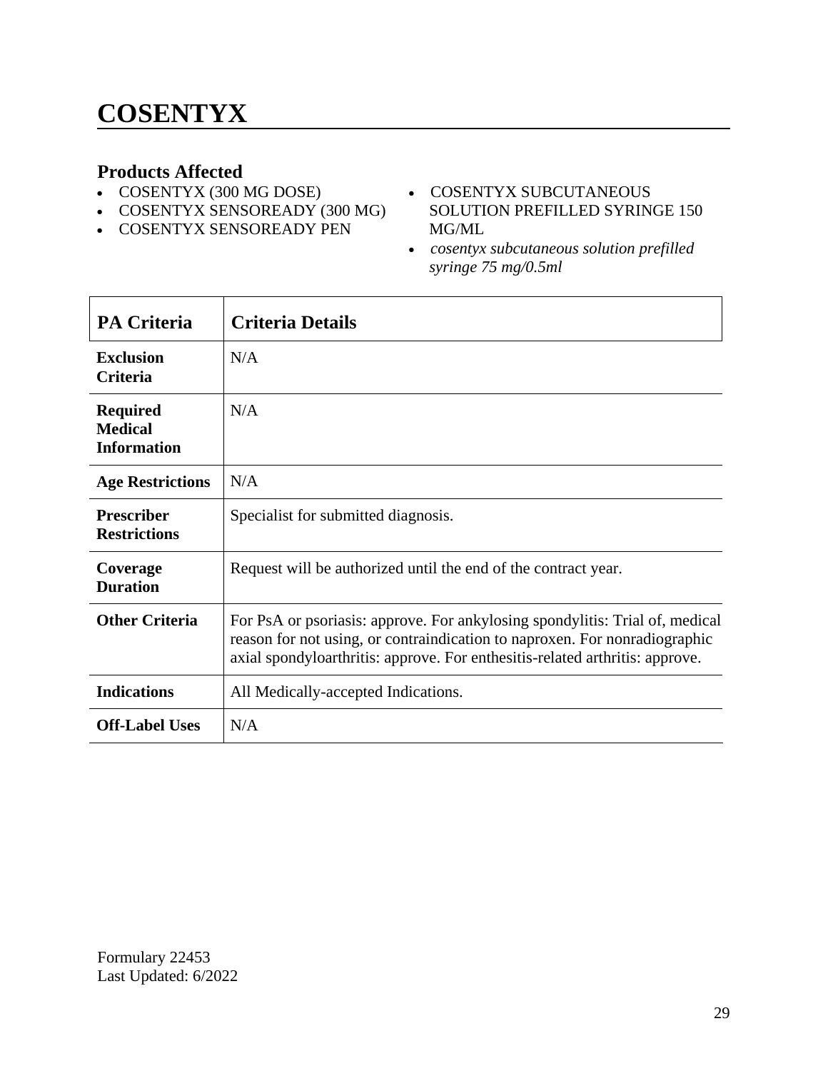# COSENTYX

### Products Affected

- COSENTYX (300 MG DOSE)
- COSENTYX SENSOREADY (300 MG)
- COSENTYX SENSOREADY PEN
- COSENTYX SUBCUTANEOUS SOLUTION PREFILLED SYRINGE 150 MG/ML
- *cosentyx subcutaneous solution prefilled syringe 75 mg/0.5ml*

| PA Criteria | Criteria Details |
|---|---|
| **Exclusion Criteria** | N/A |
| **Required Medical Information** | N/A |
| **Age Restrictions** | N/A |
| **Prescriber Restrictions** | Specialist for submitted diagnosis. |
| **Coverage Duration** | Request will be authorized until the end of the contract year. |
| **Other Criteria** | For PsA or psoriasis: approve. For ankylosing spondylitis: Trial of, medical reason for not using, or contraindication to naproxen. For nonradiographic axial spondyloarthritis: approve. For enthesitis-related arthritis: approve. |
| **Indications** | All Medically-accepted Indications. |
| **Off-Label Uses** | N/A |

Formulary 22453
Last Updated: 6/2022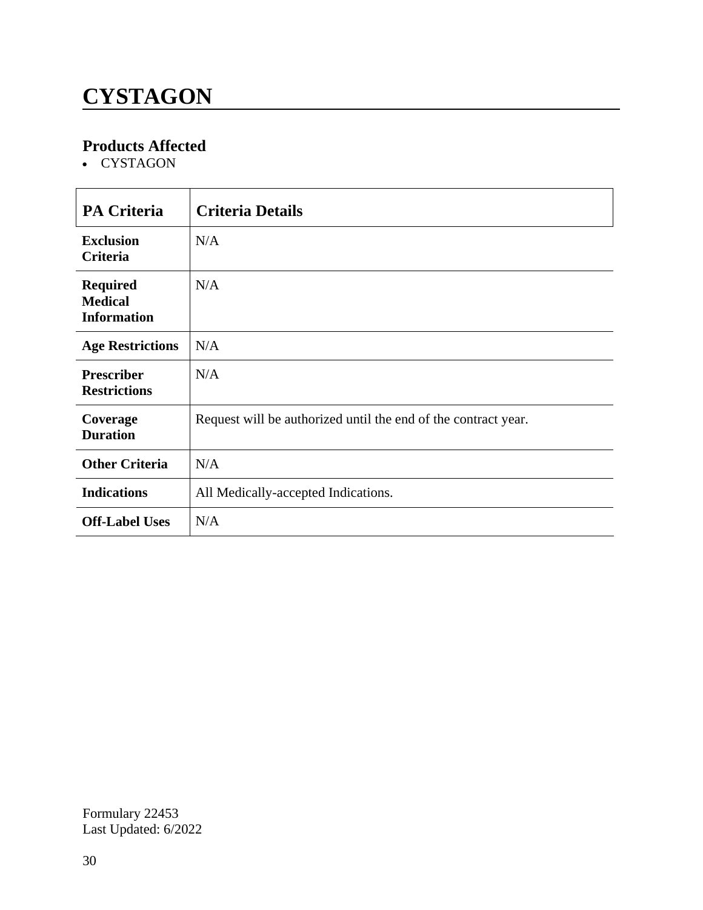# CYSTAGON

## Products Affected

- CYSTAGON

| PA Criteria | Criteria Details |
|---|---|
| **Exclusion Criteria** | N/A |
| **Required Medical Information** | N/A |
| **Age Restrictions** | N/A |
| **Prescriber Restrictions** | N/A |
| **Coverage Duration** | Request will be authorized until the end of the contract year. |
| **Other Criteria** | N/A |
| **Indications** | All Medically-accepted Indications. |
| **Off-Label Uses** | N/A |

Formulary 22453
Last Updated: 6/2022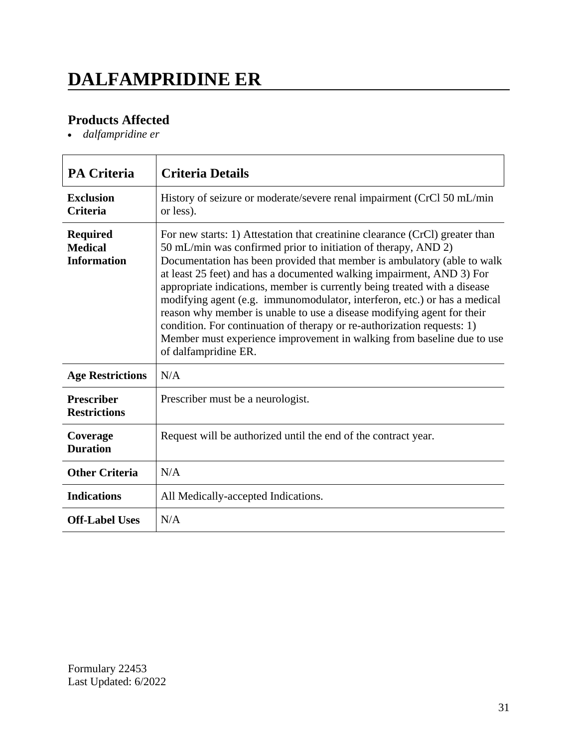# DALFAMPRIDINE ER

## Products Affected

- *dalfampridine er*

| PA Criteria | Criteria Details |
| --- | --- |
| **Exclusion Criteria** | History of seizure or moderate/severe renal impairment (CrCl 50 mL/min or less). |
| **Required Medical Information** | For new starts: 1) Attestation that creatinine clearance (CrCl) greater than 50 mL/min was confirmed prior to initiation of therapy, AND 2) Documentation has been provided that member is ambulatory (able to walk at least 25 feet) and has a documented walking impairment, AND 3) For appropriate indications, member is currently being treated with a disease modifying agent (e.g. immunomodulator, interferon, etc.) or has a medical reason why member is unable to use a disease modifying agent for their condition. For continuation of therapy or re-authorization requests: 1) Member must experience improvement in walking from baseline due to use of dalfampridine ER. |
| **Age Restrictions** | N/A |
| **Prescriber Restrictions** | Prescriber must be a neurologist. |
| **Coverage Duration** | Request will be authorized until the end of the contract year. |
| **Other Criteria** | N/A |
| **Indications** | All Medically-accepted Indications. |
| **Off-Label Uses** | N/A |

Formulary 22453
Last Updated: 6/2022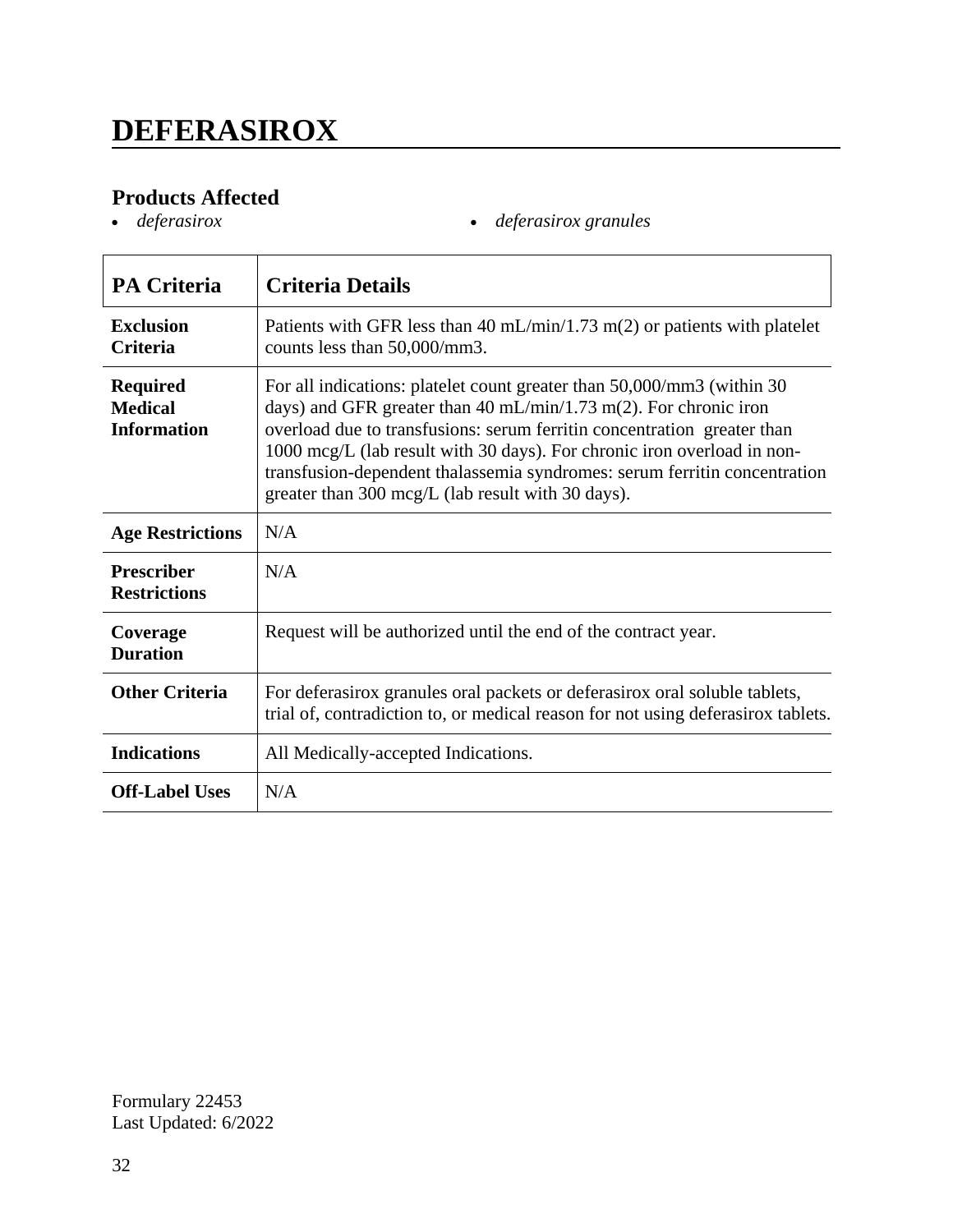# DEFERASIROX

## Products Affected

- *deferasirox*
- *deferasirox granules*

| PA Criteria | Criteria Details |
|---|---|
| **Exclusion Criteria** | Patients with GFR less than 40 mL/min/1.73 m(2) or patients with platelet counts less than 50,000/mm3. |
| **Required Medical Information** | For all indications: platelet count greater than 50,000/mm3 (within 30 days) and GFR greater than 40 mL/min/1.73 m(2). For chronic iron overload due to transfusions: serum ferritin concentration greater than 1000 mcg/L (lab result with 30 days). For chronic iron overload in non-transfusion-dependent thalassemia syndromes: serum ferritin concentration greater than 300 mcg/L (lab result with 30 days). |
| **Age Restrictions** | N/A |
| **Prescriber Restrictions** | N/A |
| **Coverage Duration** | Request will be authorized until the end of the contract year. |
| **Other Criteria** | For deferasirox granules oral packets or deferasirox oral soluble tablets, trial of, contradiction to, or medical reason for not using deferasirox tablets. |
| **Indications** | All Medically-accepted Indications. |
| **Off-Label Uses** | N/A |

Formulary 22453
Last Updated: 6/2022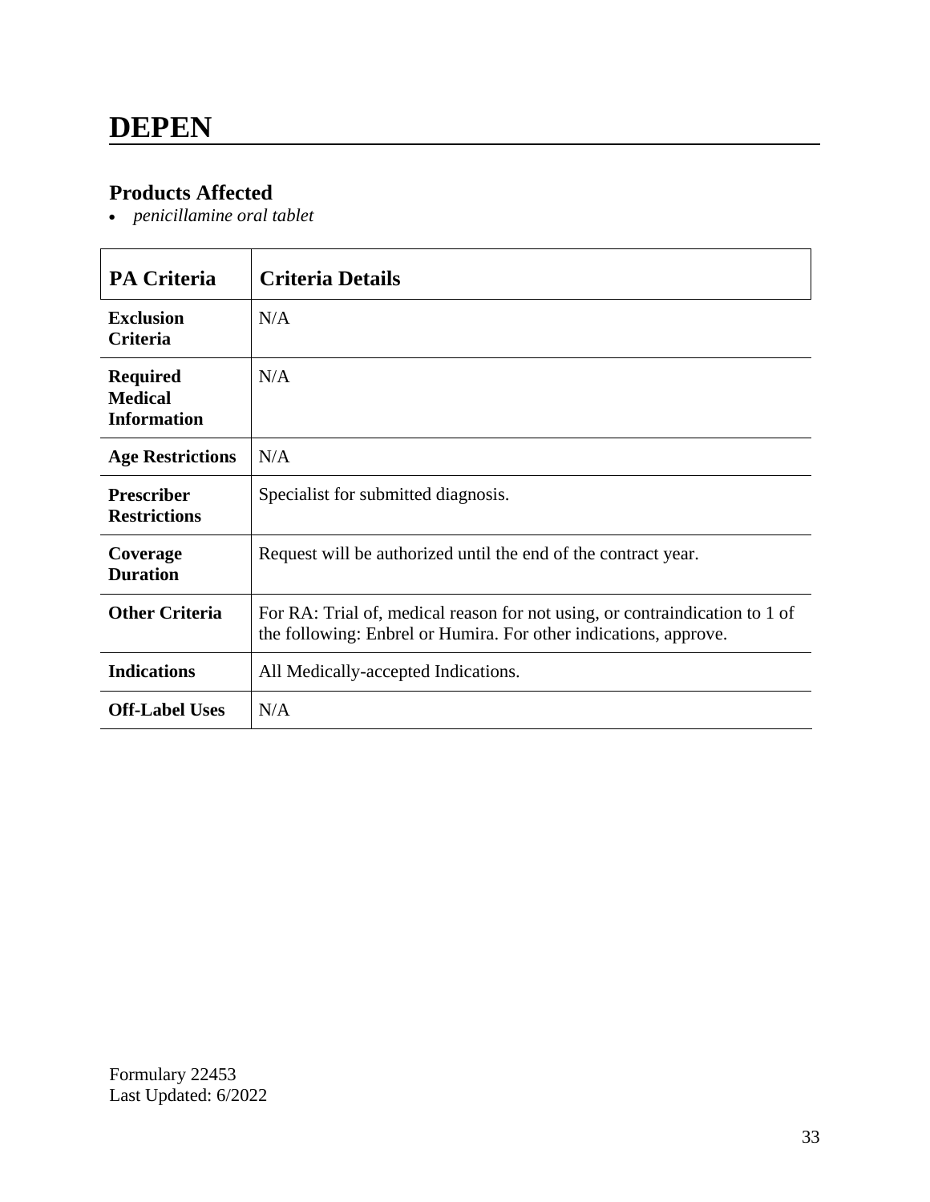# DEPEN

## Products Affected

- *penicillamine oral tablet*

| PA Criteria | Criteria Details |
|---|---|
| **Exclusion Criteria** | N/A |
| **Required Medical Information** | N/A |
| **Age Restrictions** | N/A |
| **Prescriber Restrictions** | Specialist for submitted diagnosis. |
| **Coverage Duration** | Request will be authorized until the end of the contract year. |
| **Other Criteria** | For RA: Trial of, medical reason for not using, or contraindication to 1 of the following: Enbrel or Humira. For other indications, approve. |
| **Indications** | All Medically-accepted Indications. |
| **Off-Label Uses** | N/A |

Formulary 22453
Last Updated: 6/2022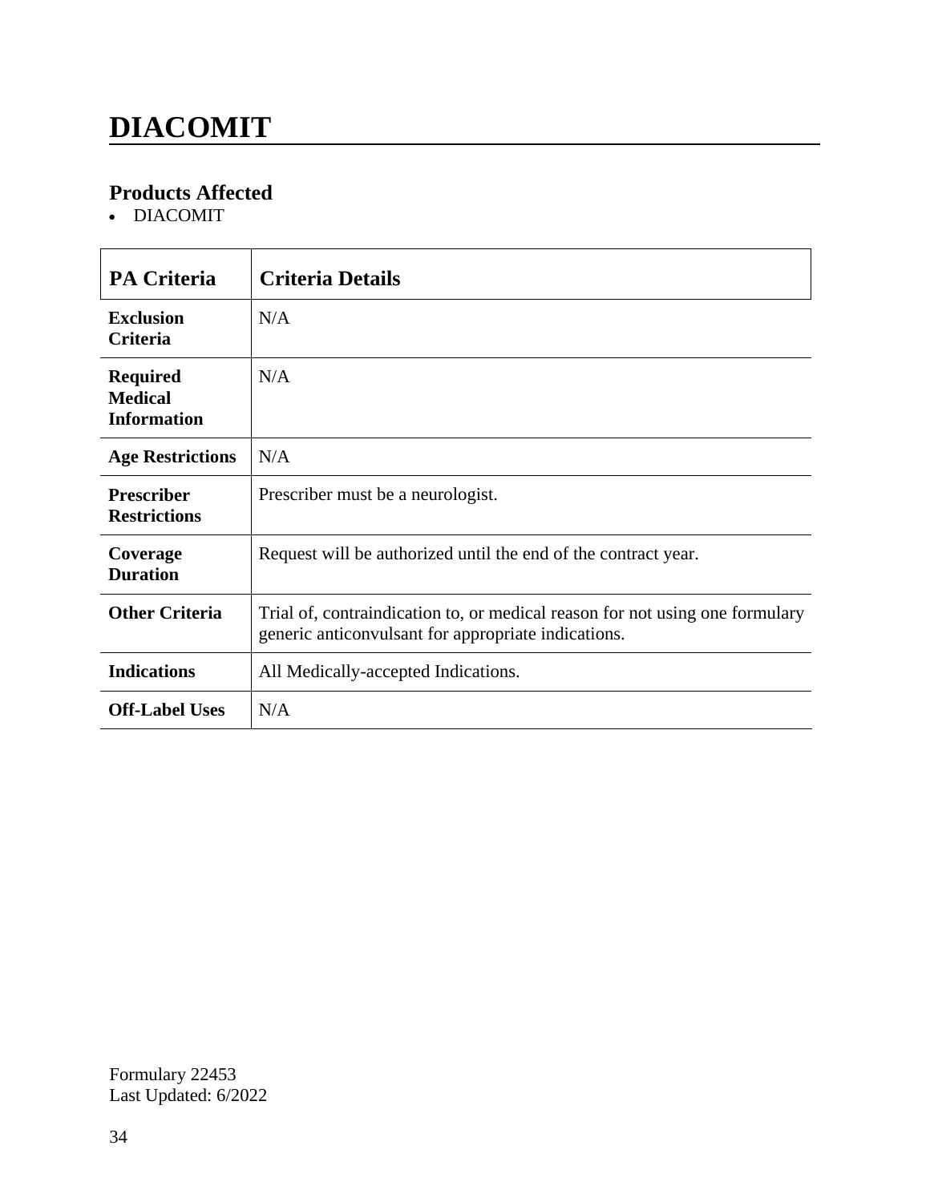# DIACOMIT

## Products Affected

- DIACOMIT

| PA Criteria | Criteria Details |
|---|---|
| **Exclusion Criteria** | N/A |
| **Required Medical Information** | N/A |
| **Age Restrictions** | N/A |
| **Prescriber Restrictions** | Prescriber must be a neurologist. |
| **Coverage Duration** | Request will be authorized until the end of the contract year. |
| **Other Criteria** | Trial of, contraindication to, or medical reason for not using one formulary generic anticonvulsant for appropriate indications. |
| **Indications** | All Medically-accepted Indications. |
| **Off-Label Uses** | N/A |

Formulary 22453
Last Updated: 6/2022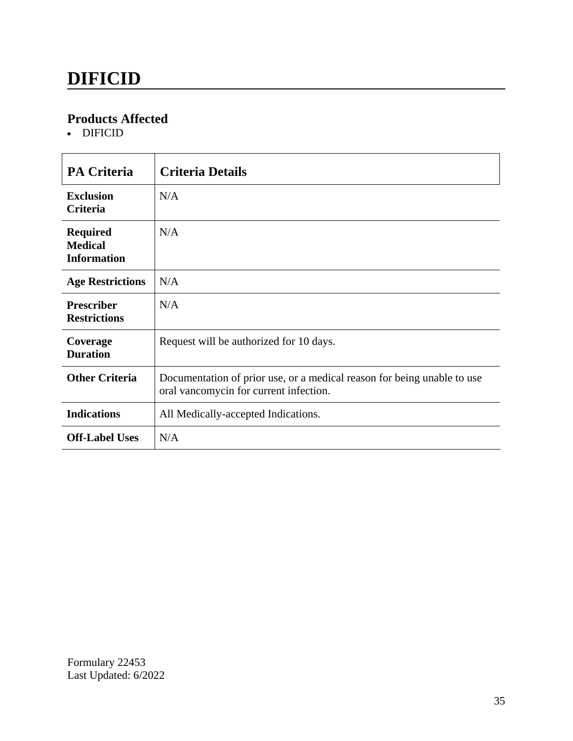# DIFICID

## Products Affected

- DIFICID

| PA Criteria | Criteria Details |
|---|---|
| **Exclusion Criteria** | N/A |
| **Required Medical Information** | N/A |
| **Age Restrictions** | N/A |
| **Prescriber Restrictions** | N/A |
| **Coverage Duration** | Request will be authorized for 10 days. |
| **Other Criteria** | Documentation of prior use, or a medical reason for being unable to use oral vancomycin for current infection. |
| **Indications** | All Medically-accepted Indications. |
| **Off-Label Uses** | N/A |

Formulary 22453
Last Updated: 6/2022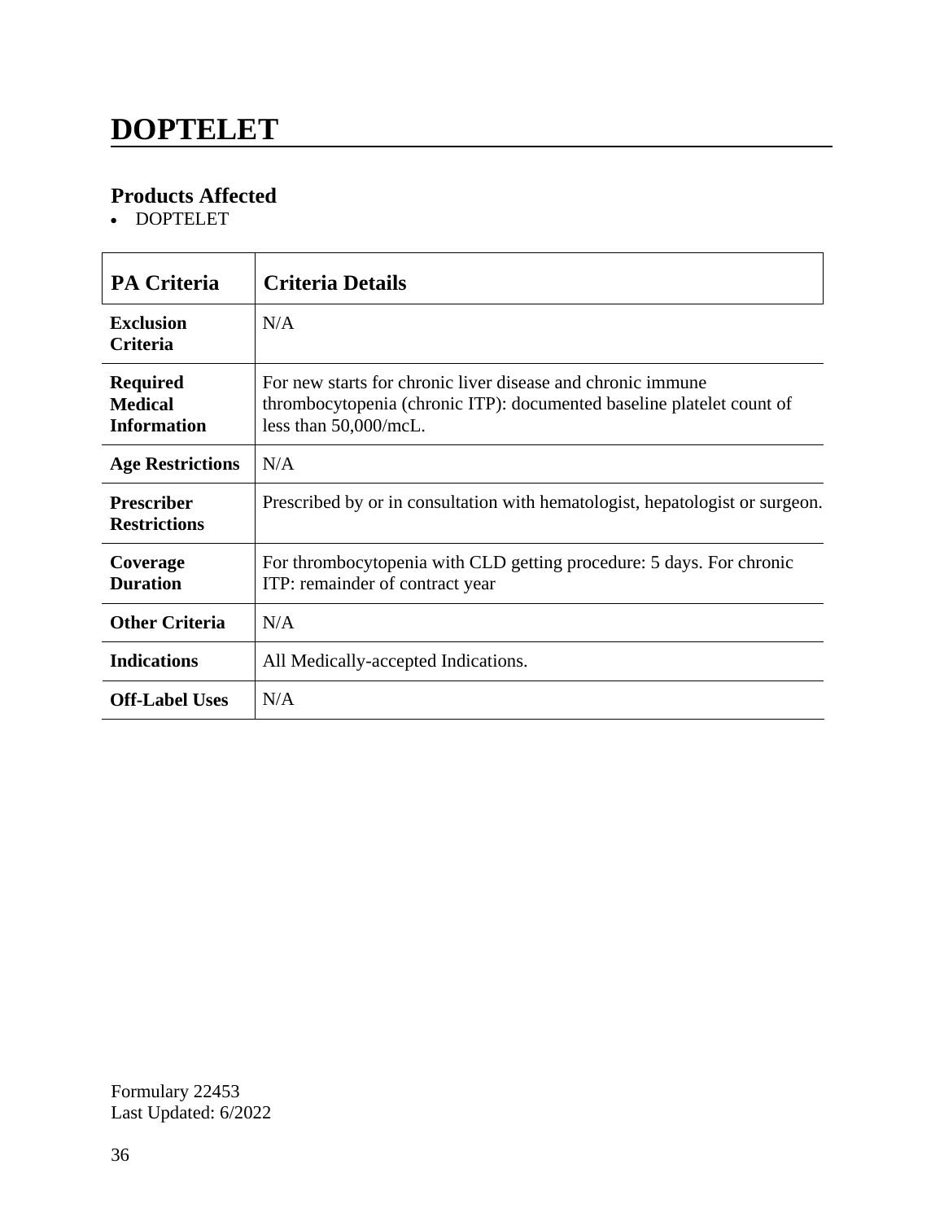# DOPTELET

## Products Affected

- DOPTELET

| PA Criteria | Criteria Details |
|---|---|
| **Exclusion Criteria** | N/A |
| **Required Medical Information** | For new starts for chronic liver disease and chronic immune thrombocytopenia (chronic ITP): documented baseline platelet count of less than 50,000/mcL. |
| **Age Restrictions** | N/A |
| **Prescriber Restrictions** | Prescribed by or in consultation with hematologist, hepatologist or surgeon. |
| **Coverage Duration** | For thrombocytopenia with CLD getting procedure: 5 days. For chronic ITP: remainder of contract year |
| **Other Criteria** | N/A |
| **Indications** | All Medically-accepted Indications. |
| **Off-Label Uses** | N/A |

Formulary 22453
Last Updated: 6/2022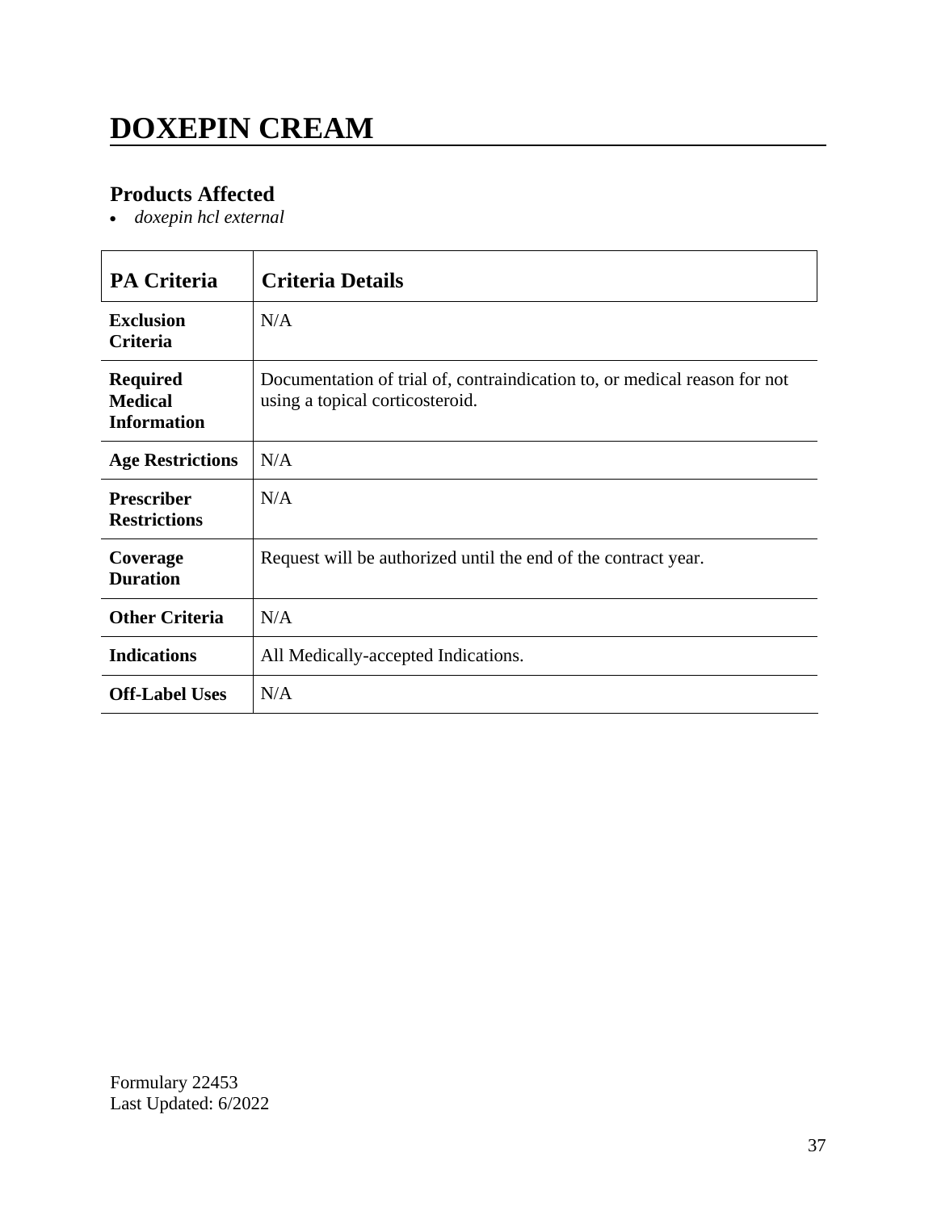# DOXEPIN CREAM

## Products Affected

- *doxepin hcl external*

| PA Criteria | Criteria Details |
| --- | --- |
| **Exclusion Criteria** | N/A |
| **Required Medical Information** | Documentation of trial of, contraindication to, or medical reason for not using a topical corticosteroid. |
| **Age Restrictions** | N/A |
| **Prescriber Restrictions** | N/A |
| **Coverage Duration** | Request will be authorized until the end of the contract year. |
| **Other Criteria** | N/A |
| **Indications** | All Medically-accepted Indications. |
| **Off-Label Uses** | N/A |

Formulary 22453
Last Updated: 6/2022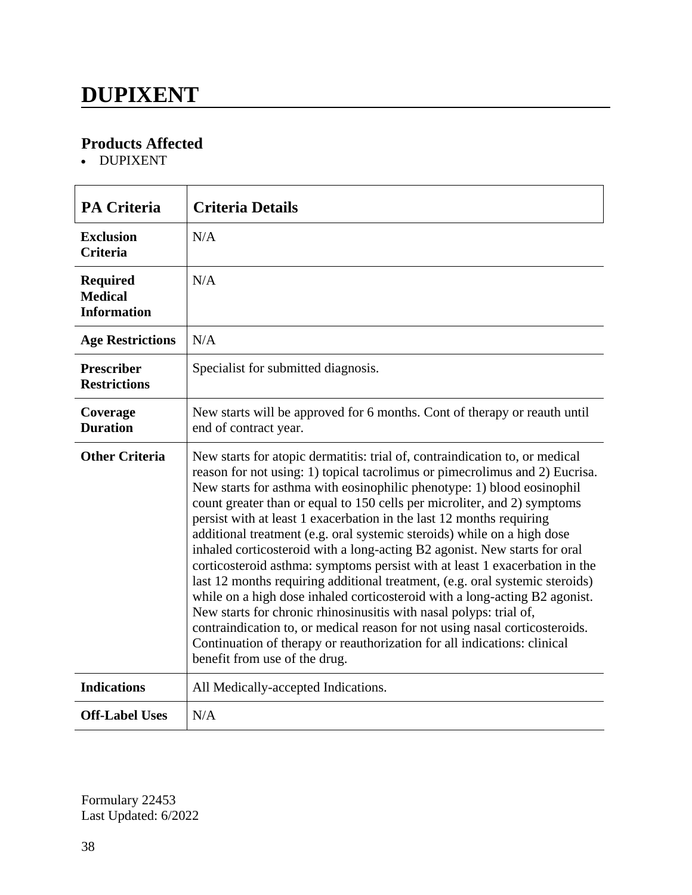# DUPIXENT

## Products Affected

- DUPIXENT

| PA Criteria | Criteria Details |
|---|---|
| **Exclusion Criteria** | N/A |
| **Required Medical Information** | N/A |
| **Age Restrictions** | N/A |
| **Prescriber Restrictions** | Specialist for submitted diagnosis. |
| **Coverage Duration** | New starts will be approved for 6 months. Cont of therapy or reauth until end of contract year. |
| **Other Criteria** | New starts for atopic dermatitis: trial of, contraindication to, or medical reason for not using: 1) topical tacrolimus or pimecrolimus and 2) Eucrisa. New starts for asthma with eosinophilic phenotype: 1) blood eosinophil count greater than or equal to 150 cells per microliter, and 2) symptoms persist with at least 1 exacerbation in the last 12 months requiring additional treatment (e.g. oral systemic steroids) while on a high dose inhaled corticosteroid with a long-acting B2 agonist. New starts for oral corticosteroid asthma: symptoms persist with at least 1 exacerbation in the last 12 months requiring additional treatment, (e.g. oral systemic steroids) while on a high dose inhaled corticosteroid with a long-acting B2 agonist. New starts for chronic rhinosinusitis with nasal polyps: trial of, contraindication to, or medical reason for not using nasal corticosteroids. Continuation of therapy or reauthorization for all indications: clinical benefit from use of the drug. |
| **Indications** | All Medically-accepted Indications. |
| **Off-Label Uses** | N/A |

Formulary 22453
Last Updated: 6/2022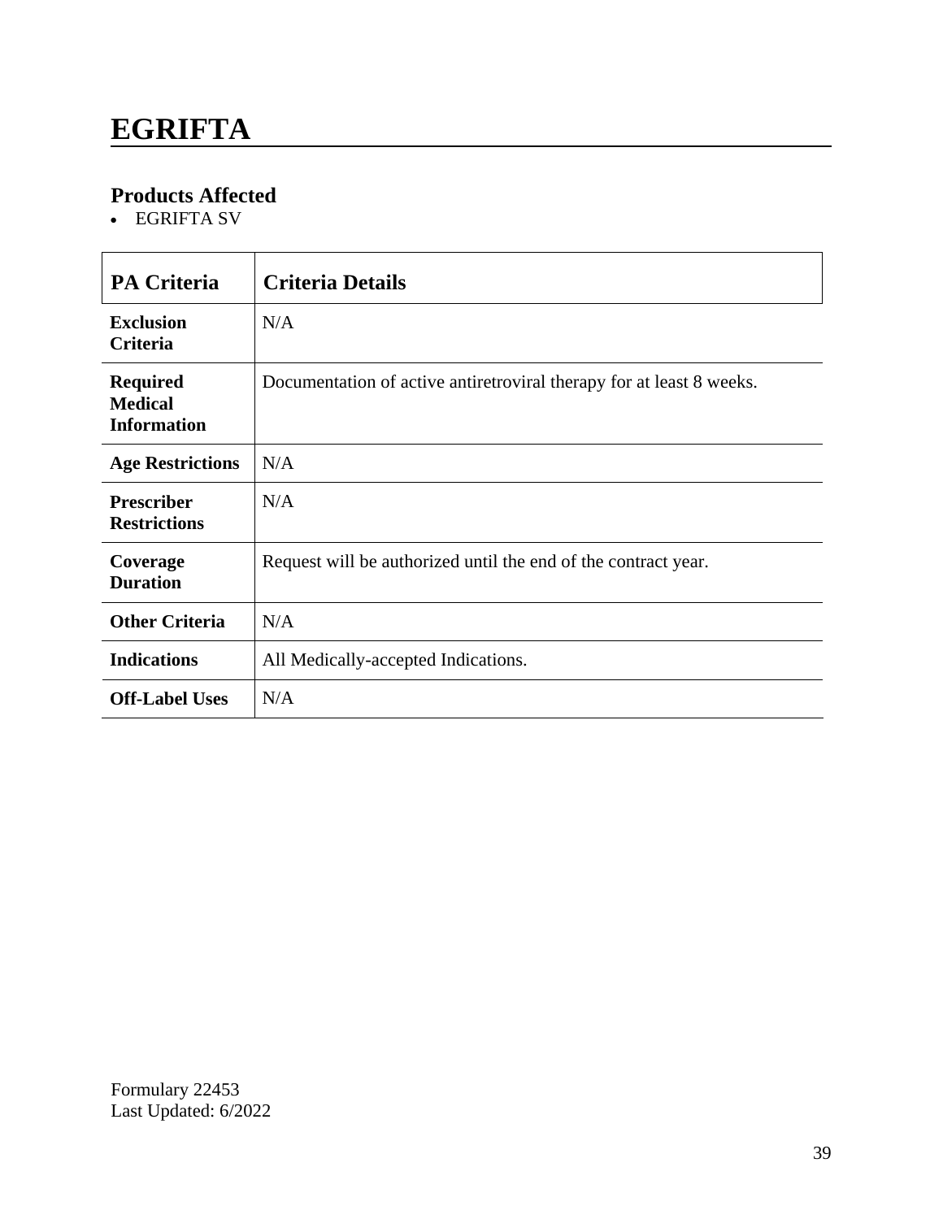# EGRIFTA

### Products Affected

- EGRIFTA SV

| PA Criteria | Criteria Details |
|---|---|
| **Exclusion Criteria** | N/A |
| **Required Medical Information** | Documentation of active antiretroviral therapy for at least 8 weeks. |
| **Age Restrictions** | N/A |
| **Prescriber Restrictions** | N/A |
| **Coverage Duration** | Request will be authorized until the end of the contract year. |
| **Other Criteria** | N/A |
| **Indications** | All Medically-accepted Indications. |
| **Off-Label Uses** | N/A |

Formulary 22453
Last Updated: 6/2022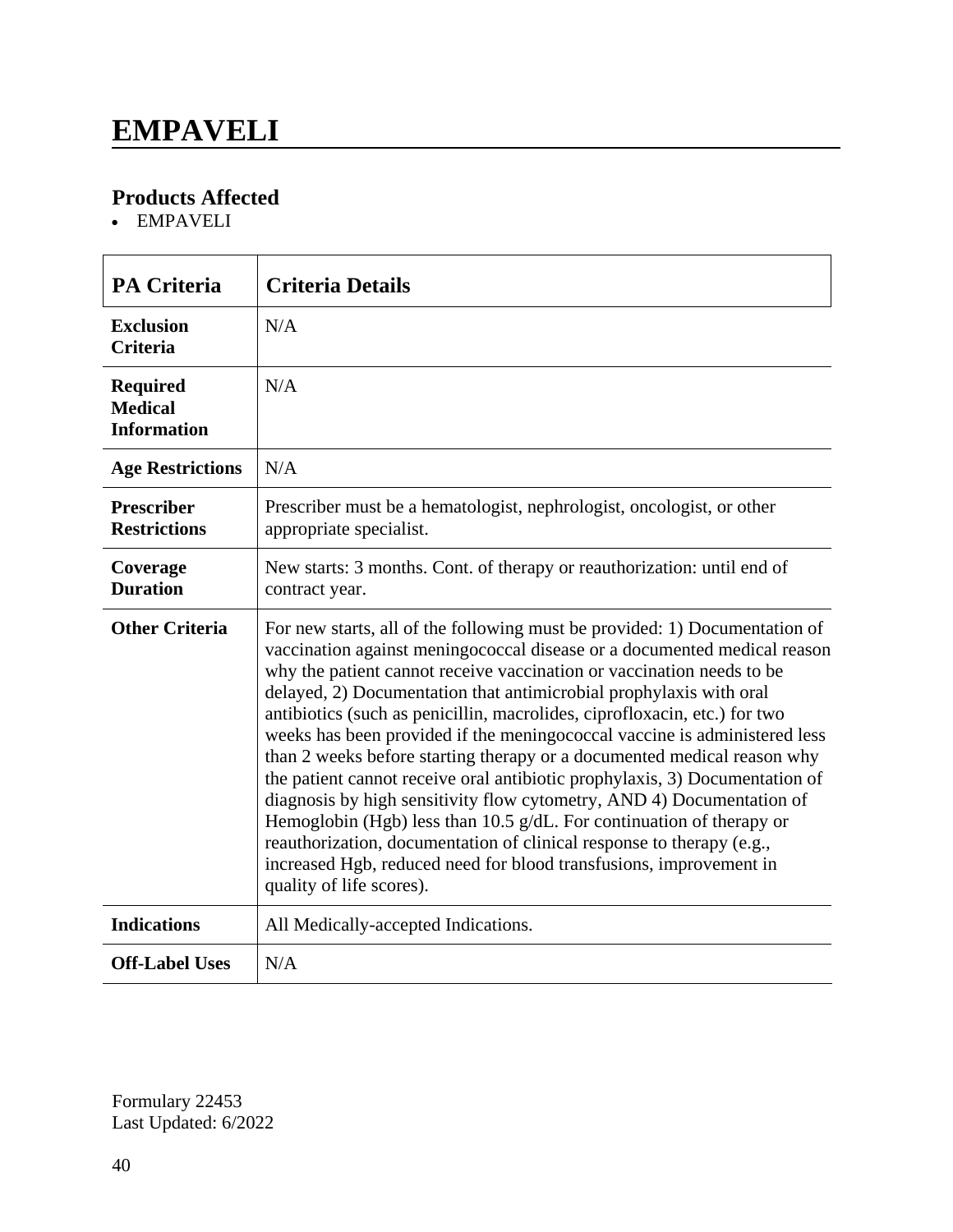# EMPAVELI

## Products Affected

- EMPAVELI

| PA Criteria | Criteria Details |
| --- | --- |
| **Exclusion Criteria** | N/A |
| **Required Medical Information** | N/A |
| **Age Restrictions** | N/A |
| **Prescriber Restrictions** | Prescriber must be a hematologist, nephrologist, oncologist, or other appropriate specialist. |
| **Coverage Duration** | New starts: 3 months. Cont. of therapy or reauthorization: until end of contract year. |
| **Other Criteria** | For new starts, all of the following must be provided: 1) Documentation of vaccination against meningococcal disease or a documented medical reason why the patient cannot receive vaccination or vaccination needs to be delayed, 2) Documentation that antimicrobial prophylaxis with oral antibiotics (such as penicillin, macrolides, ciprofloxacin, etc.) for two weeks has been provided if the meningococcal vaccine is administered less than 2 weeks before starting therapy or a documented medical reason why the patient cannot receive oral antibiotic prophylaxis, 3) Documentation of diagnosis by high sensitivity flow cytometry, AND 4) Documentation of Hemoglobin (Hgb) less than 10.5 g/dL. For continuation of therapy or reauthorization, documentation of clinical response to therapy (e.g., increased Hgb, reduced need for blood transfusions, improvement in quality of life scores). |
| **Indications** | All Medically-accepted Indications. |
| **Off-Label Uses** | N/A |

Formulary 22453
Last Updated: 6/2022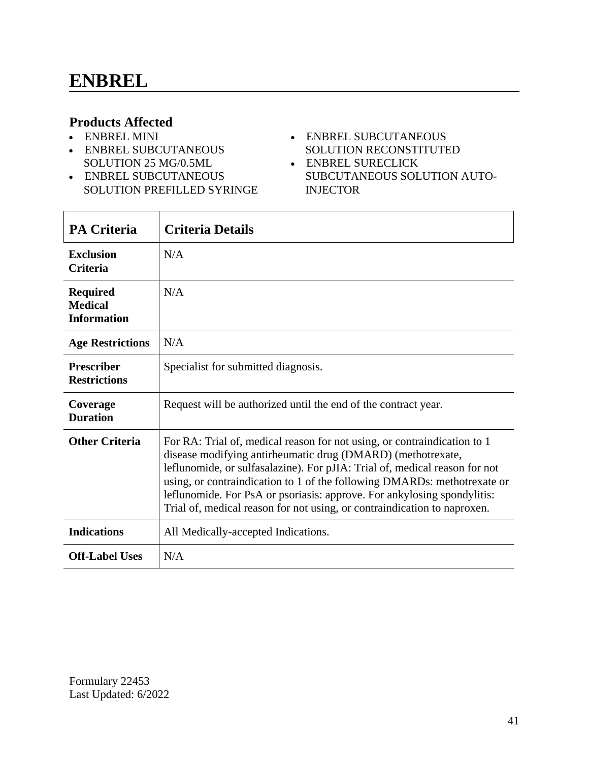# ENBREL

## Products Affected

- ENBREL MINI
- ENBREL SUBCUTANEOUS SOLUTION 25 MG/0.5ML
- ENBREL SUBCUTANEOUS SOLUTION PREFILLED SYRINGE
- ENBREL SUBCUTANEOUS SOLUTION RECONSTITUTED
- ENBREL SURECLICK SUBCUTANEOUS SOLUTION AUTO-INJECTOR

| PA Criteria | Criteria Details |
|---|---|
| **Exclusion Criteria** | N/A |
| **Required Medical Information** | N/A |
| **Age Restrictions** | N/A |
| **Prescriber Restrictions** | Specialist for submitted diagnosis. |
| **Coverage Duration** | Request will be authorized until the end of the contract year. |
| **Other Criteria** | For RA: Trial of, medical reason for not using, or contraindication to 1 disease modifying antirheumatic drug (DMARD) (methotrexate, leflunomide, or sulfasalazine). For pJIA: Trial of, medical reason for not using, or contraindication to 1 of the following DMARDs: methotrexate or leflunomide. For PsA or psoriasis: approve. For ankylosing spondylitis: Trial of, medical reason for not using, or contraindication to naproxen. |
| **Indications** | All Medically-accepted Indications. |
| **Off-Label Uses** | N/A |

Formulary 22453
Last Updated: 6/2022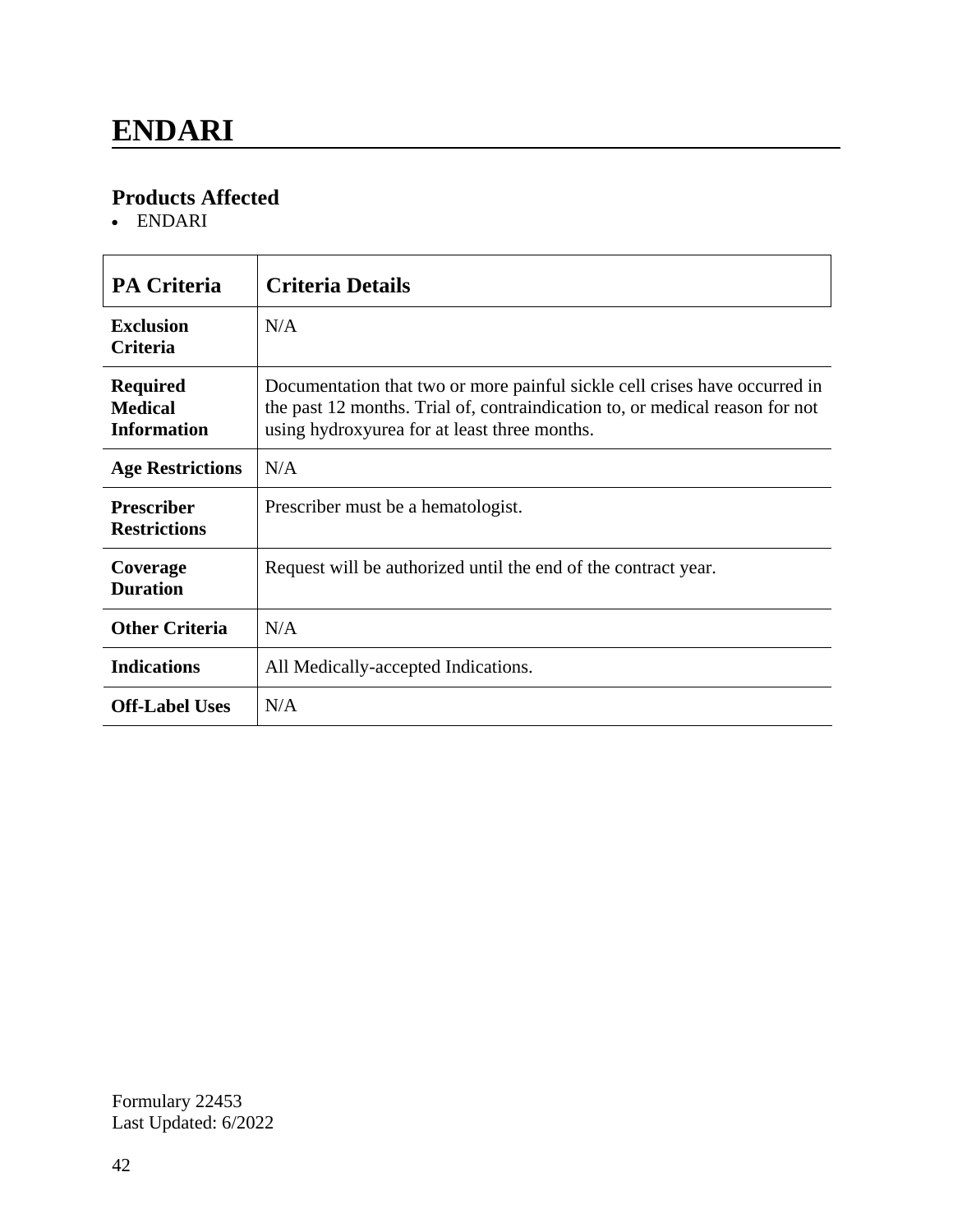# ENDARI

## Products Affected

- ENDARI

| PA Criteria | Criteria Details |
|---|---|
| **Exclusion Criteria** | N/A |
| **Required Medical Information** | Documentation that two or more painful sickle cell crises have occurred in the past 12 months. Trial of, contraindication to, or medical reason for not using hydroxyurea for at least three months. |
| **Age Restrictions** | N/A |
| **Prescriber Restrictions** | Prescriber must be a hematologist. |
| **Coverage Duration** | Request will be authorized until the end of the contract year. |
| **Other Criteria** | N/A |
| **Indications** | All Medically-accepted Indications. |
| **Off-Label Uses** | N/A |

Formulary 22453
Last Updated: 6/2022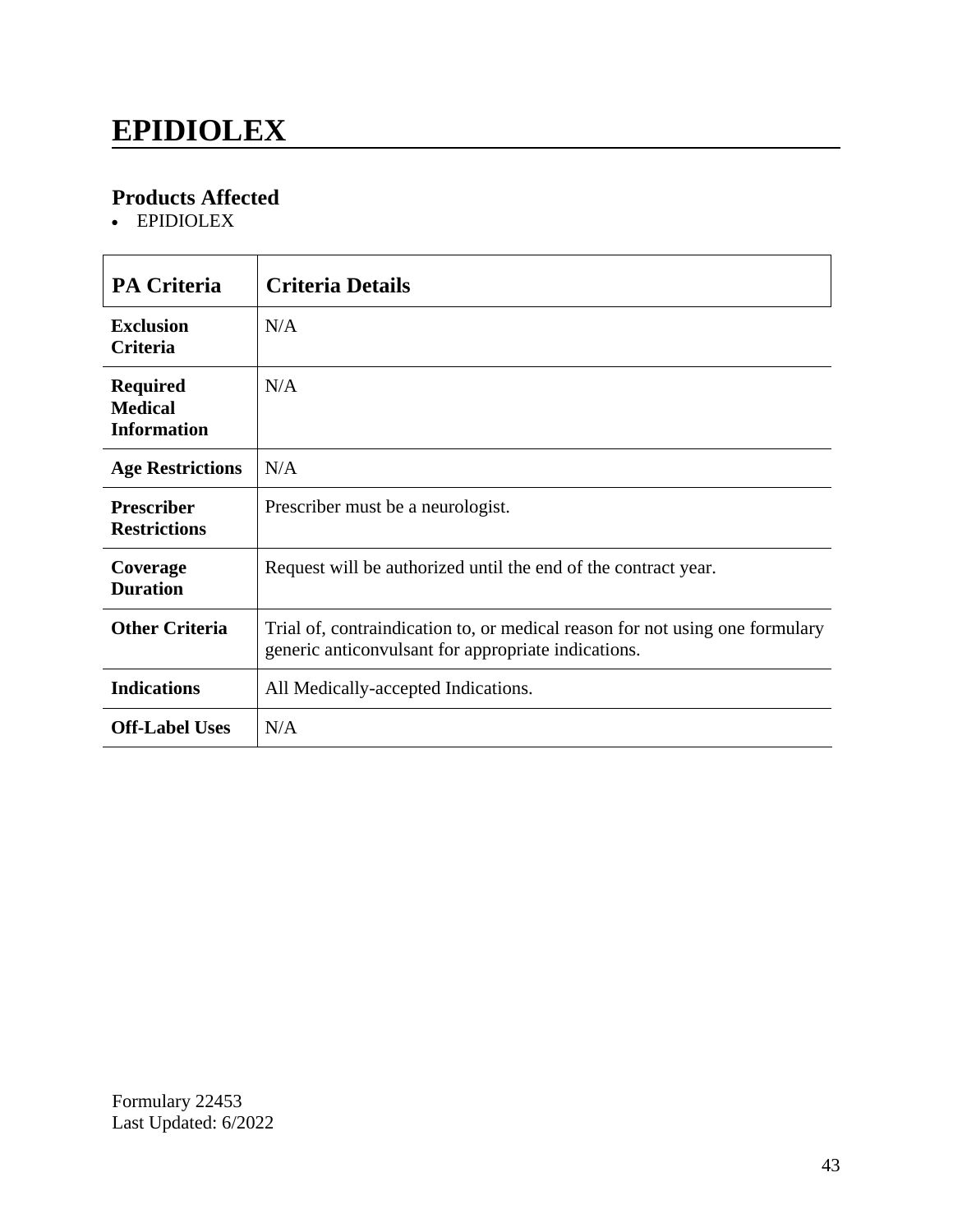# EPIDIOLEX

## Products Affected

- EPIDIOLEX

| PA Criteria | Criteria Details |
|---|---|
| **Exclusion Criteria** | N/A |
| **Required Medical Information** | N/A |
| **Age Restrictions** | N/A |
| **Prescriber Restrictions** | Prescriber must be a neurologist. |
| **Coverage Duration** | Request will be authorized until the end of the contract year. |
| **Other Criteria** | Trial of, contraindication to, or medical reason for not using one formulary generic anticonvulsant for appropriate indications. |
| **Indications** | All Medically-accepted Indications. |
| **Off-Label Uses** | N/A |

Formulary 22453
Last Updated: 6/2022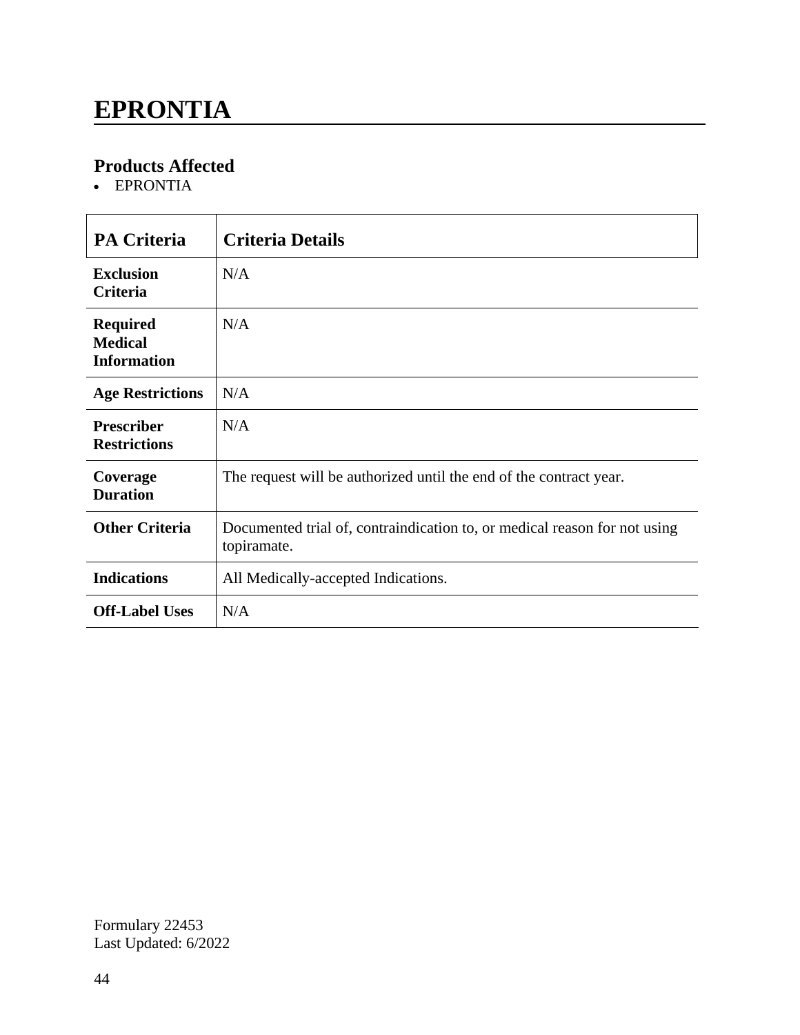# EPRONTIA

## Products Affected

- EPRONTIA

| PA Criteria | Criteria Details |
|---|---|
| **Exclusion Criteria** | N/A |
| **Required Medical Information** | N/A |
| **Age Restrictions** | N/A |
| **Prescriber Restrictions** | N/A |
| **Coverage Duration** | The request will be authorized until the end of the contract year. |
| **Other Criteria** | Documented trial of, contraindication to, or medical reason for not using topiramate. |
| **Indications** | All Medically-accepted Indications. |
| **Off-Label Uses** | N/A |

Formulary 22453
Last Updated: 6/2022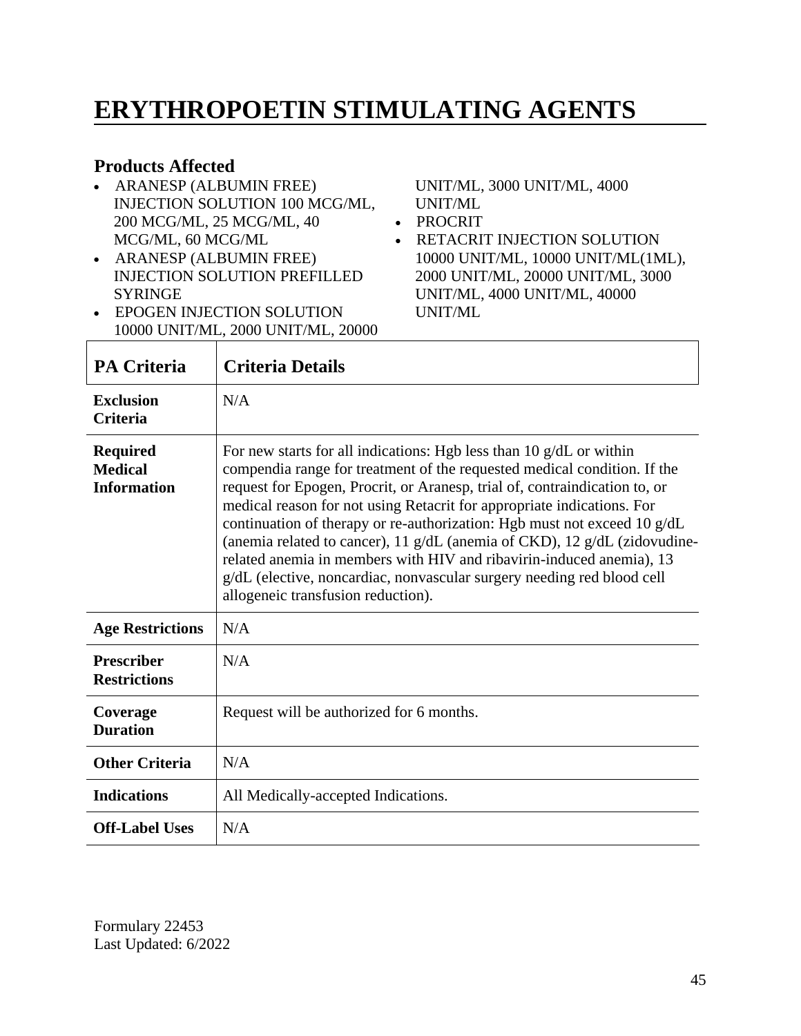# ERYTHROPOETIN STIMULATING AGENTS

### Products Affected

- ARANESP (ALBUMIN FREE) INJECTION SOLUTION 100 MCG/ML, 200 MCG/ML, 25 MCG/ML, 40 MCG/ML, 60 MCG/ML
- ARANESP (ALBUMIN FREE) INJECTION SOLUTION PREFILLED SYRINGE
- EPOGEN INJECTION SOLUTION 10000 UNIT/ML, 2000 UNIT/ML, 20000 UNIT/ML, 3000 UNIT/ML, 4000 UNIT/ML
- PROCRIT
- RETACRIT INJECTION SOLUTION 10000 UNIT/ML, 10000 UNIT/ML(1ML), 2000 UNIT/ML, 20000 UNIT/ML, 3000 UNIT/ML, 4000 UNIT/ML, 40000 UNIT/ML

| PA Criteria | Criteria Details |
| --- | --- |
| **Exclusion Criteria** | N/A |
| **Required Medical Information** | For new starts for all indications: Hgb less than 10 g/dL or within compendia range for treatment of the requested medical condition. If the request for Epogen, Procrit, or Aranesp, trial of, contraindication to, or medical reason for not using Retacrit for appropriate indications. For continuation of therapy or re-authorization: Hgb must not exceed 10 g/dL (anemia related to cancer), 11 g/dL (anemia of CKD), 12 g/dL (zidovudine-related anemia in members with HIV and ribavirin-induced anemia), 13 g/dL (elective, noncardiac, nonvascular surgery needing red blood cell allogeneic transfusion reduction). |
| **Age Restrictions** | N/A |
| **Prescriber Restrictions** | N/A |
| **Coverage Duration** | Request will be authorized for 6 months. |
| **Other Criteria** | N/A |
| **Indications** | All Medically-accepted Indications. |
| **Off-Label Uses** | N/A |

Formulary 22453
Last Updated: 6/2022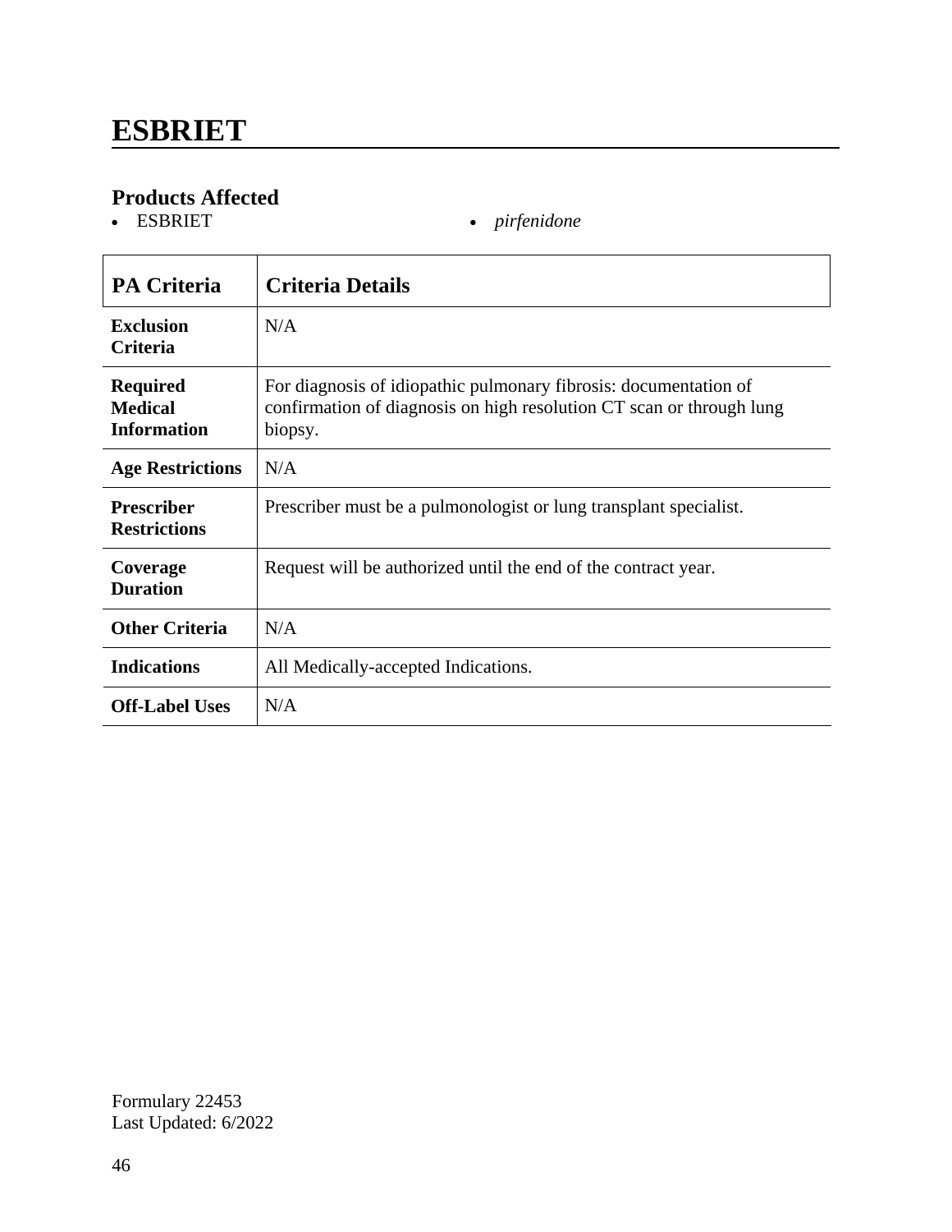# ESBRIET

## Products Affected

- ESBRIET
- *pirfenidone*

| PA Criteria | Criteria Details |
|---|---|
| **Exclusion Criteria** | N/A |
| **Required Medical Information** | For diagnosis of idiopathic pulmonary fibrosis: documentation of confirmation of diagnosis on high resolution CT scan or through lung biopsy. |
| **Age Restrictions** | N/A |
| **Prescriber Restrictions** | Prescriber must be a pulmonologist or lung transplant specialist. |
| **Coverage Duration** | Request will be authorized until the end of the contract year. |
| **Other Criteria** | N/A |
| **Indications** | All Medically-accepted Indications. |
| **Off-Label Uses** | N/A |

Formulary 22453
Last Updated: 6/2022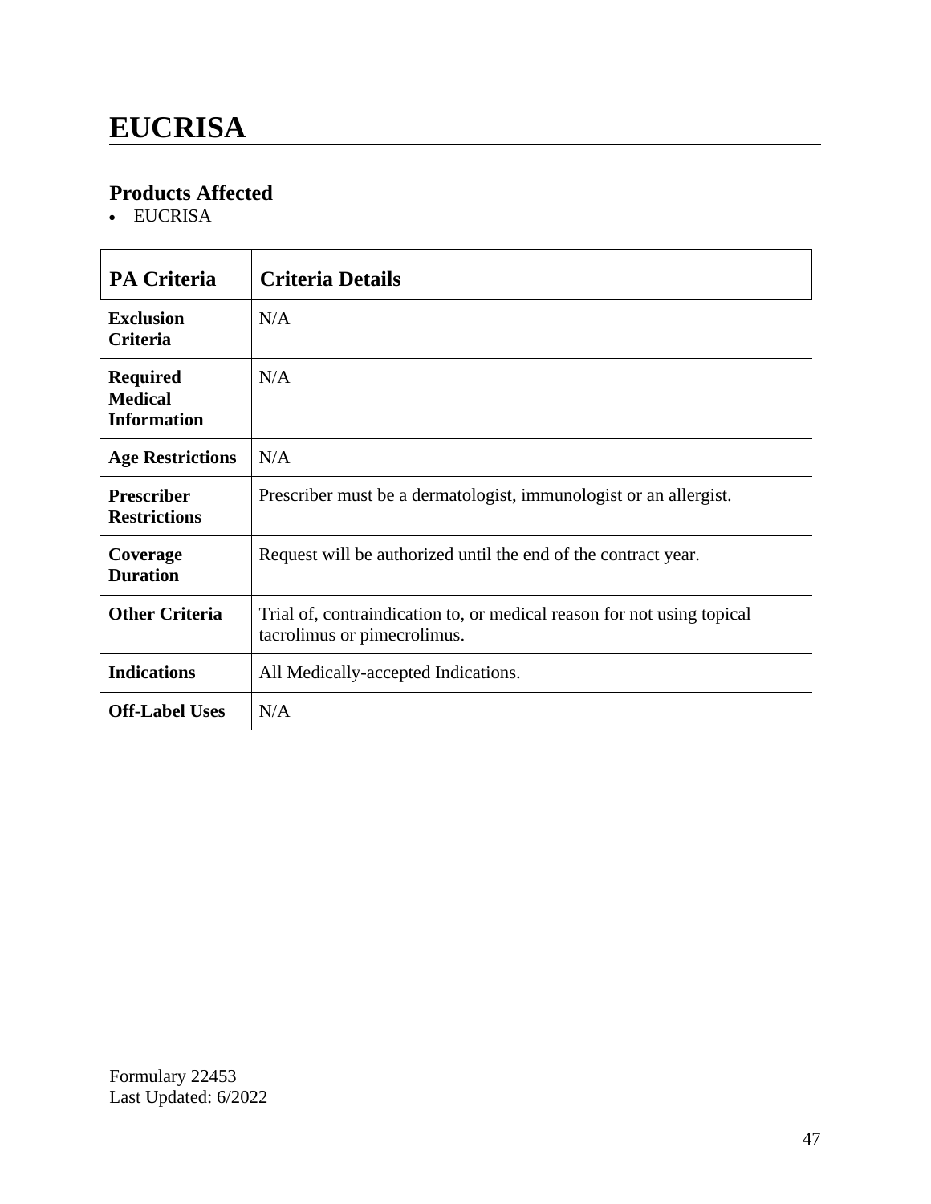# EUCRISA

## Products Affected

- EUCRISA

| PA Criteria | Criteria Details |
|---|---|
| **Exclusion Criteria** | N/A |
| **Required Medical Information** | N/A |
| **Age Restrictions** | N/A |
| **Prescriber Restrictions** | Prescriber must be a dermatologist, immunologist or an allergist. |
| **Coverage Duration** | Request will be authorized until the end of the contract year. |
| **Other Criteria** | Trial of, contraindication to, or medical reason for not using topical tacrolimus or pimecrolimus. |
| **Indications** | All Medically-accepted Indications. |
| **Off-Label Uses** | N/A |

Formulary 22453
Last Updated: 6/2022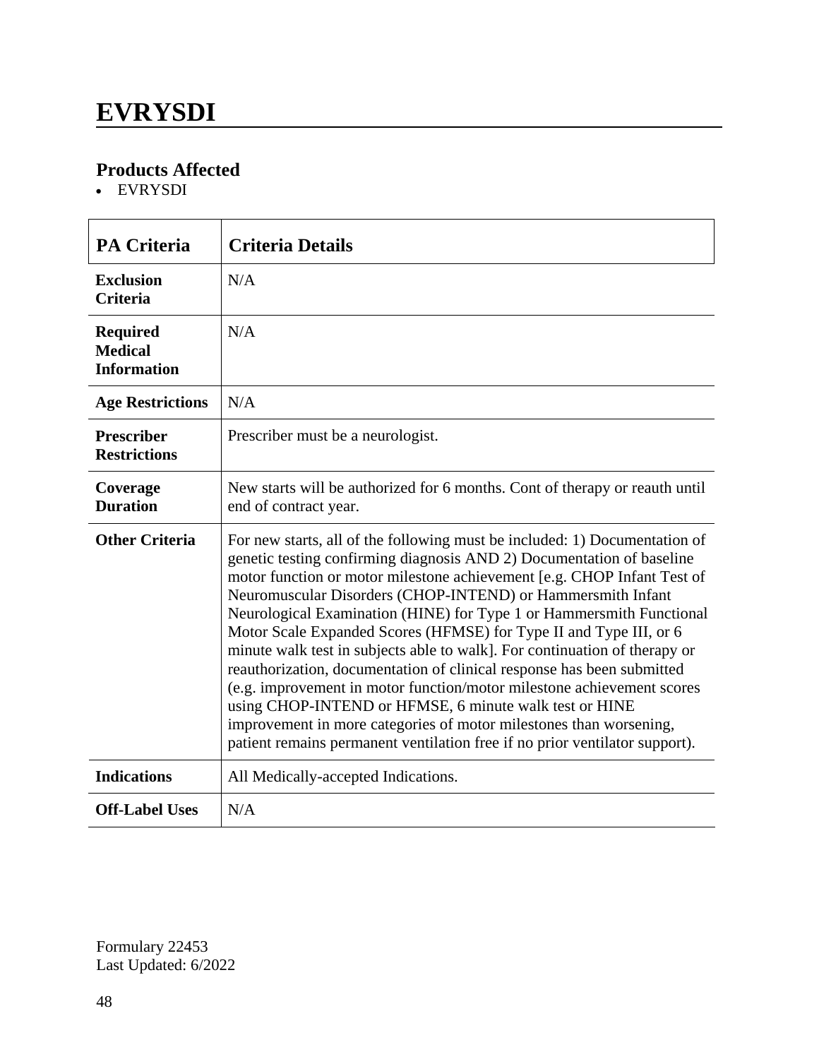# EVRYSDI

## Products Affected

- EVRYSDI

| PA Criteria | Criteria Details |
|---|---|
| **Exclusion Criteria** | N/A |
| **Required Medical Information** | N/A |
| **Age Restrictions** | N/A |
| **Prescriber Restrictions** | Prescriber must be a neurologist. |
| **Coverage Duration** | New starts will be authorized for 6 months. Cont of therapy or reauth until end of contract year. |
| **Other Criteria** | For new starts, all of the following must be included: 1) Documentation of genetic testing confirming diagnosis AND 2) Documentation of baseline motor function or motor milestone achievement [e.g. CHOP Infant Test of Neuromuscular Disorders (CHOP-INTEND) or Hammersmith Infant Neurological Examination (HINE) for Type 1 or Hammersmith Functional Motor Scale Expanded Scores (HFMSE) for Type II and Type III, or 6 minute walk test in subjects able to walk]. For continuation of therapy or reauthorization, documentation of clinical response has been submitted (e.g. improvement in motor function/motor milestone achievement scores using CHOP-INTEND or HFMSE, 6 minute walk test or HINE improvement in more categories of motor milestones than worsening, patient remains permanent ventilation free if no prior ventilator support). |
| **Indications** | All Medically-accepted Indications. |
| **Off-Label Uses** | N/A |

Formulary 22453
Last Updated: 6/2022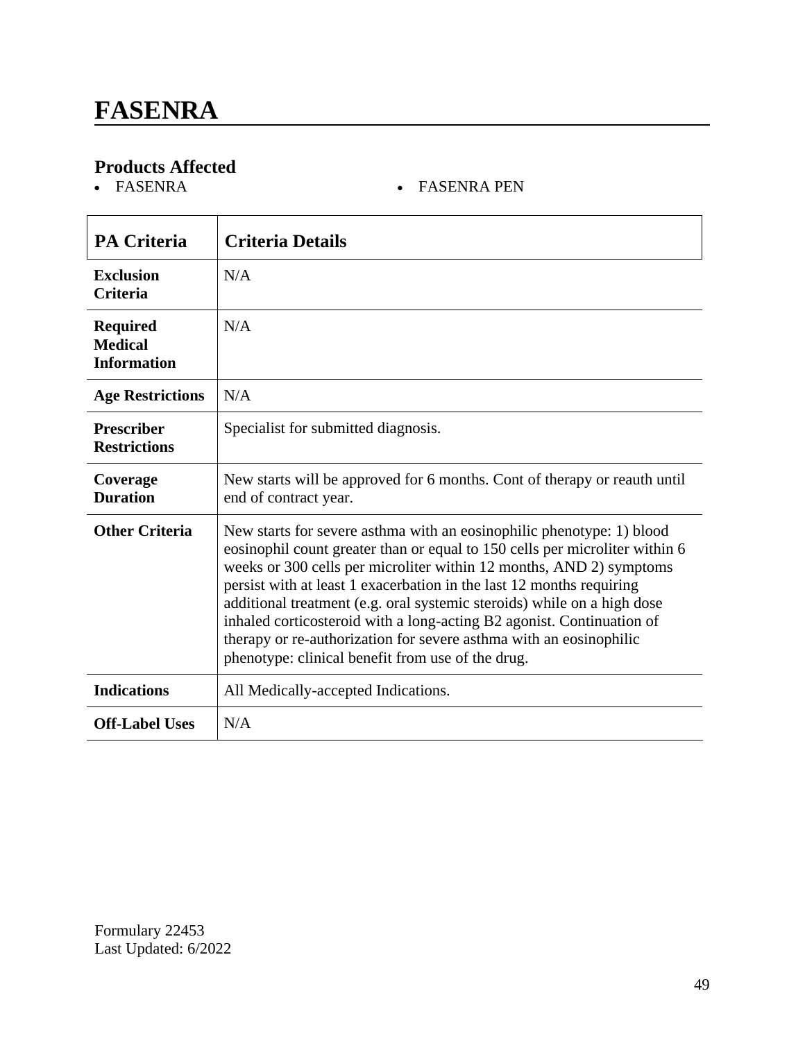# FASENRA

## Products Affected

- FASENRA
- FASENRA PEN

| PA Criteria | Criteria Details |
|---|---|
| **Exclusion Criteria** | N/A |
| **Required Medical Information** | N/A |
| **Age Restrictions** | N/A |
| **Prescriber Restrictions** | Specialist for submitted diagnosis. |
| **Coverage Duration** | New starts will be approved for 6 months. Cont of therapy or reauth until end of contract year. |
| **Other Criteria** | New starts for severe asthma with an eosinophilic phenotype: 1) blood eosinophil count greater than or equal to 150 cells per microliter within 6 weeks or 300 cells per microliter within 12 months, AND 2) symptoms persist with at least 1 exacerbation in the last 12 months requiring additional treatment (e.g. oral systemic steroids) while on a high dose inhaled corticosteroid with a long-acting B2 agonist. Continuation of therapy or re-authorization for severe asthma with an eosinophilic phenotype: clinical benefit from use of the drug. |
| **Indications** | All Medically-accepted Indications. |
| **Off-Label Uses** | N/A |

Formulary 22453
Last Updated: 6/2022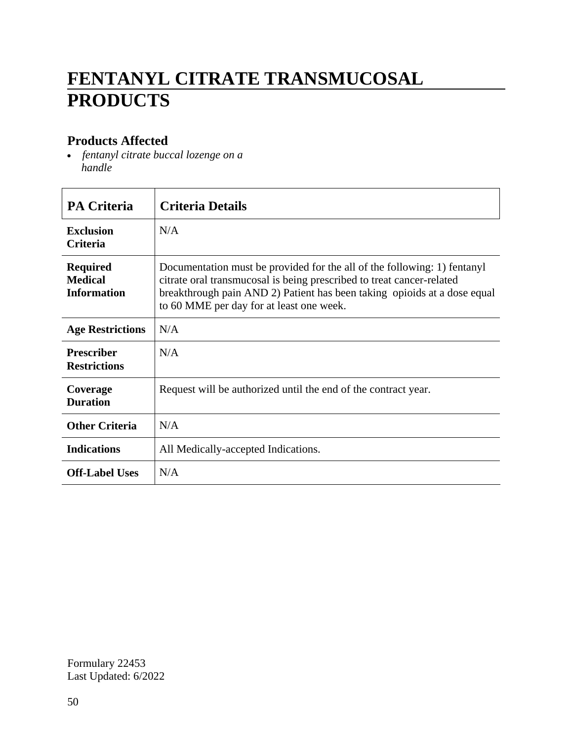# FENTANYL CITRATE TRANSMUCOSAL PRODUCTS

## Products Affected

- *fentanyl citrate buccal lozenge on a handle*

| PA Criteria | Criteria Details |
|---|---|
| **Exclusion Criteria** | N/A |
| **Required Medical Information** | Documentation must be provided for the all of the following: 1) fentanyl citrate oral transmucosal is being prescribed to treat cancer-related breakthrough pain AND 2) Patient has been taking opioids at a dose equal to 60 MME per day for at least one week. |
| **Age Restrictions** | N/A |
| **Prescriber Restrictions** | N/A |
| **Coverage Duration** | Request will be authorized until the end of the contract year. |
| **Other Criteria** | N/A |
| **Indications** | All Medically-accepted Indications. |
| **Off-Label Uses** | N/A |

Formulary 22453
Last Updated: 6/2022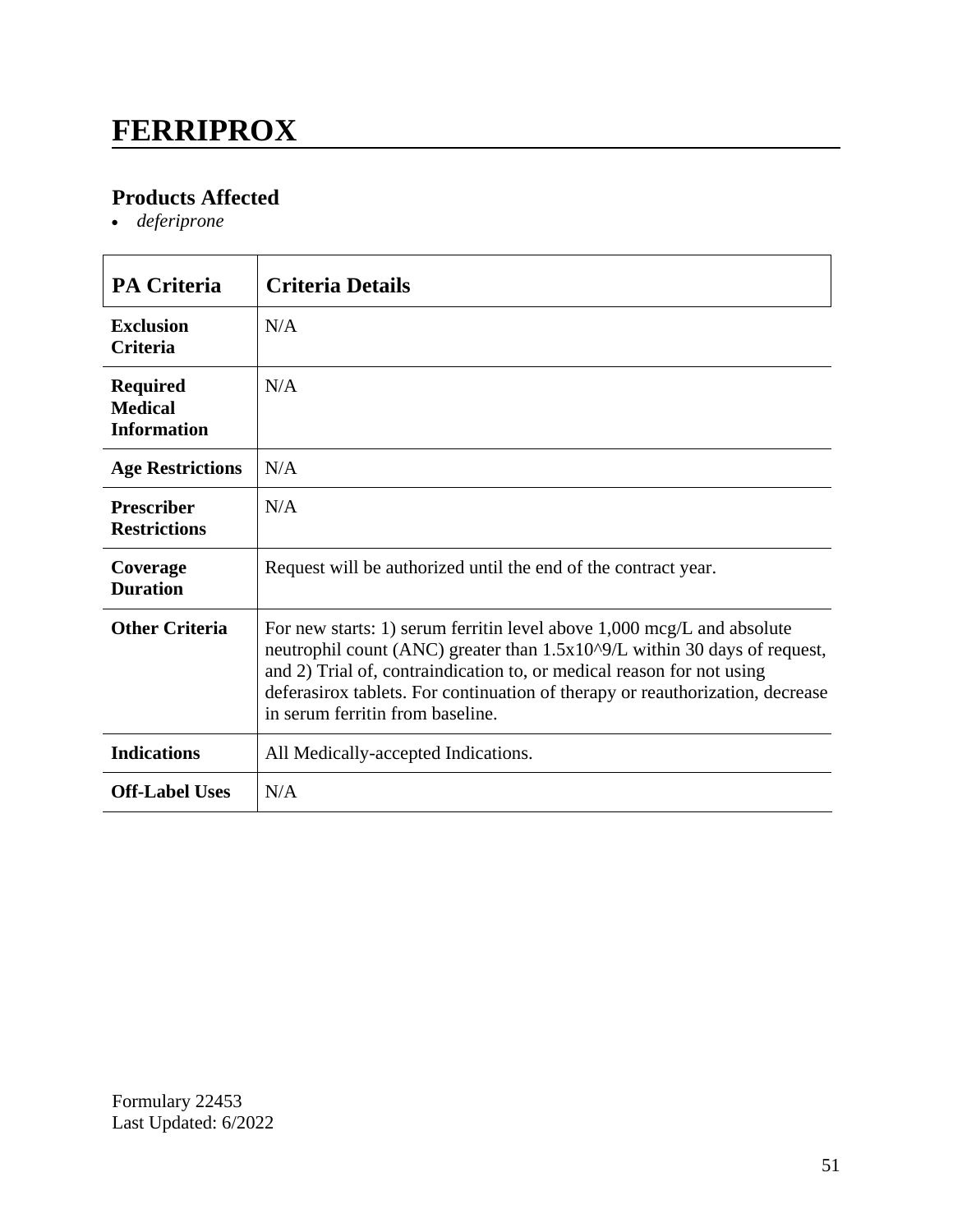# FERRIPROX

## Products Affected

- *deferiprone*

| PA Criteria | Criteria Details |
|---|---|
| **Exclusion Criteria** | N/A |
| **Required Medical Information** | N/A |
| **Age Restrictions** | N/A |
| **Prescriber Restrictions** | N/A |
| **Coverage Duration** | Request will be authorized until the end of the contract year. |
| **Other Criteria** | For new starts: 1) serum ferritin level above 1,000 mcg/L and absolute neutrophil count (ANC) greater than $1.5x10^9/L$ within 30 days of request, and 2) Trial of, contraindication to, or medical reason for not using deferasirox tablets. For continuation of therapy or reauthorization, decrease in serum ferritin from baseline. |
| **Indications** | All Medically-accepted Indications. |
| **Off-Label Uses** | N/A |

Formulary 22453
Last Updated: 6/2022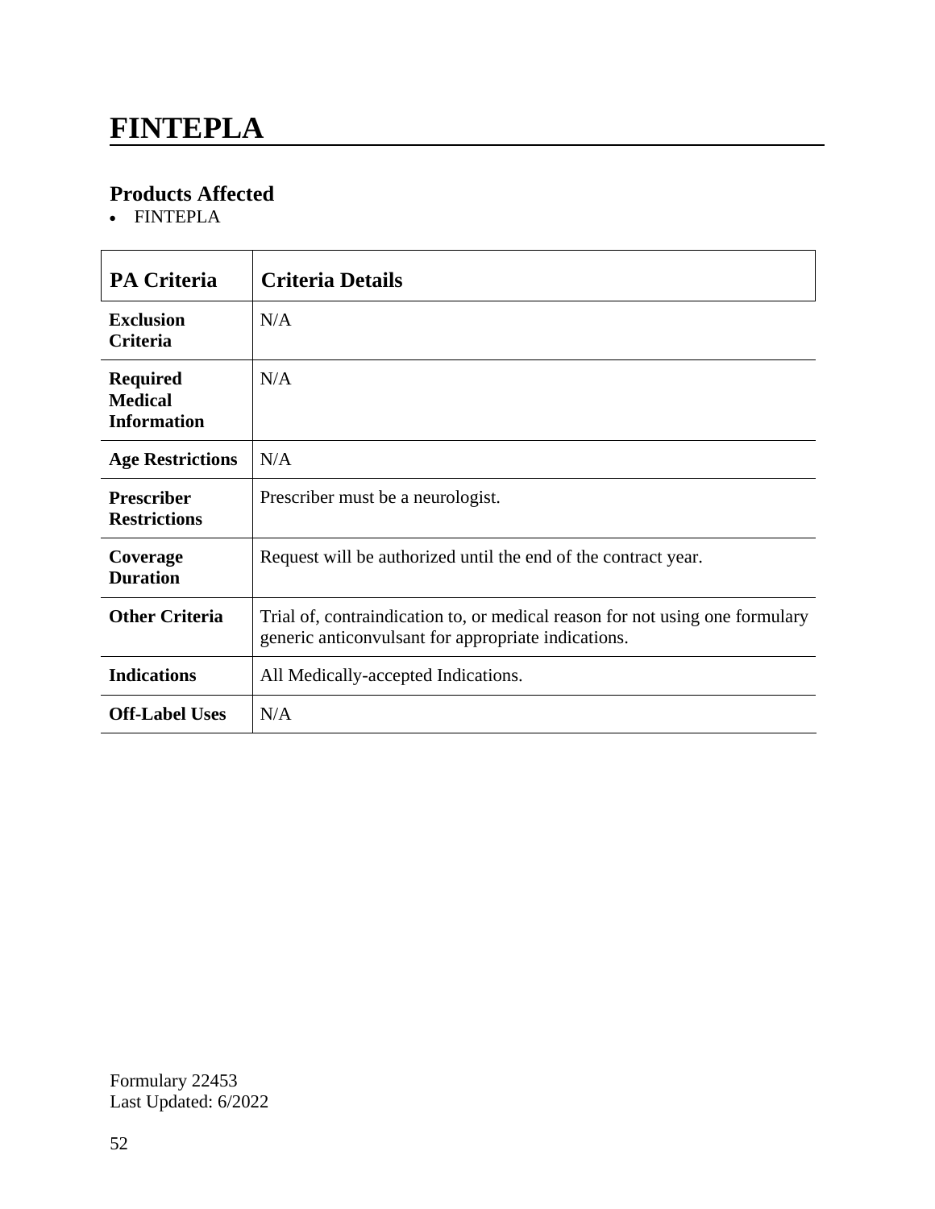# FINTEPLA

## Products Affected

- FINTEPLA

| PA Criteria | Criteria Details |
| --- | --- |
| **Exclusion Criteria** | N/A |
| **Required Medical Information** | N/A |
| **Age Restrictions** | N/A |
| **Prescriber Restrictions** | Prescriber must be a neurologist. |
| **Coverage Duration** | Request will be authorized until the end of the contract year. |
| **Other Criteria** | Trial of, contraindication to, or medical reason for not using one formulary generic anticonvulsant for appropriate indications. |
| **Indications** | All Medically-accepted Indications. |
| **Off-Label Uses** | N/A |

Formulary 22453
Last Updated: 6/2022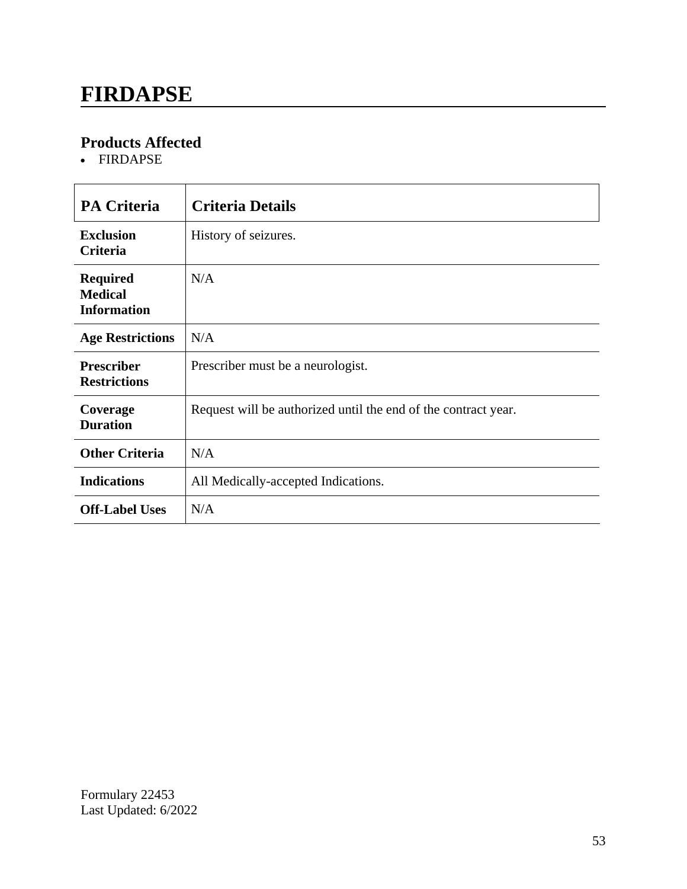# FIRDAPSE

## Products Affected

- FIRDAPSE

| PA Criteria | Criteria Details |
|---|---|
| **Exclusion Criteria** | History of seizures. |
| **Required Medical Information** | N/A |
| **Age Restrictions** | N/A |
| **Prescriber Restrictions** | Prescriber must be a neurologist. |
| **Coverage Duration** | Request will be authorized until the end of the contract year. |
| **Other Criteria** | N/A |
| **Indications** | All Medically-accepted Indications. |
| **Off-Label Uses** | N/A |

Formulary 22453
Last Updated: 6/2022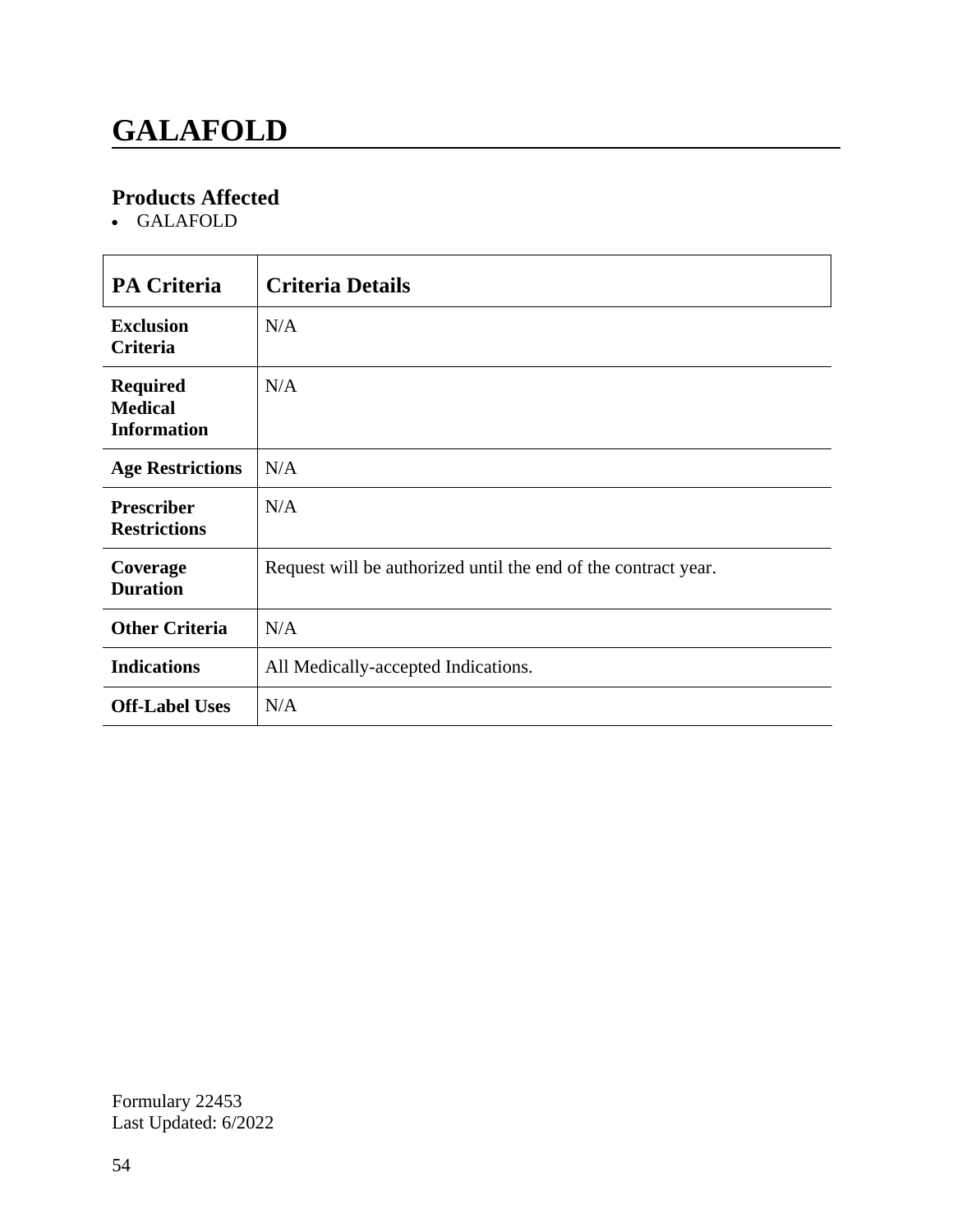# GALAFOLD

## Products Affected

- GALAFOLD

| PA Criteria | Criteria Details |
| --- | --- |
| **Exclusion Criteria** | N/A |
| **Required Medical Information** | N/A |
| **Age Restrictions** | N/A |
| **Prescriber Restrictions** | N/A |
| **Coverage Duration** | Request will be authorized until the end of the contract year. |
| **Other Criteria** | N/A |
| **Indications** | All Medically-accepted Indications. |
| **Off-Label Uses** | N/A |

Formulary 22453
Last Updated: 6/2022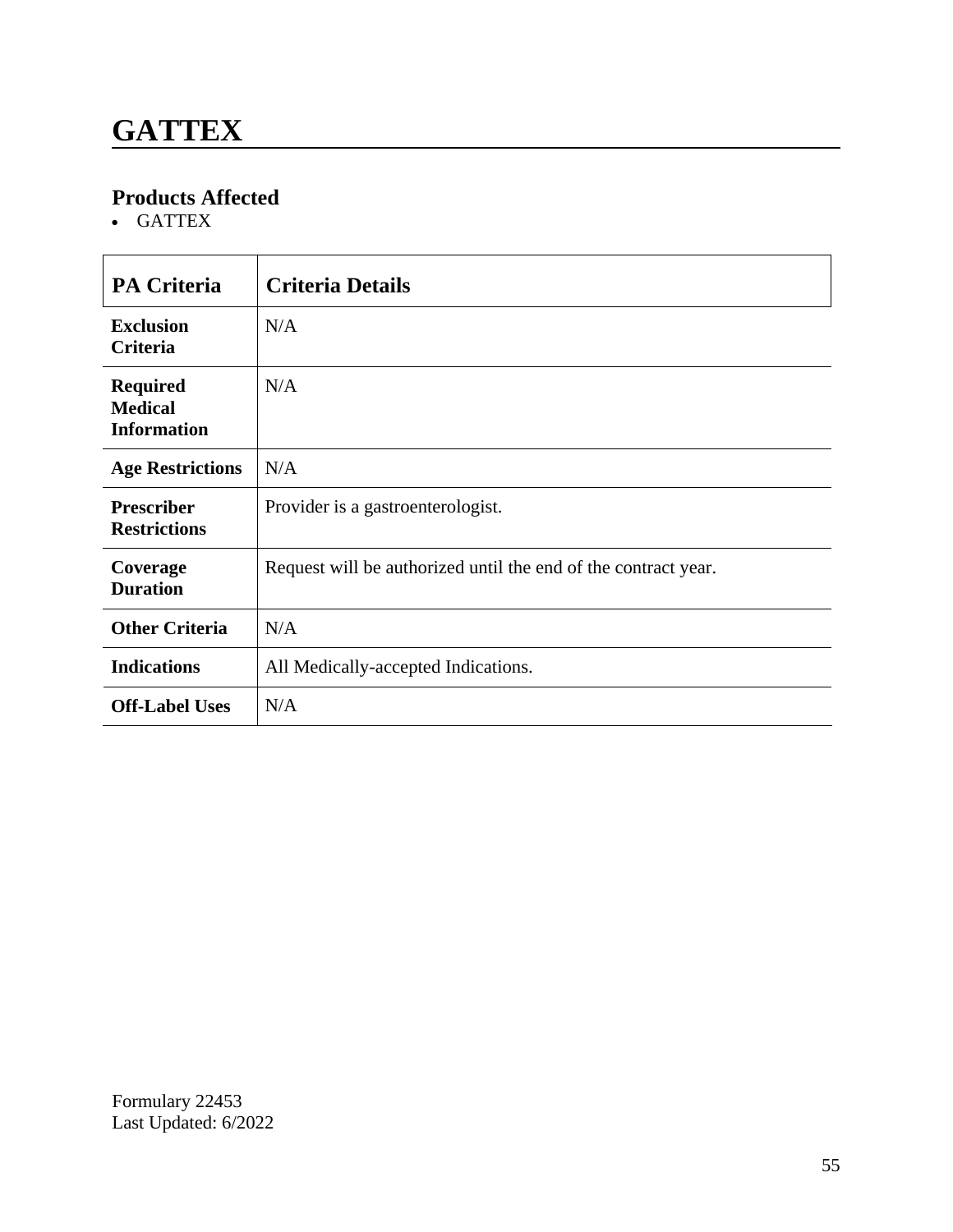# GATTEX

## Products Affected

- GATTEX

| PA Criteria | Criteria Details |
|---|---|
| **Exclusion Criteria** | N/A |
| **Required Medical Information** | N/A |
| **Age Restrictions** | N/A |
| **Prescriber Restrictions** | Provider is a gastroenterologist. |
| **Coverage Duration** | Request will be authorized until the end of the contract year. |
| **Other Criteria** | N/A |
| **Indications** | All Medically-accepted Indications. |
| **Off-Label Uses** | N/A |

Formulary 22453
Last Updated: 6/2022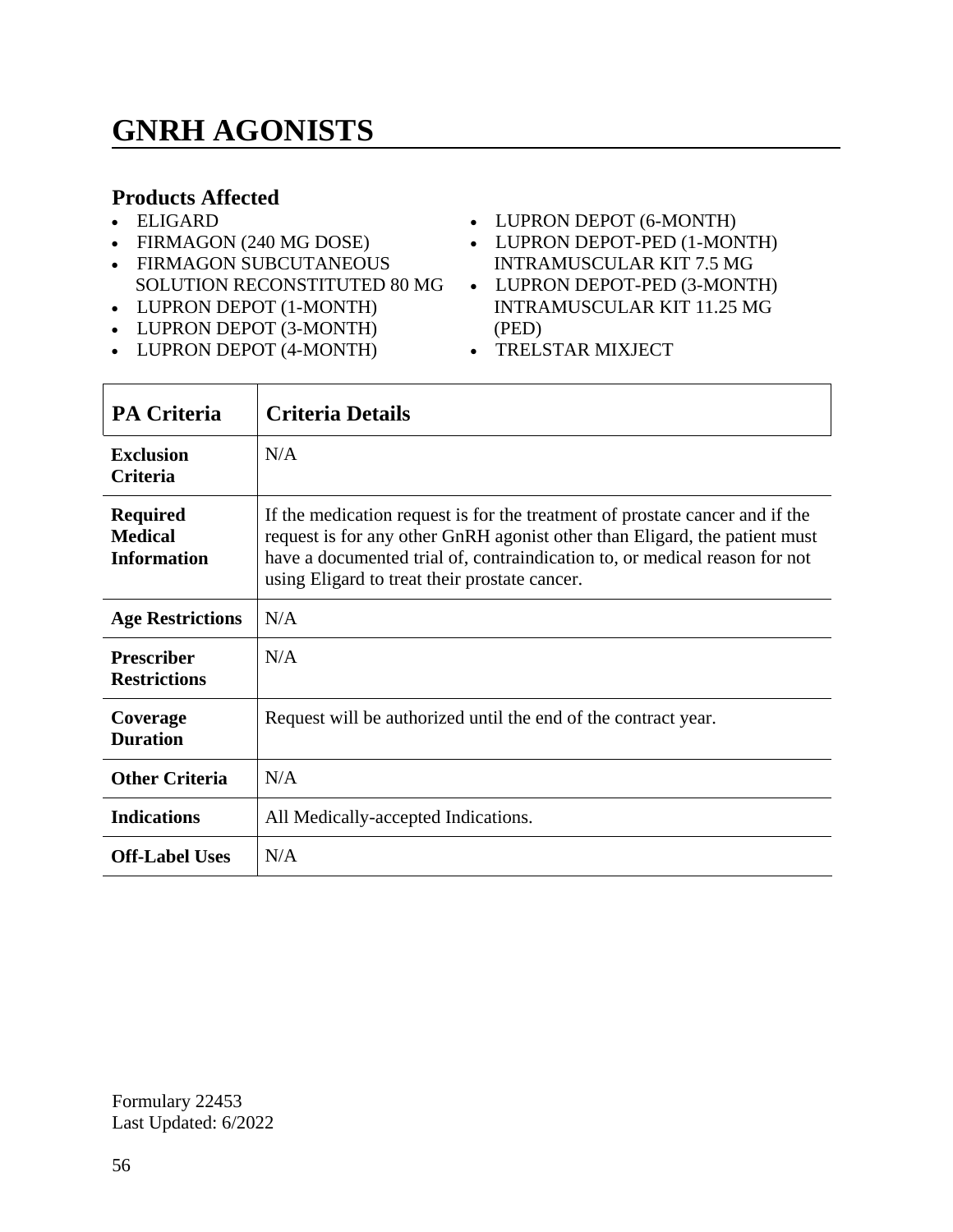# GNRH AGONISTS

## Products Affected

- ELIGARD
- FIRMAGON (240 MG DOSE)
- FIRMAGON SUBCUTANEOUS SOLUTION RECONSTITUTED 80 MG
- LUPRON DEPOT (1-MONTH)
- LUPRON DEPOT (3-MONTH)
- LUPRON DEPOT (4-MONTH)
- LUPRON DEPOT (6-MONTH)
- LUPRON DEPOT-PED (1-MONTH) INTRAMUSCULAR KIT 7.5 MG
- LUPRON DEPOT-PED (3-MONTH) INTRAMUSCULAR KIT 11.25 MG (PED)
- TRELSTAR MIXJECT

| PA Criteria | Criteria Details |
|---|---|
| **Exclusion Criteria** | N/A |
| **Required Medical Information** | If the medication request is for the treatment of prostate cancer and if the request is for any other GnRH agonist other than Eligard, the patient must have a documented trial of, contraindication to, or medical reason for not using Eligard to treat their prostate cancer. |
| **Age Restrictions** | N/A |
| **Prescriber Restrictions** | N/A |
| **Coverage Duration** | Request will be authorized until the end of the contract year. |
| **Other Criteria** | N/A |
| **Indications** | All Medically-accepted Indications. |
| **Off-Label Uses** | N/A |

Formulary 22453
Last Updated: 6/2022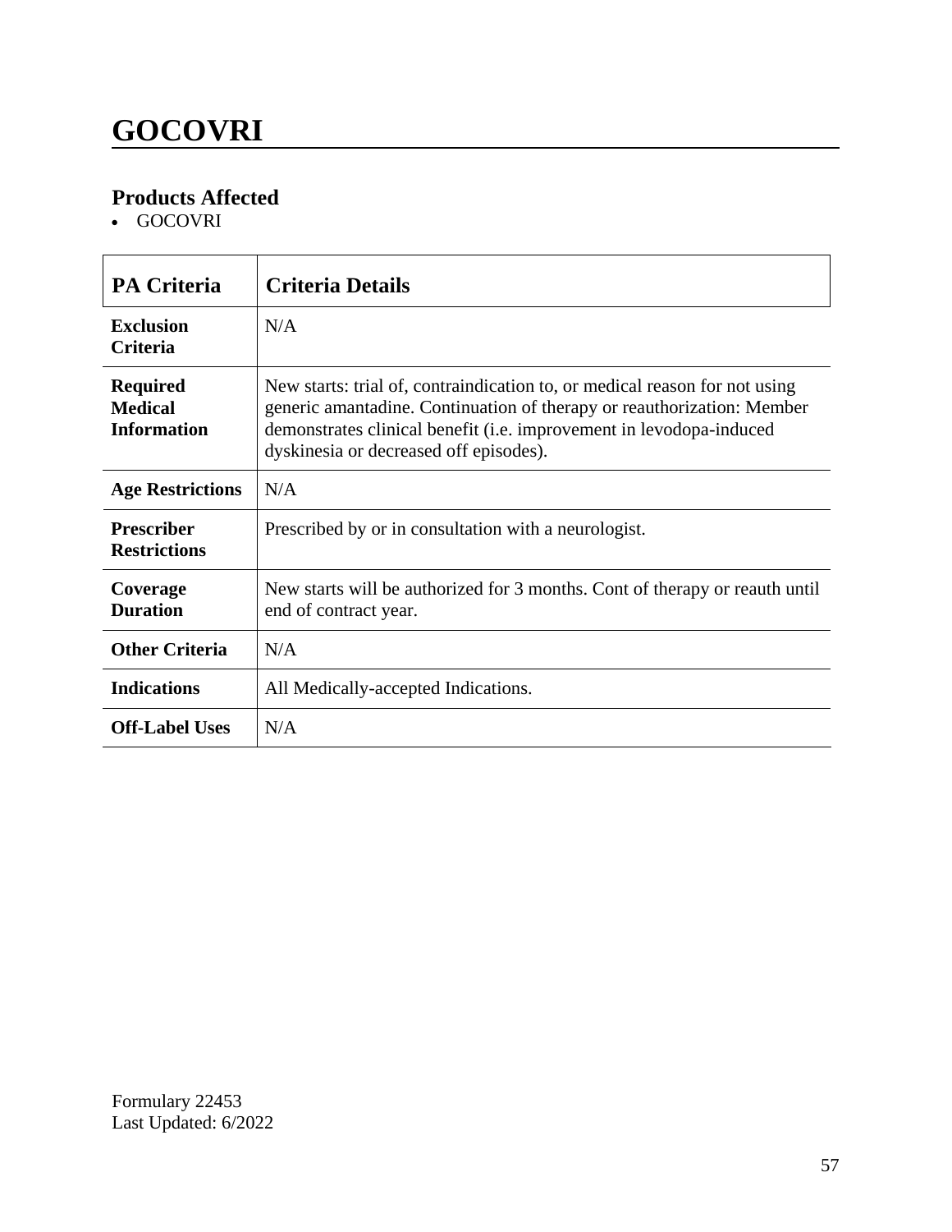# GOCOVRI

## Products Affected

- GOCOVRI

| PA Criteria | Criteria Details |
| --- | --- |
| **Exclusion Criteria** | N/A |
| **Required Medical Information** | New starts: trial of, contraindication to, or medical reason for not using generic amantadine. Continuation of therapy or reauthorization: Member demonstrates clinical benefit (i.e. improvement in levodopa-induced dyskinesia or decreased off episodes). |
| **Age Restrictions** | N/A |
| **Prescriber Restrictions** | Prescribed by or in consultation with a neurologist. |
| **Coverage Duration** | New starts will be authorized for 3 months. Cont of therapy or reauth until end of contract year. |
| **Other Criteria** | N/A |
| **Indications** | All Medically-accepted Indications. |
| **Off-Label Uses** | N/A |

Formulary 22453
Last Updated: 6/2022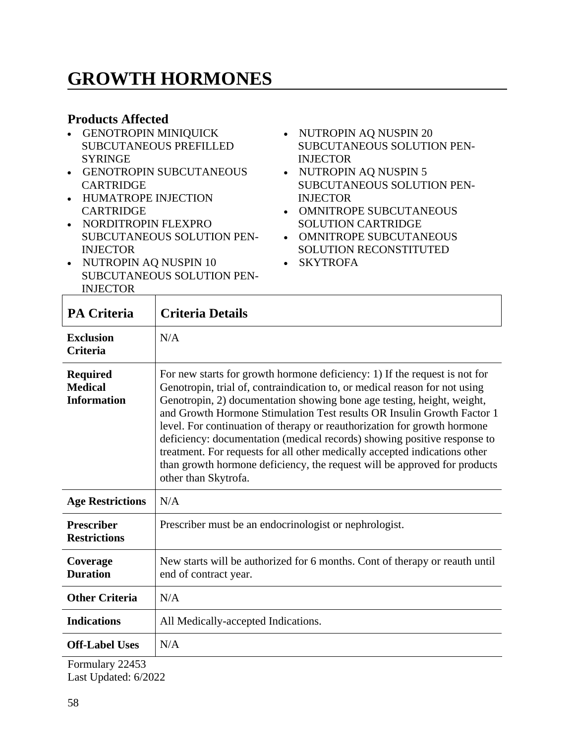# GROWTH HORMONES

### Products Affected

- GENOTROPIN MINIQUICK SUBCUTANEOUS PREFILLED SYRINGE
- GENOTROPIN SUBCUTANEOUS CARTRIDGE
- HUMATROPE INJECTION CARTRIDGE
- NORDITROPIN FLEXPRO SUBCUTANEOUS SOLUTION PEN-INJECTOR
- NUTROPIN AQ NUSPIN 10 SUBCUTANEOUS SOLUTION PEN-INJECTOR
- NUTROPIN AQ NUSPIN 20 SUBCUTANEOUS SOLUTION PEN-INJECTOR
- NUTROPIN AQ NUSPIN 5 SUBCUTANEOUS SOLUTION PEN-INJECTOR
- OMNITROPE SUBCUTANEOUS SOLUTION CARTRIDGE
- OMNITROPE SUBCUTANEOUS SOLUTION RECONSTITUTED
- SKYTROFA

| PA Criteria | Criteria Details |
|---|---|
| **Exclusion Criteria** | N/A |
| **Required Medical Information** | For new starts for growth hormone deficiency: 1) If the request is not for Genotropin, trial of, contraindication to, or medical reason for not using Genotropin, 2) documentation showing bone age testing, height, weight, and Growth Hormone Stimulation Test results OR Insulin Growth Factor 1 level. For continuation of therapy or reauthorization for growth hormone deficiency: documentation (medical records) showing positive response to treatment. For requests for all other medically accepted indications other than growth hormone deficiency, the request will be approved for products other than Skytrofa. |
| **Age Restrictions** | N/A |
| **Prescriber Restrictions** | Prescriber must be an endocrinologist or nephrologist. |
| **Coverage Duration** | New starts will be authorized for 6 months. Cont of therapy or reauth until end of contract year. |
| **Other Criteria** | N/A |
| **Indications** | All Medically-accepted Indications. |
| **Off-Label Uses** | N/A |

Formulary 22453
Last Updated: 6/2022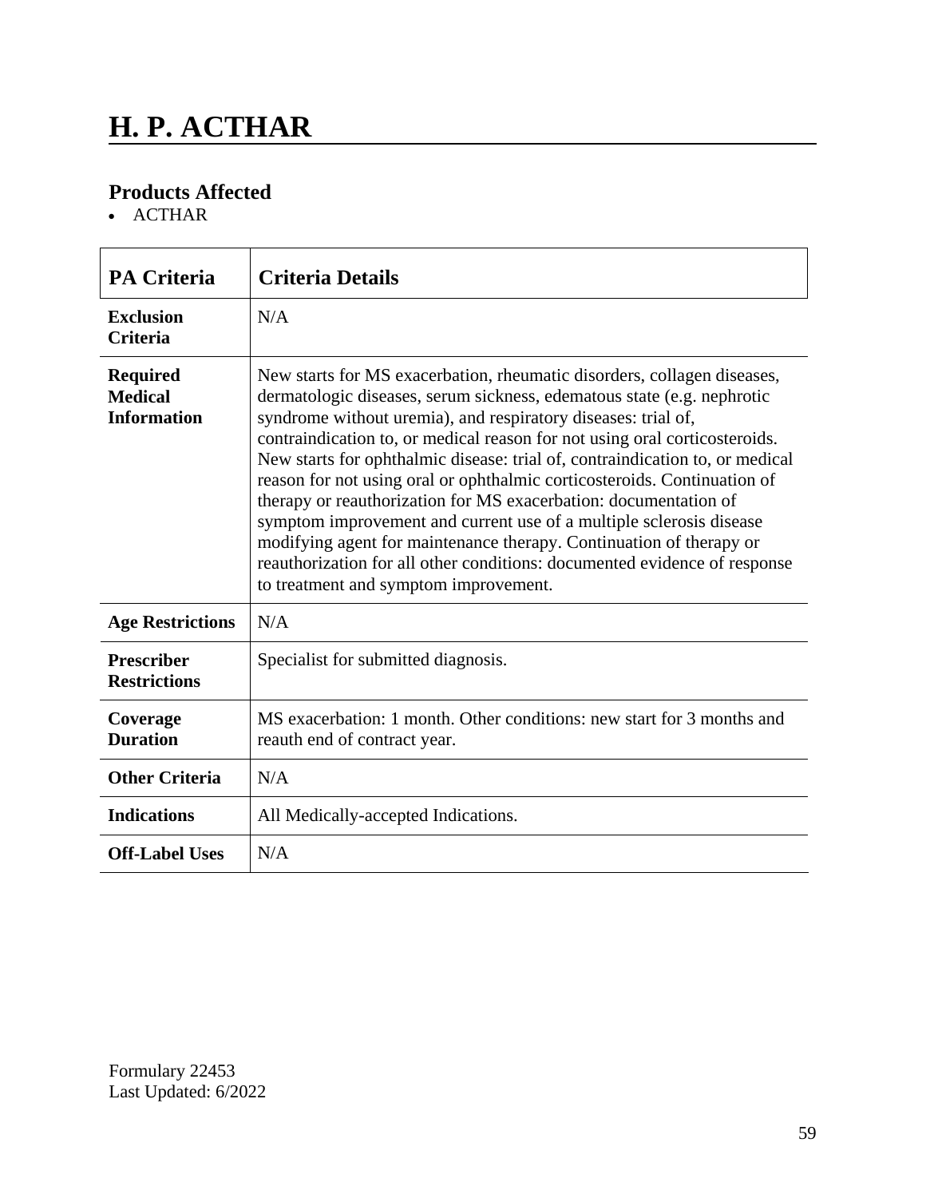# H. P. ACTHAR

### Products Affected

- ACTHAR

| PA Criteria | Criteria Details |
|---|---|
| **Exclusion Criteria** | N/A |
| **Required Medical Information** | New starts for MS exacerbation, rheumatic disorders, collagen diseases, dermatologic diseases, serum sickness, edematous state (e.g. nephrotic syndrome without uremia), and respiratory diseases: trial of, contraindication to, or medical reason for not using oral corticosteroids. New starts for ophthalmic disease: trial of, contraindication to, or medical reason for not using oral or ophthalmic corticosteroids. Continuation of therapy or reauthorization for MS exacerbation: documentation of symptom improvement and current use of a multiple sclerosis disease modifying agent for maintenance therapy. Continuation of therapy or reauthorization for all other conditions: documented evidence of response to treatment and symptom improvement. |
| **Age Restrictions** | N/A |
| **Prescriber Restrictions** | Specialist for submitted diagnosis. |
| **Coverage Duration** | MS exacerbation: 1 month. Other conditions: new start for 3 months and reauth end of contract year. |
| **Other Criteria** | N/A |
| **Indications** | All Medically-accepted Indications. |
| **Off-Label Uses** | N/A |

Formulary 22453
Last Updated: 6/2022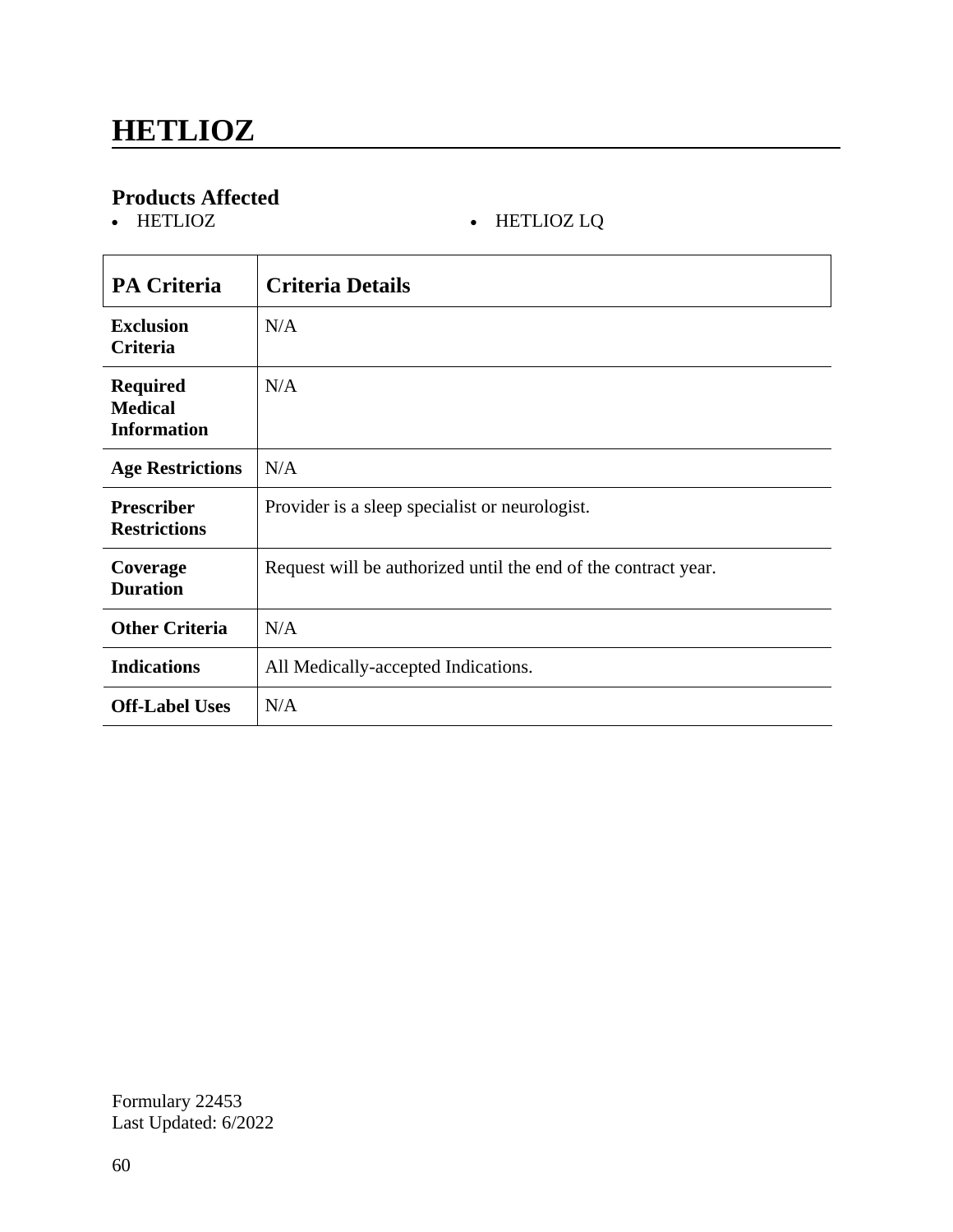# HETLIOZ

## Products Affected

- HETLIOZ
- HETLIOZ LQ

| PA Criteria | Criteria Details |
|---|---|
| **Exclusion Criteria** | N/A |
| **Required Medical Information** | N/A |
| **Age Restrictions** | N/A |
| **Prescriber Restrictions** | Provider is a sleep specialist or neurologist. |
| **Coverage Duration** | Request will be authorized until the end of the contract year. |
| **Other Criteria** | N/A |
| **Indications** | All Medically-accepted Indications. |
| **Off-Label Uses** | N/A |

Formulary 22453
Last Updated: 6/2022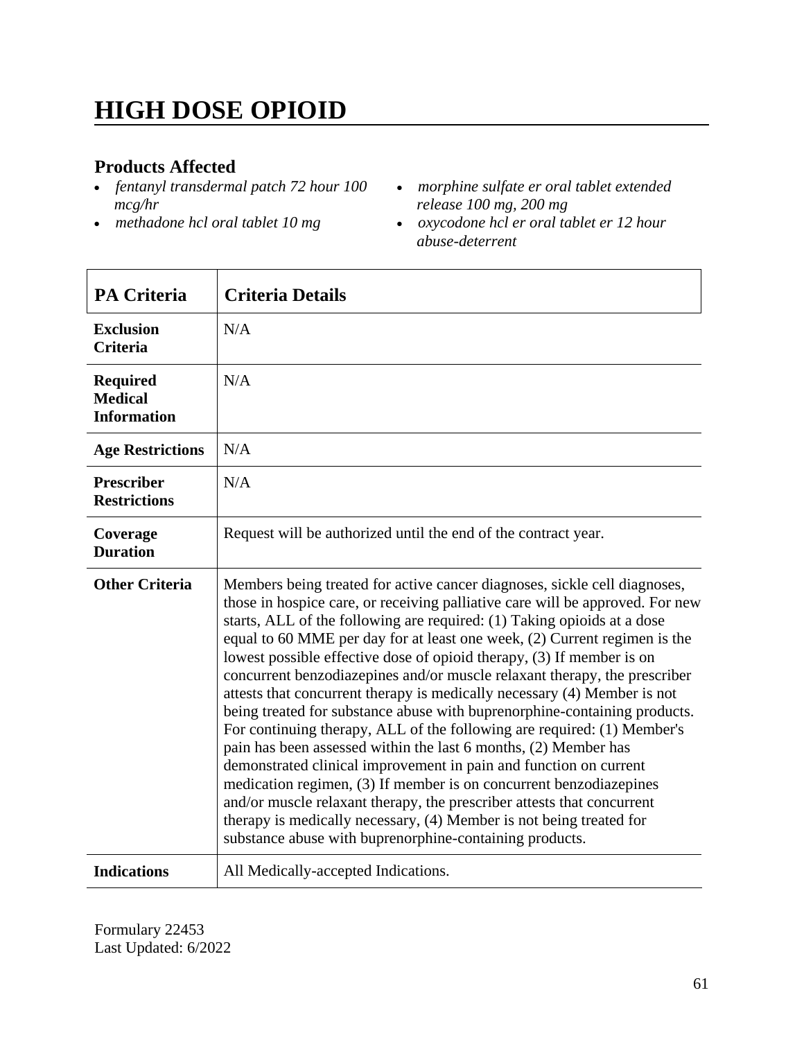# HIGH DOSE OPIOID

## Products Affected

- *fentanyl transdermal patch 72 hour 100 mcg/hr*
- *methadone hcl oral tablet 10 mg*
- *morphine sulfate er oral tablet extended release 100 mg, 200 mg*
- *oxycodone hcl er oral tablet er 12 hour abuse-deterrent*

| PA Criteria | Criteria Details |
|---|---|
| **Exclusion Criteria** | N/A |
| **Required Medical Information** | N/A |
| **Age Restrictions** | N/A |
| **Prescriber Restrictions** | N/A |
| **Coverage Duration** | Request will be authorized until the end of the contract year. |
| **Other Criteria** | Members being treated for active cancer diagnoses, sickle cell diagnoses, those in hospice care, or receiving palliative care will be approved. For new starts, ALL of the following are required: (1) Taking opioids at a dose equal to 60 MME per day for at least one week, (2) Current regimen is the lowest possible effective dose of opioid therapy, (3) If member is on concurrent benzodiazepines and/or muscle relaxant therapy, the prescriber attests that concurrent therapy is medically necessary (4) Member is not being treated for substance abuse with buprenorphine-containing products. For continuing therapy, ALL of the following are required: (1) Member's pain has been assessed within the last 6 months, (2) Member has demonstrated clinical improvement in pain and function on current medication regimen, (3) If member is on concurrent benzodiazepines and/or muscle relaxant therapy, the prescriber attests that concurrent therapy is medically necessary, (4) Member is not being treated for substance abuse with buprenorphine-containing products. |
| **Indications** | All Medically-accepted Indications. |

Formulary 22453
Last Updated: 6/2022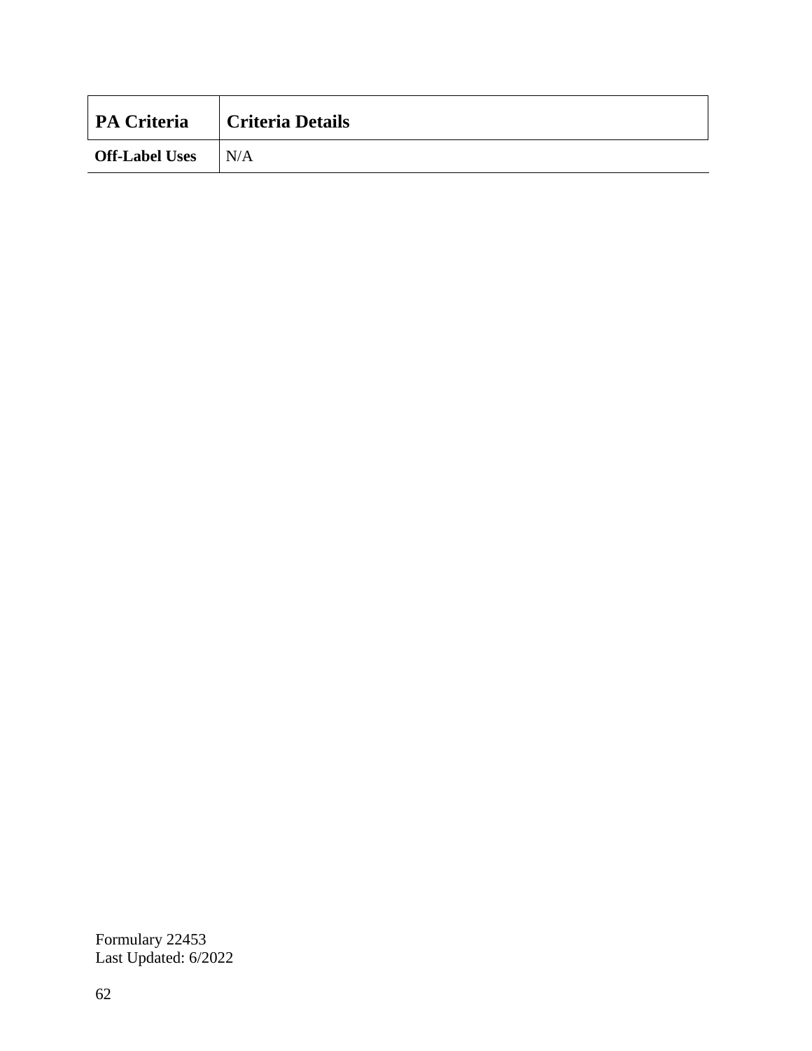| PA Criteria | Criteria Details |
| --- | --- |
| **Off-Label Uses** | N/A |

Formulary 22453
Last Updated: 6/2022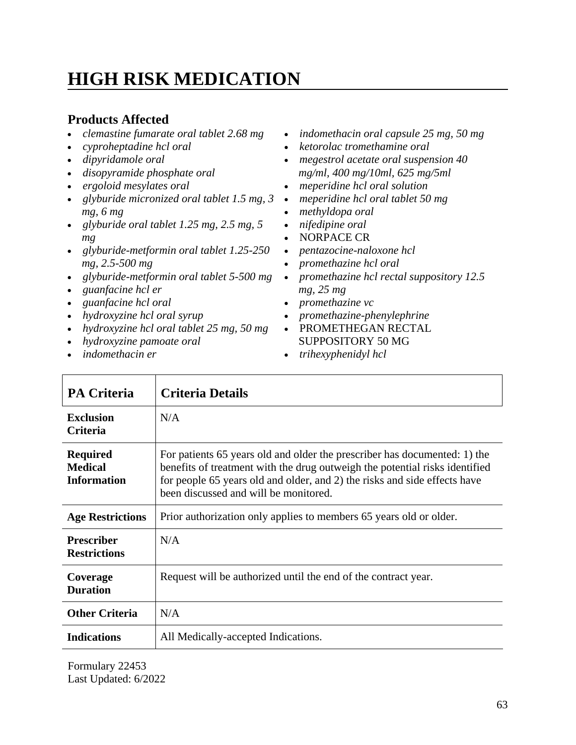# HIGH RISK MEDICATION

### Products Affected

- *clemastine fumarate oral tablet 2.68 mg*
- *cyproheptadine hcl oral*
- *dipyridamole oral*
- *disopyramide phosphate oral*
- *ergoloid mesylates oral*
- *glyburide micronized oral tablet 1.5 mg, 3 mg, 6 mg*
- *glyburide oral tablet 1.25 mg, 2.5 mg, 5 mg*
- *glyburide-metformin oral tablet 1.25-250 mg, 2.5-500 mg*
- *glyburide-metformin oral tablet 5-500 mg*
- *guanfacine hcl er*
- *guanfacine hcl oral*
- *hydroxyzine hcl oral syrup*
- *hydroxyzine hcl oral tablet 25 mg, 50 mg*
- *hydroxyzine pamoate oral*
- *indomethacin er*
- *indomethacin oral capsule 25 mg, 50 mg*
- *ketorolac tromethamine oral*
- *megestrol acetate oral suspension 40 mg/ml, 400 mg/10ml, 625 mg/5ml*
- *meperidine hcl oral solution*
- *meperidine hcl oral tablet 50 mg*
- *methyldopa oral*
- *nifedipine oral*
- NORPACE CR
- *pentazocine-naloxone hcl*
- *promethazine hcl oral*
- *promethazine hcl rectal suppository 12.5 mg, 25 mg*
- *promethazine vc*
- *promethazine-phenylephrine*
- PROMETHEGAN RECTAL SUPPOSITORY 50 MG
- *trihexyphenidyl hcl*

| PA Criteria | Criteria Details |
|---|---|
| **Exclusion Criteria** | N/A |
| **Required Medical Information** | For patients 65 years old and older the prescriber has documented: 1) the benefits of treatment with the drug outweigh the potential risks identified for people 65 years old and older, and 2) the risks and side effects have been discussed and will be monitored. |
| **Age Restrictions** | Prior authorization only applies to members 65 years old or older. |
| **Prescriber Restrictions** | N/A |
| **Coverage Duration** | Request will be authorized until the end of the contract year. |
| **Other Criteria** | N/A |
| **Indications** | All Medically-accepted Indications. |

Formulary 22453
Last Updated: 6/2022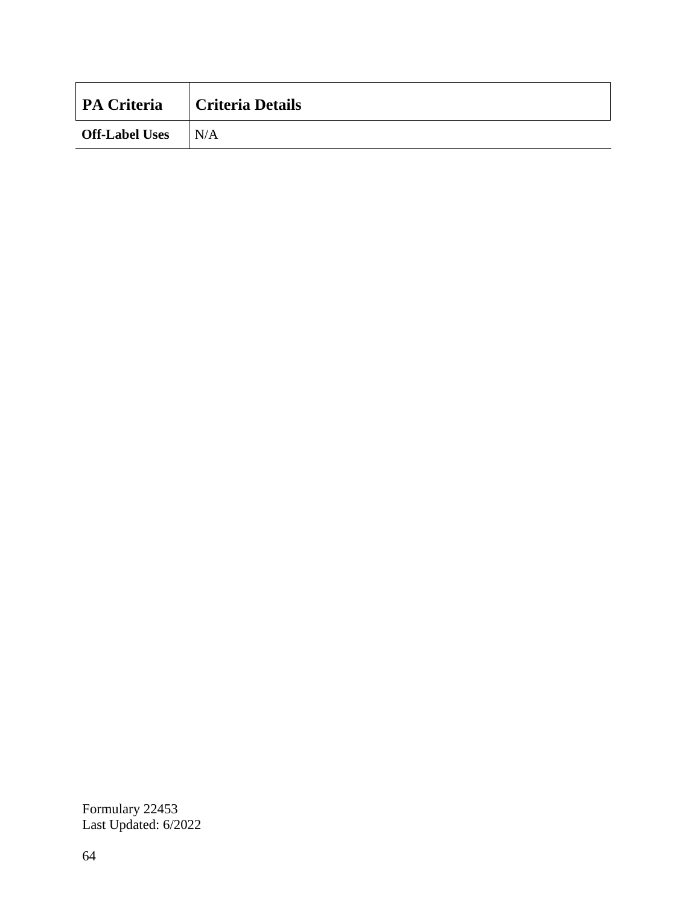| PA Criteria | Criteria Details |
|---|---|
| **Off-Label Uses** | N/A |

Formulary 22453
Last Updated: 6/2022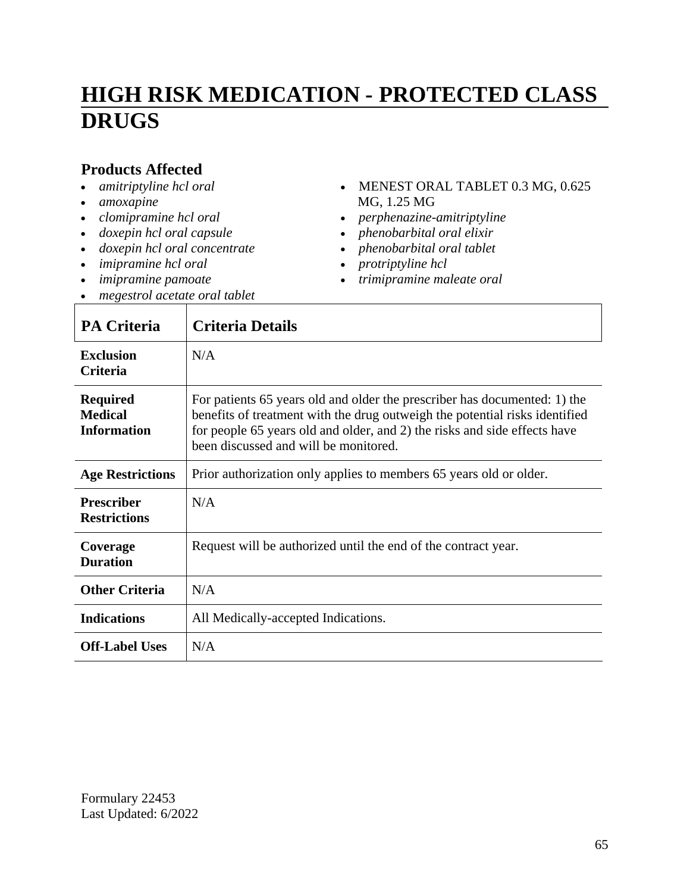# HIGH RISK MEDICATION - PROTECTED CLASS DRUGS

## Products Affected

- *amitriptyline hcl oral*
- *amoxapine*
- *clomipramine hcl oral*
- *doxepin hcl oral capsule*
- *doxepin hcl oral concentrate*
- *imipramine hcl oral*
- *imipramine pamoate*
- *megestrol acetate oral tablet*
- MENEST ORAL TABLET 0.3 MG, 0.625 MG, 1.25 MG
- *perphenazine-amitriptyline*
- *phenobarbital oral elixir*
- *phenobarbital oral tablet*
- *protriptyline hcl*
- *trimipramine maleate oral*

| PA Criteria | Criteria Details |
|---|---|
| **Exclusion Criteria** | N/A |
| **Required Medical Information** | For patients 65 years old and older the prescriber has documented: 1) the benefits of treatment with the drug outweigh the potential risks identified for people 65 years old and older, and 2) the risks and side effects have been discussed and will be monitored. |
| **Age Restrictions** | Prior authorization only applies to members 65 years old or older. |
| **Prescriber Restrictions** | N/A |
| **Coverage Duration** | Request will be authorized until the end of the contract year. |
| **Other Criteria** | N/A |
| **Indications** | All Medically-accepted Indications. |
| **Off-Label Uses** | N/A |

Formulary 22453
Last Updated: 6/2022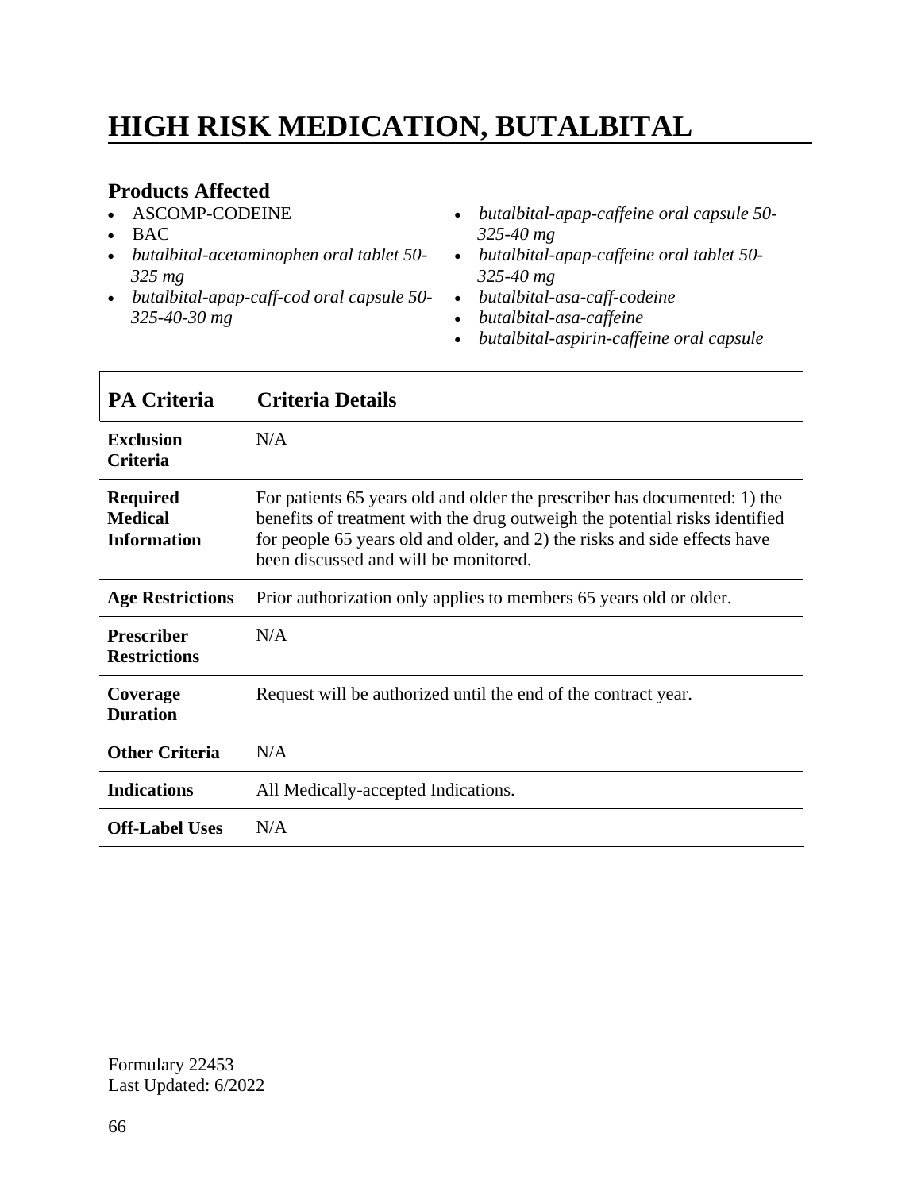# HIGH RISK MEDICATION, BUTALBITAL

### Products Affected

- ASCOMP-CODEINE
- BAC
- *butalbital-acetaminophen oral tablet 50-325 mg*
- *butalbital-apap-caff-cod oral capsule 50-325-40-30 mg*
- *butalbital-apap-caffeine oral capsule 50-325-40 mg*
- *butalbital-apap-caffeine oral tablet 50-325-40 mg*
- *butalbital-asa-caff-codeine*
- *butalbital-asa-caffeine*
- *butalbital-aspirin-caffeine oral capsule*

| PA Criteria | Criteria Details |
|---|---|
| **Exclusion Criteria** | N/A |
| **Required Medical Information** | For patients 65 years old and older the prescriber has documented: 1) the benefits of treatment with the drug outweigh the potential risks identified for people 65 years old and older, and 2) the risks and side effects have been discussed and will be monitored. |
| **Age Restrictions** | Prior authorization only applies to members 65 years old or older. |
| **Prescriber Restrictions** | N/A |
| **Coverage Duration** | Request will be authorized until the end of the contract year. |
| **Other Criteria** | N/A |
| **Indications** | All Medically-accepted Indications. |
| **Off-Label Uses** | N/A |

Formulary 22453
Last Updated: 6/2022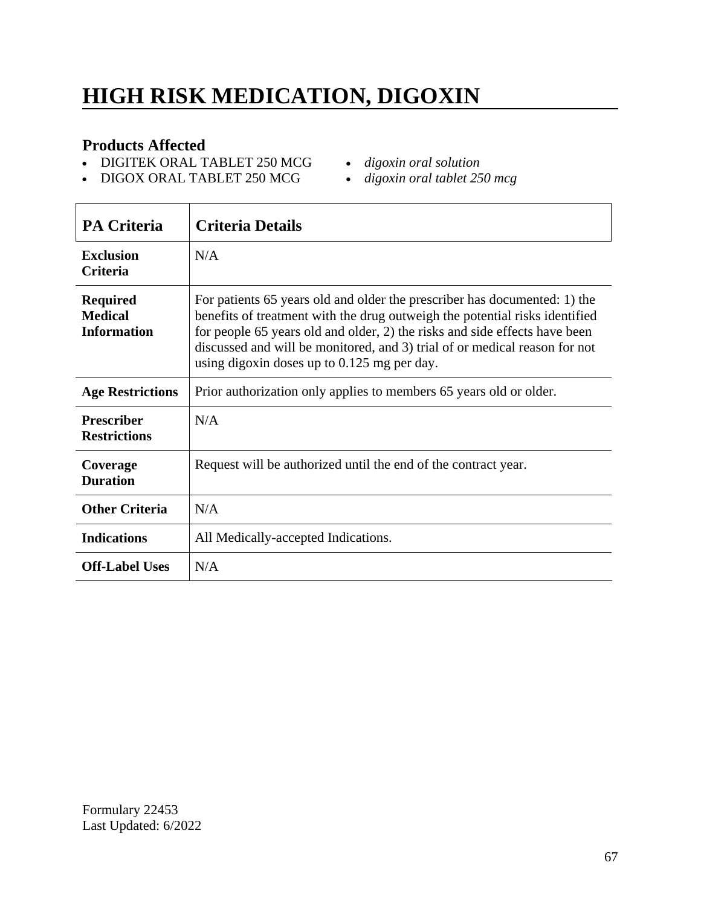# HIGH RISK MEDICATION, DIGOXIN

### Products Affected

- DIGITEK ORAL TABLET 250 MCG
- DIGOX ORAL TABLET 250 MCG
- *digoxin oral solution*
- *digoxin oral tablet 250 mcg*

| PA Criteria | Criteria Details |
|---|---|
| **Exclusion Criteria** | N/A |
| **Required Medical Information** | For patients 65 years old and older the prescriber has documented: 1) the benefits of treatment with the drug outweigh the potential risks identified for people 65 years old and older, 2) the risks and side effects have been discussed and will be monitored, and 3) trial of or medical reason for not using digoxin doses up to 0.125 mg per day. |
| **Age Restrictions** | Prior authorization only applies to members 65 years old or older. |
| **Prescriber Restrictions** | N/A |
| **Coverage Duration** | Request will be authorized until the end of the contract year. |
| **Other Criteria** | N/A |
| **Indications** | All Medically-accepted Indications. |
| **Off-Label Uses** | N/A |

Formulary 22453
Last Updated: 6/2022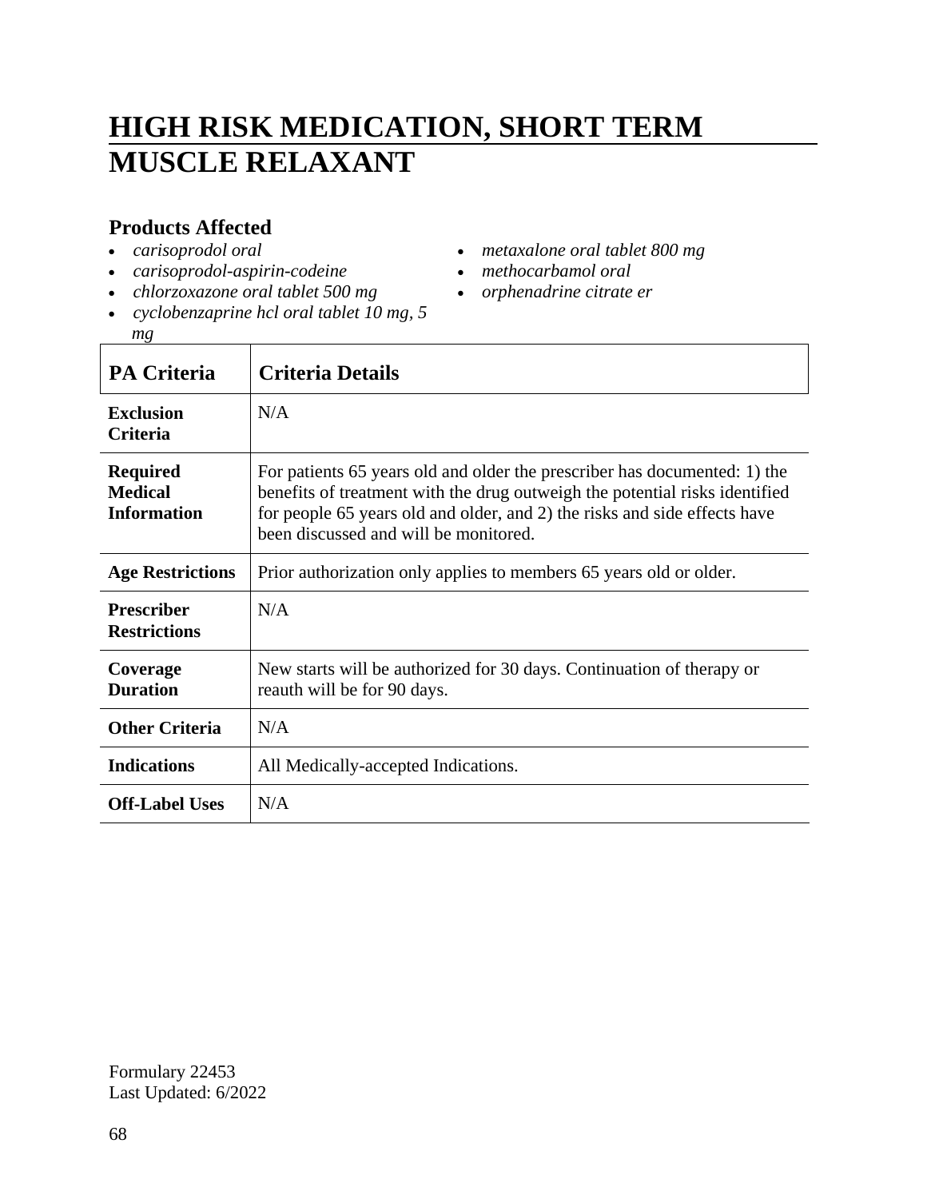# HIGH RISK MEDICATION, SHORT TERM MUSCLE RELAXANT

### Products Affected

- *carisoprodol oral*
- *carisoprodol-aspirin-codeine*
- *chlorzoxazone oral tablet 500 mg*
- *cyclobenzaprine hcl oral tablet 10 mg, 5 mg*
- *metaxalone oral tablet 800 mg*
- *methocarbamol oral*
- *orphenadrine citrate er*

| PA Criteria | Criteria Details |
|---|---|
| **Exclusion Criteria** | N/A |
| **Required Medical Information** | For patients 65 years old and older the prescriber has documented: 1) the benefits of treatment with the drug outweigh the potential risks identified for people 65 years old and older, and 2) the risks and side effects have been discussed and will be monitored. |
| **Age Restrictions** | Prior authorization only applies to members 65 years old or older. |
| **Prescriber Restrictions** | N/A |
| **Coverage Duration** | New starts will be authorized for 30 days. Continuation of therapy or reauth will be for 90 days. |
| **Other Criteria** | N/A |
| **Indications** | All Medically-accepted Indications. |
| **Off-Label Uses** | N/A |

Formulary 22453
Last Updated: 6/2022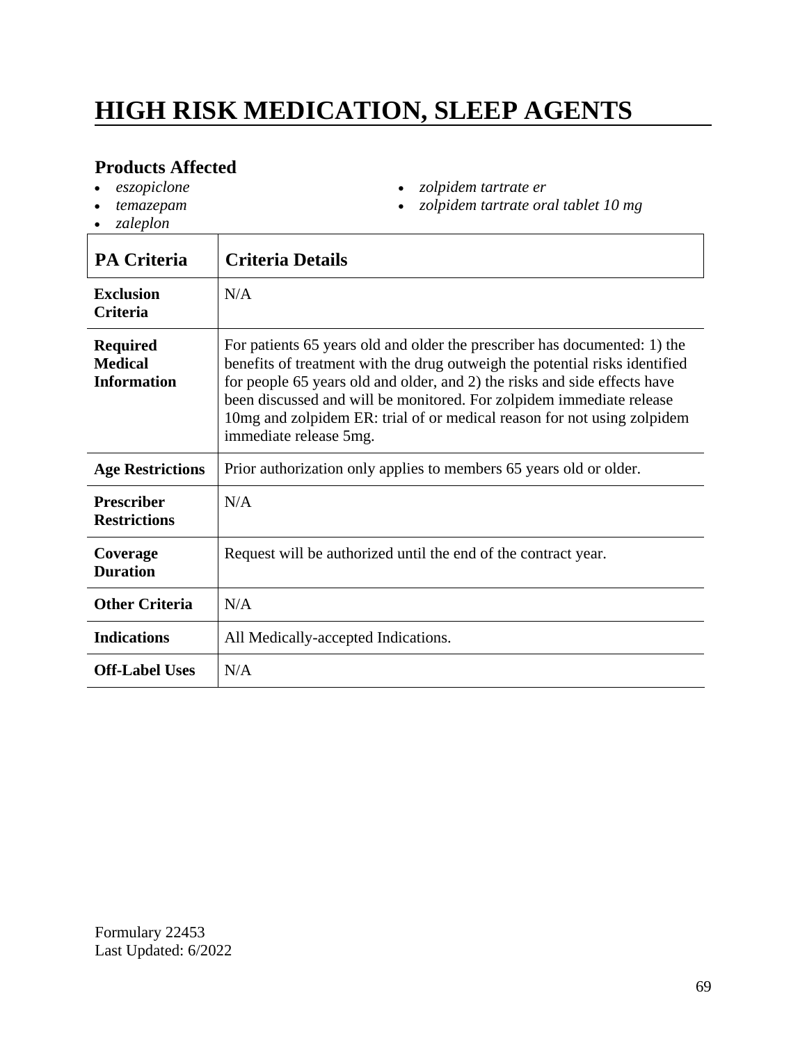# HIGH RISK MEDICATION, SLEEP AGENTS

## Products Affected

- *eszopiclone*
- *temazepam*
- *zaleplon*
- *zolpidem tartrate er*
- *zolpidem tartrate oral tablet 10 mg*

| PA Criteria | Criteria Details |
|---|---|
| **Exclusion Criteria** | N/A |
| **Required Medical Information** | For patients 65 years old and older the prescriber has documented: 1) the benefits of treatment with the drug outweigh the potential risks identified for people 65 years old and older, and 2) the risks and side effects have been discussed and will be monitored. For zolpidem immediate release 10mg and zolpidem ER: trial of or medical reason for not using zolpidem immediate release 5mg. |
| **Age Restrictions** | Prior authorization only applies to members 65 years old or older. |
| **Prescriber Restrictions** | N/A |
| **Coverage Duration** | Request will be authorized until the end of the contract year. |
| **Other Criteria** | N/A |
| **Indications** | All Medically-accepted Indications. |
| **Off-Label Uses** | N/A |

Formulary 22453
Last Updated: 6/2022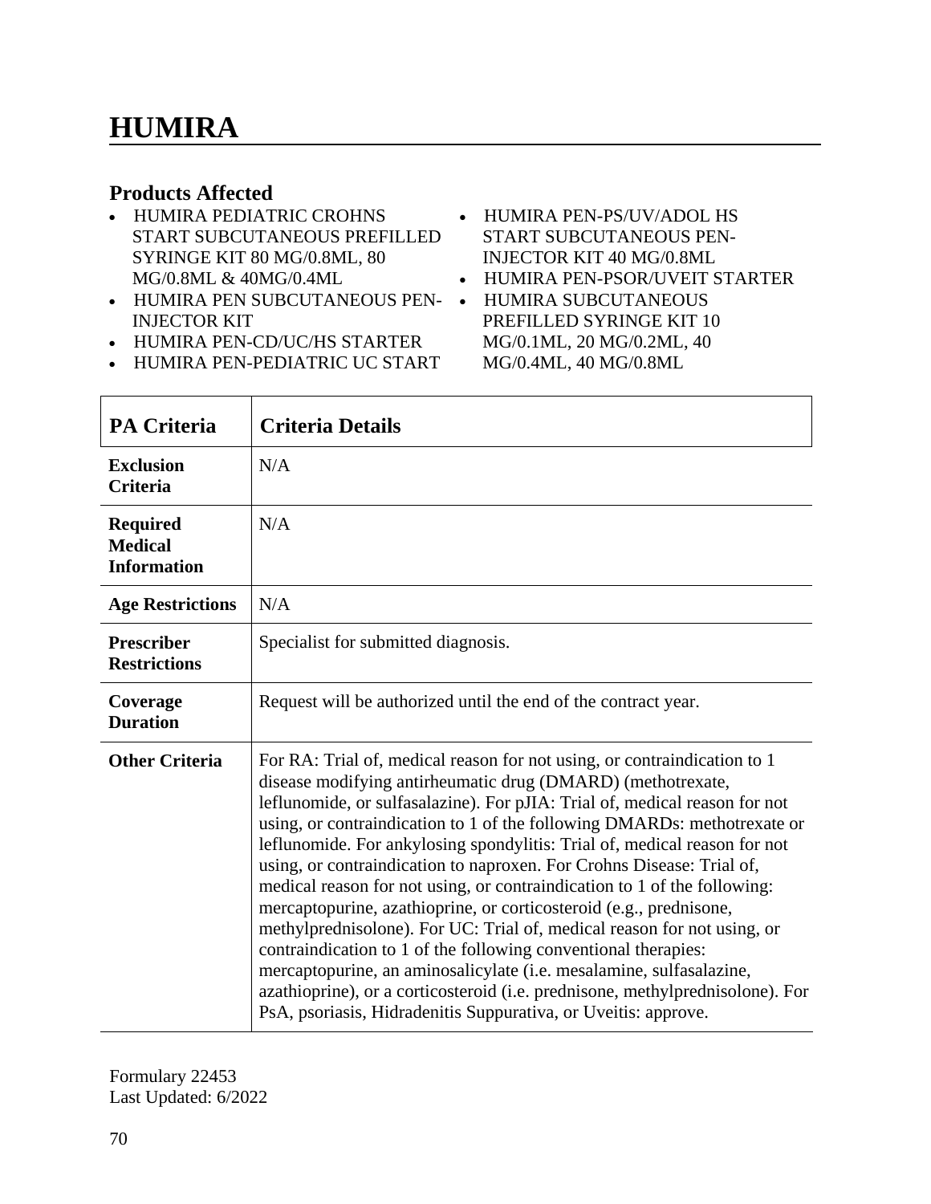# HUMIRA

## Products Affected

- HUMIRA PEDIATRIC CROHNS START SUBCUTANEOUS PREFILLED SYRINGE KIT 80 MG/0.8ML, 80 MG/0.8ML & 40MG/0.4ML
- HUMIRA PEN SUBCUTANEOUS PEN-INJECTOR KIT
- HUMIRA PEN-CD/UC/HS STARTER
- HUMIRA PEN-PEDIATRIC UC START
- HUMIRA PEN-PS/UV/ADOL HS START SUBCUTANEOUS PEN-INJECTOR KIT 40 MG/0.8ML
- HUMIRA PEN-PSOR/UVEIT STARTER
- HUMIRA SUBCUTANEOUS PREFILLED SYRINGE KIT 10 MG/0.1ML, 20 MG/0.2ML, 40 MG/0.4ML, 40 MG/0.8ML

| PA Criteria | Criteria Details |
|---|---|
| **Exclusion Criteria** | N/A |
| **Required Medical Information** | N/A |
| **Age Restrictions** | N/A |
| **Prescriber Restrictions** | Specialist for submitted diagnosis. |
| **Coverage Duration** | Request will be authorized until the end of the contract year. |
| **Other Criteria** | For RA: Trial of, medical reason for not using, or contraindication to 1 disease modifying antirheumatic drug (DMARD) (methotrexate, leflunomide, or sulfasalazine). For pJIA: Trial of, medical reason for not using, or contraindication to 1 of the following DMARDs: methotrexate or leflunomide. For ankylosing spondylitis: Trial of, medical reason for not using, or contraindication to naproxen. For Crohns Disease: Trial of, medical reason for not using, or contraindication to 1 of the following: mercaptopurine, azathioprine, or corticosteroid (e.g., prednisone, methylprednisolone). For UC: Trial of, medical reason for not using, or contraindication to 1 of the following conventional therapies: mercaptopurine, an aminosalicylate (i.e. mesalamine, sulfasalazine, azathioprine), or a corticosteroid (i.e. prednisone, methylprednisolone). For PsA, psoriasis, Hidradenitis Suppurativa, or Uveitis: approve. |

Formulary 22453
Last Updated: 6/2022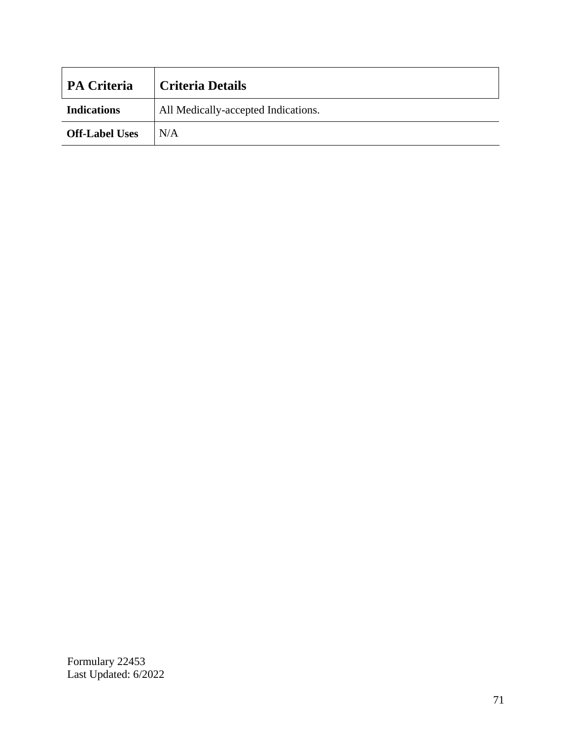| PA Criteria | Criteria Details |
|---|---|
| **Indications** | All Medically-accepted Indications. |
| **Off-Label Uses** | N/A |

Formulary 22453
Last Updated: 6/2022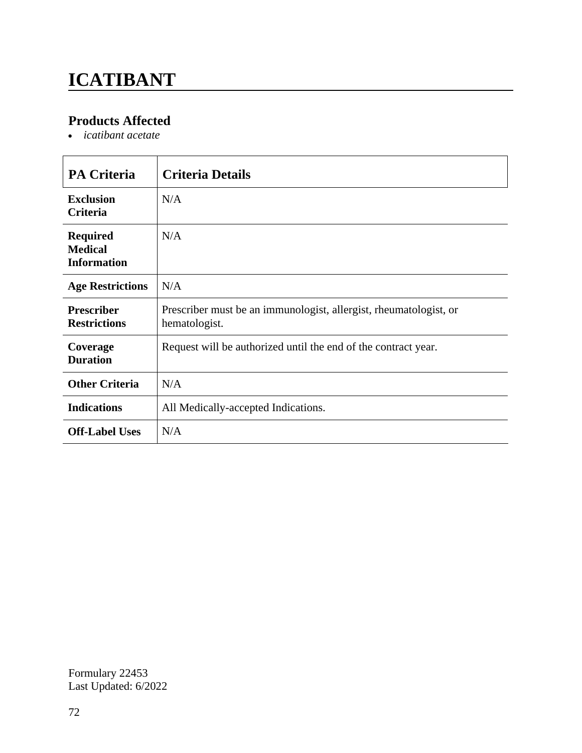# ICATIBANT

## Products Affected

- *icatibant acetate*

| PA Criteria | Criteria Details |
| --- | --- |
| **Exclusion Criteria** | N/A |
| **Required Medical Information** | N/A |
| **Age Restrictions** | N/A |
| **Prescriber Restrictions** | Prescriber must be an immunologist, allergist, rheumatologist, or hematologist. |
| **Coverage Duration** | Request will be authorized until the end of the contract year. |
| **Other Criteria** | N/A |
| **Indications** | All Medically-accepted Indications. |
| **Off-Label Uses** | N/A |

Formulary 22453
Last Updated: 6/2022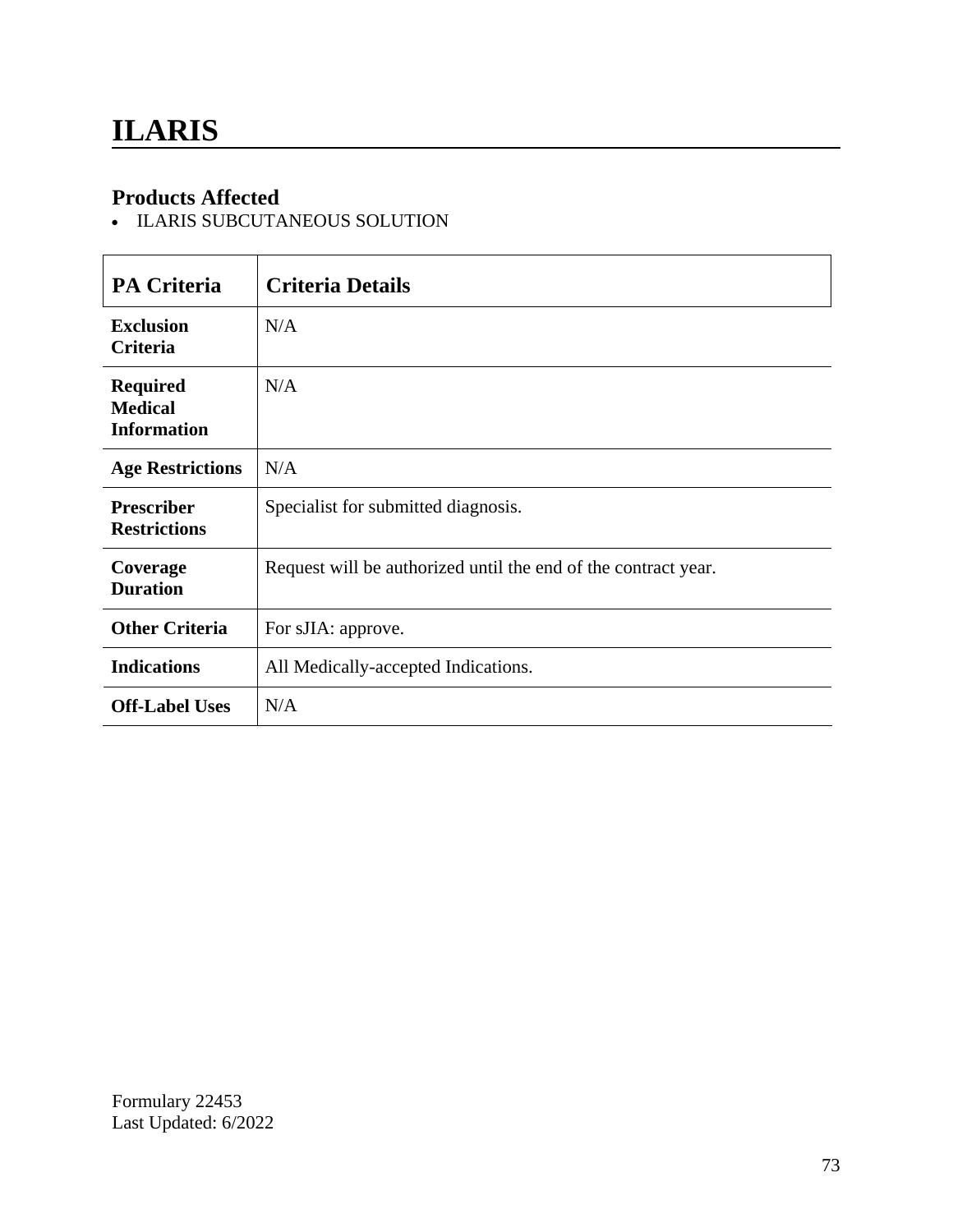# ILARIS

## Products Affected

- ILARIS SUBCUTANEOUS SOLUTION

| PA Criteria | Criteria Details |
| --- | --- |
| **Exclusion Criteria** | N/A |
| **Required Medical Information** | N/A |
| **Age Restrictions** | N/A |
| **Prescriber Restrictions** | Specialist for submitted diagnosis. |
| **Coverage Duration** | Request will be authorized until the end of the contract year. |
| **Other Criteria** | For sJIA: approve. |
| **Indications** | All Medically-accepted Indications. |
| **Off-Label Uses** | N/A |

Formulary 22453
Last Updated: 6/2022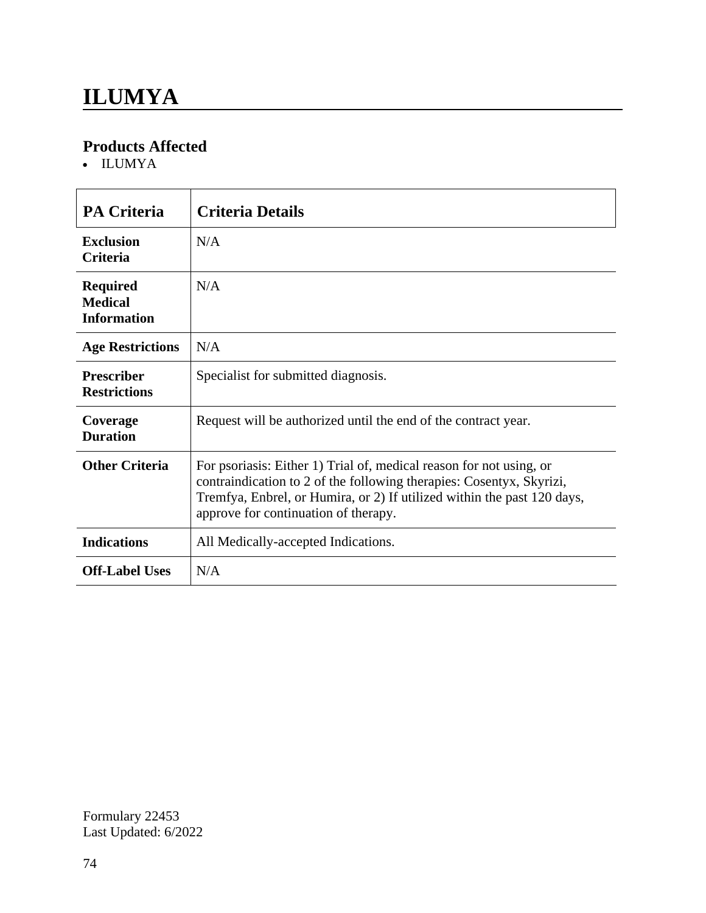# ILUMYA

## Products Affected

- ILUMYA

| PA Criteria | Criteria Details |
|---|---|
| **Exclusion Criteria** | N/A |
| **Required Medical Information** | N/A |
| **Age Restrictions** | N/A |
| **Prescriber Restrictions** | Specialist for submitted diagnosis. |
| **Coverage Duration** | Request will be authorized until the end of the contract year. |
| **Other Criteria** | For psoriasis: Either 1) Trial of, medical reason for not using, or contraindication to 2 of the following therapies: Cosentyx, Skyrizi, Tremfya, Enbrel, or Humira, or 2) If utilized within the past 120 days, approve for continuation of therapy. |
| **Indications** | All Medically-accepted Indications. |
| **Off-Label Uses** | N/A |

Formulary 22453
Last Updated: 6/2022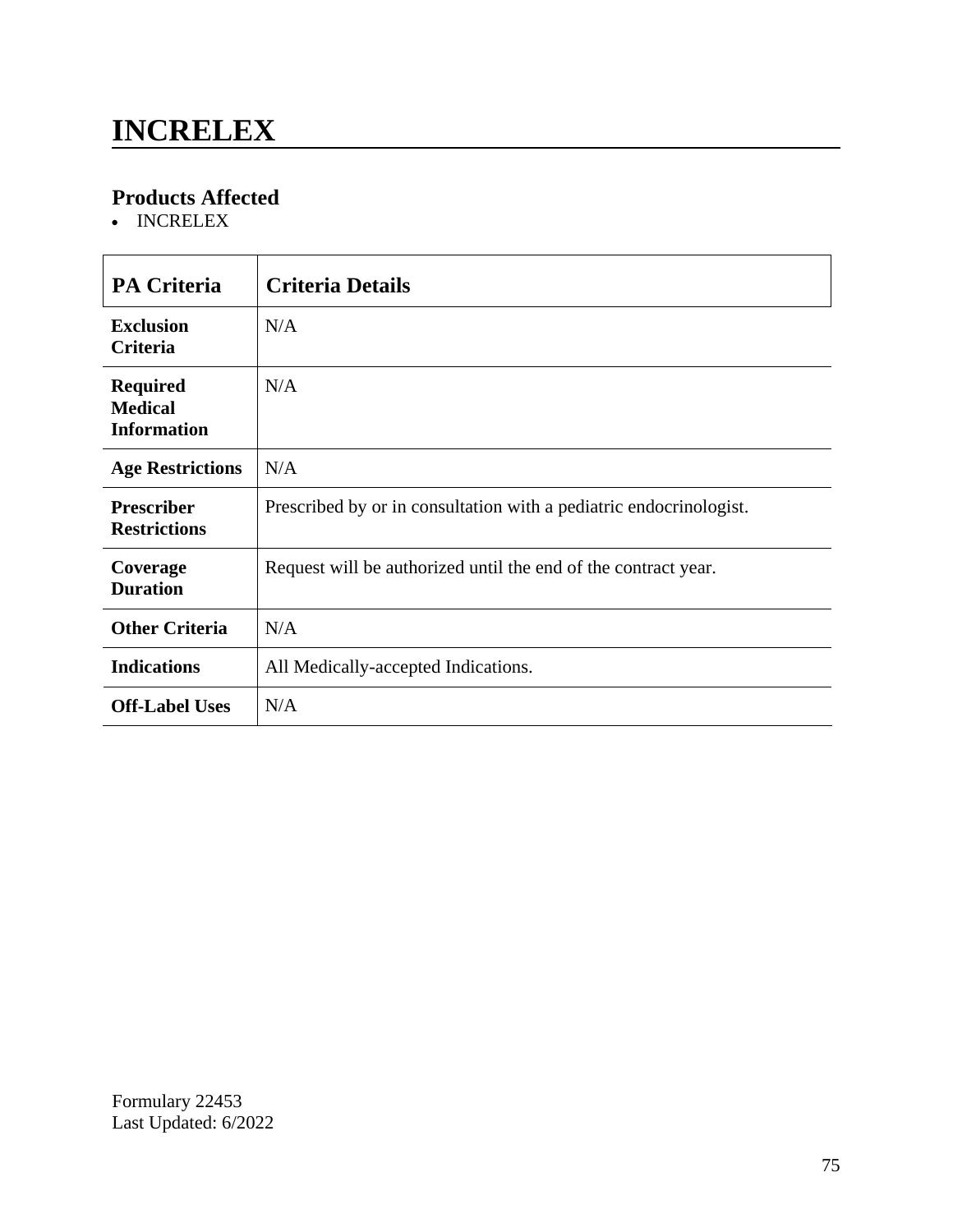# INCRELEX

## Products Affected

- INCRELEX

| PA Criteria | Criteria Details |
|---|---|
| **Exclusion Criteria** | N/A |
| **Required Medical Information** | N/A |
| **Age Restrictions** | N/A |
| **Prescriber Restrictions** | Prescribed by or in consultation with a pediatric endocrinologist. |
| **Coverage Duration** | Request will be authorized until the end of the contract year. |
| **Other Criteria** | N/A |
| **Indications** | All Medically-accepted Indications. |
| **Off-Label Uses** | N/A |

Formulary 22453
Last Updated: 6/2022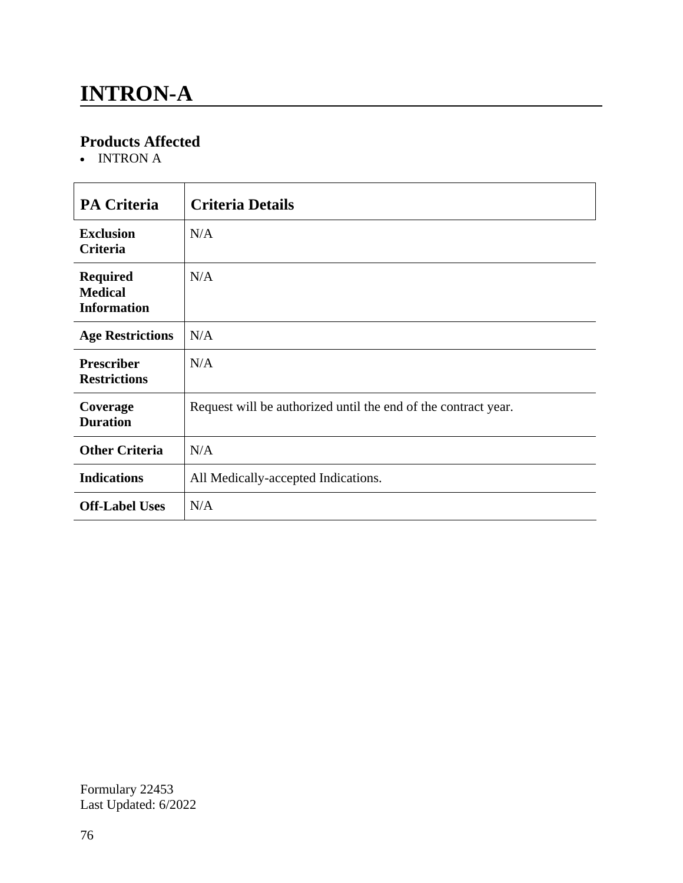# INTRON-A

## Products Affected

- INTRON A

| PA Criteria | Criteria Details |
|---|---|
| **Exclusion Criteria** | N/A |
| **Required Medical Information** | N/A |
| **Age Restrictions** | N/A |
| **Prescriber Restrictions** | N/A |
| **Coverage Duration** | Request will be authorized until the end of the contract year. |
| **Other Criteria** | N/A |
| **Indications** | All Medically-accepted Indications. |
| **Off-Label Uses** | N/A |

Formulary 22453
Last Updated: 6/2022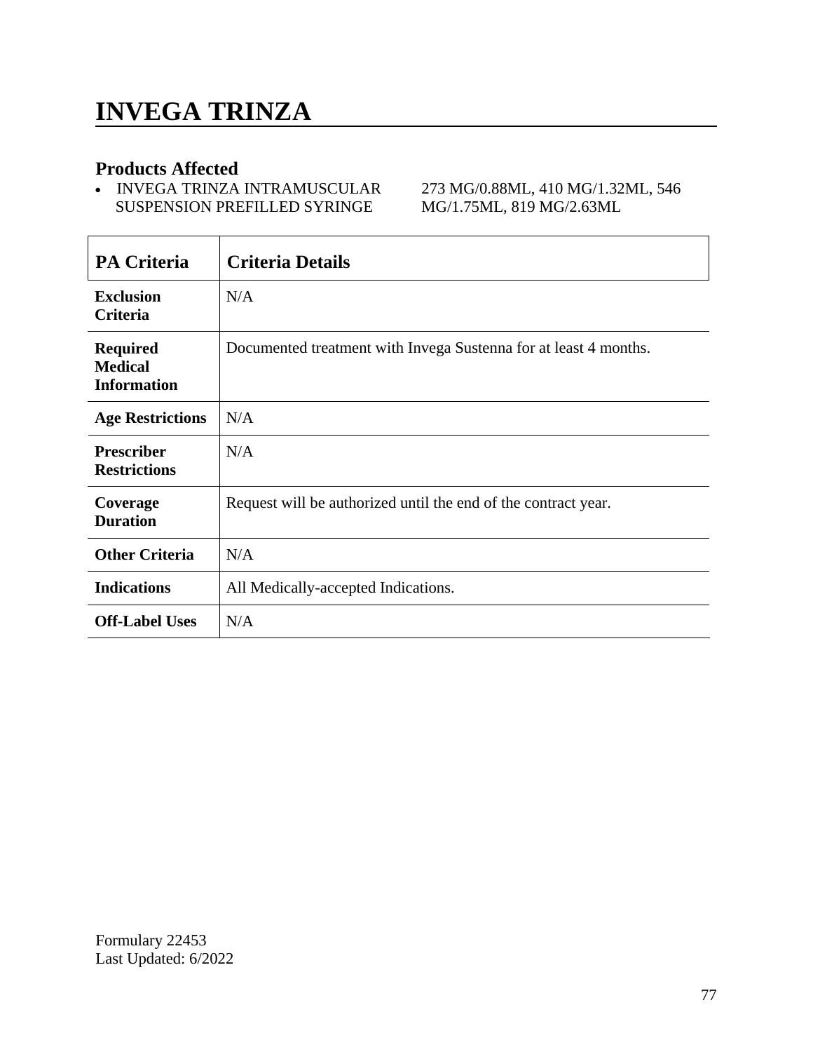# INVEGA TRINZA

### Products Affected

- INVEGA TRINZA INTRAMUSCULAR SUSPENSION PREFILLED SYRINGE 273 MG/0.88ML, 410 MG/1.32ML, 546 MG/1.75ML, 819 MG/2.63ML

| PA Criteria | Criteria Details |
|---|---|
| **Exclusion Criteria** | N/A |
| **Required Medical Information** | Documented treatment with Invega Sustenna for at least 4 months. |
| **Age Restrictions** | N/A |
| **Prescriber Restrictions** | N/A |
| **Coverage Duration** | Request will be authorized until the end of the contract year. |
| **Other Criteria** | N/A |
| **Indications** | All Medically-accepted Indications. |
| **Off-Label Uses** | N/A |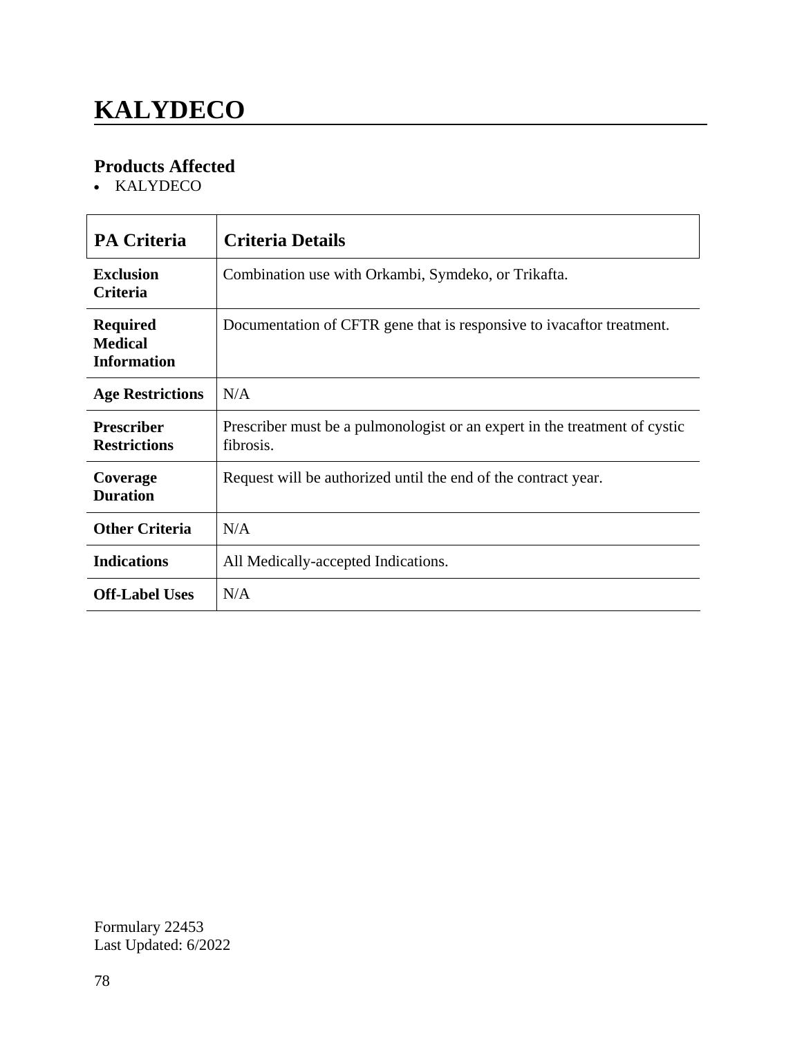# KALYDECO

## Products Affected

- KALYDECO

| PA Criteria | Criteria Details |
| --- | --- |
| **Exclusion Criteria** | Combination use with Orkambi, Symdeko, or Trikafta. |
| **Required Medical Information** | Documentation of CFTR gene that is responsive to ivacaftor treatment. |
| **Age Restrictions** | N/A |
| **Prescriber Restrictions** | Prescriber must be a pulmonologist or an expert in the treatment of cystic fibrosis. |
| **Coverage Duration** | Request will be authorized until the end of the contract year. |
| **Other Criteria** | N/A |
| **Indications** | All Medically-accepted Indications. |
| **Off-Label Uses** | N/A |

Formulary 22453
Last Updated: 6/2022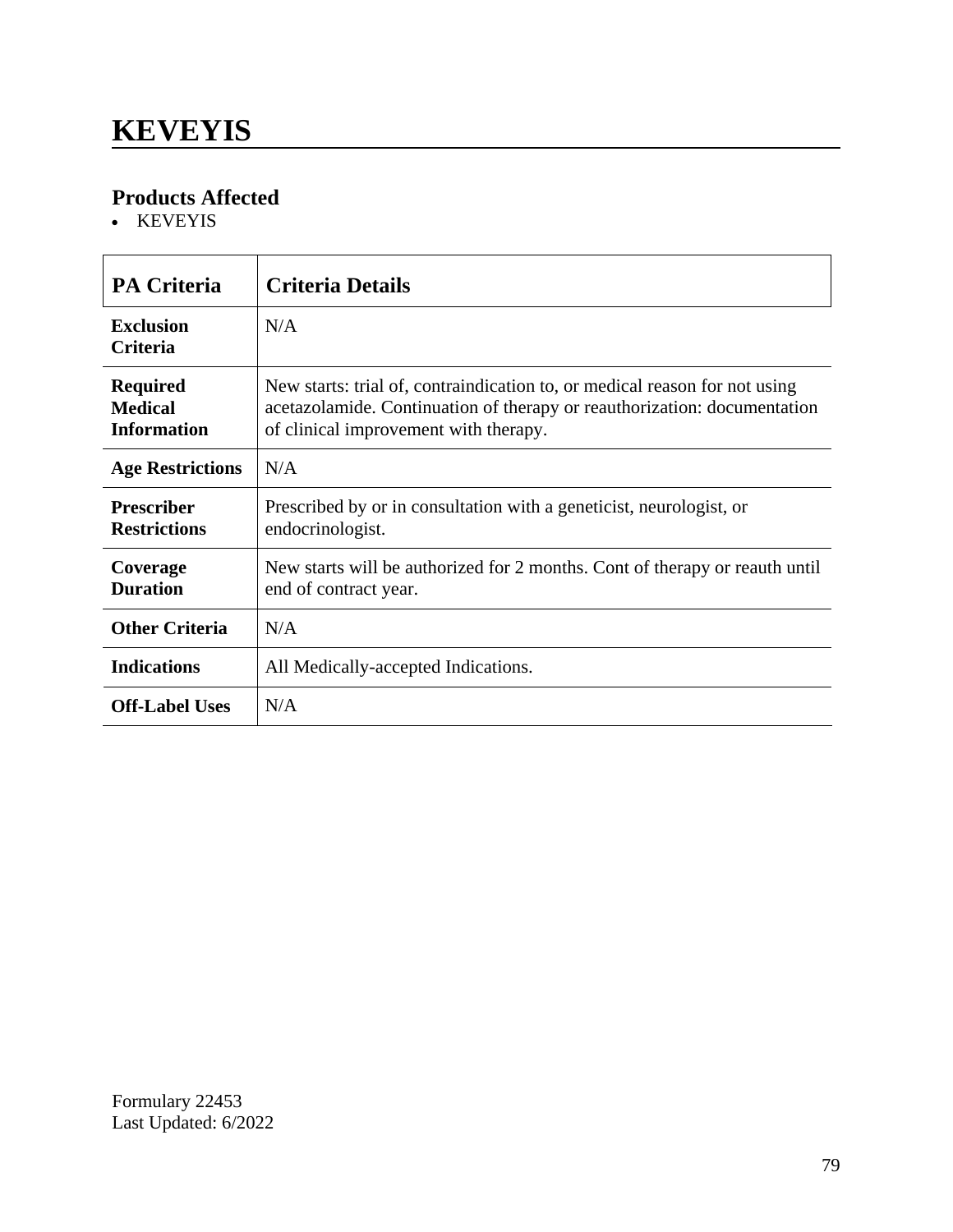# KEVEYIS

## Products Affected

- KEVEYIS

| PA Criteria | Criteria Details |
|---|---|
| **Exclusion Criteria** | N/A |
| **Required Medical Information** | New starts: trial of, contraindication to, or medical reason for not using acetazolamide. Continuation of therapy or reauthorization: documentation of clinical improvement with therapy. |
| **Age Restrictions** | N/A |
| **Prescriber Restrictions** | Prescribed by or in consultation with a geneticist, neurologist, or endocrinologist. |
| **Coverage Duration** | New starts will be authorized for 2 months. Cont of therapy or reauth until end of contract year. |
| **Other Criteria** | N/A |
| **Indications** | All Medically-accepted Indications. |
| **Off-Label Uses** | N/A |

Formulary 22453
Last Updated: 6/2022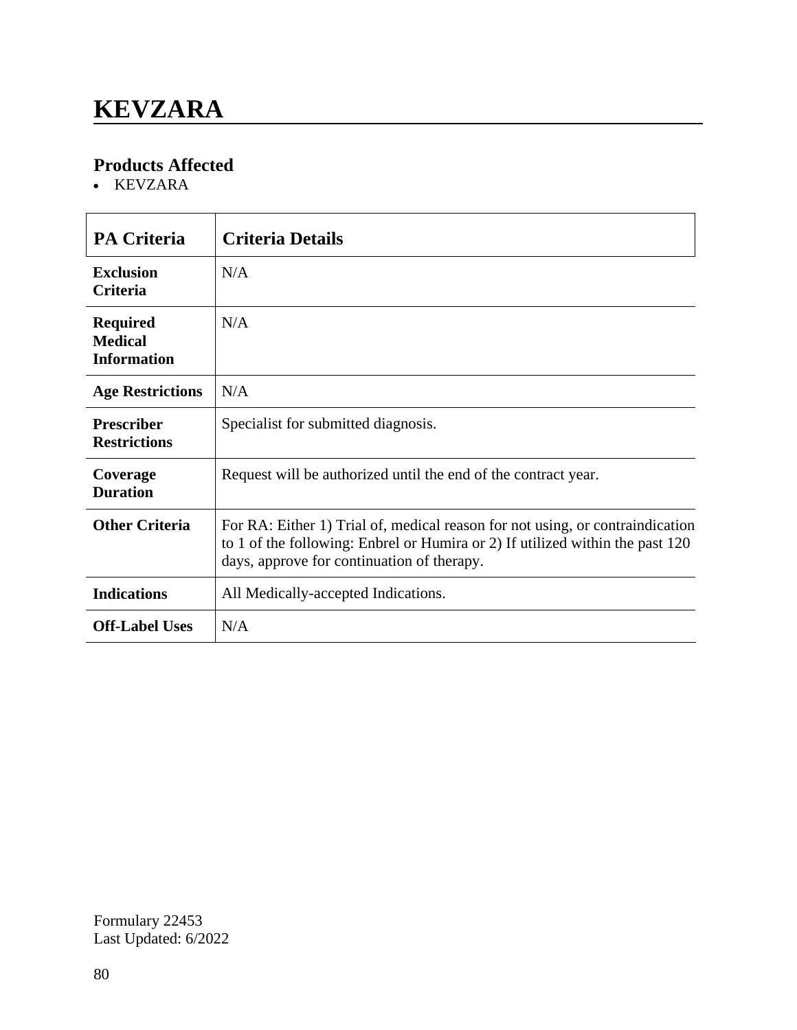# KEVZARA

## Products Affected

- KEVZARA

| PA Criteria | Criteria Details |
| --- | --- |
| **Exclusion Criteria** | N/A |
| **Required Medical Information** | N/A |
| **Age Restrictions** | N/A |
| **Prescriber Restrictions** | Specialist for submitted diagnosis. |
| **Coverage Duration** | Request will be authorized until the end of the contract year. |
| **Other Criteria** | For RA: Either 1) Trial of, medical reason for not using, or contraindication to 1 of the following: Enbrel or Humira or 2) If utilized within the past 120 days, approve for continuation of therapy. |
| **Indications** | All Medically-accepted Indications. |
| **Off-Label Uses** | N/A |

Formulary 22453
Last Updated: 6/2022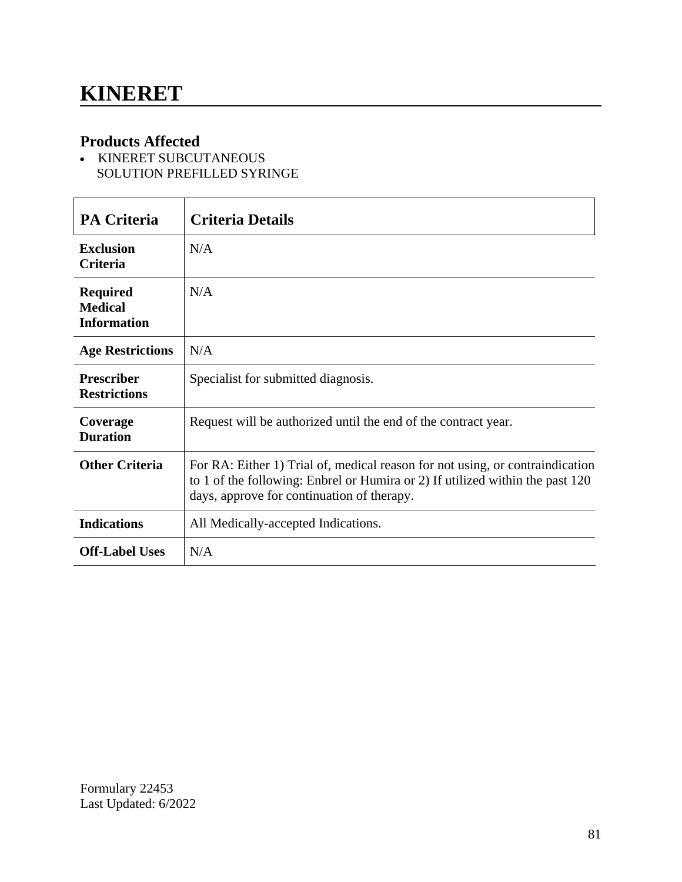# KINERET

## Products Affected

- KINERET SUBCUTANEOUS SOLUTION PREFILLED SYRINGE

| PA Criteria | Criteria Details |
|---|---|
| **Exclusion Criteria** | N/A |
| **Required Medical Information** | N/A |
| **Age Restrictions** | N/A |
| **Prescriber Restrictions** | Specialist for submitted diagnosis. |
| **Coverage Duration** | Request will be authorized until the end of the contract year. |
| **Other Criteria** | For RA: Either 1) Trial of, medical reason for not using, or contraindication to 1 of the following: Enbrel or Humira or 2) If utilized within the past 120 days, approve for continuation of therapy. |
| **Indications** | All Medically-accepted Indications. |
| **Off-Label Uses** | N/A |

Formulary 22453
Last Updated: 6/2022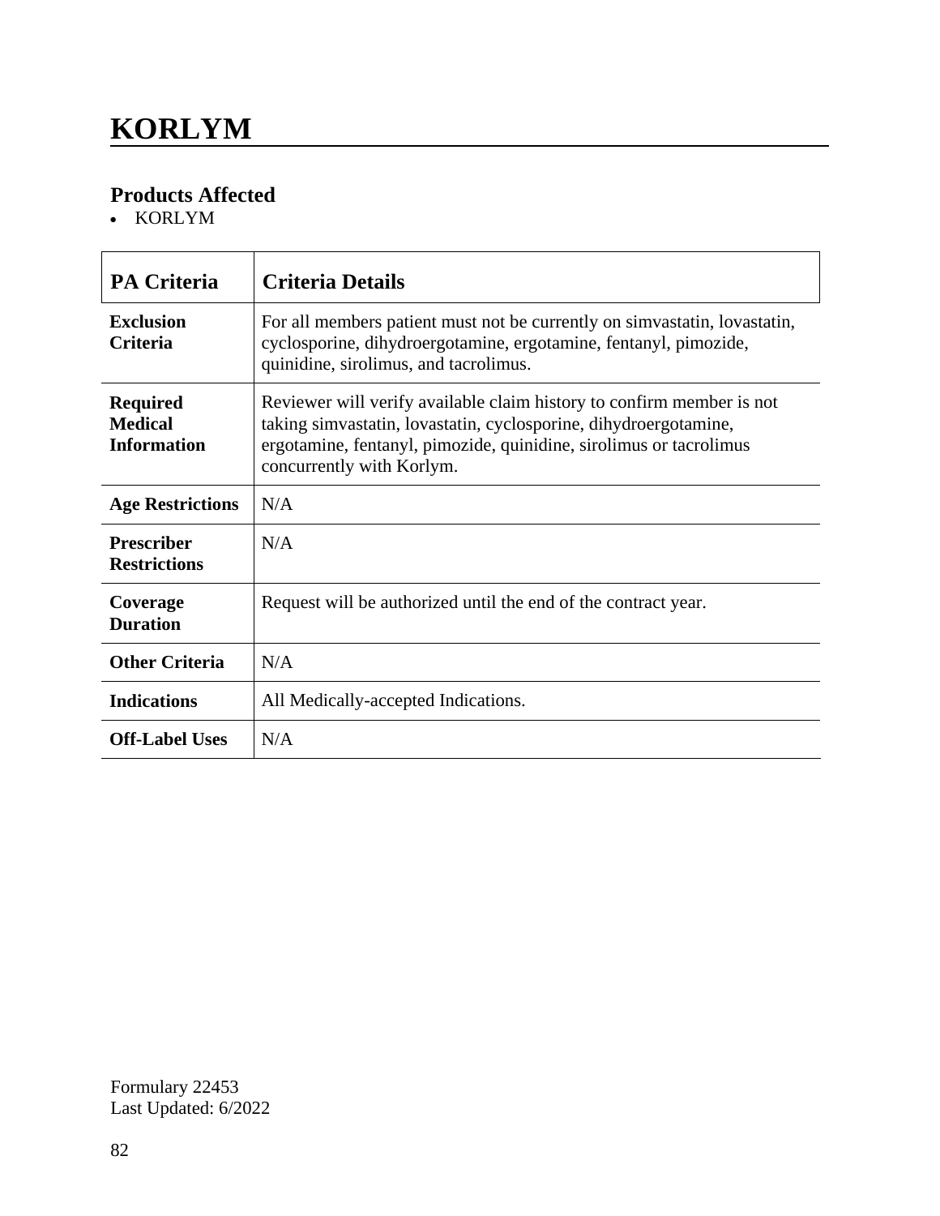# KORLYM

## Products Affected

- KORLYM

| PA Criteria | Criteria Details |
|---|---|
| **Exclusion Criteria** | For all members patient must not be currently on simvastatin, lovastatin, cyclosporine, dihydroergotamine, ergotamine, fentanyl, pimozide, quinidine, sirolimus, and tacrolimus. |
| **Required Medical Information** | Reviewer will verify available claim history to confirm member is not taking simvastatin, lovastatin, cyclosporine, dihydroergotamine, ergotamine, fentanyl, pimozide, quinidine, sirolimus or tacrolimus concurrently with Korlym. |
| **Age Restrictions** | N/A |
| **Prescriber Restrictions** | N/A |
| **Coverage Duration** | Request will be authorized until the end of the contract year. |
| **Other Criteria** | N/A |
| **Indications** | All Medically-accepted Indications. |
| **Off-Label Uses** | N/A |

Formulary 22453
Last Updated: 6/2022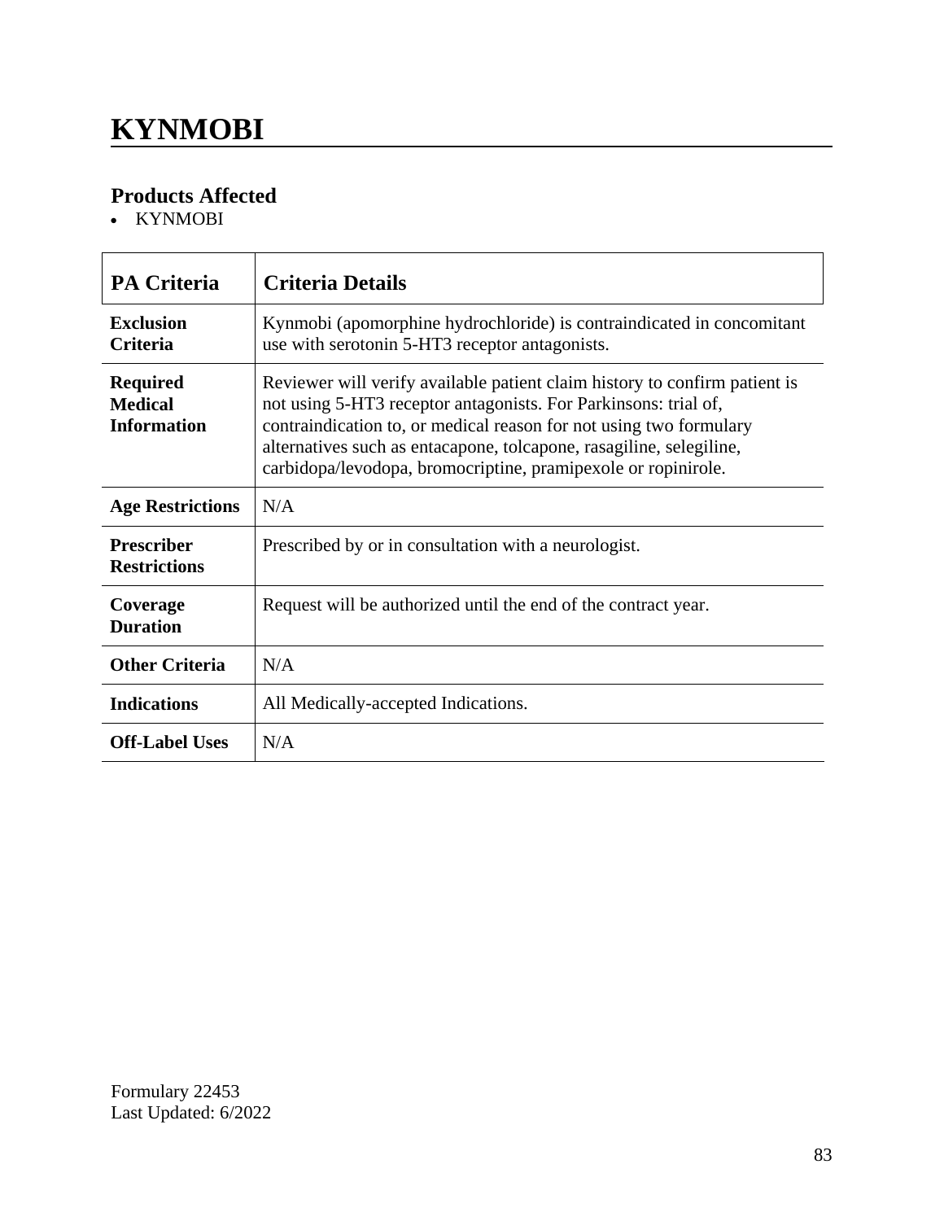# KYNMOBI

## Products Affected

- KYNMOBI

| PA Criteria | Criteria Details |
| --- | --- |
| **Exclusion Criteria** | Kynmobi (apomorphine hydrochloride) is contraindicated in concomitant use with serotonin 5-HT3 receptor antagonists. |
| **Required Medical Information** | Reviewer will verify available patient claim history to confirm patient is not using 5-HT3 receptor antagonists. For Parkinsons: trial of, contraindication to, or medical reason for not using two formulary alternatives such as entacapone, tolcapone, rasagiline, selegiline, carbidopa/levodopa, bromocriptine, pramipexole or ropinirole. |
| **Age Restrictions** | N/A |
| **Prescriber Restrictions** | Prescribed by or in consultation with a neurologist. |
| **Coverage Duration** | Request will be authorized until the end of the contract year. |
| **Other Criteria** | N/A |
| **Indications** | All Medically-accepted Indications. |
| **Off-Label Uses** | N/A |

Formulary 22453
Last Updated: 6/2022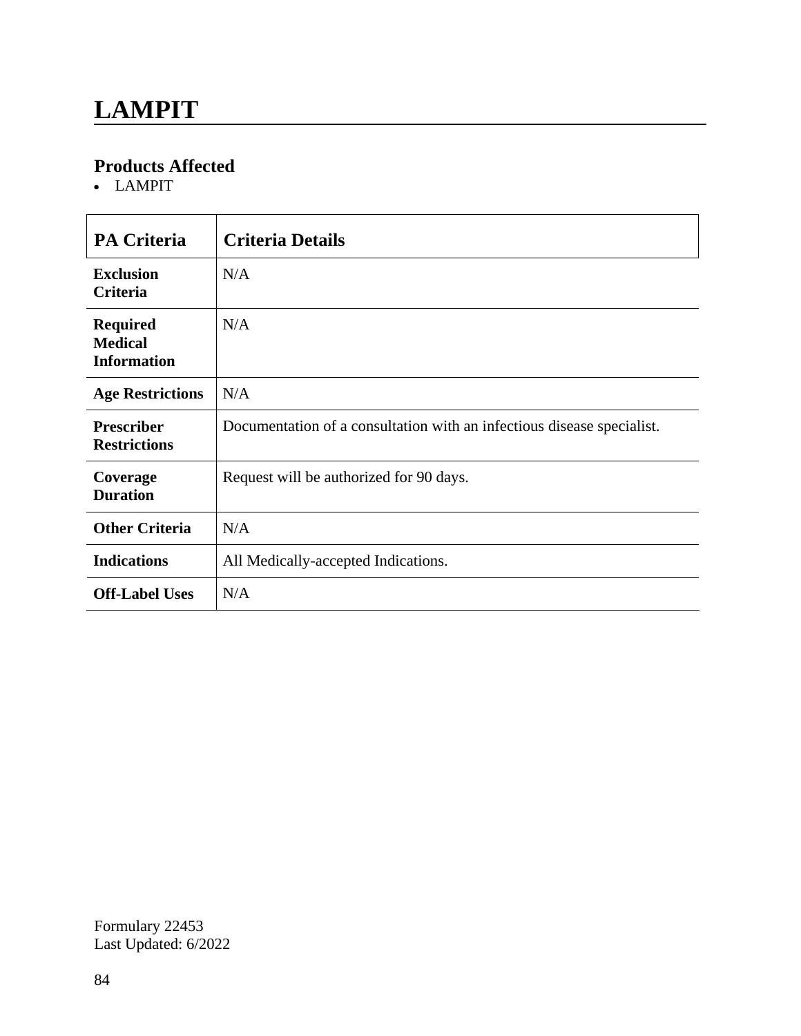# LAMPIT

## Products Affected

- LAMPIT

| PA Criteria | Criteria Details |
| --- | --- |
| **Exclusion Criteria** | N/A |
| **Required Medical Information** | N/A |
| **Age Restrictions** | N/A |
| **Prescriber Restrictions** | Documentation of a consultation with an infectious disease specialist. |
| **Coverage Duration** | Request will be authorized for 90 days. |
| **Other Criteria** | N/A |
| **Indications** | All Medically-accepted Indications. |
| **Off-Label Uses** | N/A |

Formulary 22453
Last Updated: 6/2022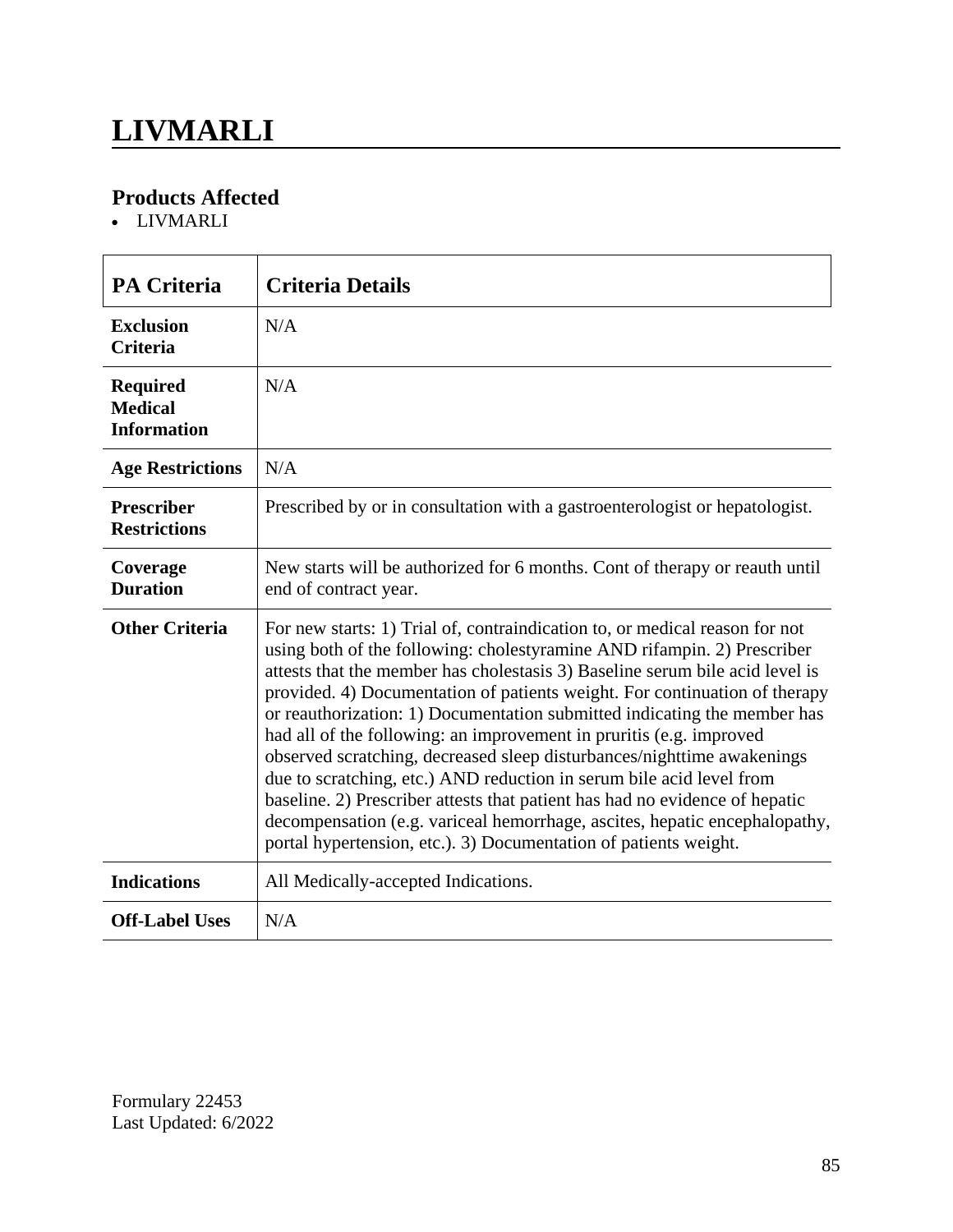# LIVMARLI

### Products Affected

- LIVMARLI

| PA Criteria | Criteria Details |
|---|---|
| **Exclusion Criteria** | N/A |
| **Required Medical Information** | N/A |
| **Age Restrictions** | N/A |
| **Prescriber Restrictions** | Prescribed by or in consultation with a gastroenterologist or hepatologist. |
| **Coverage Duration** | New starts will be authorized for 6 months. Cont of therapy or reauth until end of contract year. |
| **Other Criteria** | For new starts: 1) Trial of, contraindication to, or medical reason for not using both of the following: cholestyramine AND rifampin. 2) Prescriber attests that the member has cholestasis 3) Baseline serum bile acid level is provided. 4) Documentation of patients weight. For continuation of therapy or reauthorization: 1) Documentation submitted indicating the member has had all of the following: an improvement in pruritis (e.g. improved observed scratching, decreased sleep disturbances/nighttime awakenings due to scratching, etc.) AND reduction in serum bile acid level from baseline. 2) Prescriber attests that patient has had no evidence of hepatic decompensation (e.g. variceal hemorrhage, ascites, hepatic encephalopathy, portal hypertension, etc.). 3) Documentation of patients weight. |
| **Indications** | All Medically-accepted Indications. |
| **Off-Label Uses** | N/A |

Formulary 22453
Last Updated: 6/2022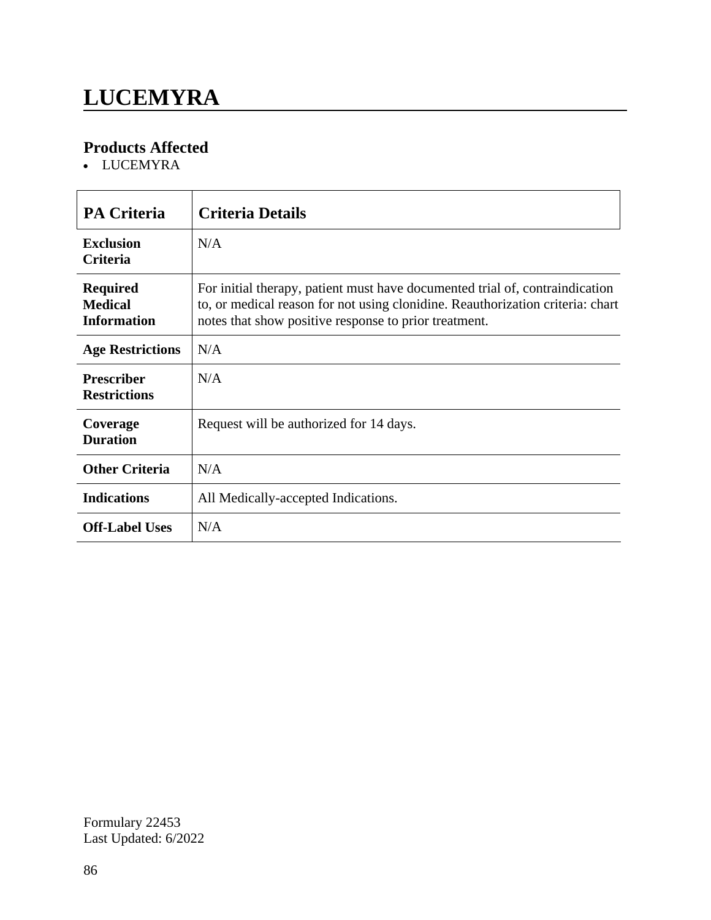# LUCEMYRA

### Products Affected

- LUCEMYRA

| PA Criteria | Criteria Details |
|---|---|
| **Exclusion Criteria** | N/A |
| **Required Medical Information** | For initial therapy, patient must have documented trial of, contraindication to, or medical reason for not using clonidine. Reauthorization criteria: chart notes that show positive response to prior treatment. |
| **Age Restrictions** | N/A |
| **Prescriber Restrictions** | N/A |
| **Coverage Duration** | Request will be authorized for 14 days. |
| **Other Criteria** | N/A |
| **Indications** | All Medically-accepted Indications. |
| **Off-Label Uses** | N/A |

Formulary 22453
Last Updated: 6/2022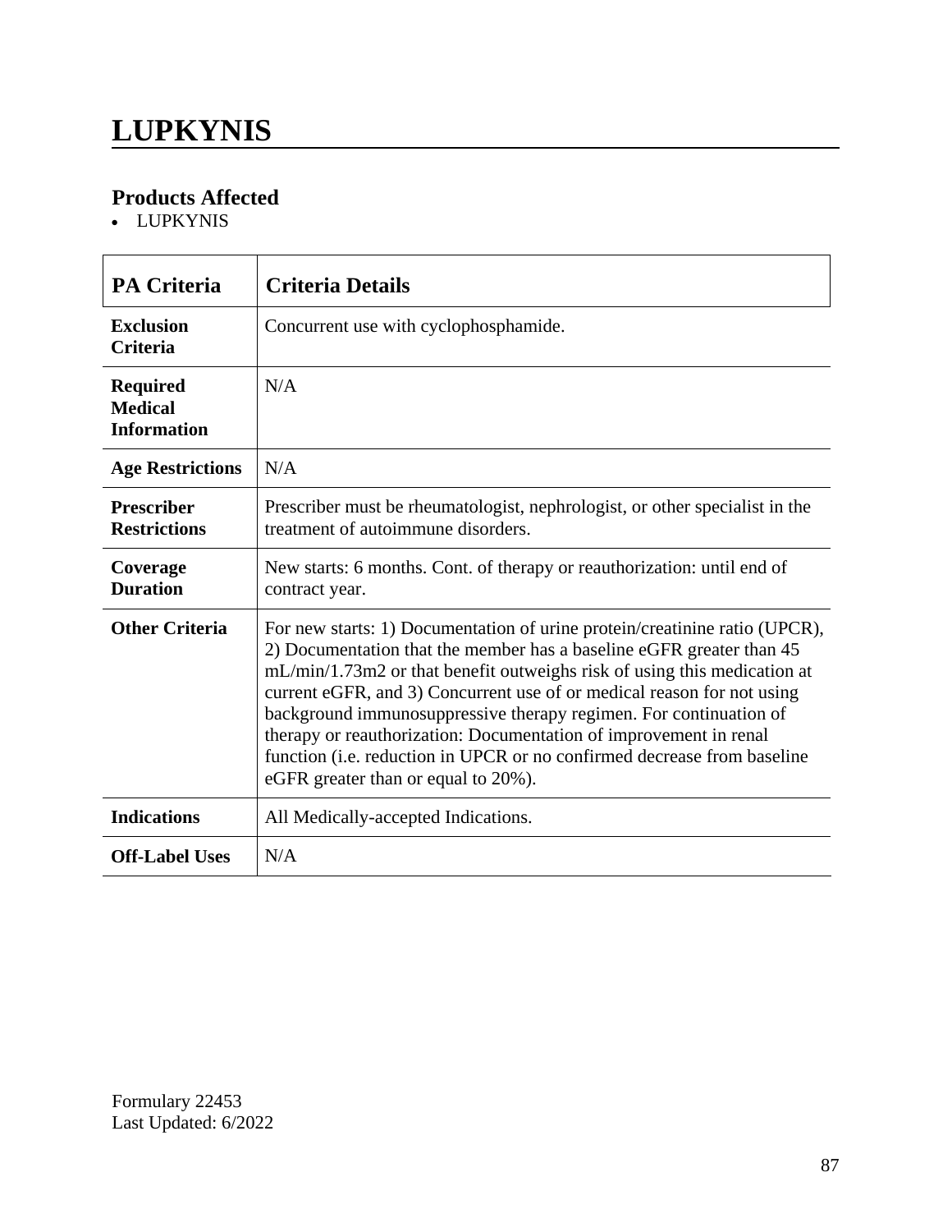# LUPKYNIS

## Products Affected

- LUPKYNIS

| PA Criteria | Criteria Details |
|---|---|
| **Exclusion Criteria** | Concurrent use with cyclophosphamide. |
| **Required Medical Information** | N/A |
| **Age Restrictions** | N/A |
| **Prescriber Restrictions** | Prescriber must be rheumatologist, nephrologist, or other specialist in the treatment of autoimmune disorders. |
| **Coverage Duration** | New starts: 6 months. Cont. of therapy or reauthorization: until end of contract year. |
| **Other Criteria** | For new starts: 1) Documentation of urine protein/creatinine ratio (UPCR), 2) Documentation that the member has a baseline eGFR greater than 45 mL/min/1.73m2 or that benefit outweighs risk of using this medication at current eGFR, and 3) Concurrent use of or medical reason for not using background immunosuppressive therapy regimen. For continuation of therapy or reauthorization: Documentation of improvement in renal function (i.e. reduction in UPCR or no confirmed decrease from baseline eGFR greater than or equal to 20%). |
| **Indications** | All Medically-accepted Indications. |
| **Off-Label Uses** | N/A |

Formulary 22453
Last Updated: 6/2022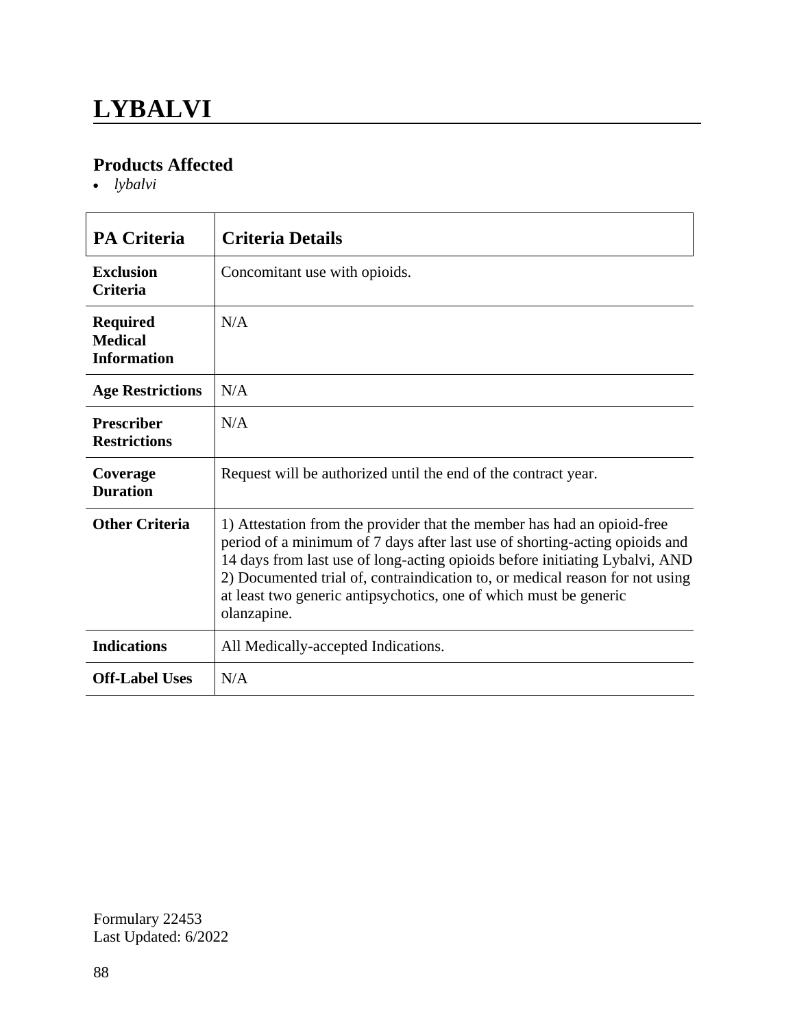# LYBALVI

## Products Affected

- *lybalvi*

| PA Criteria | Criteria Details |
|---|---|
| **Exclusion Criteria** | Concomitant use with opioids. |
| **Required Medical Information** | N/A |
| **Age Restrictions** | N/A |
| **Prescriber Restrictions** | N/A |
| **Coverage Duration** | Request will be authorized until the end of the contract year. |
| **Other Criteria** | 1) Attestation from the provider that the member has had an opioid-free period of a minimum of 7 days after last use of shorting-acting opioids and 14 days from last use of long-acting opioids before initiating Lybalvi, AND 2) Documented trial of, contraindication to, or medical reason for not using at least two generic antipsychotics, one of which must be generic olanzapine. |
| **Indications** | All Medically-accepted Indications. |
| **Off-Label Uses** | N/A |

Formulary 22453
Last Updated: 6/2022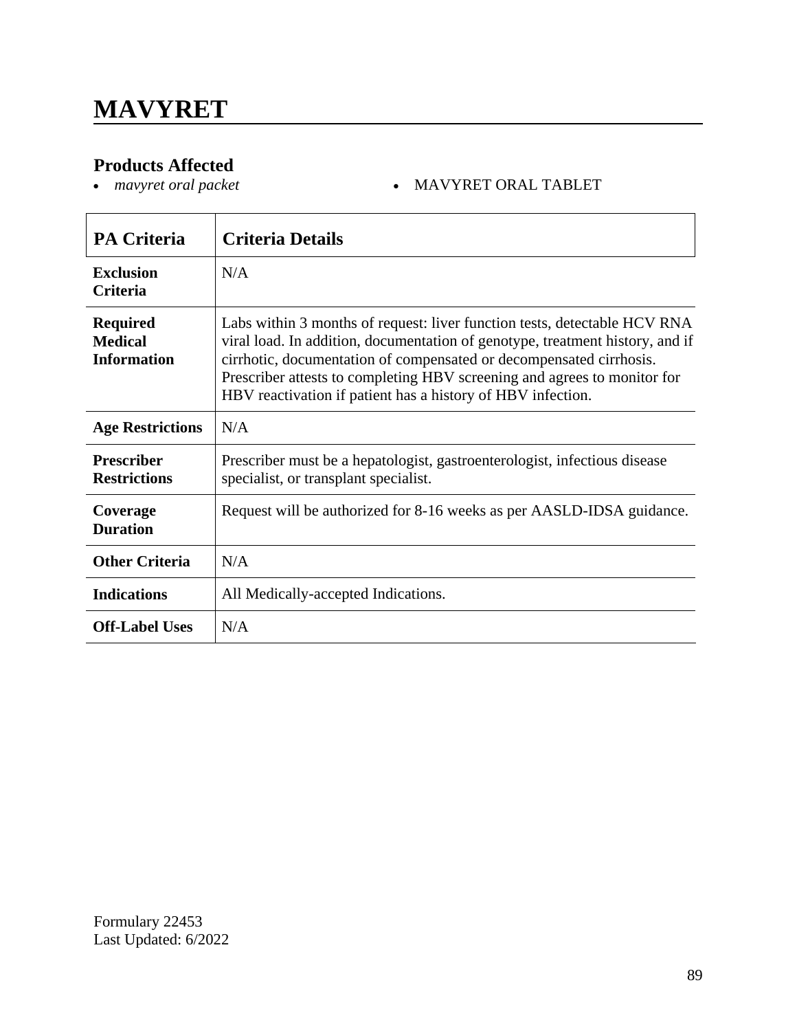# MAVYRET

### Products Affected

- *mavyret oral packet*
- MAVYRET ORAL TABLET

| PA Criteria | Criteria Details |
|---|---|
| **Exclusion Criteria** | N/A |
| **Required Medical Information** | Labs within 3 months of request: liver function tests, detectable HCV RNA viral load. In addition, documentation of genotype, treatment history, and if cirrhotic, documentation of compensated or decompensated cirrhosis. Prescriber attests to completing HBV screening and agrees to monitor for HBV reactivation if patient has a history of HBV infection. |
| **Age Restrictions** | N/A |
| **Prescriber Restrictions** | Prescriber must be a hepatologist, gastroenterologist, infectious disease specialist, or transplant specialist. |
| **Coverage Duration** | Request will be authorized for 8-16 weeks as per AASLD-IDSA guidance. |
| **Other Criteria** | N/A |
| **Indications** | All Medically-accepted Indications. |
| **Off-Label Uses** | N/A |

Formulary 22453
Last Updated: 6/2022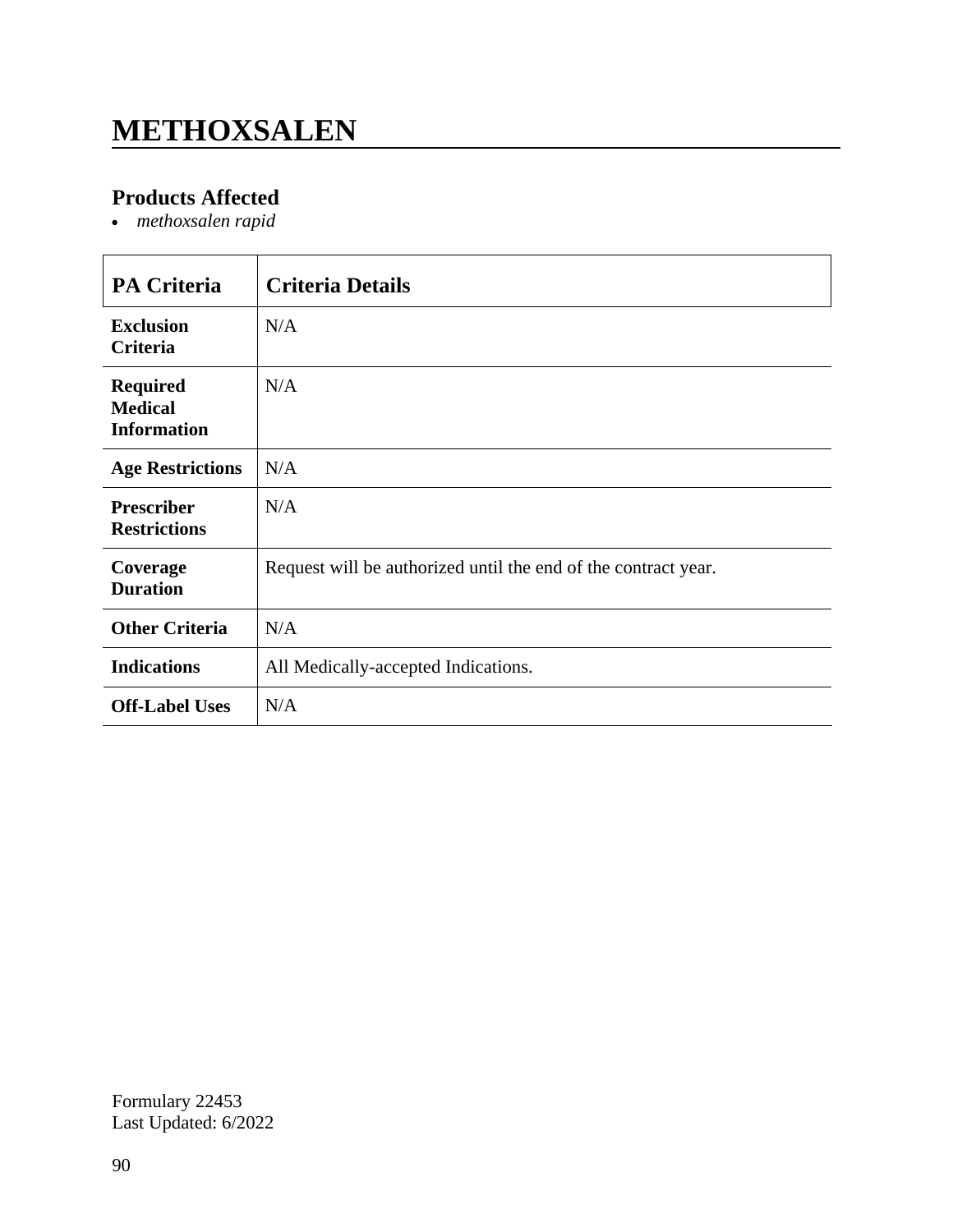# METHOXSALEN

## Products Affected

- *methoxsalen rapid*

| PA Criteria | Criteria Details |
|---|---|
| **Exclusion Criteria** | N/A |
| **Required Medical Information** | N/A |
| **Age Restrictions** | N/A |
| **Prescriber Restrictions** | N/A |
| **Coverage Duration** | Request will be authorized until the end of the contract year. |
| **Other Criteria** | N/A |
| **Indications** | All Medically-accepted Indications. |
| **Off-Label Uses** | N/A |

Formulary 22453
Last Updated: 6/2022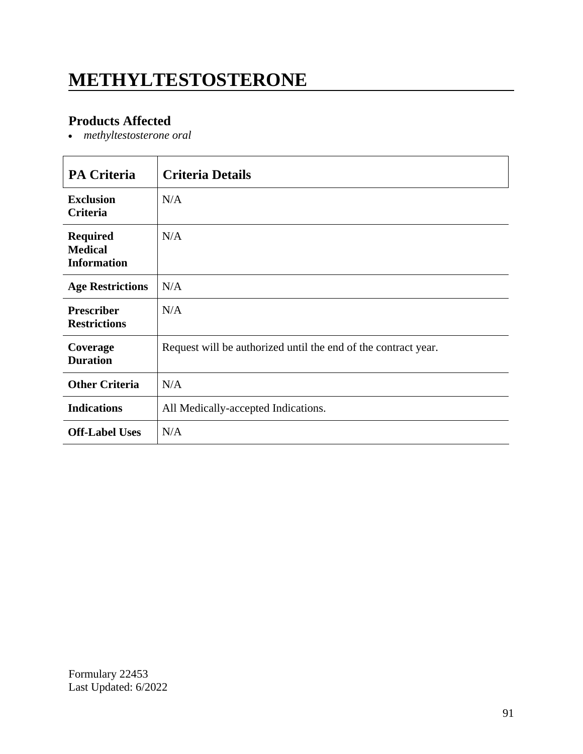# METHYLTESTOSTERONE

## Products Affected

- *methyltestosterone oral*

| PA Criteria | Criteria Details |
|---|---|
| **Exclusion Criteria** | N/A |
| **Required Medical Information** | N/A |
| **Age Restrictions** | N/A |
| **Prescriber Restrictions** | N/A |
| **Coverage Duration** | Request will be authorized until the end of the contract year. |
| **Other Criteria** | N/A |
| **Indications** | All Medically-accepted Indications. |
| **Off-Label Uses** | N/A |

Formulary 22453
Last Updated: 6/2022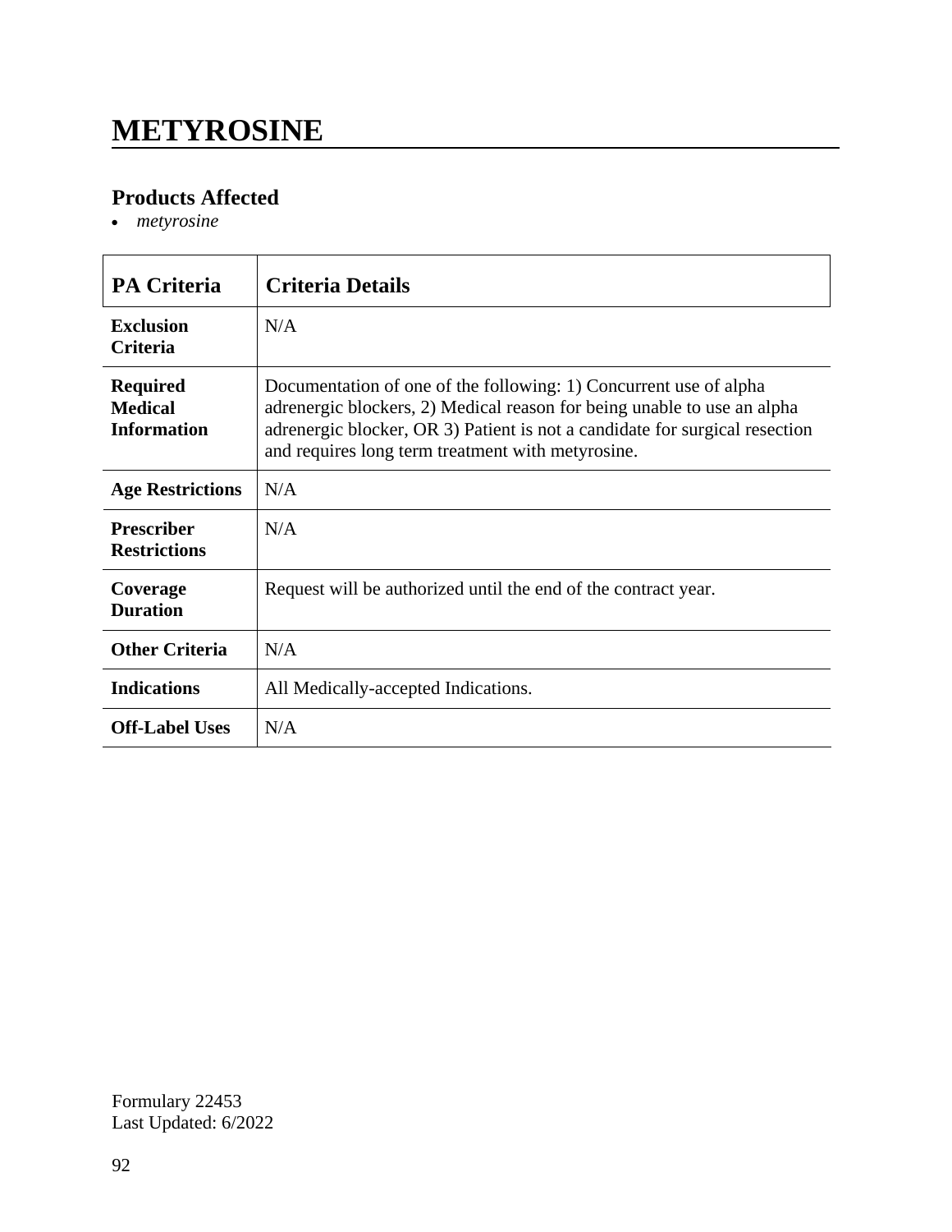# METYROSINE

## Products Affected

- *metyrosine*

| PA Criteria | Criteria Details |
|---|---|
| **Exclusion Criteria** | N/A |
| **Required Medical Information** | Documentation of one of the following: 1) Concurrent use of alpha adrenergic blockers, 2) Medical reason for being unable to use an alpha adrenergic blocker, OR 3) Patient is not a candidate for surgical resection and requires long term treatment with metyrosine. |
| **Age Restrictions** | N/A |
| **Prescriber Restrictions** | N/A |
| **Coverage Duration** | Request will be authorized until the end of the contract year. |
| **Other Criteria** | N/A |
| **Indications** | All Medically-accepted Indications. |
| **Off-Label Uses** | N/A |

Formulary 22453
Last Updated: 6/2022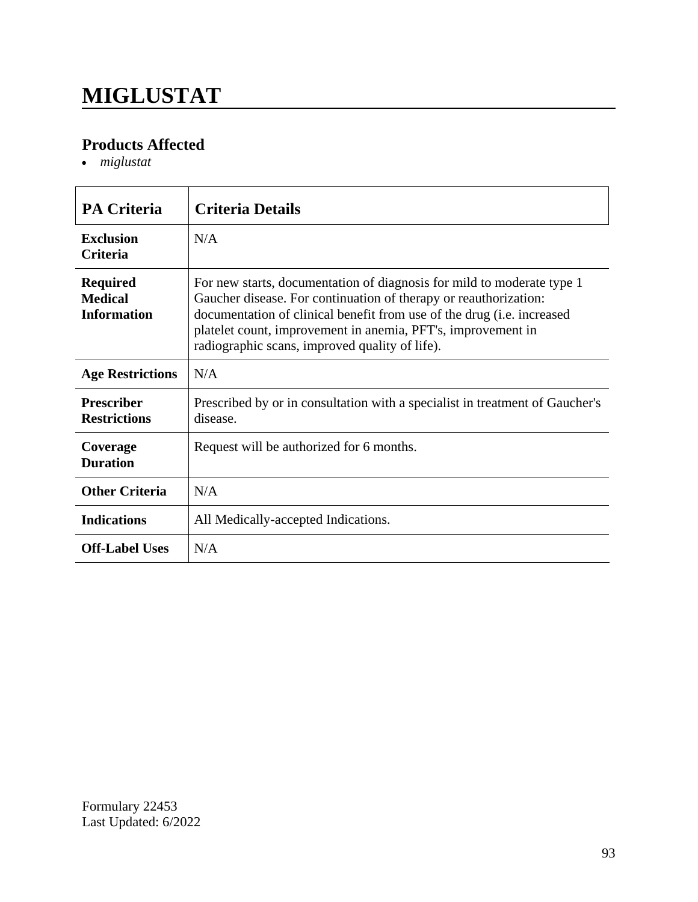# MIGLUSTAT

## Products Affected

- *miglustat*

| PA Criteria | Criteria Details |
|---|---|
| **Exclusion Criteria** | N/A |
| **Required Medical Information** | For new starts, documentation of diagnosis for mild to moderate type 1 Gaucher disease. For continuation of therapy or reauthorization: documentation of clinical benefit from use of the drug (i.e. increased platelet count, improvement in anemia, PFT's, improvement in radiographic scans, improved quality of life). |
| **Age Restrictions** | N/A |
| **Prescriber Restrictions** | Prescribed by or in consultation with a specialist in treatment of Gaucher's disease. |
| **Coverage Duration** | Request will be authorized for 6 months. |
| **Other Criteria** | N/A |
| **Indications** | All Medically-accepted Indications. |
| **Off-Label Uses** | N/A |

Formulary 22453
Last Updated: 6/2022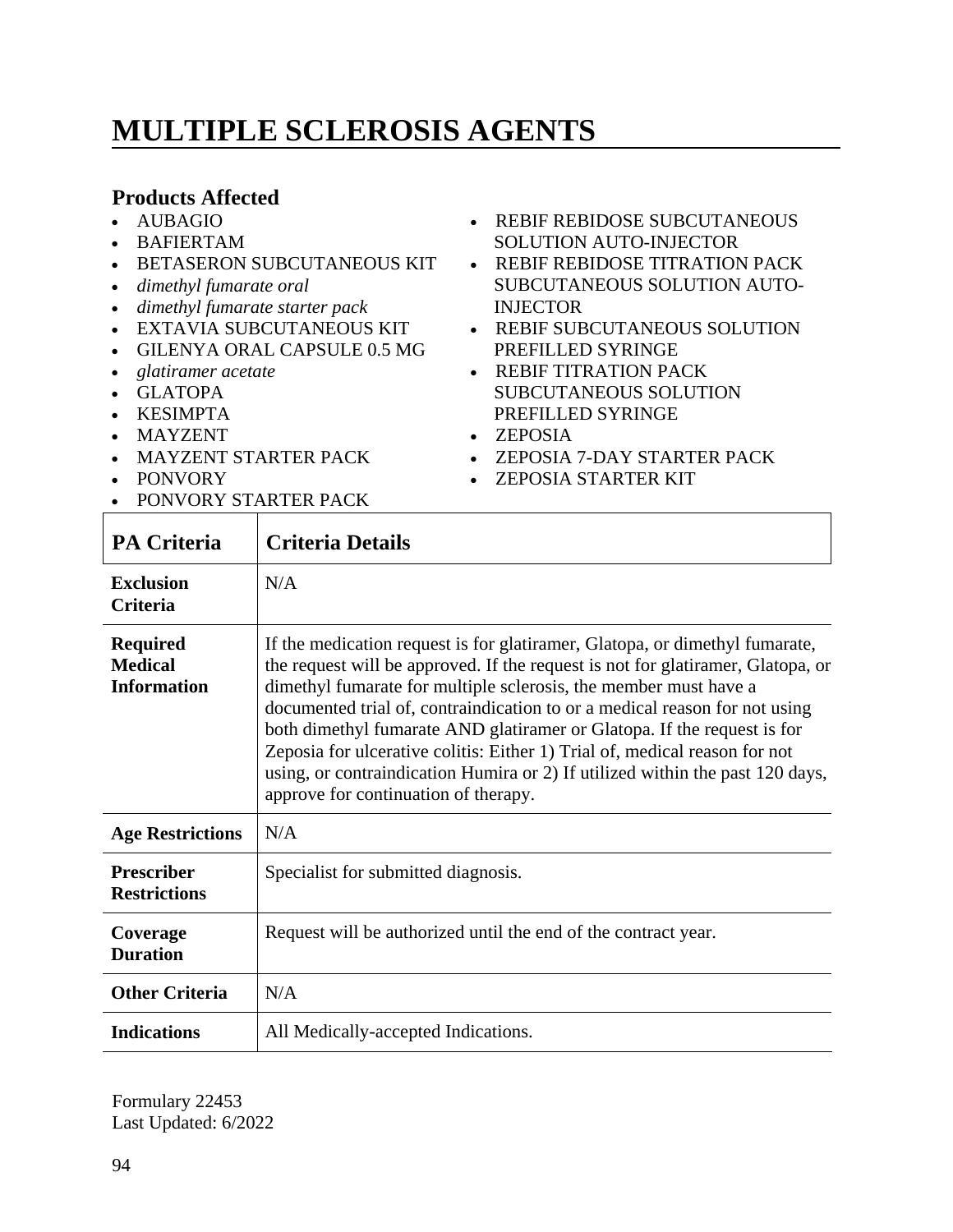# MULTIPLE SCLEROSIS AGENTS

### Products Affected

- AUBAGIO
- BAFIERTAM
- BETASERON SUBCUTANEOUS KIT
- *dimethyl fumarate oral*
- *dimethyl fumarate starter pack*
- EXTAVIA SUBCUTANEOUS KIT
- GILENYA ORAL CAPSULE 0.5 MG
- *glatiramer acetate*
- GLATOPA
- KESIMPTA
- MAYZENT
- MAYZENT STARTER PACK
- PONVORY
- PONVORY STARTER PACK
- REBIF REBIDOSE SUBCUTANEOUS SOLUTION AUTO-INJECTOR
- REBIF REBIDOSE TITRATION PACK SUBCUTANEOUS SOLUTION AUTO-INJECTOR
- REBIF SUBCUTANEOUS SOLUTION PREFILLED SYRINGE
- REBIF TITRATION PACK SUBCUTANEOUS SOLUTION PREFILLED SYRINGE
- ZEPOSIA
- ZEPOSIA 7-DAY STARTER PACK
- ZEPOSIA STARTER KIT

| PA Criteria | Criteria Details |
|---|---|
| **Exclusion Criteria** | N/A |
| **Required Medical Information** | If the medication request is for glatiramer, Glatopa, or dimethyl fumarate, the request will be approved. If the request is not for glatiramer, Glatopa, or dimethyl fumarate for multiple sclerosis, the member must have a documented trial of, contraindication to or a medical reason for not using both dimethyl fumarate AND glatiramer or Glatopa. If the request is for Zeposia for ulcerative colitis: Either 1) Trial of, medical reason for not using, or contraindication Humira or 2) If utilized within the past 120 days, approve for continuation of therapy. |
| **Age Restrictions** | N/A |
| **Prescriber Restrictions** | Specialist for submitted diagnosis. |
| **Coverage Duration** | Request will be authorized until the end of the contract year. |
| **Other Criteria** | N/A |
| **Indications** | All Medically-accepted Indications. |

Formulary 22453
Last Updated: 6/2022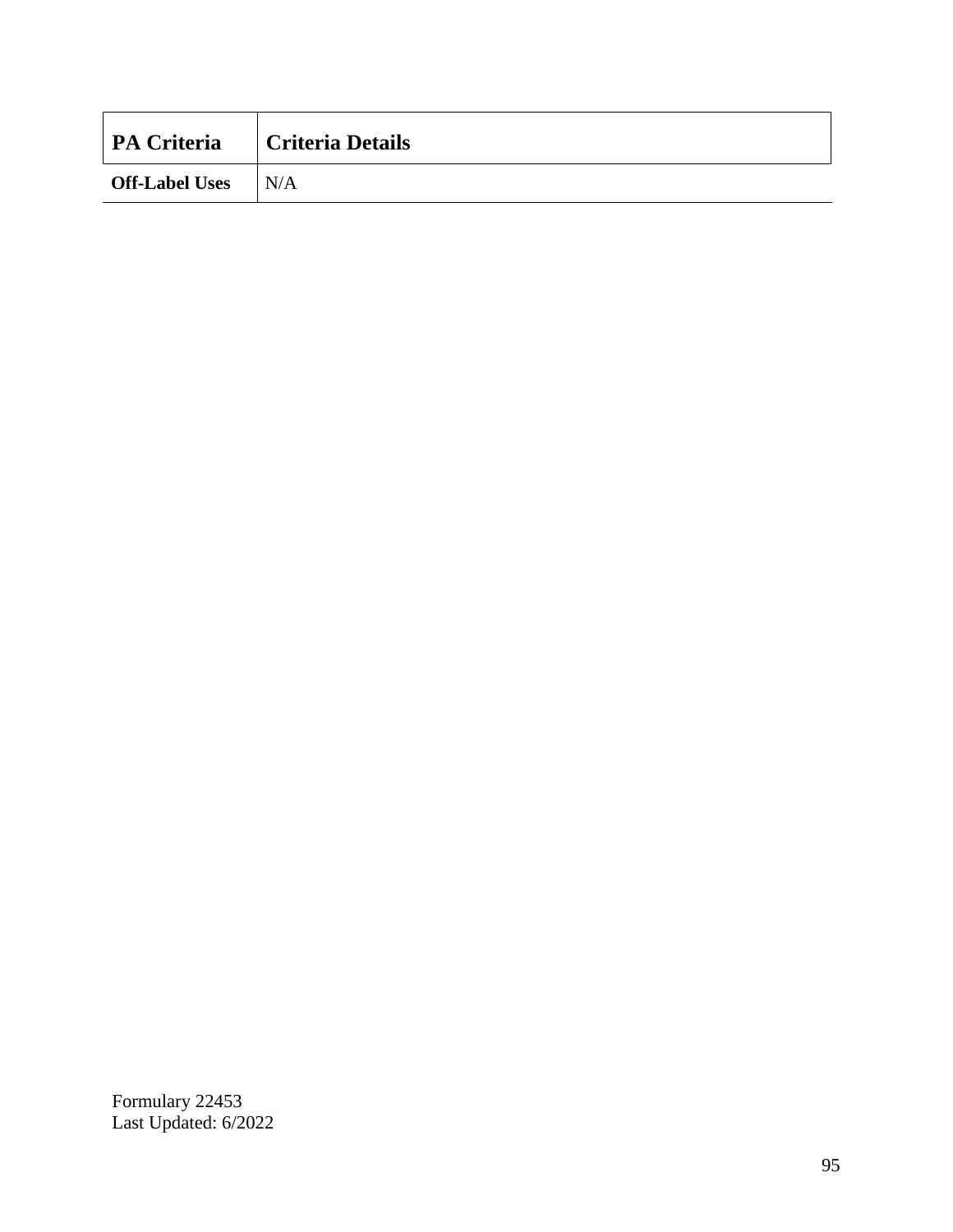| PA Criteria | Criteria Details |
|---|---|
| **Off-Label Uses** | N/A |

Formulary 22453
Last Updated: 6/2022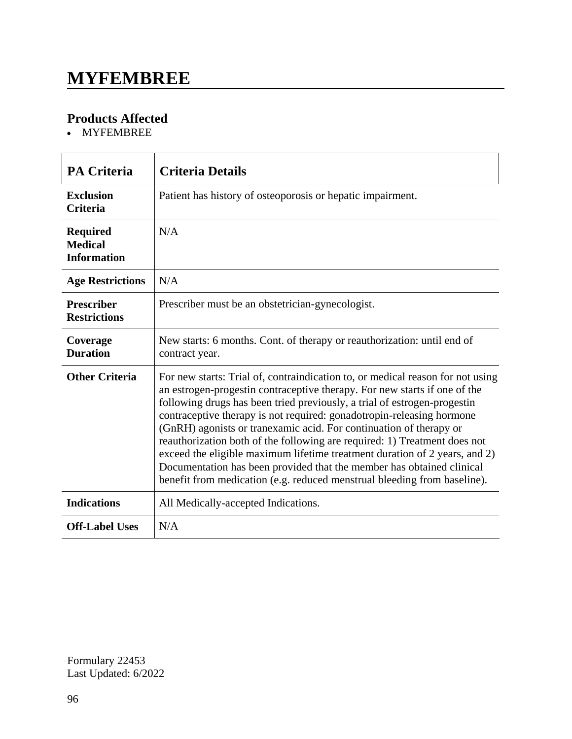# MYFEMBREE

## Products Affected

- MYFEMBREE

| PA Criteria | Criteria Details |
|---|---|
| **Exclusion Criteria** | Patient has history of osteoporosis or hepatic impairment. |
| **Required Medical Information** | N/A |
| **Age Restrictions** | N/A |
| **Prescriber Restrictions** | Prescriber must be an obstetrician-gynecologist. |
| **Coverage Duration** | New starts: 6 months. Cont. of therapy or reauthorization: until end of contract year. |
| **Other Criteria** | For new starts: Trial of, contraindication to, or medical reason for not using an estrogen-progestin contraceptive therapy. For new starts if one of the following drugs has been tried previously, a trial of estrogen-progestin contraceptive therapy is not required: gonadotropin-releasing hormone (GnRH) agonists or tranexamic acid. For continuation of therapy or reauthorization both of the following are required: 1) Treatment does not exceed the eligible maximum lifetime treatment duration of 2 years, and 2) Documentation has been provided that the member has obtained clinical benefit from medication (e.g. reduced menstrual bleeding from baseline). |
| **Indications** | All Medically-accepted Indications. |
| **Off-Label Uses** | N/A |

Formulary 22453
Last Updated: 6/2022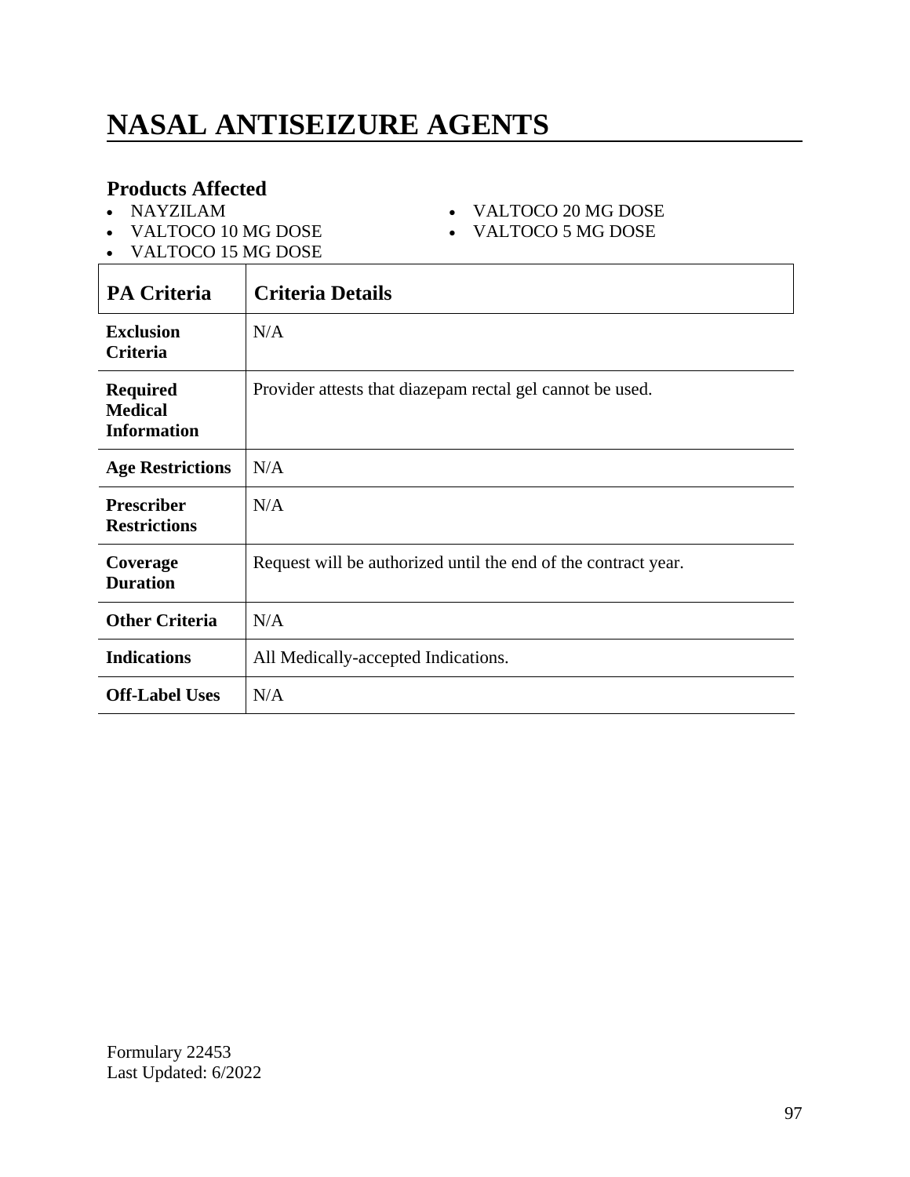# NASAL ANTISEIZURE AGENTS

### Products Affected

- NAYZILAM
- VALTOCO 10 MG DOSE
- VALTOCO 15 MG DOSE
- VALTOCO 20 MG DOSE
- VALTOCO 5 MG DOSE

| PA Criteria | Criteria Details |
|---|---|
| **Exclusion Criteria** | N/A |
| **Required Medical Information** | Provider attests that diazepam rectal gel cannot be used. |
| **Age Restrictions** | N/A |
| **Prescriber Restrictions** | N/A |
| **Coverage Duration** | Request will be authorized until the end of the contract year. |
| **Other Criteria** | N/A |
| **Indications** | All Medically-accepted Indications. |
| **Off-Label Uses** | N/A |

Formulary 22453
Last Updated: 6/2022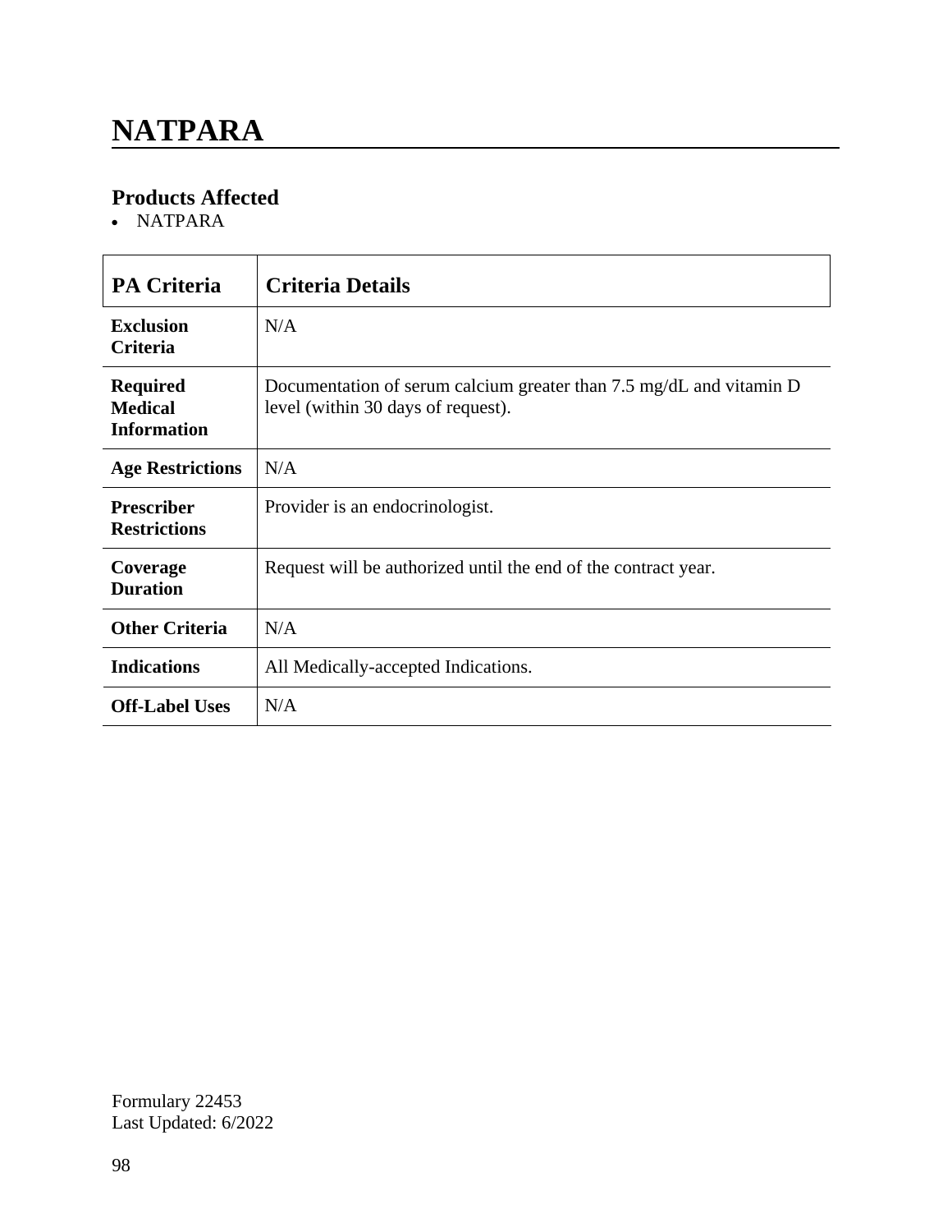# NATPARA

## Products Affected

- NATPARA

| PA Criteria | Criteria Details |
|---|---|
| **Exclusion Criteria** | N/A |
| **Required Medical Information** | Documentation of serum calcium greater than 7.5 mg/dL and vitamin D level (within 30 days of request). |
| **Age Restrictions** | N/A |
| **Prescriber Restrictions** | Provider is an endocrinologist. |
| **Coverage Duration** | Request will be authorized until the end of the contract year. |
| **Other Criteria** | N/A |
| **Indications** | All Medically-accepted Indications. |
| **Off-Label Uses** | N/A |

Formulary 22453
Last Updated: 6/2022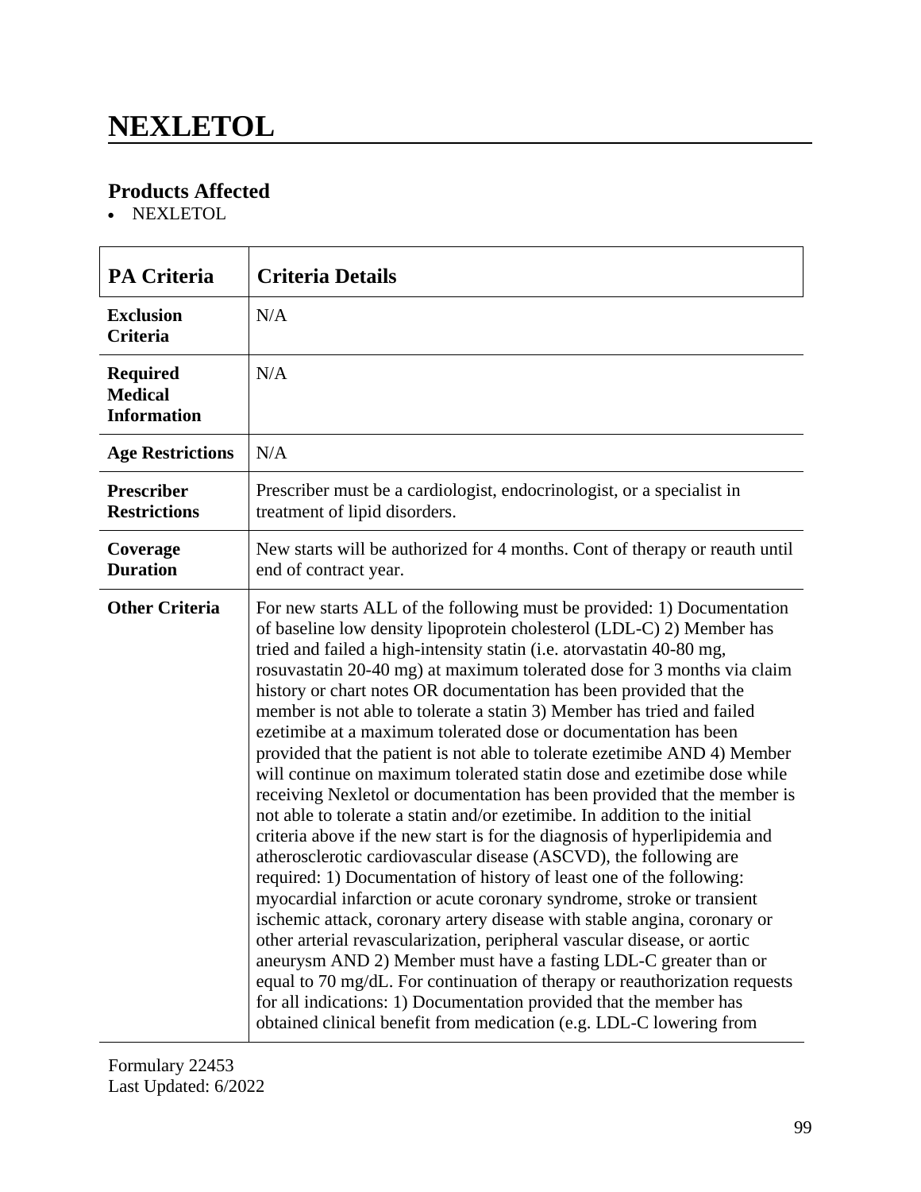# NEXLETOL

## Products Affected

- NEXLETOL

| PA Criteria | Criteria Details |
|---|---|
| **Exclusion Criteria** | N/A |
| **Required Medical Information** | N/A |
| **Age Restrictions** | N/A |
| **Prescriber Restrictions** | Prescriber must be a cardiologist, endocrinologist, or a specialist in treatment of lipid disorders. |
| **Coverage Duration** | New starts will be authorized for 4 months. Cont of therapy or reauth until end of contract year. |
| **Other Criteria** | For new starts ALL of the following must be provided: 1) Documentation of baseline low density lipoprotein cholesterol (LDL-C) 2) Member has tried and failed a high-intensity statin (i.e. atorvastatin 40-80 mg, rosuvastatin 20-40 mg) at maximum tolerated dose for 3 months via claim history or chart notes OR documentation has been provided that the member is not able to tolerate a statin 3) Member has tried and failed ezetimibe at a maximum tolerated dose or documentation has been provided that the patient is not able to tolerate ezetimibe AND 4) Member will continue on maximum tolerated statin dose and ezetimibe dose while receiving Nexletol or documentation has been provided that the member is not able to tolerate a statin and/or ezetimibe. In addition to the initial criteria above if the new start is for the diagnosis of hyperlipidemia and atherosclerotic cardiovascular disease (ASCVD), the following are required: 1) Documentation of history of least one of the following: myocardial infarction or acute coronary syndrome, stroke or transient ischemic attack, coronary artery disease with stable angina, coronary or other arterial revascularization, peripheral vascular disease, or aortic aneurysm AND 2) Member must have a fasting LDL-C greater than or equal to 70 mg/dL. For continuation of therapy or reauthorization requests for all indications: 1) Documentation provided that the member has obtained clinical benefit from medication (e.g. LDL-C lowering from |

Formulary 22453
Last Updated: 6/2022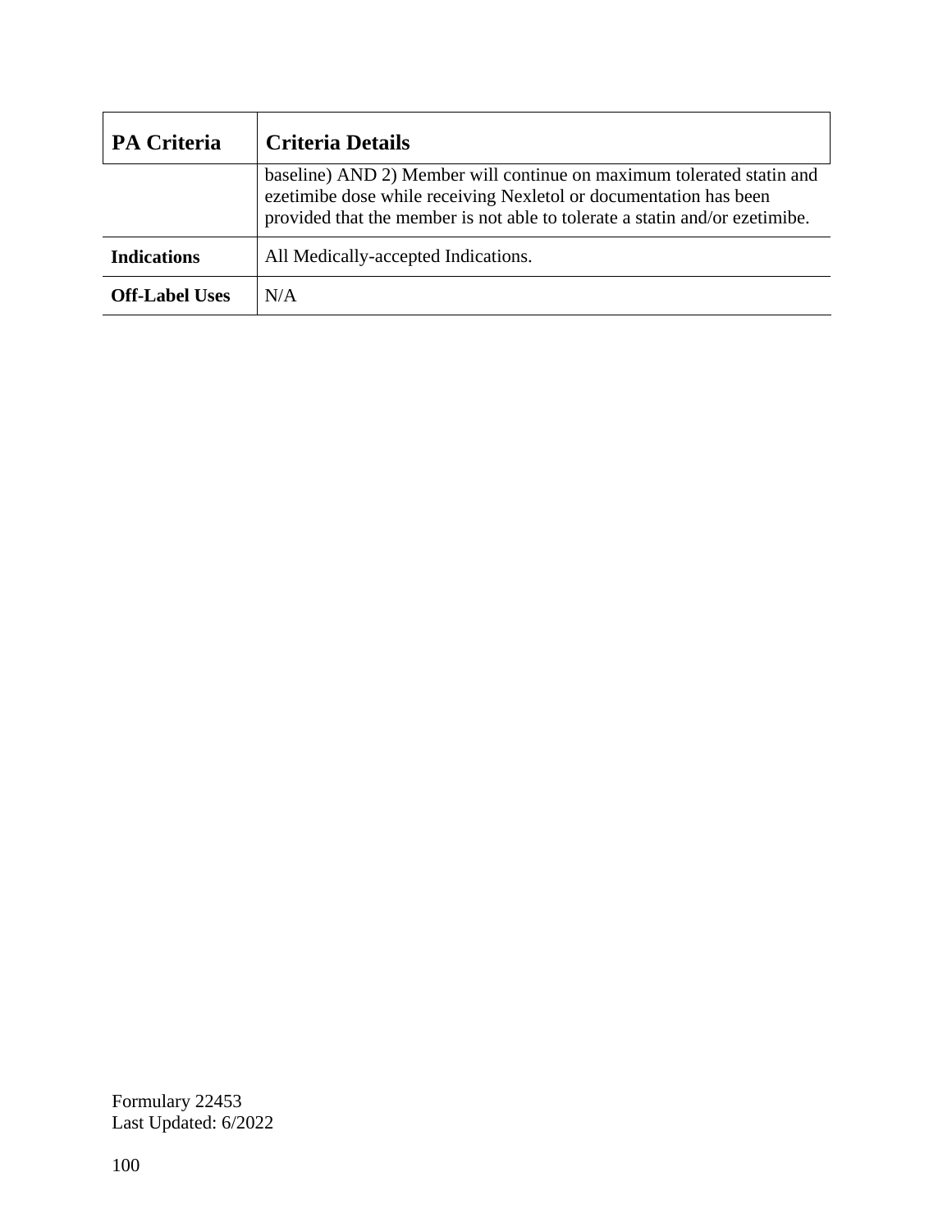| PA Criteria | Criteria Details |
|---|---|
| | baseline) AND 2) Member will continue on maximum tolerated statin and ezetimibe dose while receiving Nexletol or documentation has been provided that the member is not able to tolerate a statin and/or ezetimibe. |
| **Indications** | All Medically-accepted Indications. |
| **Off-Label Uses** | N/A |

Formulary 22453
Last Updated: 6/2022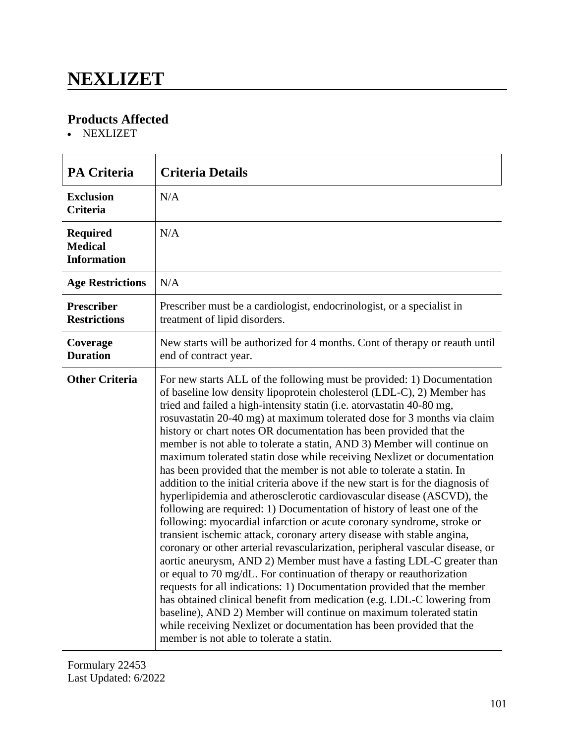# NEXLIZET

## Products Affected

- NEXLIZET

| PA Criteria | Criteria Details |
| --- | --- |
| **Exclusion Criteria** | N/A |
| **Required Medical Information** | N/A |
| **Age Restrictions** | N/A |
| **Prescriber Restrictions** | Prescriber must be a cardiologist, endocrinologist, or a specialist in treatment of lipid disorders. |
| **Coverage Duration** | New starts will be authorized for 4 months. Cont of therapy or reauth until end of contract year. |
| **Other Criteria** | For new starts ALL of the following must be provided: 1) Documentation of baseline low density lipoprotein cholesterol (LDL-C), 2) Member has tried and failed a high-intensity statin (i.e. atorvastatin 40-80 mg, rosuvastatin 20-40 mg) at maximum tolerated dose for 3 months via claim history or chart notes OR documentation has been provided that the member is not able to tolerate a statin, AND 3) Member will continue on maximum tolerated statin dose while receiving Nexlizet or documentation has been provided that the member is not able to tolerate a statin. In addition to the initial criteria above if the new start is for the diagnosis of hyperlipidemia and atherosclerotic cardiovascular disease (ASCVD), the following are required: 1) Documentation of history of least one of the following: myocardial infarction or acute coronary syndrome, stroke or transient ischemic attack, coronary artery disease with stable angina, coronary or other arterial revascularization, peripheral vascular disease, or aortic aneurysm, AND 2) Member must have a fasting LDL-C greater than or equal to 70 mg/dL. For continuation of therapy or reauthorization requests for all indications: 1) Documentation provided that the member has obtained clinical benefit from medication (e.g. LDL-C lowering from baseline), AND 2) Member will continue on maximum tolerated statin while receiving Nexlizet or documentation has been provided that the member is not able to tolerate a statin. |

Formulary 22453
Last Updated: 6/2022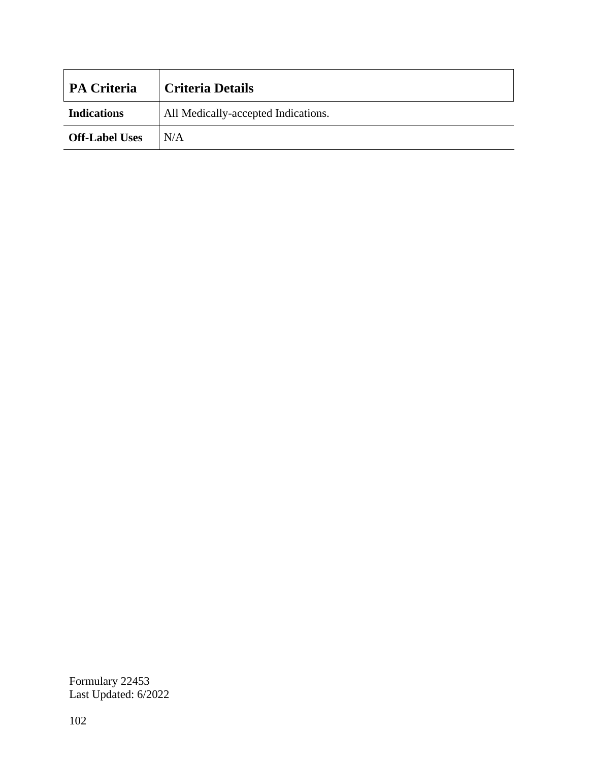| PA Criteria | Criteria Details |
| --- | --- |
| **Indications** | All Medically-accepted Indications. |
| **Off-Label Uses** | N/A |

Formulary 22453
Last Updated: 6/2022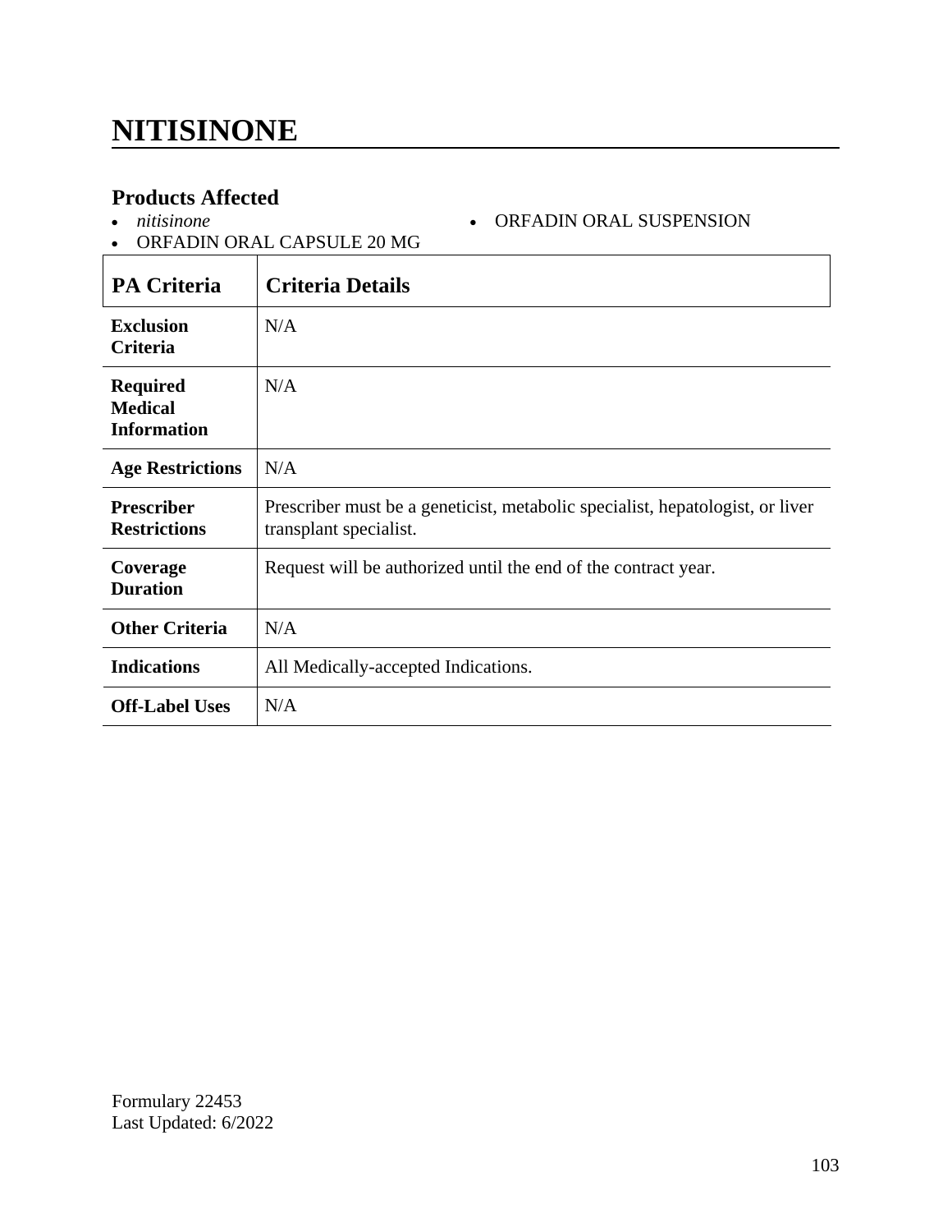# NITISINONE

## Products Affected

- *nitisinone*
- ORFADIN ORAL CAPSULE 20 MG
- ORFADIN ORAL SUSPENSION

| PA Criteria | Criteria Details |
|---|---|
| **Exclusion Criteria** | N/A |
| **Required Medical Information** | N/A |
| **Age Restrictions** | N/A |
| **Prescriber Restrictions** | Prescriber must be a geneticist, metabolic specialist, hepatologist, or liver transplant specialist. |
| **Coverage Duration** | Request will be authorized until the end of the contract year. |
| **Other Criteria** | N/A |
| **Indications** | All Medically-accepted Indications. |
| **Off-Label Uses** | N/A |

Formulary 22453
Last Updated: 6/2022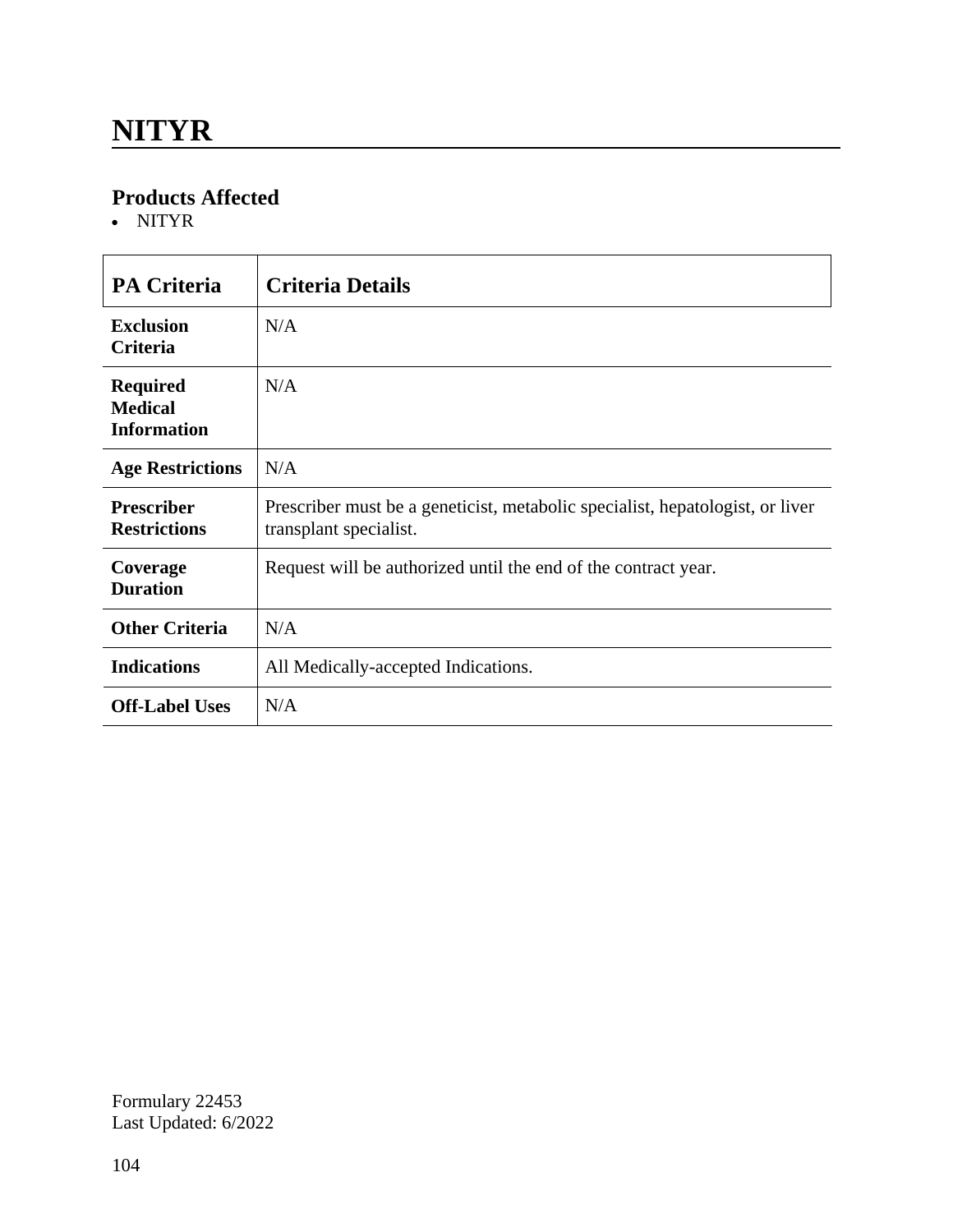# NITYR

## Products Affected

- NITYR

| PA Criteria | Criteria Details |
|---|---|
| **Exclusion Criteria** | N/A |
| **Required Medical Information** | N/A |
| **Age Restrictions** | N/A |
| **Prescriber Restrictions** | Prescriber must be a geneticist, metabolic specialist, hepatologist, or liver transplant specialist. |
| **Coverage Duration** | Request will be authorized until the end of the contract year. |
| **Other Criteria** | N/A |
| **Indications** | All Medically-accepted Indications. |
| **Off-Label Uses** | N/A |

Formulary 22453
Last Updated: 6/2022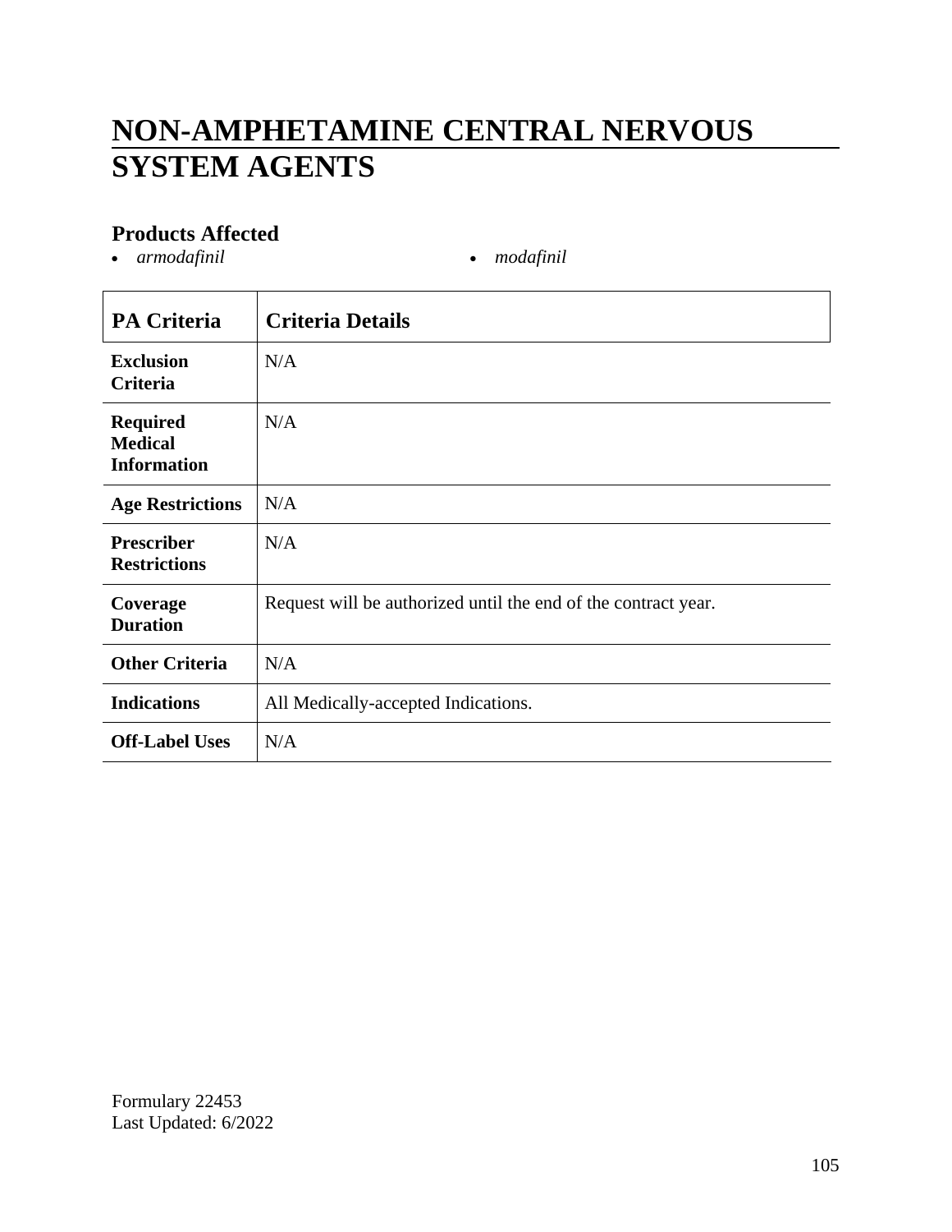# NON-AMPHETAMINE CENTRAL NERVOUS SYSTEM AGENTS

### Products Affected

- *armodafinil*
- *modafinil*

| PA Criteria | Criteria Details |
|---|---|
| **Exclusion Criteria** | N/A |
| **Required Medical Information** | N/A |
| **Age Restrictions** | N/A |
| **Prescriber Restrictions** | N/A |
| **Coverage Duration** | Request will be authorized until the end of the contract year. |
| **Other Criteria** | N/A |
| **Indications** | All Medically-accepted Indications. |
| **Off-Label Uses** | N/A |

Formulary 22453
Last Updated: 6/2022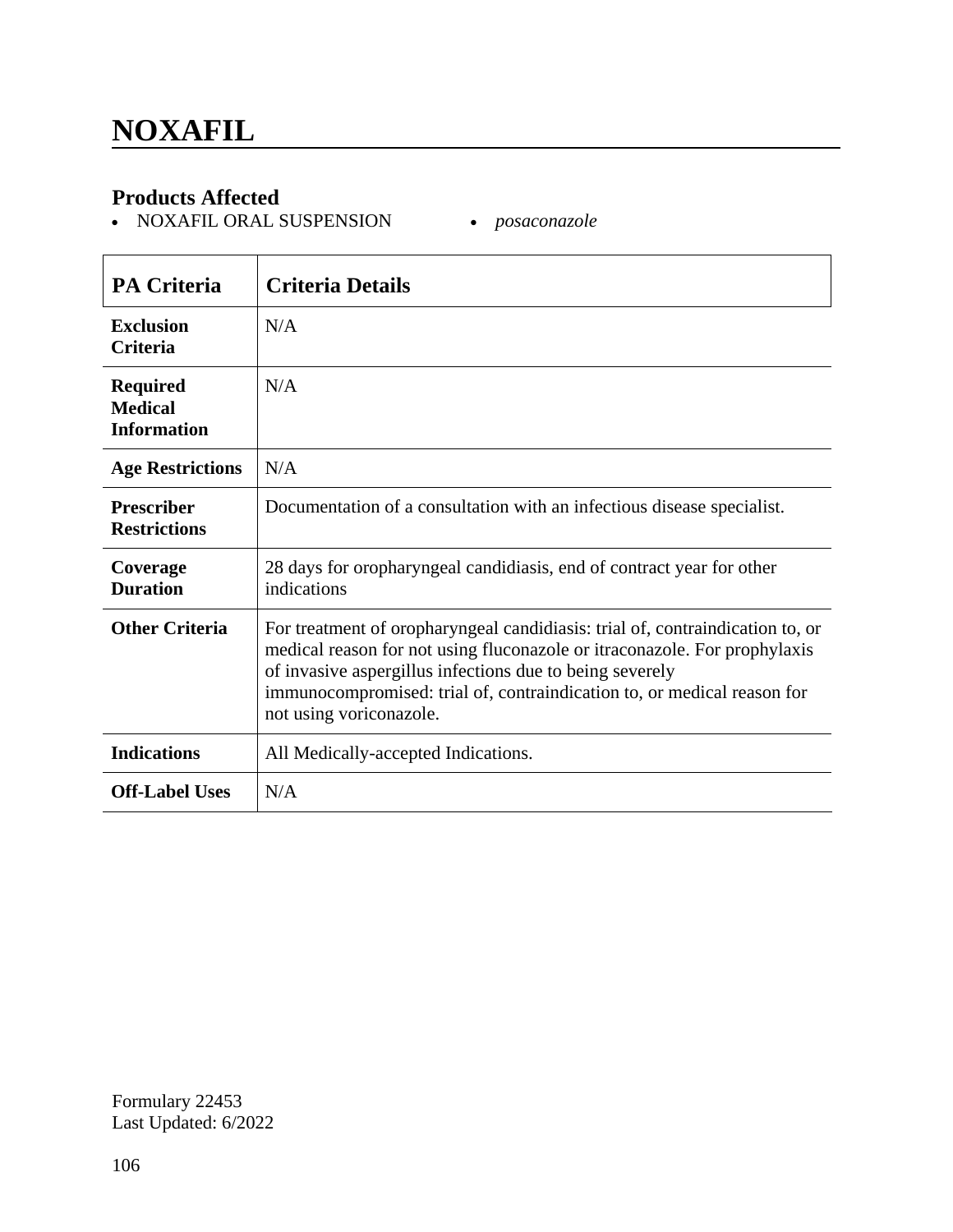# NOXAFIL

## Products Affected

- NOXAFIL ORAL SUSPENSION
- *posaconazole*

| PA Criteria | Criteria Details |
|---|---|
| **Exclusion Criteria** | N/A |
| **Required Medical Information** | N/A |
| **Age Restrictions** | N/A |
| **Prescriber Restrictions** | Documentation of a consultation with an infectious disease specialist. |
| **Coverage Duration** | 28 days for oropharyngeal candidiasis, end of contract year for other indications |
| **Other Criteria** | For treatment of oropharyngeal candidiasis: trial of, contraindication to, or medical reason for not using fluconazole or itraconazole. For prophylaxis of invasive aspergillus infections due to being severely immunocompromised: trial of, contraindication to, or medical reason for not using voriconazole. |
| **Indications** | All Medically-accepted Indications. |
| **Off-Label Uses** | N/A |

Formulary 22453
Last Updated: 6/2022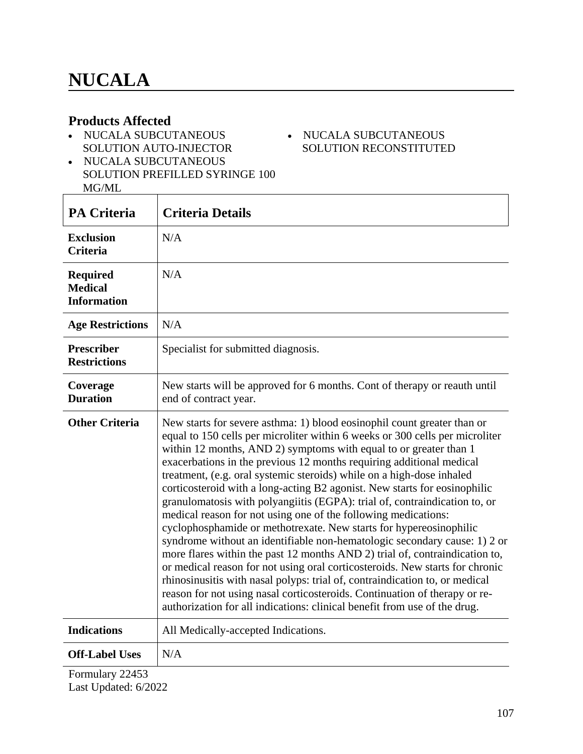# NUCALA

## Products Affected

- NUCALA SUBCUTANEOUS SOLUTION AUTO-INJECTOR
- NUCALA SUBCUTANEOUS SOLUTION PREFILLED SYRINGE 100 MG/ML
- NUCALA SUBCUTANEOUS SOLUTION RECONSTITUTED

| PA Criteria | Criteria Details |
|---|---|
| **Exclusion Criteria** | N/A |
| **Required Medical Information** | N/A |
| **Age Restrictions** | N/A |
| **Prescriber Restrictions** | Specialist for submitted diagnosis. |
| **Coverage Duration** | New starts will be approved for 6 months. Cont of therapy or reauth until end of contract year. |
| **Other Criteria** | New starts for severe asthma: 1) blood eosinophil count greater than or equal to 150 cells per microliter within 6 weeks or 300 cells per microliter within 12 months, AND 2) symptoms with equal to or greater than 1 exacerbations in the previous 12 months requiring additional medical treatment, (e.g. oral systemic steroids) while on a high-dose inhaled corticosteroid with a long-acting B2 agonist. New starts for eosinophilic granulomatosis with polyangiitis (EGPA): trial of, contraindication to, or medical reason for not using one of the following medications: cyclophosphamide or methotrexate. New starts for hypereosinophilic syndrome without an identifiable non-hematologic secondary cause: 1) 2 or more flares within the past 12 months AND 2) trial of, contraindication to, or medical reason for not using oral corticosteroids. New starts for chronic rhinosinusitis with nasal polyps: trial of, contraindication to, or medical reason for not using nasal corticosteroids. Continuation of therapy or re-authorization for all indications: clinical benefit from use of the drug. |
| **Indications** | All Medically-accepted Indications. |
| **Off-Label Uses** | N/A |

Formulary 22453
Last Updated: 6/2022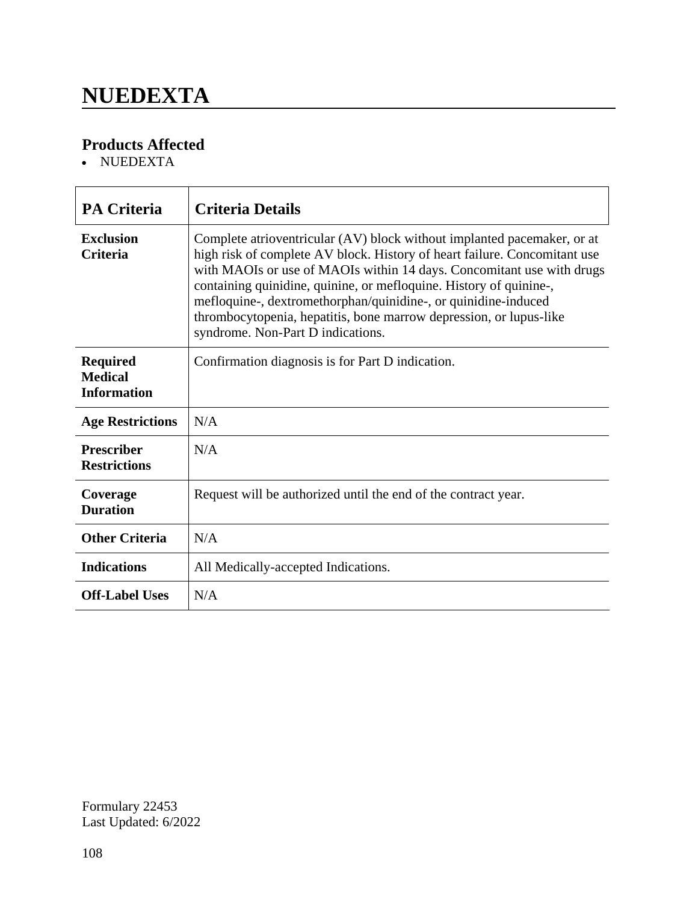# NUEDEXTA

## Products Affected

- NUEDEXTA

| PA Criteria | Criteria Details |
|---|---|
| **Exclusion Criteria** | Complete atrioventricular (AV) block without implanted pacemaker, or at high risk of complete AV block. History of heart failure. Concomitant use with MAOIs or use of MAOIs within 14 days. Concomitant use with drugs containing quinidine, quinine, or mefloquine. History of quinine-, mefloquine-, dextromethorphan/quinidine-, or quinidine-induced thrombocytopenia, hepatitis, bone marrow depression, or lupus-like syndrome. Non-Part D indications. |
| **Required Medical Information** | Confirmation diagnosis is for Part D indication. |
| **Age Restrictions** | N/A |
| **Prescriber Restrictions** | N/A |
| **Coverage Duration** | Request will be authorized until the end of the contract year. |
| **Other Criteria** | N/A |
| **Indications** | All Medically-accepted Indications. |
| **Off-Label Uses** | N/A |

Formulary 22453
Last Updated: 6/2022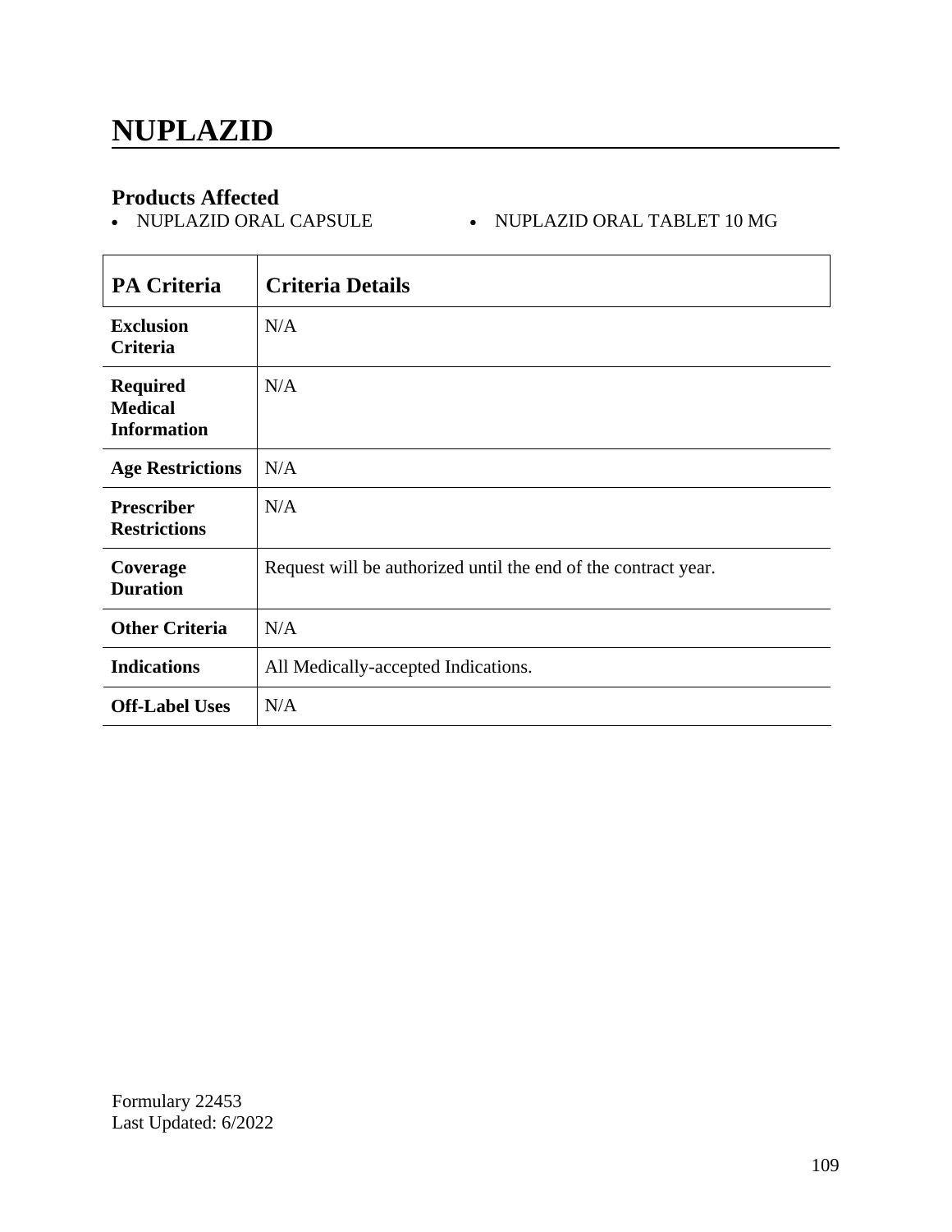# NUPLAZID

### Products Affected

- NUPLAZID ORAL CAPSULE
- NUPLAZID ORAL TABLET 10 MG

| PA Criteria | Criteria Details |
|---|---|
| **Exclusion Criteria** | N/A |
| **Required Medical Information** | N/A |
| **Age Restrictions** | N/A |
| **Prescriber Restrictions** | N/A |
| **Coverage Duration** | Request will be authorized until the end of the contract year. |
| **Other Criteria** | N/A |
| **Indications** | All Medically-accepted Indications. |
| **Off-Label Uses** | N/A |

Formulary 22453
Last Updated: 6/2022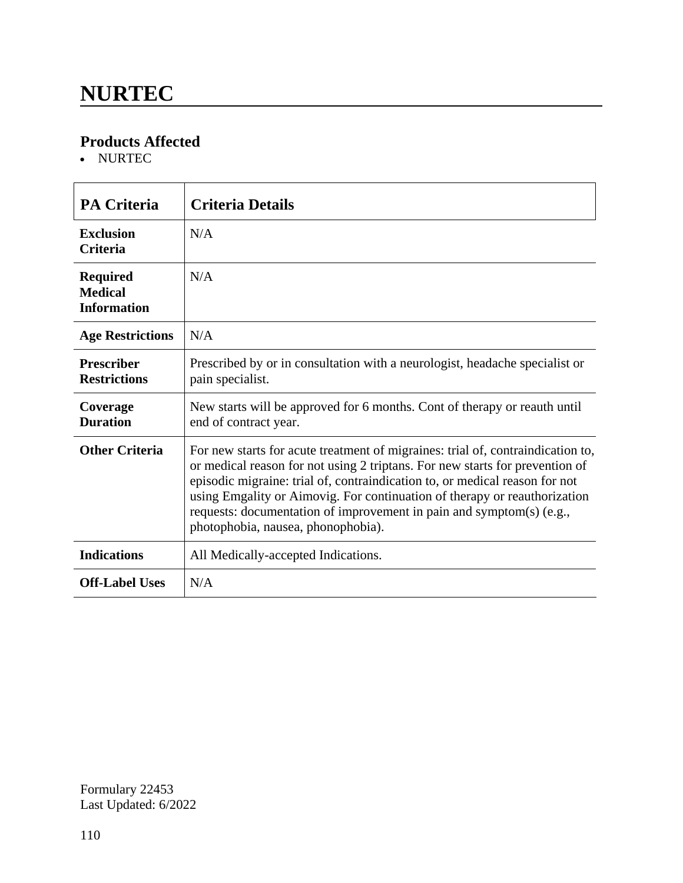# NURTEC

## Products Affected

- NURTEC

| PA Criteria | Criteria Details |
|---|---|
| **Exclusion Criteria** | N/A |
| **Required Medical Information** | N/A |
| **Age Restrictions** | N/A |
| **Prescriber Restrictions** | Prescribed by or in consultation with a neurologist, headache specialist or pain specialist. |
| **Coverage Duration** | New starts will be approved for 6 months. Cont of therapy or reauth until end of contract year. |
| **Other Criteria** | For new starts for acute treatment of migraines: trial of, contraindication to, or medical reason for not using 2 triptans. For new starts for prevention of episodic migraine: trial of, contraindication to, or medical reason for not using Emgality or Aimovig. For continuation of therapy or reauthorization requests: documentation of improvement in pain and symptom(s) (e.g., photophobia, nausea, phonophobia). |
| **Indications** | All Medically-accepted Indications. |
| **Off-Label Uses** | N/A |

Formulary 22453
Last Updated: 6/2022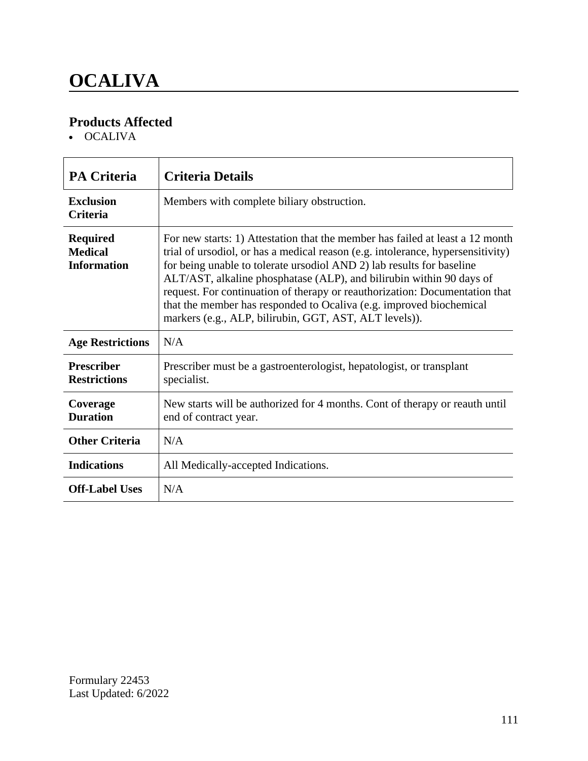# OCALIVA

## Products Affected

- OCALIVA

| PA Criteria | Criteria Details |
| --- | --- |
| **Exclusion Criteria** | Members with complete biliary obstruction. |
| **Required Medical Information** | For new starts: 1) Attestation that the member has failed at least a 12 month trial of ursodiol, or has a medical reason (e.g. intolerance, hypersensitivity) for being unable to tolerate ursodiol AND 2) lab results for baseline ALT/AST, alkaline phosphatase (ALP), and bilirubin within 90 days of request. For continuation of therapy or reauthorization: Documentation that that the member has responded to Ocaliva (e.g. improved biochemical markers (e.g., ALP, bilirubin, GGT, AST, ALT levels)). |
| **Age Restrictions** | N/A |
| **Prescriber Restrictions** | Prescriber must be a gastroenterologist, hepatologist, or transplant specialist. |
| **Coverage Duration** | New starts will be authorized for 4 months. Cont of therapy or reauth until end of contract year. |
| **Other Criteria** | N/A |
| **Indications** | All Medically-accepted Indications. |
| **Off-Label Uses** | N/A |

Formulary 22453
Last Updated: 6/2022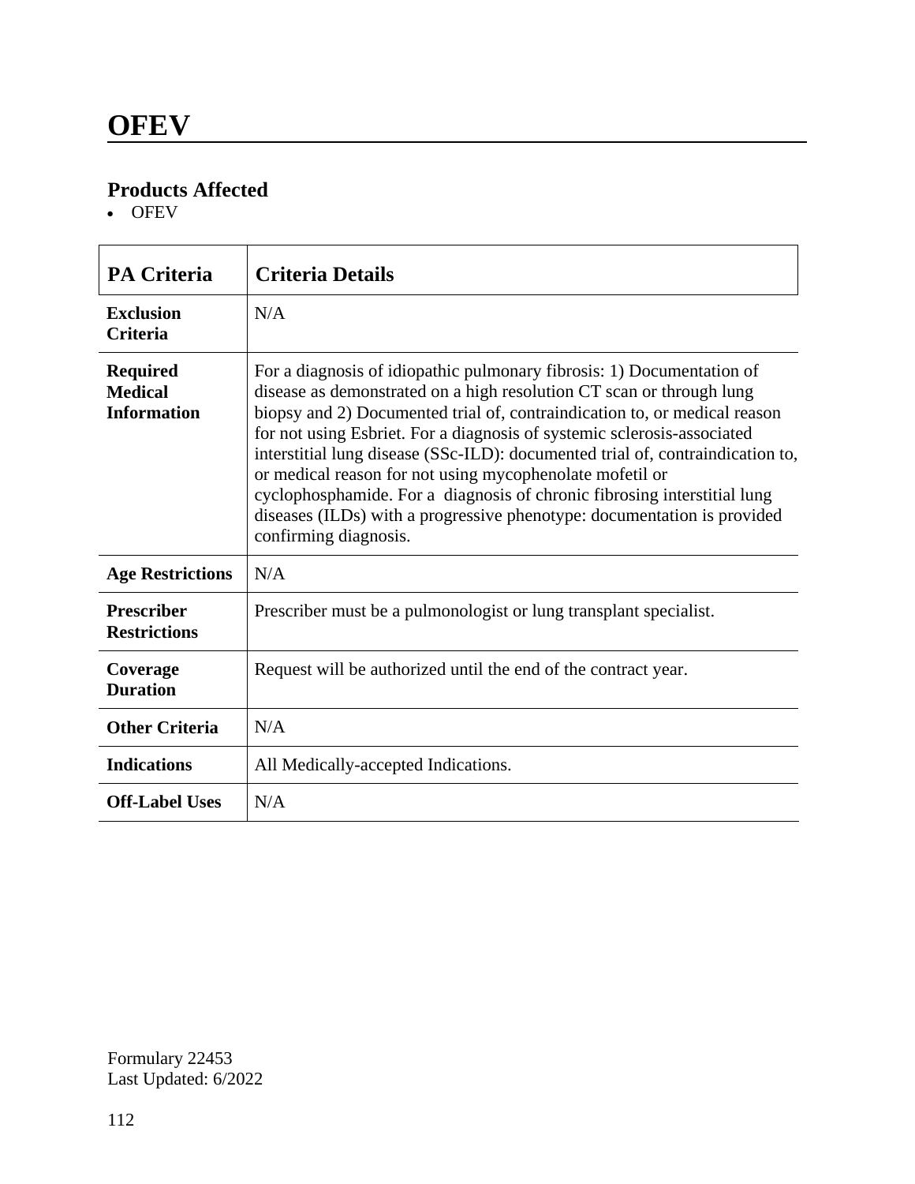# OFEV

## Products Affected

- OFEV

| PA Criteria | Criteria Details |
|---|---|
| **Exclusion Criteria** | N/A |
| **Required Medical Information** | For a diagnosis of idiopathic pulmonary fibrosis: 1) Documentation of disease as demonstrated on a high resolution CT scan or through lung biopsy and 2) Documented trial of, contraindication to, or medical reason for not using Esbriet. For a diagnosis of systemic sclerosis-associated interstitial lung disease (SSc-ILD): documented trial of, contraindication to, or medical reason for not using mycophenolate mofetil or cyclophosphamide. For a diagnosis of chronic fibrosing interstitial lung diseases (ILDs) with a progressive phenotype: documentation is provided confirming diagnosis. |
| **Age Restrictions** | N/A |
| **Prescriber Restrictions** | Prescriber must be a pulmonologist or lung transplant specialist. |
| **Coverage Duration** | Request will be authorized until the end of the contract year. |
| **Other Criteria** | N/A |
| **Indications** | All Medically-accepted Indications. |
| **Off-Label Uses** | N/A |

Formulary 22453
Last Updated: 6/2022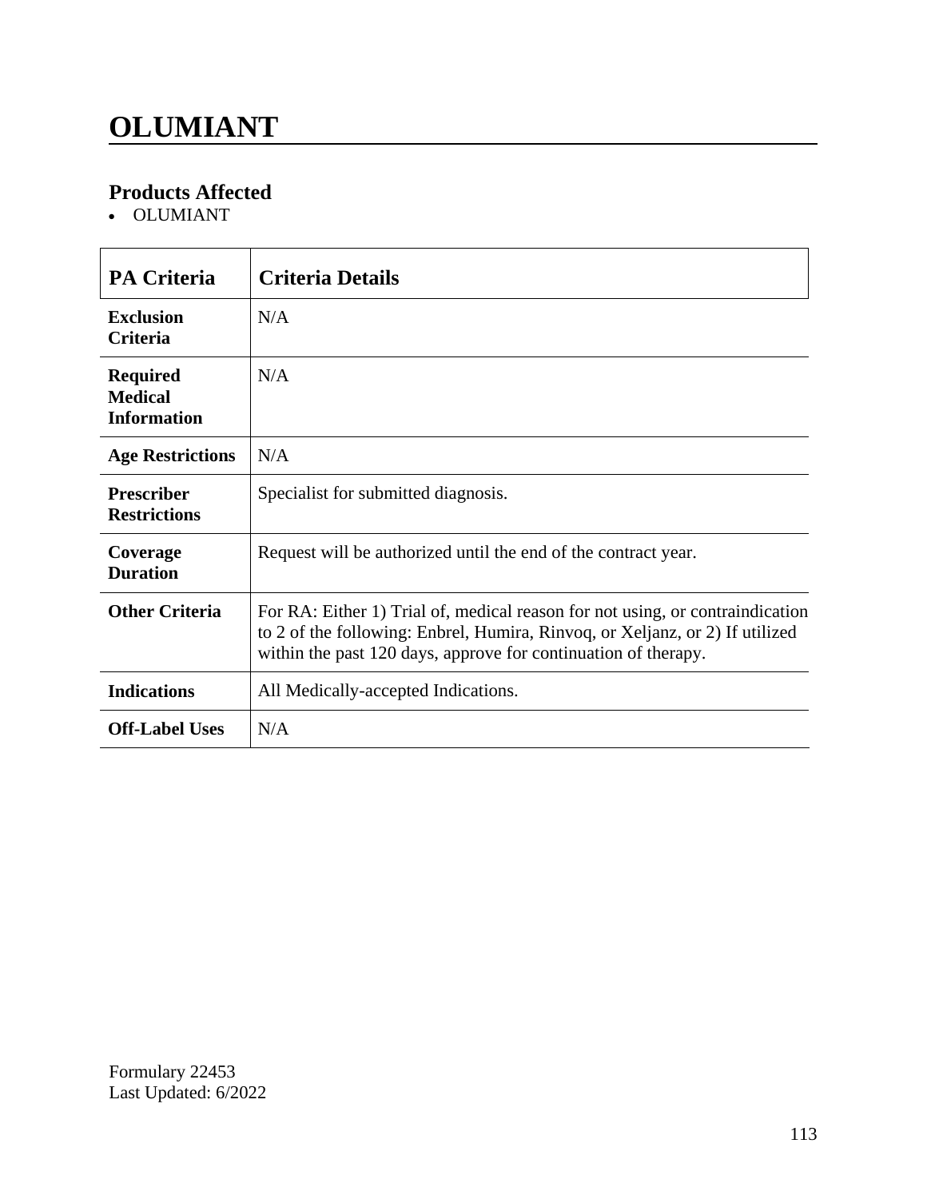# OLUMIANT

## Products Affected

- OLUMIANT

| PA Criteria | Criteria Details |
|---|---|
| **Exclusion Criteria** | N/A |
| **Required Medical Information** | N/A |
| **Age Restrictions** | N/A |
| **Prescriber Restrictions** | Specialist for submitted diagnosis. |
| **Coverage Duration** | Request will be authorized until the end of the contract year. |
| **Other Criteria** | For RA: Either 1) Trial of, medical reason for not using, or contraindication to 2 of the following: Enbrel, Humira, Rinvoq, or Xeljanz, or 2) If utilized within the past 120 days, approve for continuation of therapy. |
| **Indications** | All Medically-accepted Indications. |
| **Off-Label Uses** | N/A |

Formulary 22453
Last Updated: 6/2022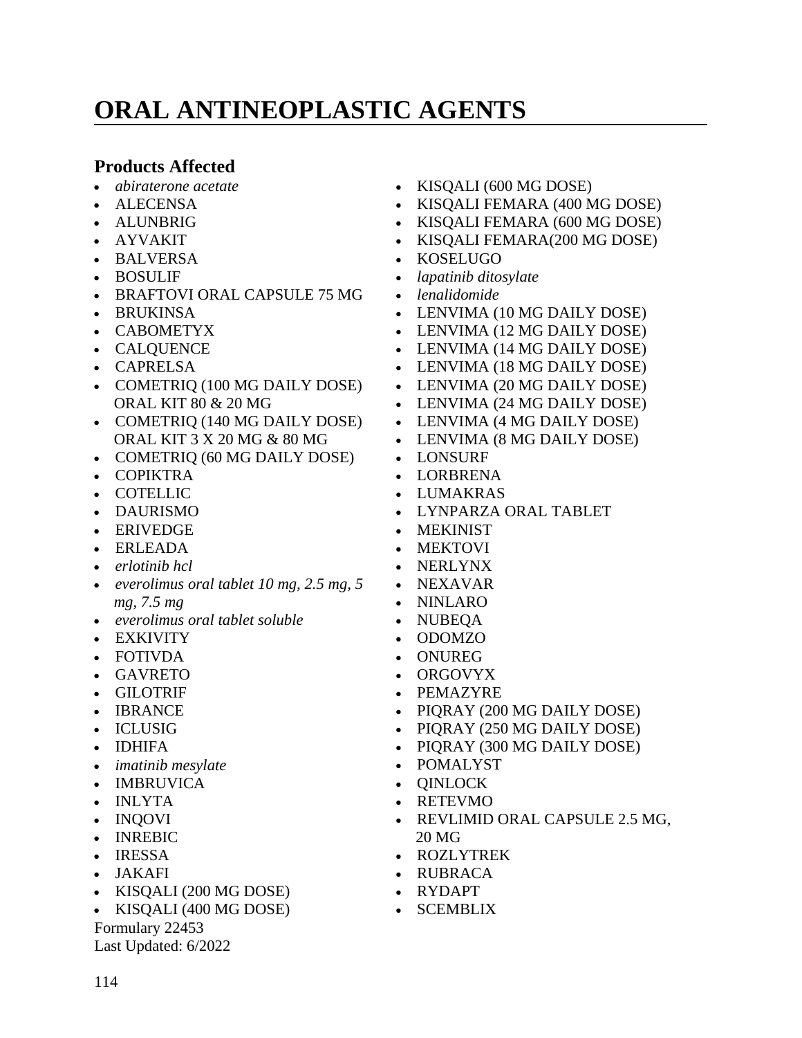# ORAL ANTINEOPLASTIC AGENTS

## Products Affected

- *abiraterone acetate*
- ALECENSA
- ALUNBRIG
- AYVAKIT
- BALVERSA
- BOSULIF
- BRAFTOVI ORAL CAPSULE 75 MG
- BRUKINSA
- CABOMETYX
- CALQUENCE
- CAPRELSA
- COMETRIQ (100 MG DAILY DOSE) ORAL KIT 80 & 20 MG
- COMETRIQ (140 MG DAILY DOSE) ORAL KIT 3 X 20 MG & 80 MG
- COMETRIQ (60 MG DAILY DOSE)
- COPIKTRA
- COTELLIC
- DAURISMO
- ERIVEDGE
- ERLEADA
- *erlotinib hcl*
- *everolimus oral tablet 10 mg, 2.5 mg, 5 mg, 7.5 mg*
- *everolimus oral tablet soluble*
- EXKIVITY
- FOTIVDA
- GAVRETO
- GILOTRIF
- IBRANCE
- ICLUSIG
- IDHIFA
- *imatinib mesylate*
- IMBRUVICA
- INLYTA
- INQOVI
- INREBIC
- IRESSA
- JAKAFI
- KISQALI (200 MG DOSE)
- KISQALI (400 MG DOSE)
- KISQALI (600 MG DOSE)
- KISQALI FEMARA (400 MG DOSE)
- KISQALI FEMARA (600 MG DOSE)
- KISQALI FEMARA(200 MG DOSE)
- KOSELUGO
- *lapatinib ditosylate*
- *lenalidomide*
- LENVIMA (10 MG DAILY DOSE)
- LENVIMA (12 MG DAILY DOSE)
- LENVIMA (14 MG DAILY DOSE)
- LENVIMA (18 MG DAILY DOSE)
- LENVIMA (20 MG DAILY DOSE)
- LENVIMA (24 MG DAILY DOSE)
- LENVIMA (4 MG DAILY DOSE)
- LENVIMA (8 MG DAILY DOSE)
- LONSURF
- LORBRENA
- LUMAKRAS
- LYNPARZA ORAL TABLET
- MEKINIST
- MEKTOVI
- NERLYNX
- NEXAVAR
- NINLARO
- NUBEQA
- ODOMZO
- ONUREG
- ORGOVYX
- PEMAZYRE
- PIQRAY (200 MG DAILY DOSE)
- PIQRAY (250 MG DAILY DOSE)
- PIQRAY (300 MG DAILY DOSE)
- POMALYST
- QINLOCK
- RETEVMO
- REVLIMID ORAL CAPSULE 2.5 MG, 20 MG
- ROZLYTREK
- RUBRACA
- RYDAPT
- SCEMBLIX

Formulary 22453
Last Updated: 6/2022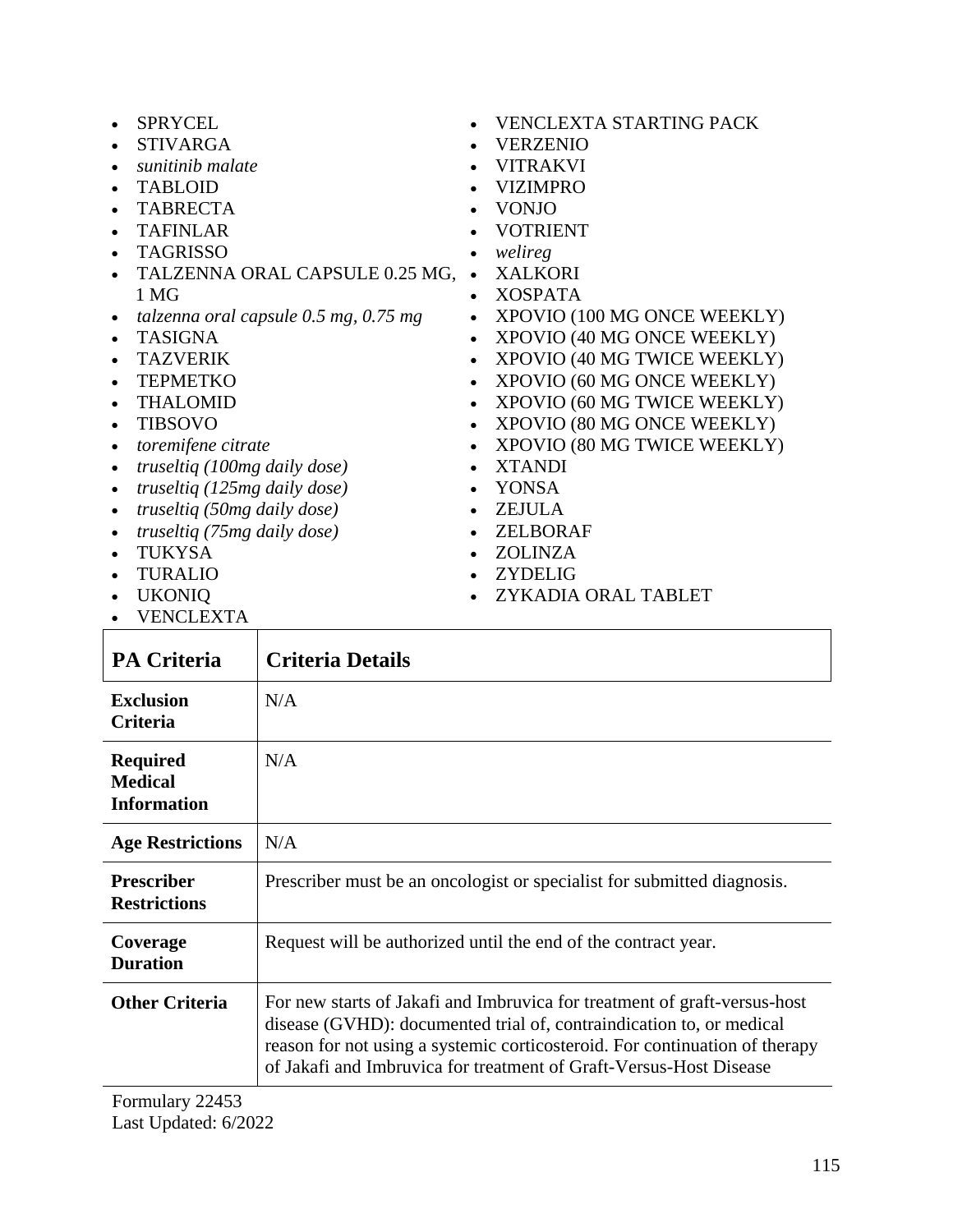- SPRYCEL
- STIVARGA
- *sunitinib malate*
- TABLOID
- TABRECTA
- TAFINLAR
- TAGRISSO
- TALZENNA ORAL CAPSULE 0.25 MG, 1 MG
- *talzenna oral capsule 0.5 mg, 0.75 mg*
- TASIGNA
- TAZVERIK
- TEPMETKO
- THALOMID
- TIBSOVO
- *toremifene citrate*
- *truseltiq (100mg daily dose)*
- *truseltiq (125mg daily dose)*
- *truseltiq (50mg daily dose)*
- *truseltiq (75mg daily dose)*
- TUKYSA
- TURALIO
- UKONIQ
- VENCLEXTA
- VENCLEXTA STARTING PACK
- VERZENIO
- VITRAKVI
- VIZIMPRO
- VONJO
- VOTRIENT
- *welireg*
- XALKORI
- XOSPATA
- XPOVIO (100 MG ONCE WEEKLY)
- XPOVIO (40 MG ONCE WEEKLY)
- XPOVIO (40 MG TWICE WEEKLY)
- XPOVIO (60 MG ONCE WEEKLY)
- XPOVIO (60 MG TWICE WEEKLY)
- XPOVIO (80 MG ONCE WEEKLY)
- XPOVIO (80 MG TWICE WEEKLY)
- XTANDI
- YONSA
- ZEJULA
- ZELBORAF
- ZOLINZA
- ZYDELIG
- ZYKADIA ORAL TABLET

| PA Criteria | Criteria Details |
|---|---|
| **Exclusion Criteria** | N/A |
| **Required Medical Information** | N/A |
| **Age Restrictions** | N/A |
| **Prescriber Restrictions** | Prescriber must be an oncologist or specialist for submitted diagnosis. |
| **Coverage Duration** | Request will be authorized until the end of the contract year. |
| **Other Criteria** | For new starts of Jakafi and Imbruvica for treatment of graft-versus-host disease (GVHD): documented trial of, contraindication to, or medical reason for not using a systemic corticosteroid. For continuation of therapy of Jakafi and Imbruvica for treatment of Graft-Versus-Host Disease |

Formulary 22453
Last Updated: 6/2022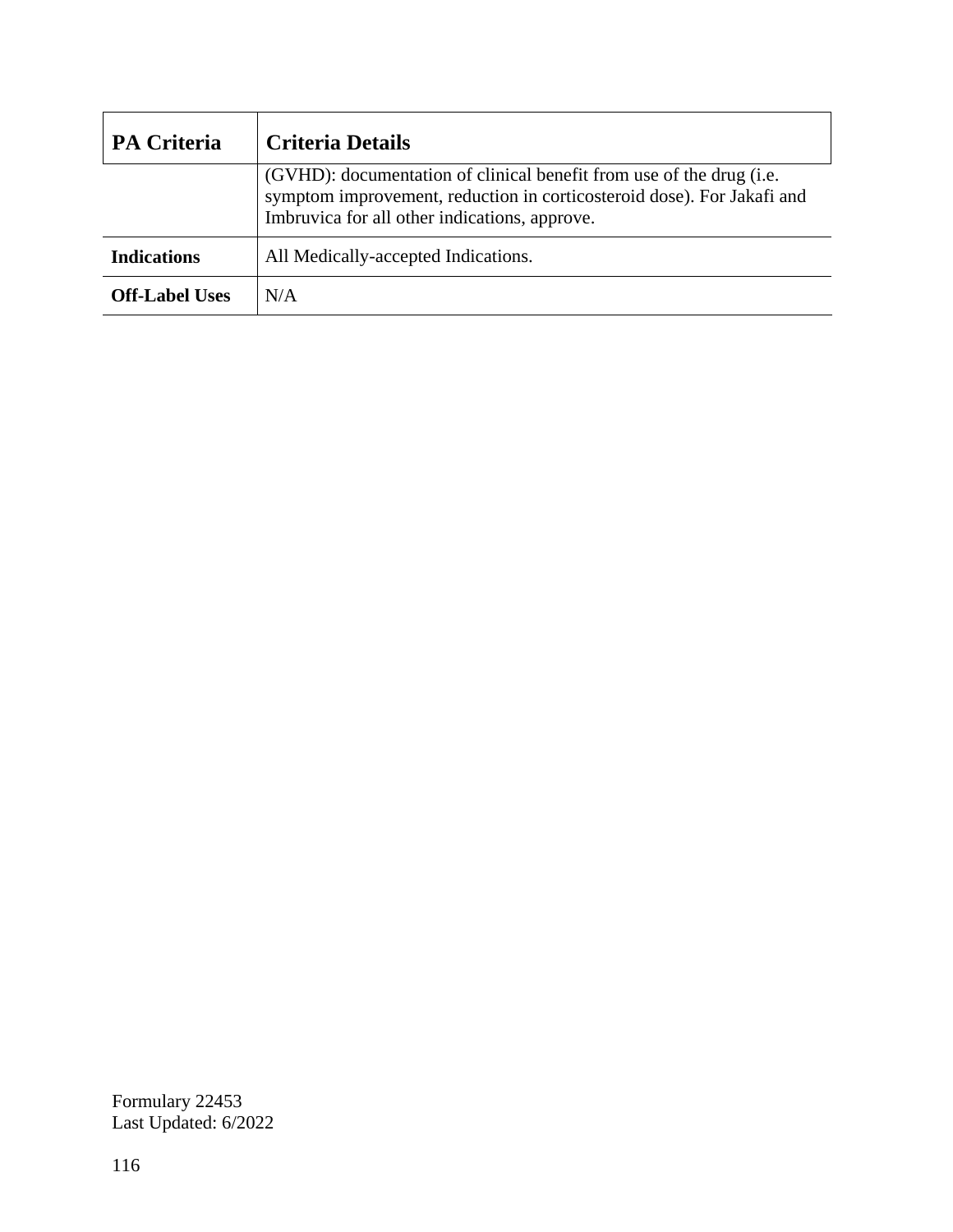| PA Criteria | Criteria Details |
|---|---|
| | (GVHD): documentation of clinical benefit from use of the drug (i.e. symptom improvement, reduction in corticosteroid dose). For Jakafi and Imbruvica for all other indications, approve. |
| **Indications** | All Medically-accepted Indications. |
| **Off-Label Uses** | N/A |

Formulary 22453
Last Updated: 6/2022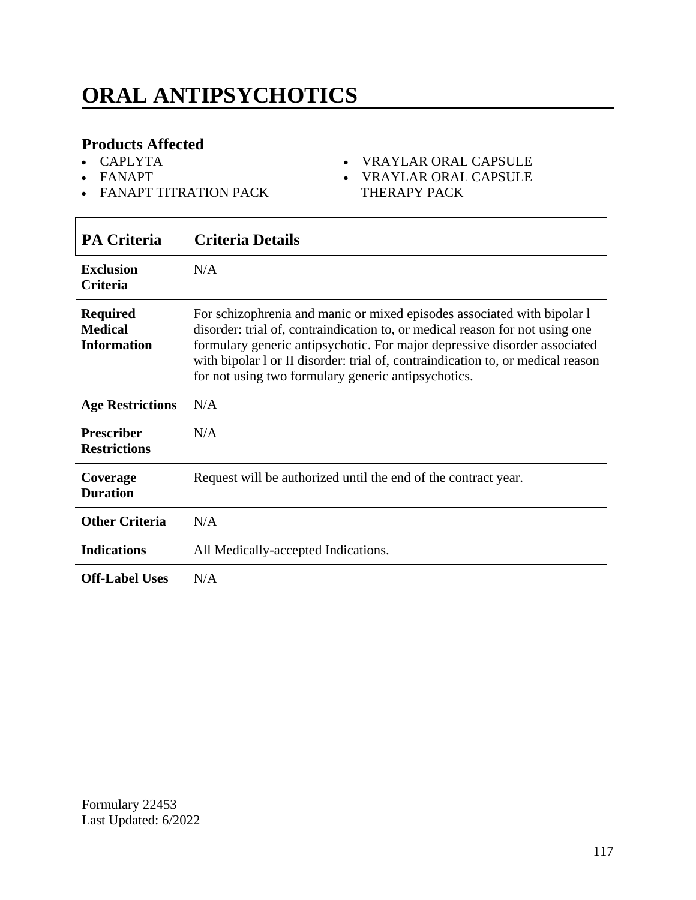# ORAL ANTIPSYCHOTICS

### Products Affected

- CAPLYTA
- FANAPT
- FANAPT TITRATION PACK
- VRAYLAR ORAL CAPSULE
- VRAYLAR ORAL CAPSULE THERAPY PACK

| PA Criteria | Criteria Details |
|---|---|
| **Exclusion Criteria** | N/A |
| **Required Medical Information** | For schizophrenia and manic or mixed episodes associated with bipolar l disorder: trial of, contraindication to, or medical reason for not using one formulary generic antipsychotic. For major depressive disorder associated with bipolar l or II disorder: trial of, contraindication to, or medical reason for not using two formulary generic antipsychotics. |
| **Age Restrictions** | N/A |
| **Prescriber Restrictions** | N/A |
| **Coverage Duration** | Request will be authorized until the end of the contract year. |
| **Other Criteria** | N/A |
| **Indications** | All Medically-accepted Indications. |
| **Off-Label Uses** | N/A |

Formulary 22453
Last Updated: 6/2022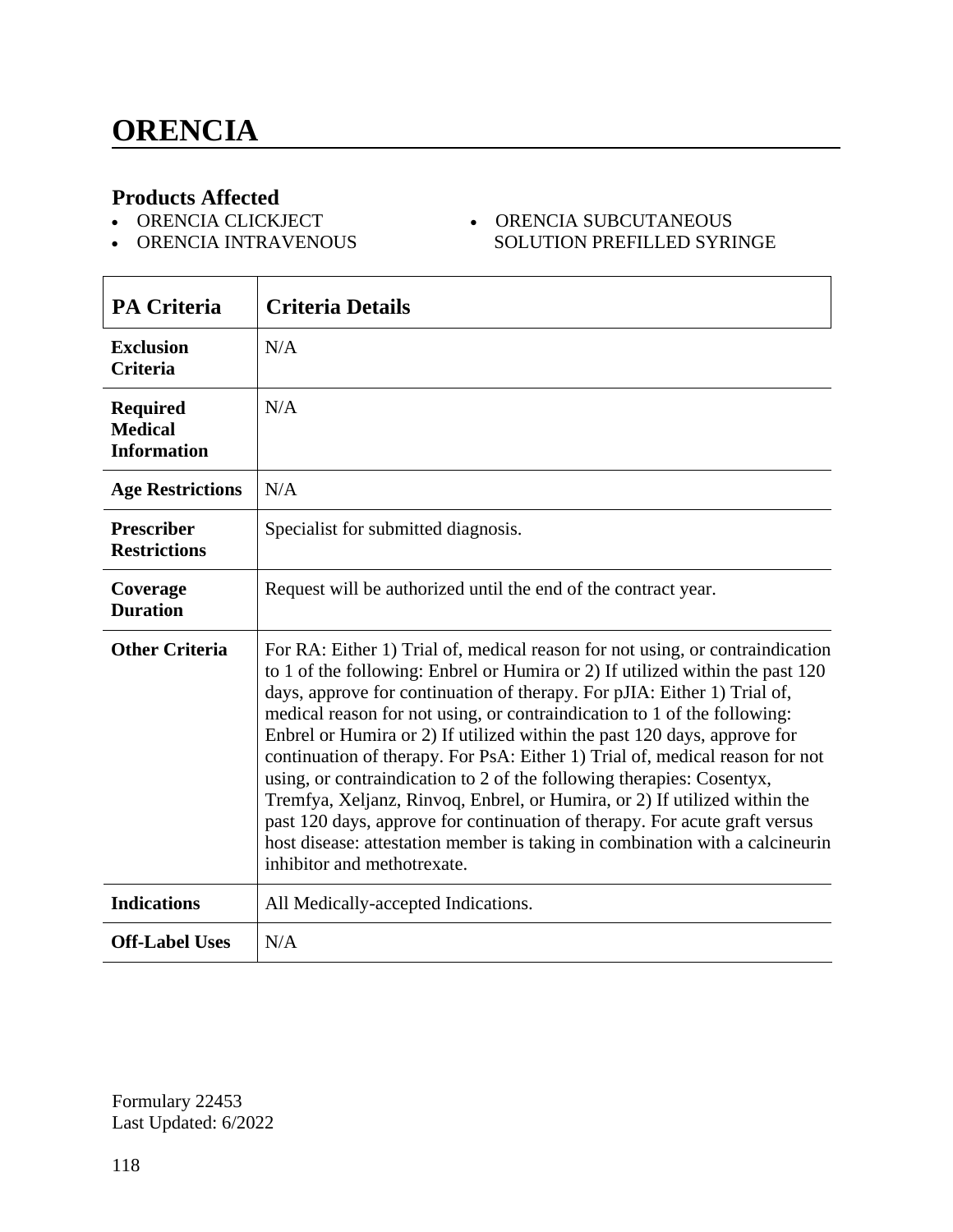# ORENCIA

## Products Affected

- ORENCIA CLICKJECT
- ORENCIA INTRAVENOUS
- ORENCIA SUBCUTANEOUS SOLUTION PREFILLED SYRINGE

| PA Criteria | Criteria Details |
|---|---|
| **Exclusion Criteria** | N/A |
| **Required Medical Information** | N/A |
| **Age Restrictions** | N/A |
| **Prescriber Restrictions** | Specialist for submitted diagnosis. |
| **Coverage Duration** | Request will be authorized until the end of the contract year. |
| **Other Criteria** | For RA: Either 1) Trial of, medical reason for not using, or contraindication to 1 of the following: Enbrel or Humira or 2) If utilized within the past 120 days, approve for continuation of therapy. For pJIA: Either 1) Trial of, medical reason for not using, or contraindication to 1 of the following: Enbrel or Humira or 2) If utilized within the past 120 days, approve for continuation of therapy. For PsA: Either 1) Trial of, medical reason for not using, or contraindication to 2 of the following therapies: Cosentyx, Tremfya, Xeljanz, Rinvoq, Enbrel, or Humira, or 2) If utilized within the past 120 days, approve for continuation of therapy. For acute graft versus host disease: attestation member is taking in combination with a calcineurin inhibitor and methotrexate. |
| **Indications** | All Medically-accepted Indications. |
| **Off-Label Uses** | N/A |

Formulary 22453
Last Updated: 6/2022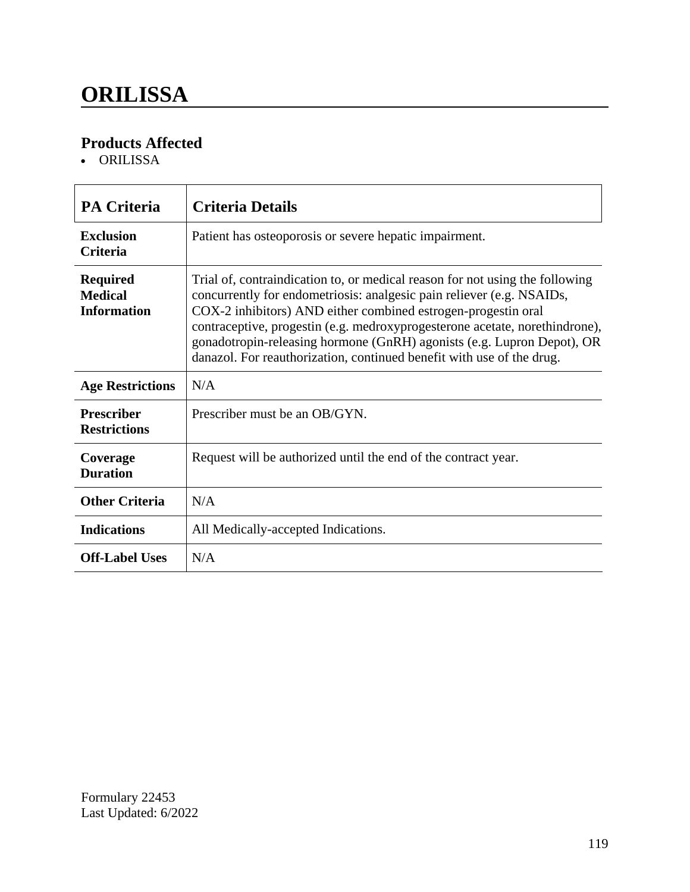# ORILISSA

## Products Affected

- ORILISSA

| PA Criteria | Criteria Details |
|---|---|
| **Exclusion Criteria** | Patient has osteoporosis or severe hepatic impairment. |
| **Required Medical Information** | Trial of, contraindication to, or medical reason for not using the following concurrently for endometriosis: analgesic pain reliever (e.g. NSAIDs, COX-2 inhibitors) AND either combined estrogen-progestin oral contraceptive, progestin (e.g. medroxyprogesterone acetate, norethindrone), gonadotropin-releasing hormone (GnRH) agonists (e.g. Lupron Depot), OR danazol. For reauthorization, continued benefit with use of the drug. |
| **Age Restrictions** | N/A |
| **Prescriber Restrictions** | Prescriber must be an OB/GYN. |
| **Coverage Duration** | Request will be authorized until the end of the contract year. |
| **Other Criteria** | N/A |
| **Indications** | All Medically-accepted Indications. |
| **Off-Label Uses** | N/A |

Formulary 22453
Last Updated: 6/2022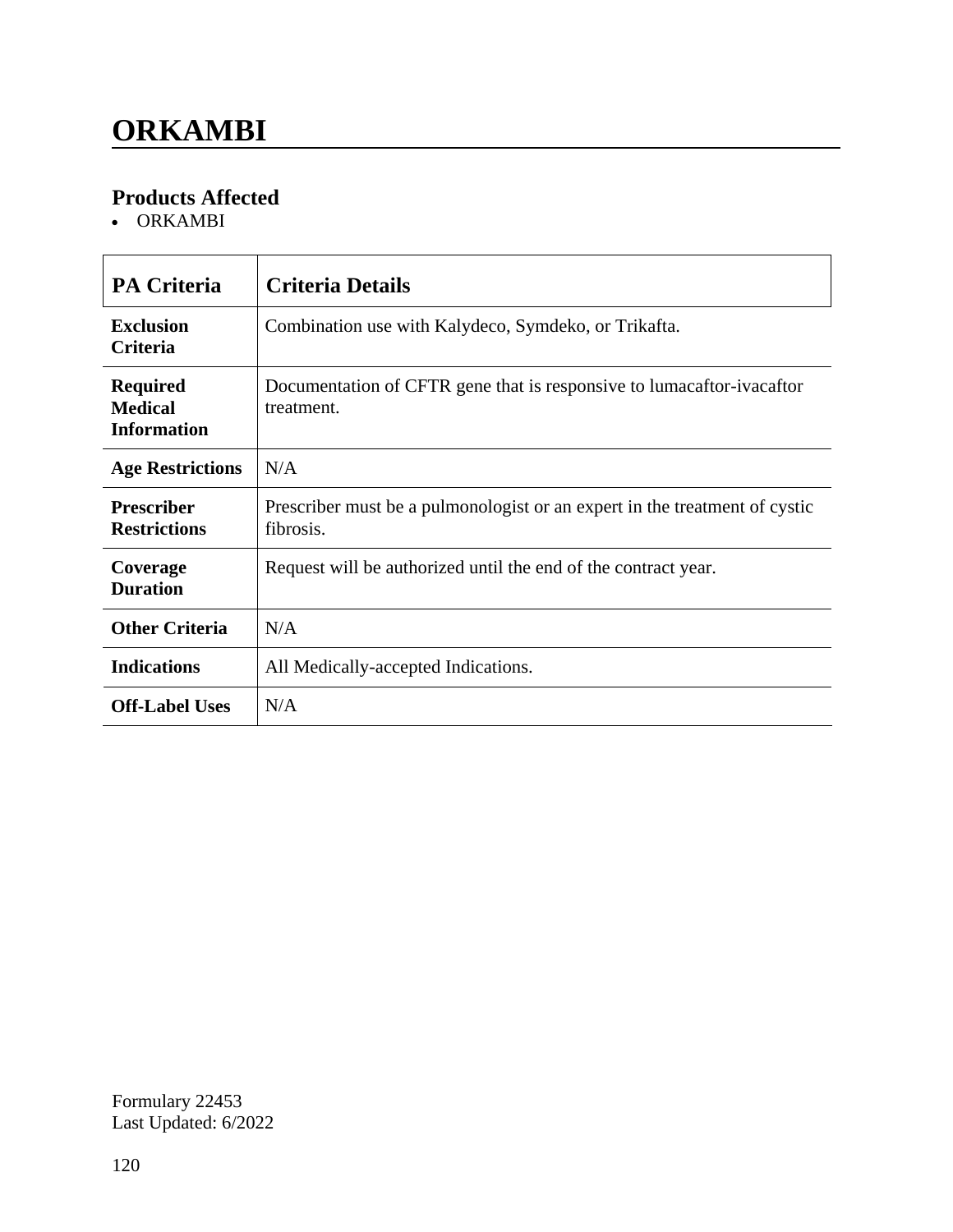# ORKAMBI

## Products Affected

- ORKAMBI

| PA Criteria | Criteria Details |
|---|---|
| **Exclusion Criteria** | Combination use with Kalydeco, Symdeko, or Trikafta. |
| **Required Medical Information** | Documentation of CFTR gene that is responsive to lumacaftor-ivacaftor treatment. |
| **Age Restrictions** | N/A |
| **Prescriber Restrictions** | Prescriber must be a pulmonologist or an expert in the treatment of cystic fibrosis. |
| **Coverage Duration** | Request will be authorized until the end of the contract year. |
| **Other Criteria** | N/A |
| **Indications** | All Medically-accepted Indications. |
| **Off-Label Uses** | N/A |

Formulary 22453
Last Updated: 6/2022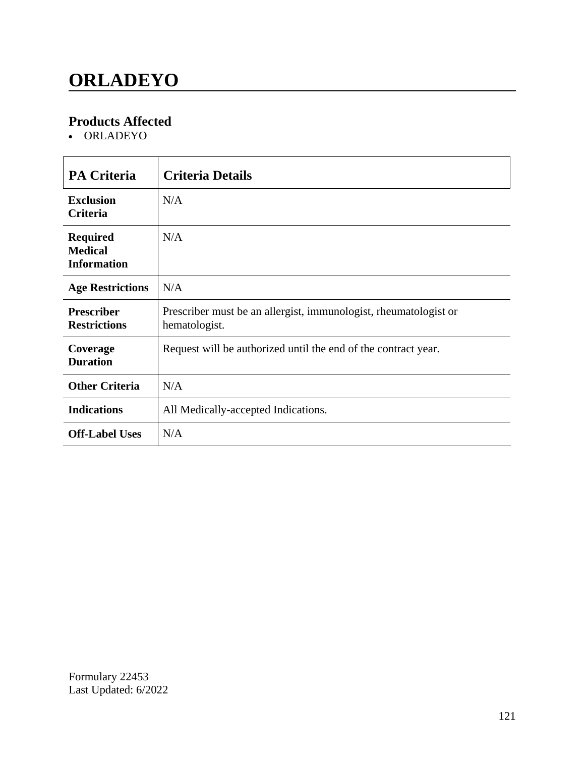# ORLADEYO

## Products Affected

- ORLADEYO

| PA Criteria | Criteria Details |
|---|---|
| **Exclusion Criteria** | N/A |
| **Required Medical Information** | N/A |
| **Age Restrictions** | N/A |
| **Prescriber Restrictions** | Prescriber must be an allergist, immunologist, rheumatologist or hematologist. |
| **Coverage Duration** | Request will be authorized until the end of the contract year. |
| **Other Criteria** | N/A |
| **Indications** | All Medically-accepted Indications. |
| **Off-Label Uses** | N/A |

Formulary 22453
Last Updated: 6/2022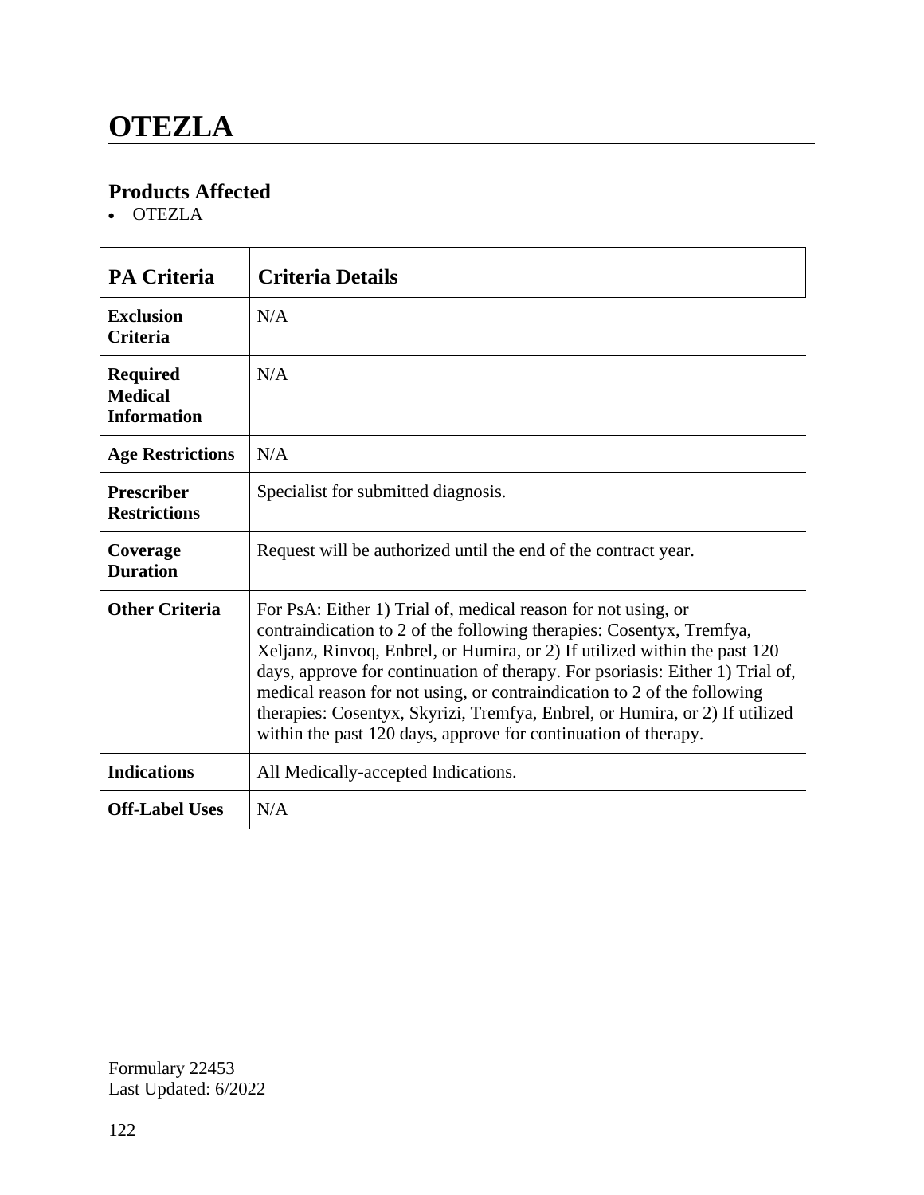# OTEZLA

## Products Affected

- OTEZLA

| PA Criteria | Criteria Details |
|---|---|
| **Exclusion Criteria** | N/A |
| **Required Medical Information** | N/A |
| **Age Restrictions** | N/A |
| **Prescriber Restrictions** | Specialist for submitted diagnosis. |
| **Coverage Duration** | Request will be authorized until the end of the contract year. |
| **Other Criteria** | For PsA: Either 1) Trial of, medical reason for not using, or contraindication to 2 of the following therapies: Cosentyx, Tremfya, Xeljanz, Rinvoq, Enbrel, or Humira, or 2) If utilized within the past 120 days, approve for continuation of therapy. For psoriasis: Either 1) Trial of, medical reason for not using, or contraindication to 2 of the following therapies: Cosentyx, Skyrizi, Tremfya, Enbrel, or Humira, or 2) If utilized within the past 120 days, approve for continuation of therapy. |
| **Indications** | All Medically-accepted Indications. |
| **Off-Label Uses** | N/A |

Formulary 22453
Last Updated: 6/2022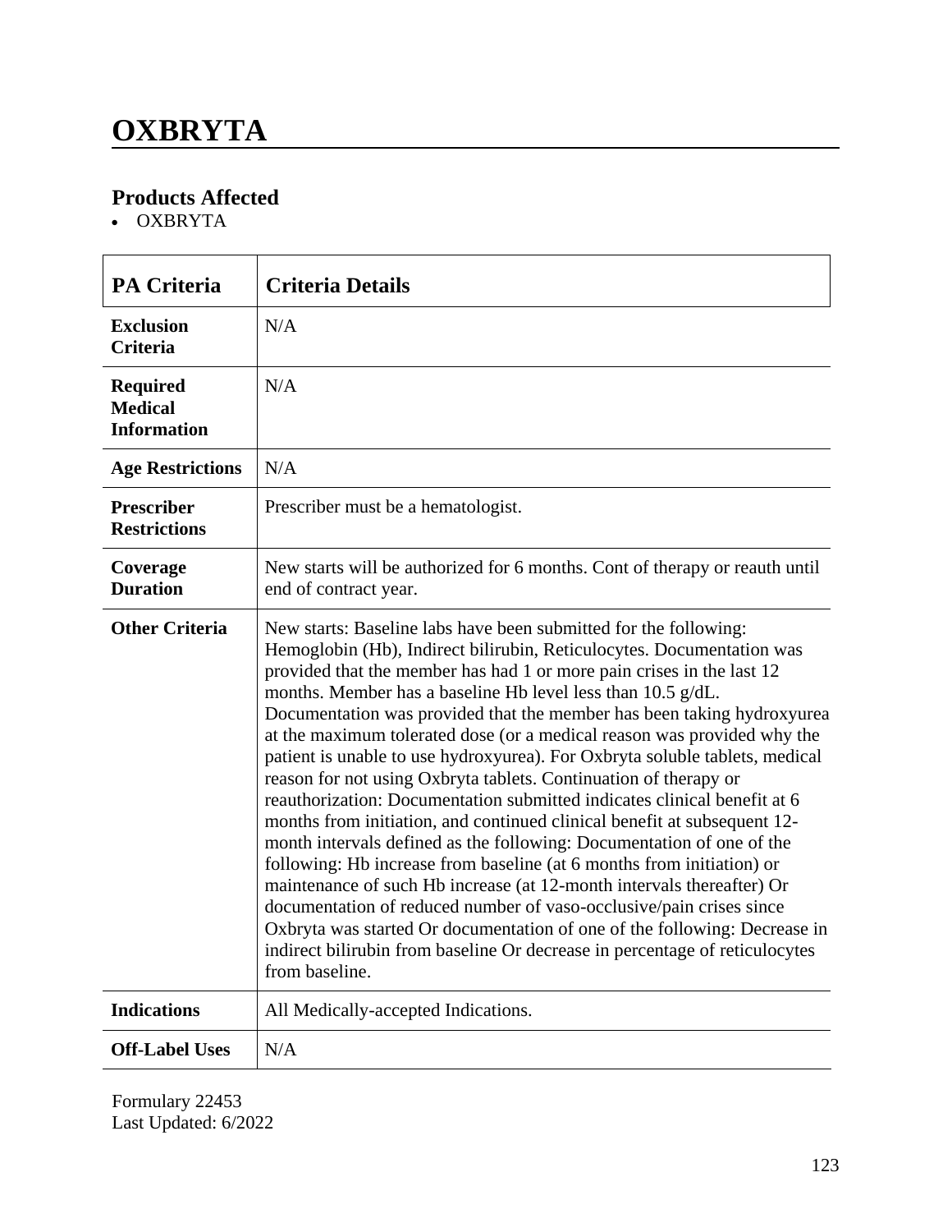# OXBRYTA

## Products Affected

- OXBRYTA

| PA Criteria | Criteria Details |
| --- | --- |
| **Exclusion Criteria** | N/A |
| **Required Medical Information** | N/A |
| **Age Restrictions** | N/A |
| **Prescriber Restrictions** | Prescriber must be a hematologist. |
| **Coverage Duration** | New starts will be authorized for 6 months. Cont of therapy or reauth until end of contract year. |
| **Other Criteria** | New starts: Baseline labs have been submitted for the following: Hemoglobin (Hb), Indirect bilirubin, Reticulocytes. Documentation was provided that the member has had 1 or more pain crises in the last 12 months. Member has a baseline Hb level less than 10.5 g/dL. Documentation was provided that the member has been taking hydroxyurea at the maximum tolerated dose (or a medical reason was provided why the patient is unable to use hydroxyurea). For Oxbryta soluble tablets, medical reason for not using Oxbryta tablets. Continuation of therapy or reauthorization: Documentation submitted indicates clinical benefit at 6 months from initiation, and continued clinical benefit at subsequent 12-month intervals defined as the following: Documentation of one of the following: Hb increase from baseline (at 6 months from initiation) or maintenance of such Hb increase (at 12-month intervals thereafter) Or documentation of reduced number of vaso-occlusive/pain crises since Oxbryta was started Or documentation of one of the following: Decrease in indirect bilirubin from baseline Or decrease in percentage of reticulocytes from baseline. |
| **Indications** | All Medically-accepted Indications. |
| **Off-Label Uses** | N/A |

Formulary 22453
Last Updated: 6/2022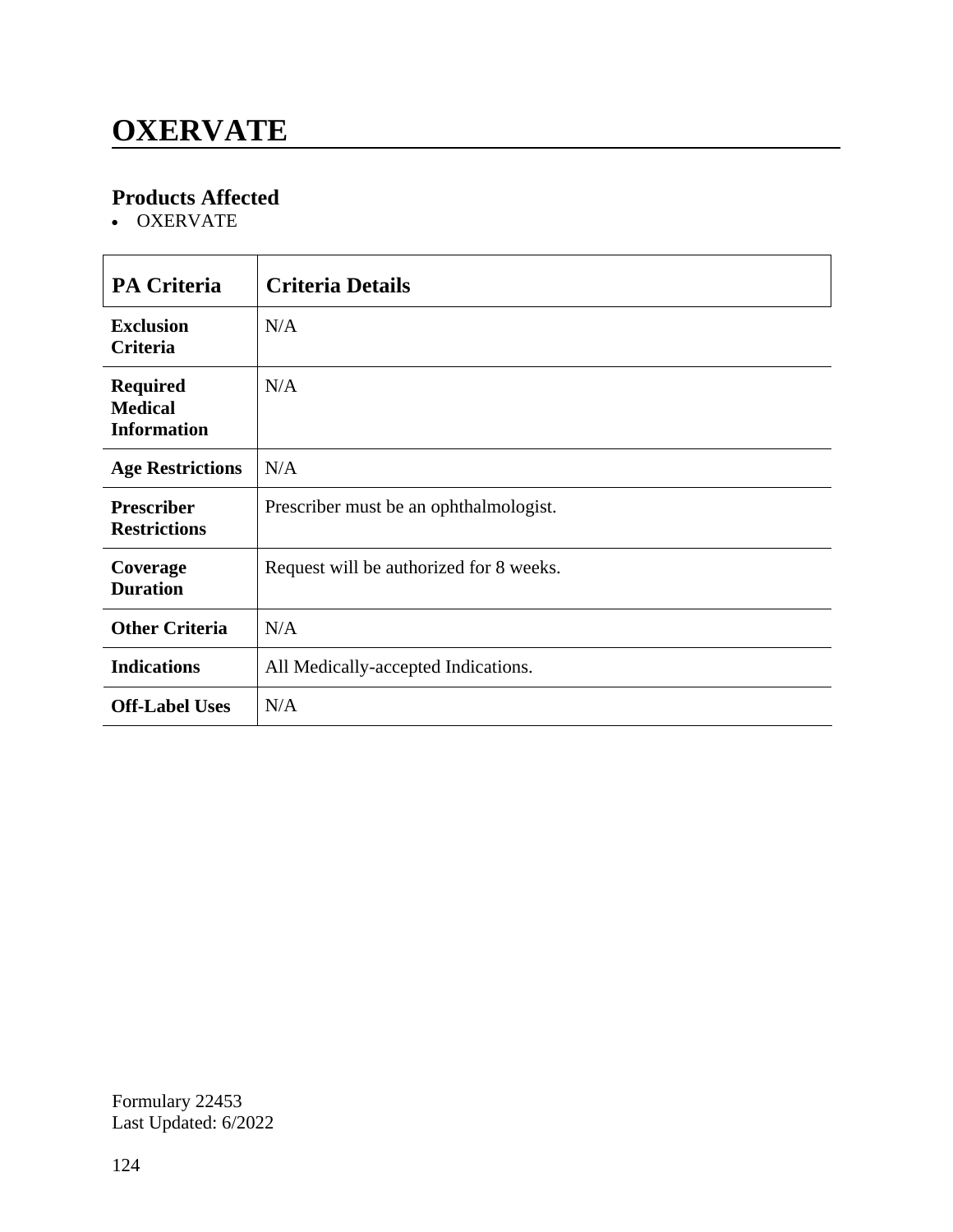# OXERVATE

## Products Affected

- OXERVATE

| PA Criteria | Criteria Details |
|---|---|
| **Exclusion Criteria** | N/A |
| **Required Medical Information** | N/A |
| **Age Restrictions** | N/A |
| **Prescriber Restrictions** | Prescriber must be an ophthalmologist. |
| **Coverage Duration** | Request will be authorized for 8 weeks. |
| **Other Criteria** | N/A |
| **Indications** | All Medically-accepted Indications. |
| **Off-Label Uses** | N/A |

Formulary 22453
Last Updated: 6/2022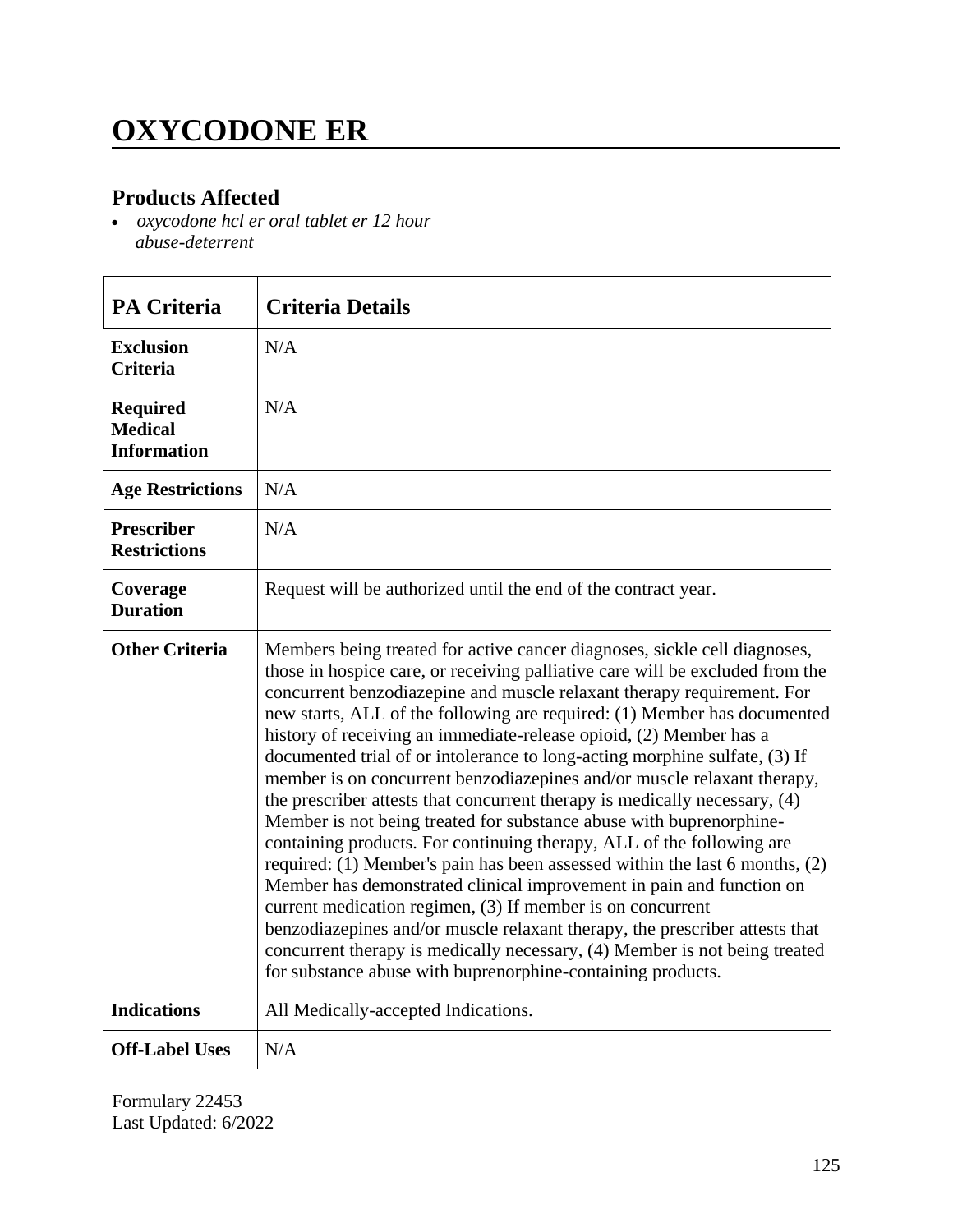# OXYCODONE ER

## Products Affected

- *oxycodone hcl er oral tablet er 12 hour abuse-deterrent*

| PA Criteria | Criteria Details |
|---|---|
| **Exclusion Criteria** | N/A |
| **Required Medical Information** | N/A |
| **Age Restrictions** | N/A |
| **Prescriber Restrictions** | N/A |
| **Coverage Duration** | Request will be authorized until the end of the contract year. |
| **Other Criteria** | Members being treated for active cancer diagnoses, sickle cell diagnoses, those in hospice care, or receiving palliative care will be excluded from the concurrent benzodiazepine and muscle relaxant therapy requirement. For new starts, ALL of the following are required: (1) Member has documented history of receiving an immediate-release opioid, (2) Member has a documented trial of or intolerance to long-acting morphine sulfate, (3) If member is on concurrent benzodiazepines and/or muscle relaxant therapy, the prescriber attests that concurrent therapy is medically necessary, (4) Member is not being treated for substance abuse with buprenorphine-containing products. For continuing therapy, ALL of the following are required: (1) Member's pain has been assessed within the last 6 months, (2) Member has demonstrated clinical improvement in pain and function on current medication regimen, (3) If member is on concurrent benzodiazepines and/or muscle relaxant therapy, the prescriber attests that concurrent therapy is medically necessary, (4) Member is not being treated for substance abuse with buprenorphine-containing products. |
| **Indications** | All Medically-accepted Indications. |
| **Off-Label Uses** | N/A |

Formulary 22453
Last Updated: 6/2022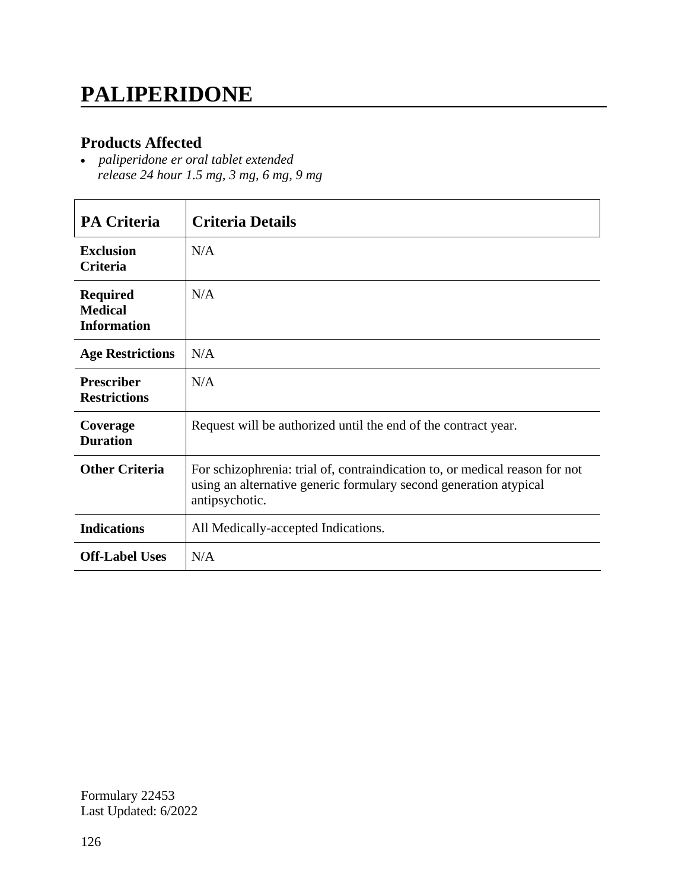# PALIPERIDONE

## Products Affected

- *paliperidone er oral tablet extended release 24 hour 1.5 mg, 3 mg, 6 mg, 9 mg*

| PA Criteria | Criteria Details |
|---|---|
| **Exclusion Criteria** | N/A |
| **Required Medical Information** | N/A |
| **Age Restrictions** | N/A |
| **Prescriber Restrictions** | N/A |
| **Coverage Duration** | Request will be authorized until the end of the contract year. |
| **Other Criteria** | For schizophrenia: trial of, contraindication to, or medical reason for not using an alternative generic formulary second generation atypical antipsychotic. |
| **Indications** | All Medically-accepted Indications. |
| **Off-Label Uses** | N/A |

Formulary 22453
Last Updated: 6/2022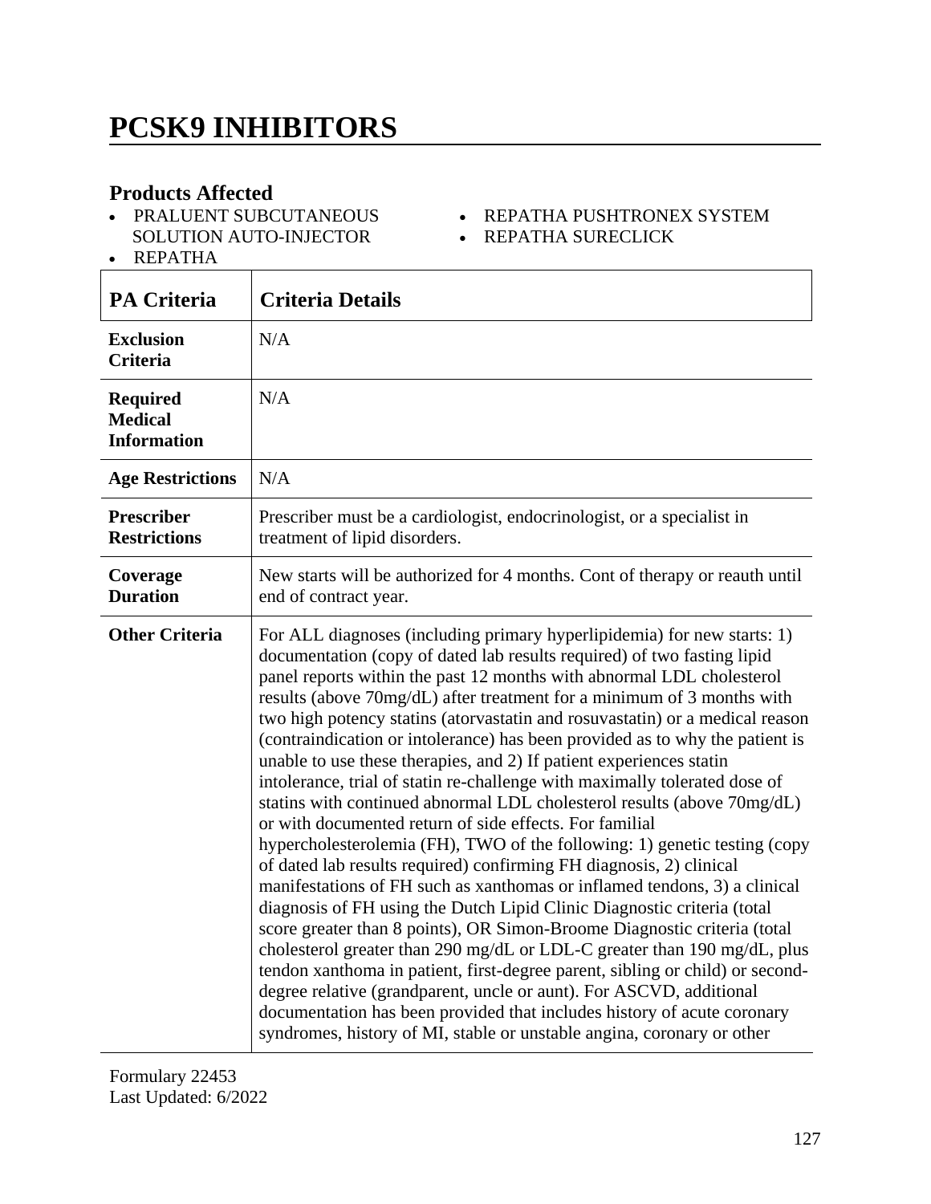# PCSK9 INHIBITORS

## Products Affected

- PRALUENT SUBCUTANEOUS SOLUTION AUTO-INJECTOR
- REPATHA
- REPATHA PUSHTRONEX SYSTEM
- REPATHA SURECLICK

| PA Criteria | Criteria Details |
|---|---|
| **Exclusion Criteria** | N/A |
| **Required Medical Information** | N/A |
| **Age Restrictions** | N/A |
| **Prescriber Restrictions** | Prescriber must be a cardiologist, endocrinologist, or a specialist in treatment of lipid disorders. |
| **Coverage Duration** | New starts will be authorized for 4 months. Cont of therapy or reauth until end of contract year. |
| **Other Criteria** | For ALL diagnoses (including primary hyperlipidemia) for new starts: 1) documentation (copy of dated lab results required) of two fasting lipid panel reports within the past 12 months with abnormal LDL cholesterol results (above 70mg/dL) after treatment for a minimum of 3 months with two high potency statins (atorvastatin and rosuvastatin) or a medical reason (contraindication or intolerance) has been provided as to why the patient is unable to use these therapies, and 2) If patient experiences statin intolerance, trial of statin re-challenge with maximally tolerated dose of statins with continued abnormal LDL cholesterol results (above 70mg/dL) or with documented return of side effects. For familial hypercholesterolemia (FH), TWO of the following: 1) genetic testing (copy of dated lab results required) confirming FH diagnosis, 2) clinical manifestations of FH such as xanthomas or inflamed tendons, 3) a clinical diagnosis of FH using the Dutch Lipid Clinic Diagnostic criteria (total score greater than 8 points), OR Simon-Broome Diagnostic criteria (total cholesterol greater than 290 mg/dL or LDL-C greater than 190 mg/dL, plus tendon xanthoma in patient, first-degree parent, sibling or child) or second-degree relative (grandparent, uncle or aunt). For ASCVD, additional documentation has been provided that includes history of acute coronary syndromes, history of MI, stable or unstable angina, coronary or other |

Formulary 22453
Last Updated: 6/2022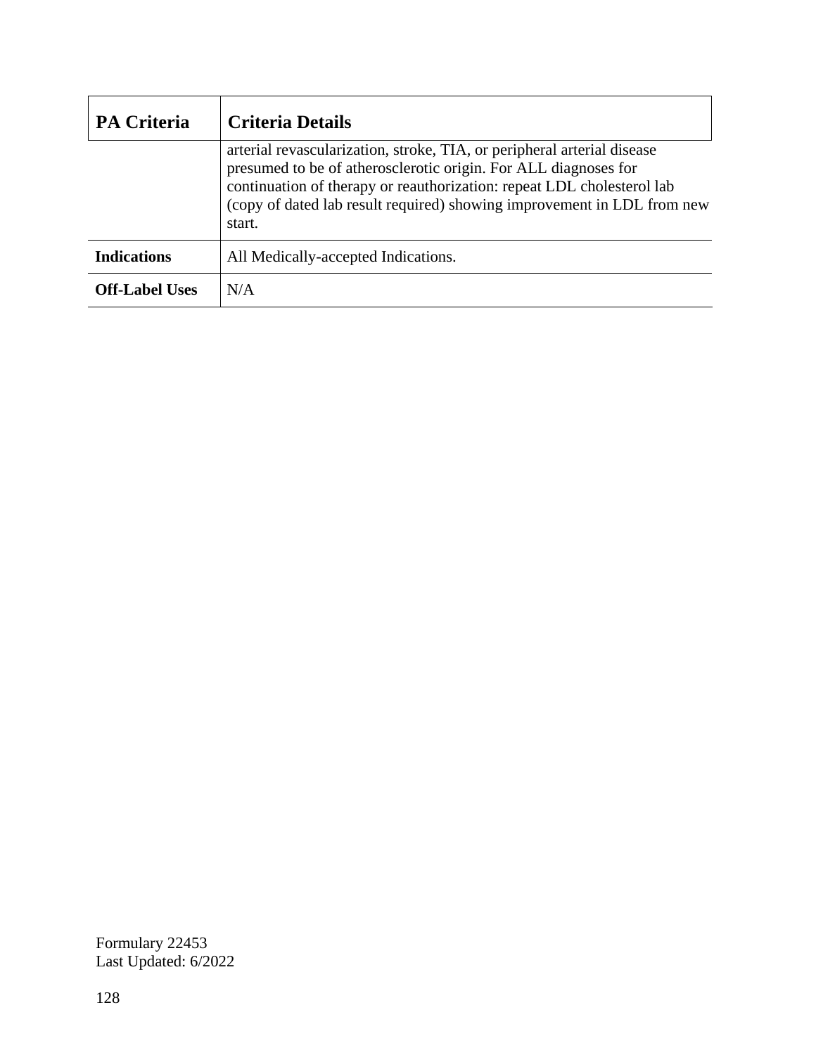| PA Criteria | Criteria Details |
|---|---|
| | arterial revascularization, stroke, TIA, or peripheral arterial disease presumed to be of atherosclerotic origin. For ALL diagnoses for continuation of therapy or reauthorization: repeat LDL cholesterol lab (copy of dated lab result required) showing improvement in LDL from new start. |
| **Indications** | All Medically-accepted Indications. |
| **Off-Label Uses** | N/A |

Formulary 22453
Last Updated: 6/2022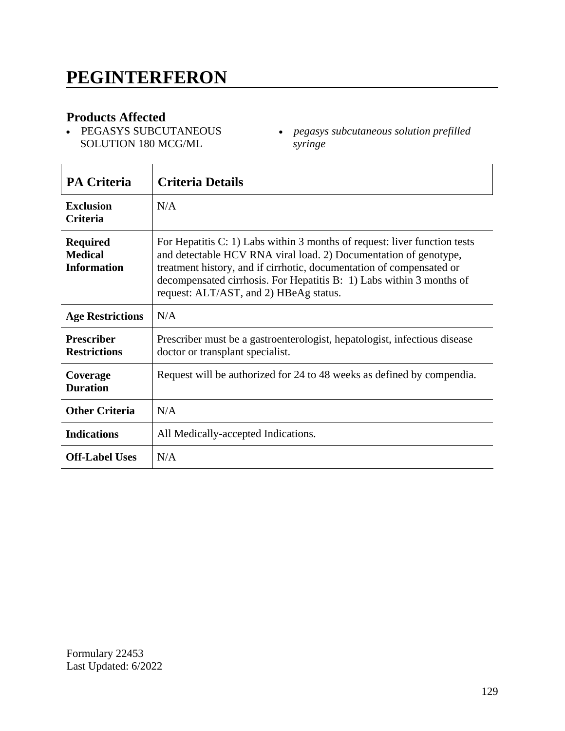# PEGINTERFERON

## Products Affected

- PEGASYS SUBCUTANEOUS SOLUTION 180 MCG/ML
- *pegasys subcutaneous solution prefilled syringe*

| PA Criteria | Criteria Details |
| --- | --- |
| **Exclusion Criteria** | N/A |
| **Required Medical Information** | For Hepatitis C: 1) Labs within 3 months of request: liver function tests and detectable HCV RNA viral load. 2) Documentation of genotype, treatment history, and if cirrhotic, documentation of compensated or decompensated cirrhosis. For Hepatitis B: 1) Labs within 3 months of request: ALT/AST, and 2) HBeAg status. |
| **Age Restrictions** | N/A |
| **Prescriber Restrictions** | Prescriber must be a gastroenterologist, hepatologist, infectious disease doctor or transplant specialist. |
| **Coverage Duration** | Request will be authorized for 24 to 48 weeks as defined by compendia. |
| **Other Criteria** | N/A |
| **Indications** | All Medically-accepted Indications. |
| **Off-Label Uses** | N/A |

Formulary 22453
Last Updated: 6/2022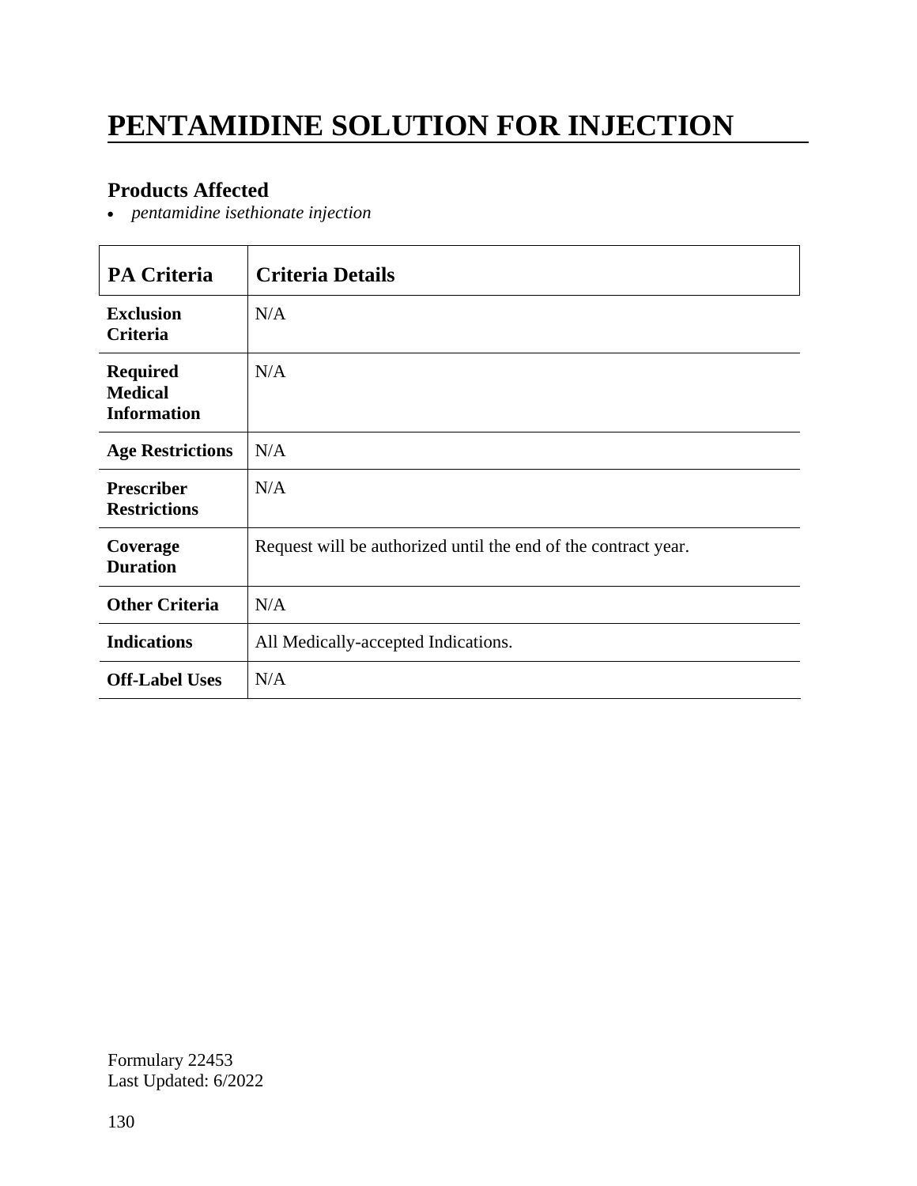# PENTAMIDINE SOLUTION FOR INJECTION

## Products Affected

- *pentamidine isethionate injection*

| PA Criteria | Criteria Details |
|---|---|
| **Exclusion Criteria** | N/A |
| **Required Medical Information** | N/A |
| **Age Restrictions** | N/A |
| **Prescriber Restrictions** | N/A |
| **Coverage Duration** | Request will be authorized until the end of the contract year. |
| **Other Criteria** | N/A |
| **Indications** | All Medically-accepted Indications. |
| **Off-Label Uses** | N/A |

Formulary 22453
Last Updated: 6/2022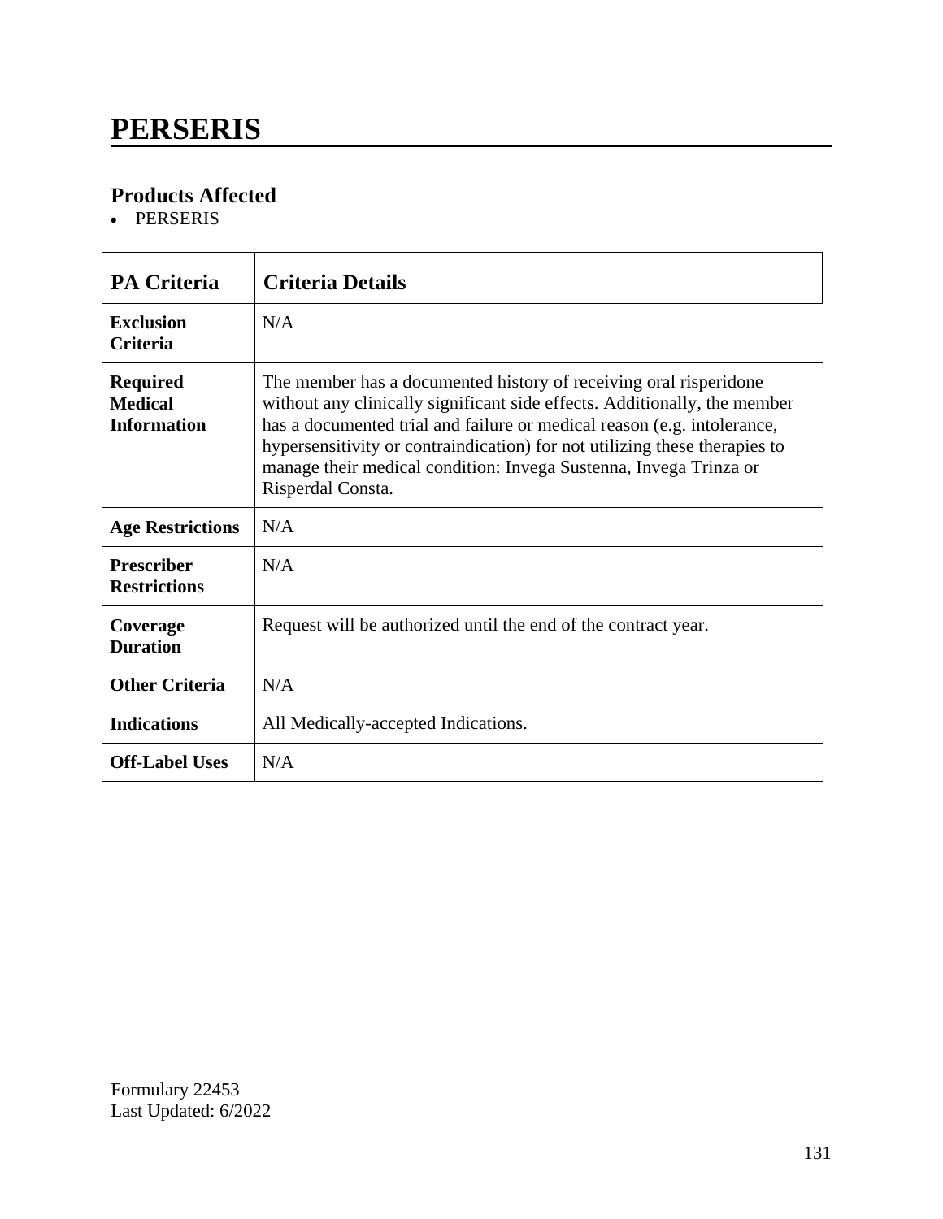# PERSERIS

## Products Affected

- PERSERIS

| PA Criteria | Criteria Details |
|---|---|
| **Exclusion Criteria** | N/A |
| **Required Medical Information** | The member has a documented history of receiving oral risperidone without any clinically significant side effects. Additionally, the member has a documented trial and failure or medical reason (e.g. intolerance, hypersensitivity or contraindication) for not utilizing these therapies to manage their medical condition: Invega Sustenna, Invega Trinza or Risperdal Consta. |
| **Age Restrictions** | N/A |
| **Prescriber Restrictions** | N/A |
| **Coverage Duration** | Request will be authorized until the end of the contract year. |
| **Other Criteria** | N/A |
| **Indications** | All Medically-accepted Indications. |
| **Off-Label Uses** | N/A |

Formulary 22453
Last Updated: 6/2022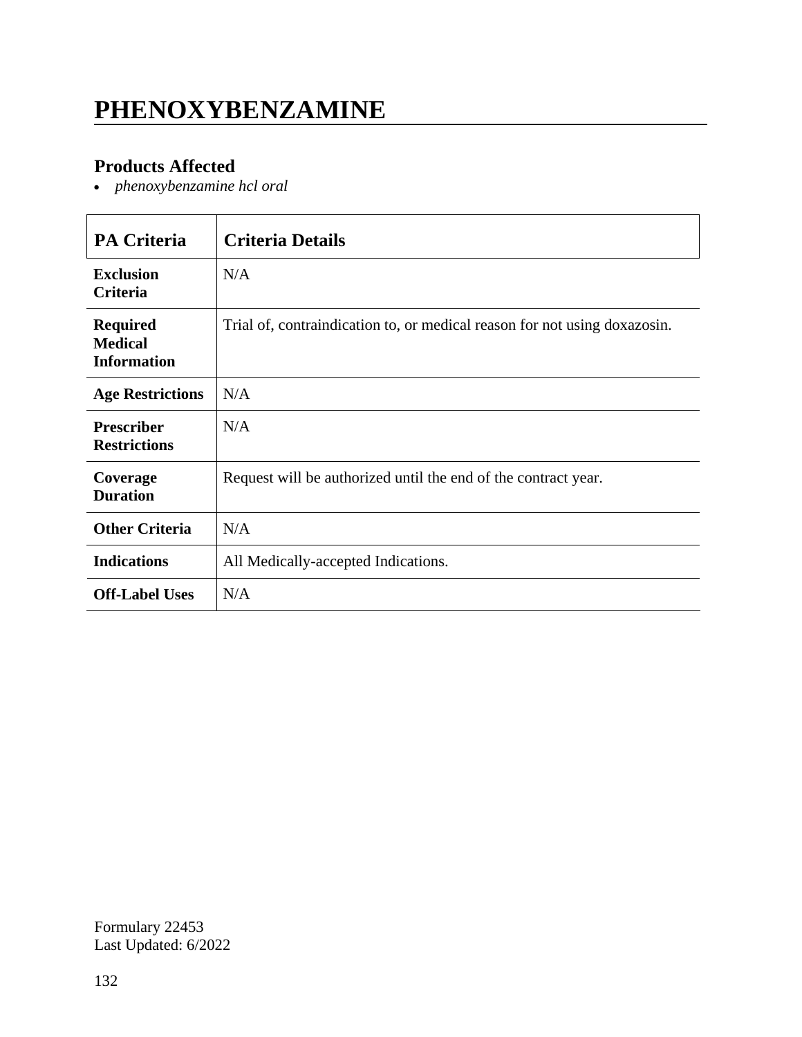# PHENOXYBENZAMINE

## Products Affected

- *phenoxybenzamine hcl oral*

| PA Criteria | Criteria Details |
| --- | --- |
| **Exclusion Criteria** | N/A |
| **Required Medical Information** | Trial of, contraindication to, or medical reason for not using doxazosin. |
| **Age Restrictions** | N/A |
| **Prescriber Restrictions** | N/A |
| **Coverage Duration** | Request will be authorized until the end of the contract year. |
| **Other Criteria** | N/A |
| **Indications** | All Medically-accepted Indications. |
| **Off-Label Uses** | N/A |

Formulary 22453
Last Updated: 6/2022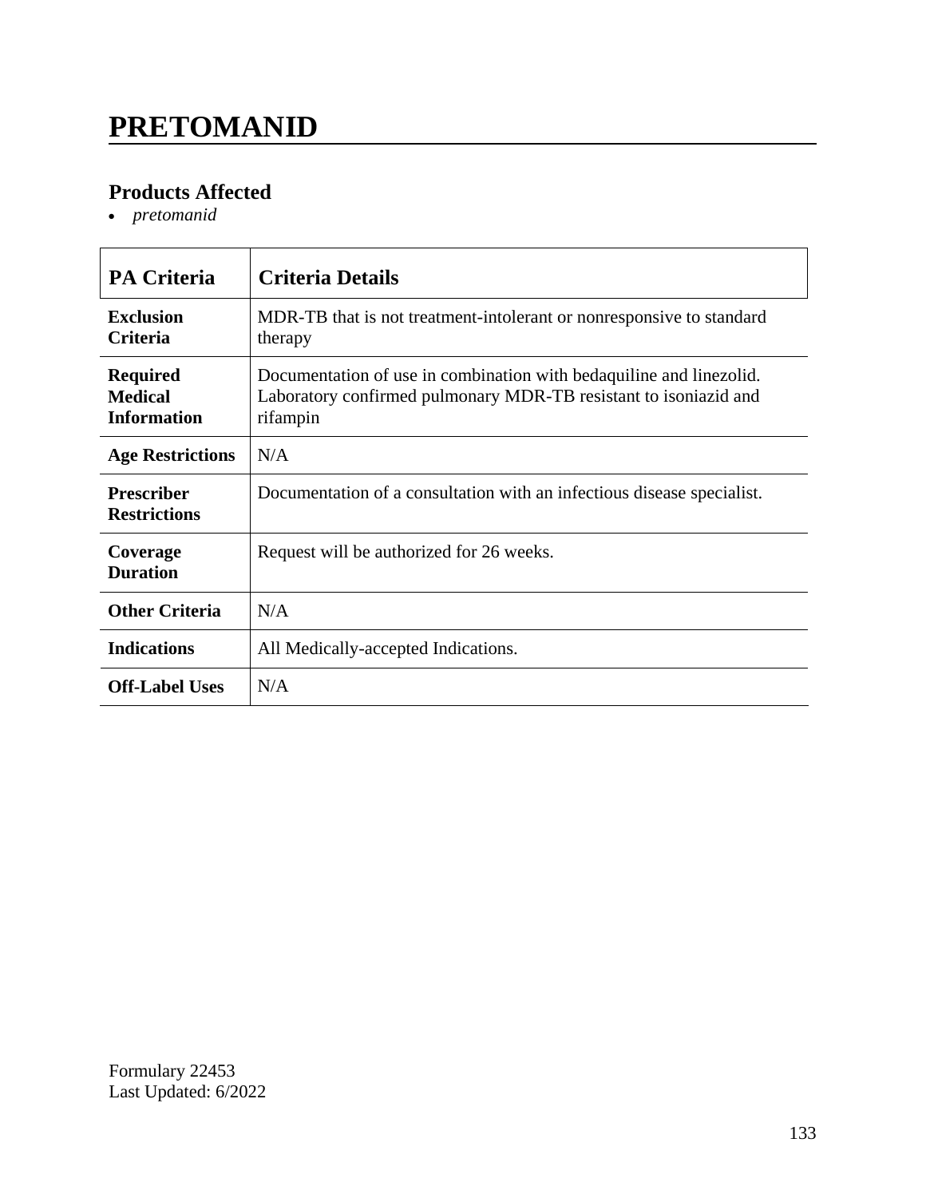# PRETOMANID

## Products Affected

- *pretomanid*

| PA Criteria | Criteria Details |
|---|---|
| **Exclusion Criteria** | MDR-TB that is not treatment-intolerant or nonresponsive to standard therapy |
| **Required Medical Information** | Documentation of use in combination with bedaquiline and linezolid. Laboratory confirmed pulmonary MDR-TB resistant to isoniazid and rifampin |
| **Age Restrictions** | N/A |
| **Prescriber Restrictions** | Documentation of a consultation with an infectious disease specialist. |
| **Coverage Duration** | Request will be authorized for 26 weeks. |
| **Other Criteria** | N/A |
| **Indications** | All Medically-accepted Indications. |
| **Off-Label Uses** | N/A |

Formulary 22453
Last Updated: 6/2022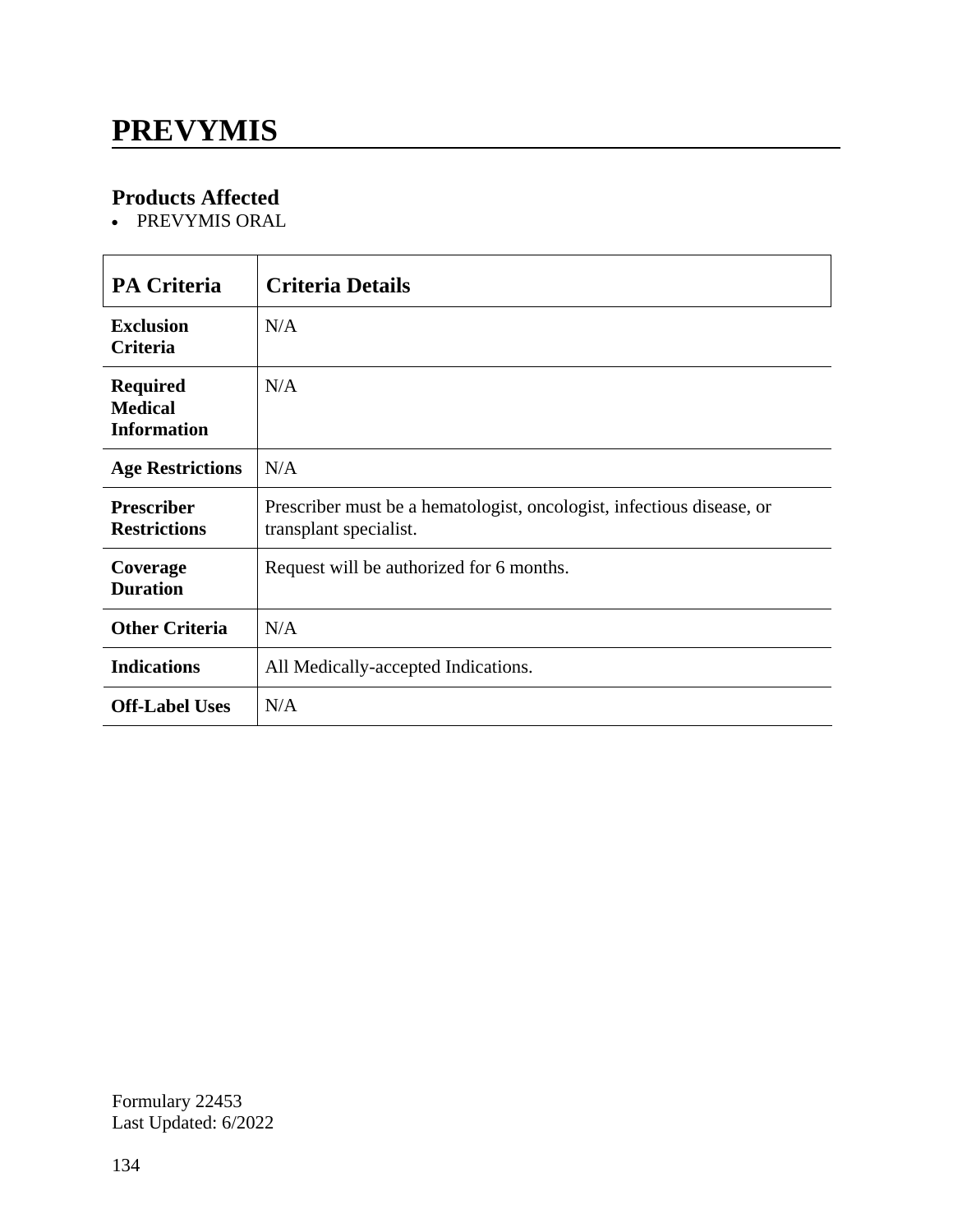# PREVYMIS

## Products Affected

- PREVYMIS ORAL

| PA Criteria | Criteria Details |
|---|---|
| **Exclusion Criteria** | N/A |
| **Required Medical Information** | N/A |
| **Age Restrictions** | N/A |
| **Prescriber Restrictions** | Prescriber must be a hematologist, oncologist, infectious disease, or transplant specialist. |
| **Coverage Duration** | Request will be authorized for 6 months. |
| **Other Criteria** | N/A |
| **Indications** | All Medically-accepted Indications. |
| **Off-Label Uses** | N/A |

Formulary 22453
Last Updated: 6/2022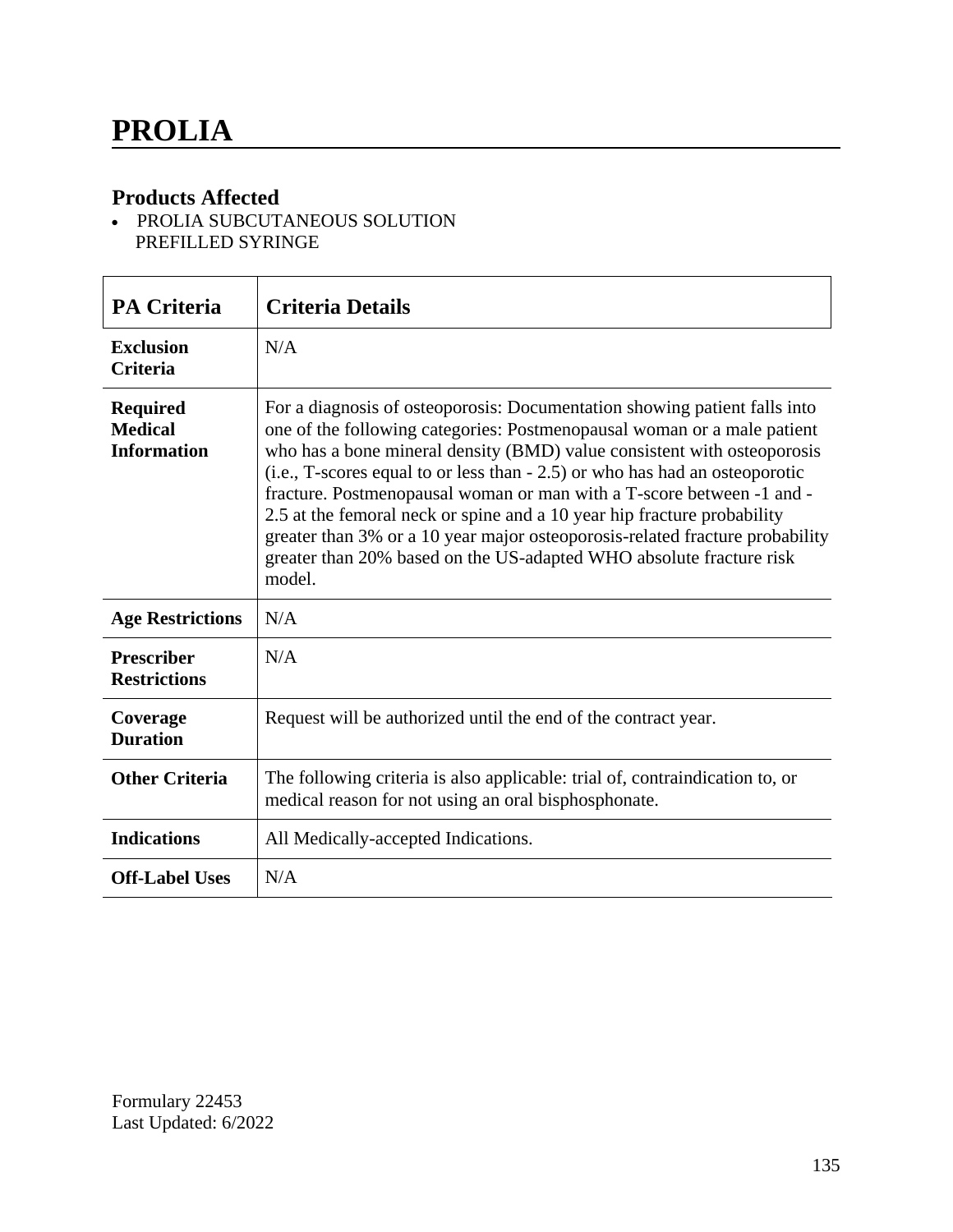# PROLIA

## Products Affected

- PROLIA SUBCUTANEOUS SOLUTION PREFILLED SYRINGE

| PA Criteria | Criteria Details |
|---|---|
| **Exclusion Criteria** | N/A |
| **Required Medical Information** | For a diagnosis of osteoporosis: Documentation showing patient falls into one of the following categories: Postmenopausal woman or a male patient who has a bone mineral density (BMD) value consistent with osteoporosis (i.e., T-scores equal to or less than - 2.5) or who has had an osteoporotic fracture. Postmenopausal woman or man with a T-score between -1 and -2.5 at the femoral neck or spine and a 10 year hip fracture probability greater than 3% or a 10 year major osteoporosis-related fracture probability greater than 20% based on the US-adapted WHO absolute fracture risk model. |
| **Age Restrictions** | N/A |
| **Prescriber Restrictions** | N/A |
| **Coverage Duration** | Request will be authorized until the end of the contract year. |
| **Other Criteria** | The following criteria is also applicable: trial of, contraindication to, or medical reason for not using an oral bisphosphonate. |
| **Indications** | All Medically-accepted Indications. |
| **Off-Label Uses** | N/A |

Formulary 22453
Last Updated: 6/2022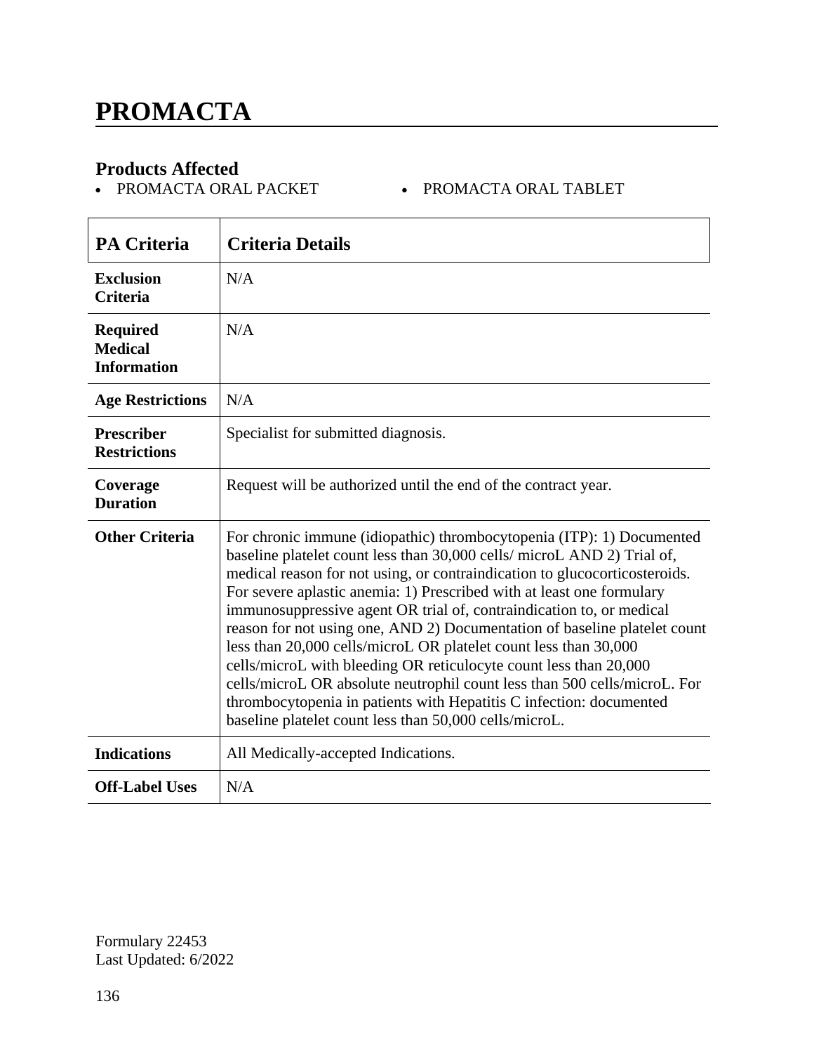# PROMACTA

### Products Affected

- PROMACTA ORAL PACKET
- PROMACTA ORAL TABLET

| PA Criteria | Criteria Details |
|---|---|
| **Exclusion Criteria** | N/A |
| **Required Medical Information** | N/A |
| **Age Restrictions** | N/A |
| **Prescriber Restrictions** | Specialist for submitted diagnosis. |
| **Coverage Duration** | Request will be authorized until the end of the contract year. |
| **Other Criteria** | For chronic immune (idiopathic) thrombocytopenia (ITP): 1) Documented baseline platelet count less than 30,000 cells/ microL AND 2) Trial of, medical reason for not using, or contraindication to glucocorticosteroids. For severe aplastic anemia: 1) Prescribed with at least one formulary immunosuppressive agent OR trial of, contraindication to, or medical reason for not using one, AND 2) Documentation of baseline platelet count less than 20,000 cells/microL OR platelet count less than 30,000 cells/microL with bleeding OR reticulocyte count less than 20,000 cells/microL OR absolute neutrophil count less than 500 cells/microL. For thrombocytopenia in patients with Hepatitis C infection: documented baseline platelet count less than 50,000 cells/microL. |
| **Indications** | All Medically-accepted Indications. |
| **Off-Label Uses** | N/A |

Formulary 22453
Last Updated: 6/2022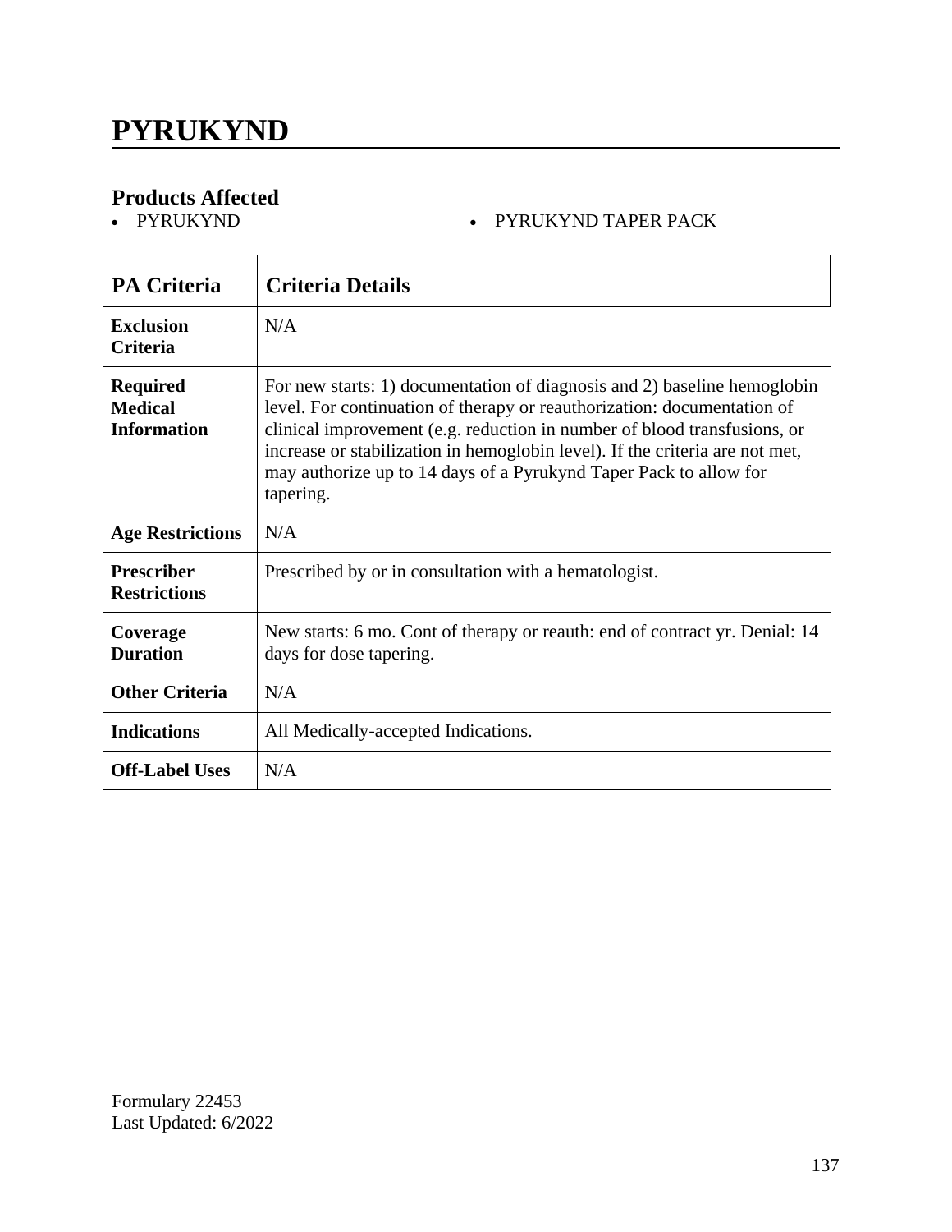# PYRUKYND

## Products Affected

- PYRUKYND
- PYRUKYND TAPER PACK

| PA Criteria | Criteria Details |
|---|---|
| **Exclusion Criteria** | N/A |
| **Required Medical Information** | For new starts: 1) documentation of diagnosis and 2) baseline hemoglobin level. For continuation of therapy or reauthorization: documentation of clinical improvement (e.g. reduction in number of blood transfusions, or increase or stabilization in hemoglobin level). If the criteria are not met, may authorize up to 14 days of a Pyrukynd Taper Pack to allow for tapering. |
| **Age Restrictions** | N/A |
| **Prescriber Restrictions** | Prescribed by or in consultation with a hematologist. |
| **Coverage Duration** | New starts: 6 mo. Cont of therapy or reauth: end of contract yr. Denial: 14 days for dose tapering. |
| **Other Criteria** | N/A |
| **Indications** | All Medically-accepted Indications. |
| **Off-Label Uses** | N/A |

Formulary 22453
Last Updated: 6/2022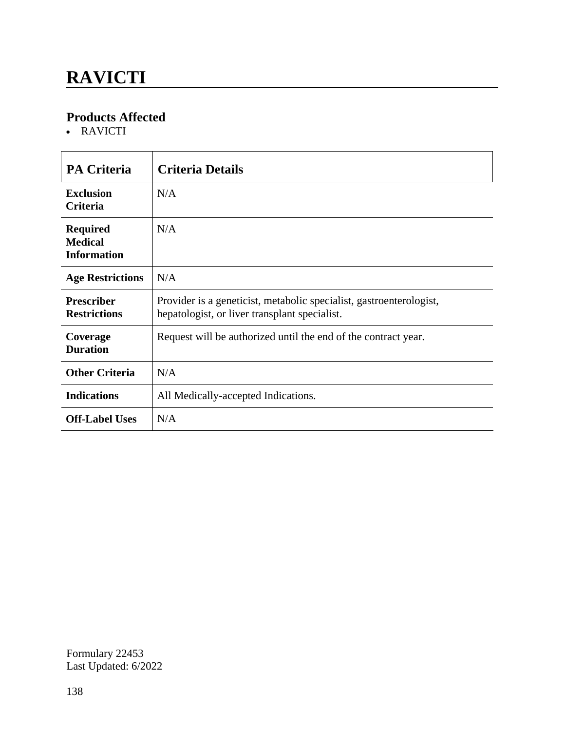# RAVICTI

## Products Affected

- RAVICTI

| PA Criteria | Criteria Details |
|---|---|
| **Exclusion Criteria** | N/A |
| **Required Medical Information** | N/A |
| **Age Restrictions** | N/A |
| **Prescriber Restrictions** | Provider is a geneticist, metabolic specialist, gastroenterologist, hepatologist, or liver transplant specialist. |
| **Coverage Duration** | Request will be authorized until the end of the contract year. |
| **Other Criteria** | N/A |
| **Indications** | All Medically-accepted Indications. |
| **Off-Label Uses** | N/A |

Formulary 22453
Last Updated: 6/2022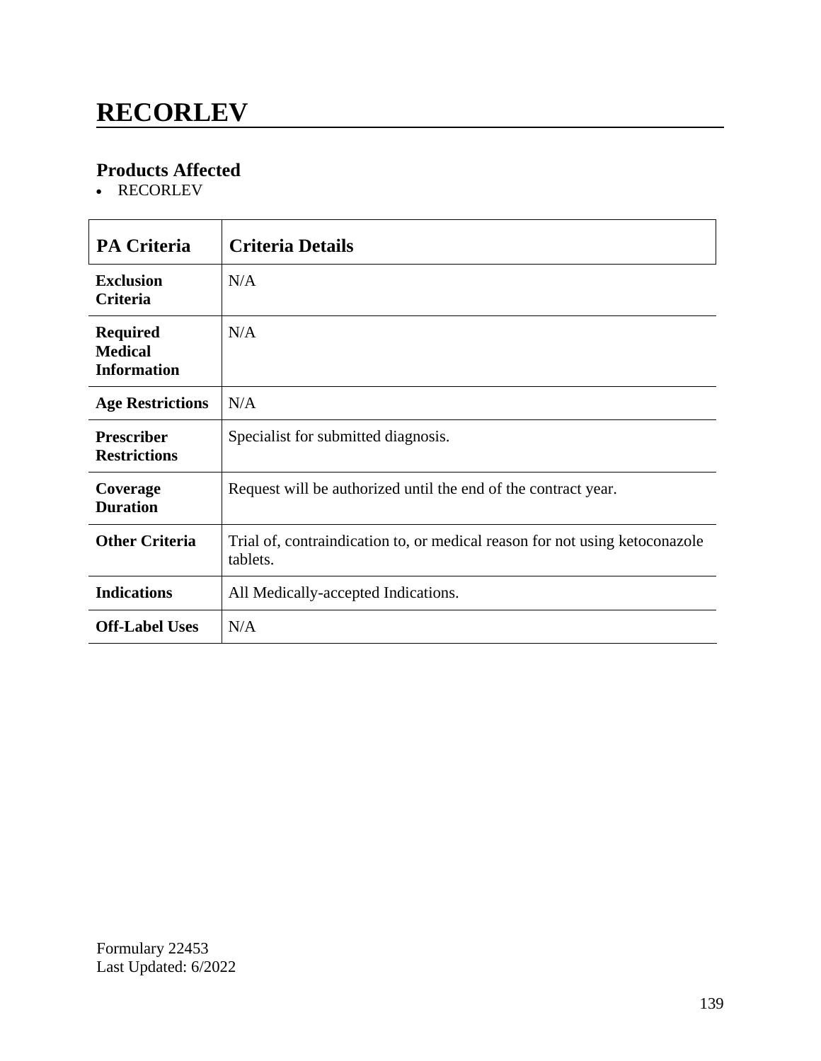# RECORLEV

## Products Affected

- RECORLEV

| PA Criteria | Criteria Details |
|---|---|
| **Exclusion Criteria** | N/A |
| **Required Medical Information** | N/A |
| **Age Restrictions** | N/A |
| **Prescriber Restrictions** | Specialist for submitted diagnosis. |
| **Coverage Duration** | Request will be authorized until the end of the contract year. |
| **Other Criteria** | Trial of, contraindication to, or medical reason for not using ketoconazole tablets. |
| **Indications** | All Medically-accepted Indications. |
| **Off-Label Uses** | N/A |

Formulary 22453
Last Updated: 6/2022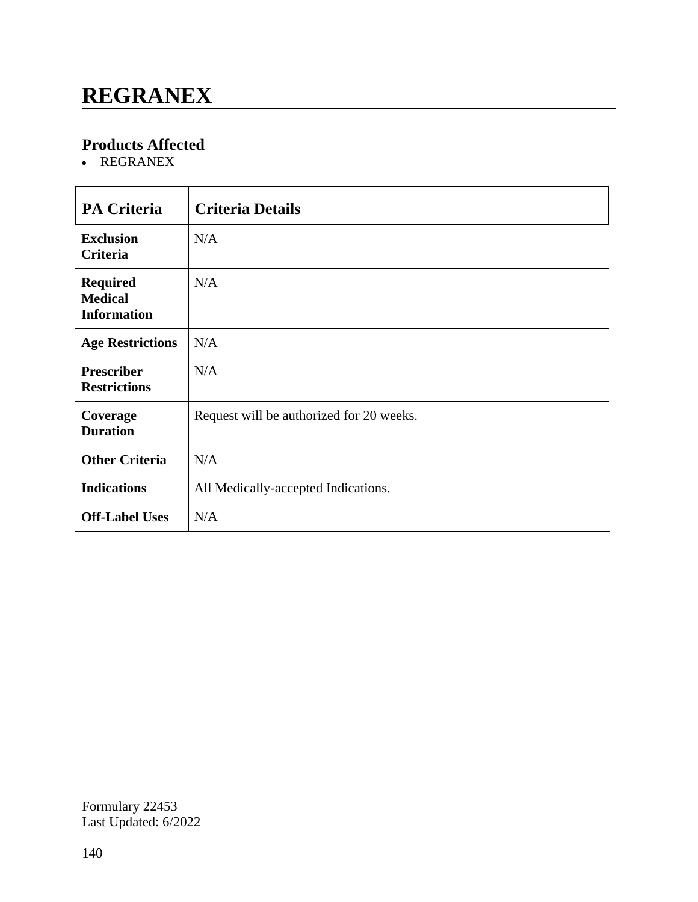# REGRANEX

## Products Affected

- REGRANEX

| PA Criteria | Criteria Details |
|---|---|
| **Exclusion Criteria** | N/A |
| **Required Medical Information** | N/A |
| **Age Restrictions** | N/A |
| **Prescriber Restrictions** | N/A |
| **Coverage Duration** | Request will be authorized for 20 weeks. |
| **Other Criteria** | N/A |
| **Indications** | All Medically-accepted Indications. |
| **Off-Label Uses** | N/A |

Formulary 22453
Last Updated: 6/2022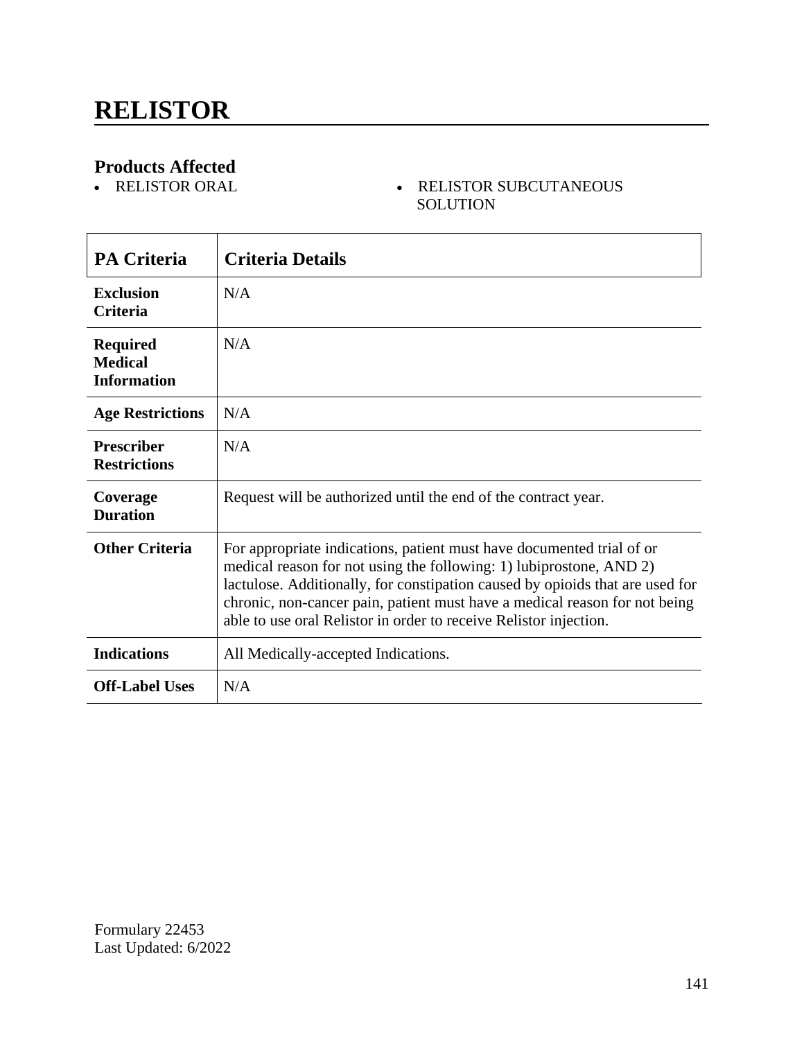# RELISTOR

## Products Affected

- RELISTOR ORAL
- RELISTOR SUBCUTANEOUS SOLUTION

| PA Criteria | Criteria Details |
|---|---|
| **Exclusion Criteria** | N/A |
| **Required Medical Information** | N/A |
| **Age Restrictions** | N/A |
| **Prescriber Restrictions** | N/A |
| **Coverage Duration** | Request will be authorized until the end of the contract year. |
| **Other Criteria** | For appropriate indications, patient must have documented trial of or medical reason for not using the following: 1) lubiprostone, AND 2) lactulose. Additionally, for constipation caused by opioids that are used for chronic, non-cancer pain, patient must have a medical reason for not being able to use oral Relistor in order to receive Relistor injection. |
| **Indications** | All Medically-accepted Indications. |
| **Off-Label Uses** | N/A |

Formulary 22453
Last Updated: 6/2022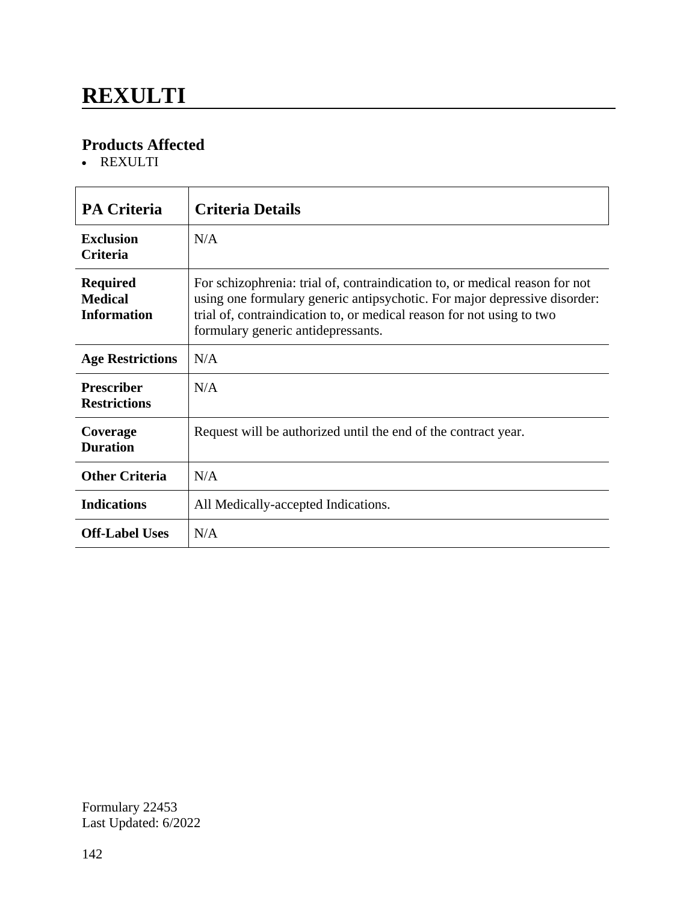# REXULTI

## Products Affected

- REXULTI

| PA Criteria | Criteria Details |
|---|---|
| **Exclusion Criteria** | N/A |
| **Required Medical Information** | For schizophrenia: trial of, contraindication to, or medical reason for not using one formulary generic antipsychotic. For major depressive disorder: trial of, contraindication to, or medical reason for not using to two formulary generic antidepressants. |
| **Age Restrictions** | N/A |
| **Prescriber Restrictions** | N/A |
| **Coverage Duration** | Request will be authorized until the end of the contract year. |
| **Other Criteria** | N/A |
| **Indications** | All Medically-accepted Indications. |
| **Off-Label Uses** | N/A |

Formulary 22453
Last Updated: 6/2022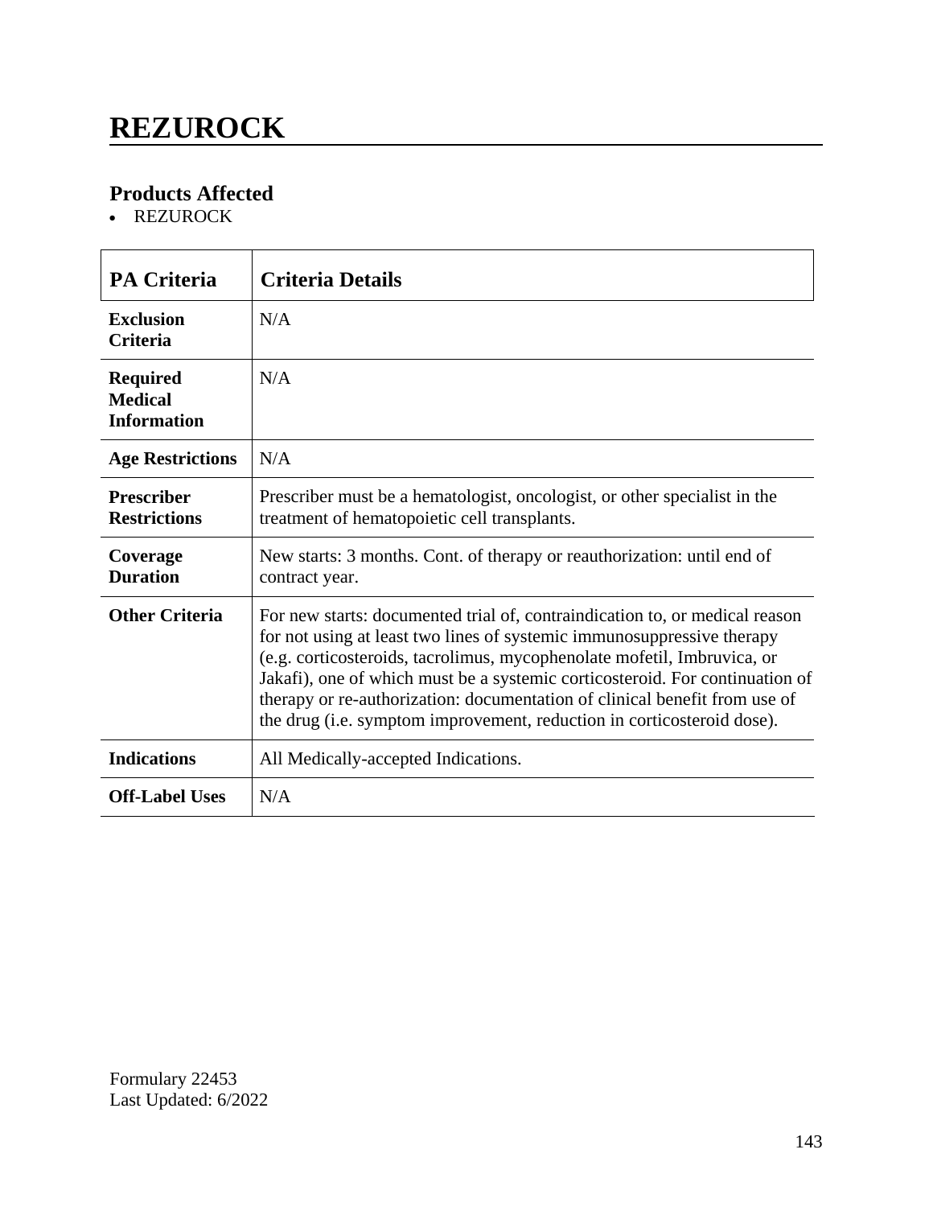# REZUROCK

## Products Affected

- REZUROCK

| PA Criteria | Criteria Details |
|---|---|
| **Exclusion Criteria** | N/A |
| **Required Medical Information** | N/A |
| **Age Restrictions** | N/A |
| **Prescriber Restrictions** | Prescriber must be a hematologist, oncologist, or other specialist in the treatment of hematopoietic cell transplants. |
| **Coverage Duration** | New starts: 3 months. Cont. of therapy or reauthorization: until end of contract year. |
| **Other Criteria** | For new starts: documented trial of, contraindication to, or medical reason for not using at least two lines of systemic immunosuppressive therapy (e.g. corticosteroids, tacrolimus, mycophenolate mofetil, Imbruvica, or Jakafi), one of which must be a systemic corticosteroid. For continuation of therapy or re-authorization: documentation of clinical benefit from use of the drug (i.e. symptom improvement, reduction in corticosteroid dose). |
| **Indications** | All Medically-accepted Indications. |
| **Off-Label Uses** | N/A |

Formulary 22453
Last Updated: 6/2022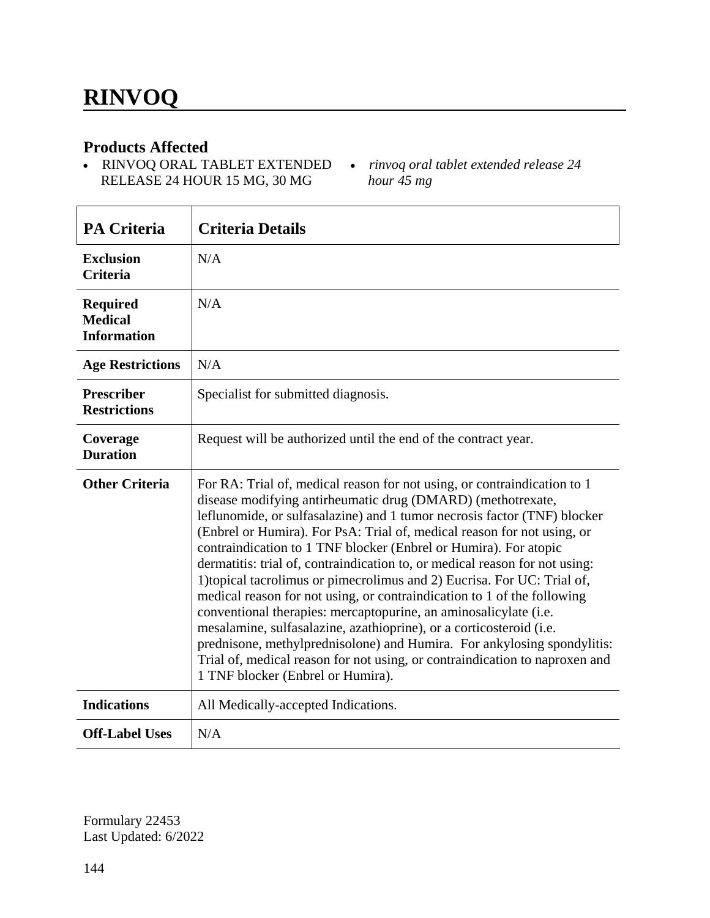# RINVOQ

## Products Affected

- RINVOQ ORAL TABLET EXTENDED RELEASE 24 HOUR 15 MG, 30 MG
- *rinvoq oral tablet extended release 24 hour 45 mg*

| PA Criteria | Criteria Details |
|---|---|
| **Exclusion Criteria** | N/A |
| **Required Medical Information** | N/A |
| **Age Restrictions** | N/A |
| **Prescriber Restrictions** | Specialist for submitted diagnosis. |
| **Coverage Duration** | Request will be authorized until the end of the contract year. |
| **Other Criteria** | For RA: Trial of, medical reason for not using, or contraindication to 1 disease modifying antirheumatic drug (DMARD) (methotrexate, leflunomide, or sulfasalazine) and 1 tumor necrosis factor (TNF) blocker (Enbrel or Humira). For PsA: Trial of, medical reason for not using, or contraindication to 1 TNF blocker (Enbrel or Humira). For atopic dermatitis: trial of, contraindication to, or medical reason for not using: 1)topical tacrolimus or pimecrolimus and 2) Eucrisa. For UC: Trial of, medical reason for not using, or contraindication to 1 of the following conventional therapies: mercaptopurine, an aminosalicylate (i.e. mesalamine, sulfasalazine, azathioprine), or a corticosteroid (i.e. prednisone, methylprednisolone) and Humira. For ankylosing spondylitis: Trial of, medical reason for not using, or contraindication to naproxen and 1 TNF blocker (Enbrel or Humira). |
| **Indications** | All Medically-accepted Indications. |
| **Off-Label Uses** | N/A |

Formulary 22453
Last Updated: 6/2022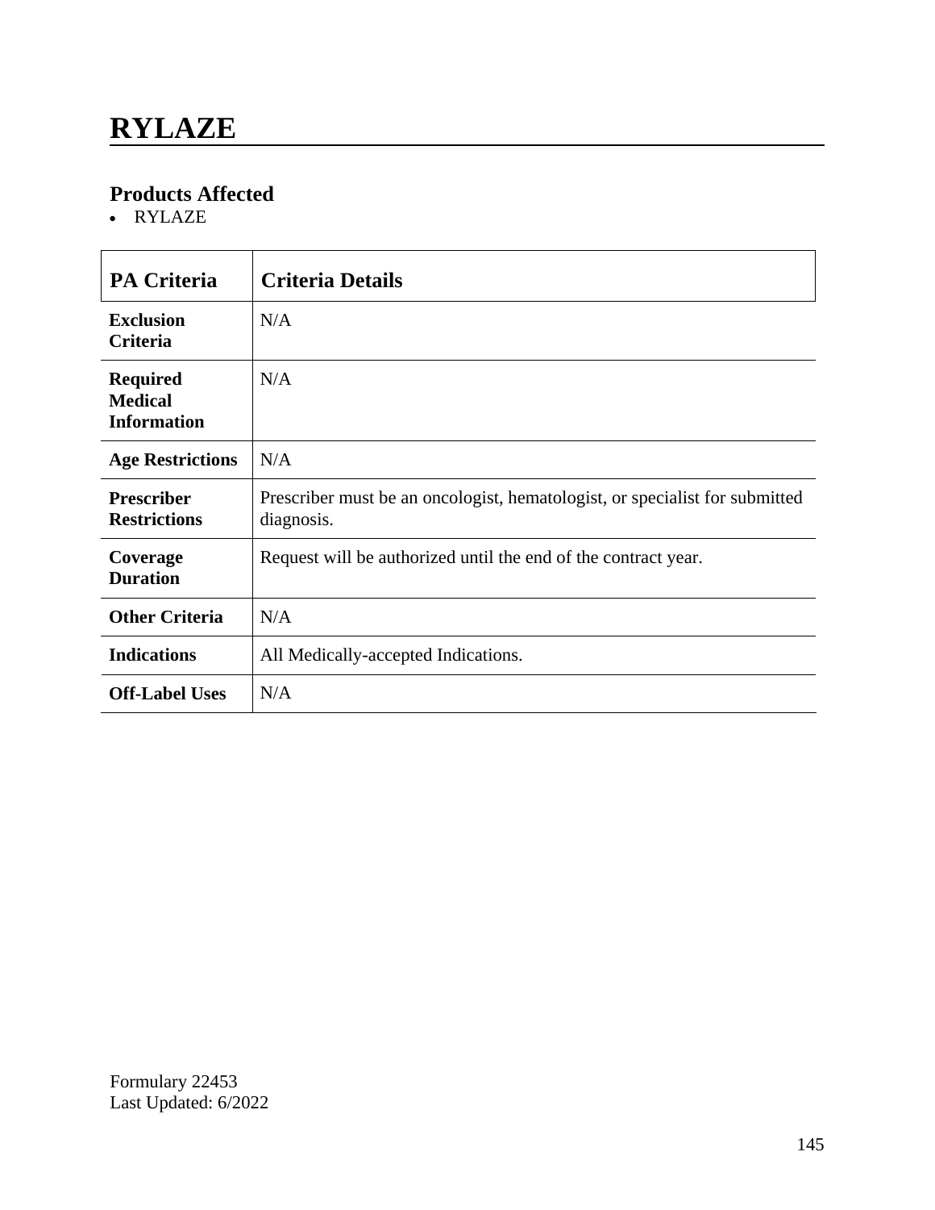# RYLAZE

## Products Affected

- RYLAZE

| PA Criteria | Criteria Details |
|---|---|
| **Exclusion Criteria** | N/A |
| **Required Medical Information** | N/A |
| **Age Restrictions** | N/A |
| **Prescriber Restrictions** | Prescriber must be an oncologist, hematologist, or specialist for submitted diagnosis. |
| **Coverage Duration** | Request will be authorized until the end of the contract year. |
| **Other Criteria** | N/A |
| **Indications** | All Medically-accepted Indications. |
| **Off-Label Uses** | N/A |

Formulary 22453
Last Updated: 6/2022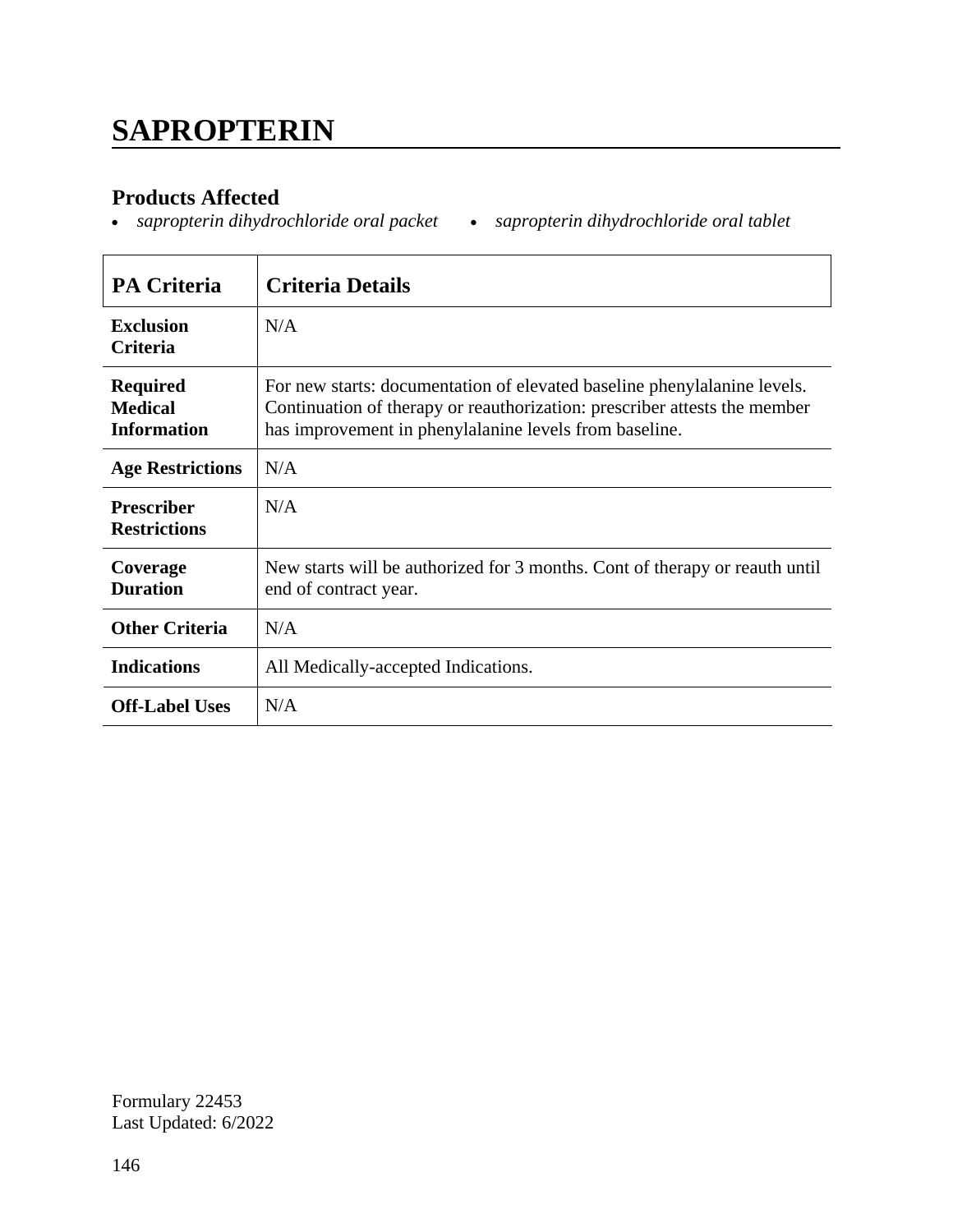# SAPROPTERIN

## Products Affected

- *sapropterin dihydrochloride oral packet*
- *sapropterin dihydrochloride oral tablet*

| PA Criteria | Criteria Details |
|---|---|
| **Exclusion Criteria** | N/A |
| **Required Medical Information** | For new starts: documentation of elevated baseline phenylalanine levels. Continuation of therapy or reauthorization: prescriber attests the member has improvement in phenylalanine levels from baseline. |
| **Age Restrictions** | N/A |
| **Prescriber Restrictions** | N/A |
| **Coverage Duration** | New starts will be authorized for 3 months. Cont of therapy or reauth until end of contract year. |
| **Other Criteria** | N/A |
| **Indications** | All Medically-accepted Indications. |
| **Off-Label Uses** | N/A |

Formulary 22453
Last Updated: 6/2022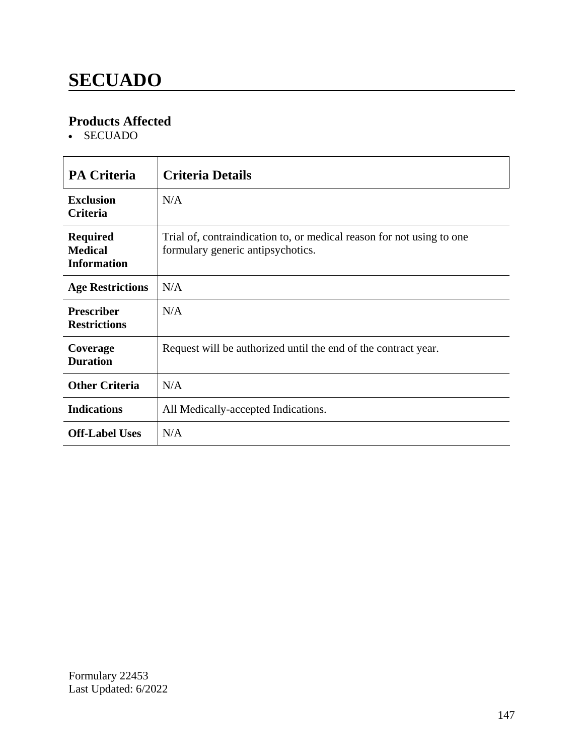# SECUADO

## Products Affected

- SECUADO

| PA Criteria | Criteria Details |
|---|---|
| **Exclusion Criteria** | N/A |
| **Required Medical Information** | Trial of, contraindication to, or medical reason for not using to one formulary generic antipsychotics. |
| **Age Restrictions** | N/A |
| **Prescriber Restrictions** | N/A |
| **Coverage Duration** | Request will be authorized until the end of the contract year. |
| **Other Criteria** | N/A |
| **Indications** | All Medically-accepted Indications. |
| **Off-Label Uses** | N/A |

Formulary 22453
Last Updated: 6/2022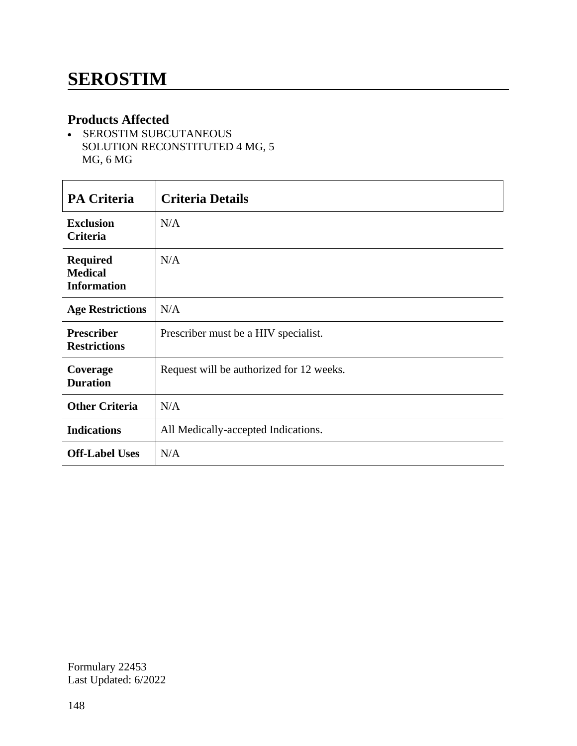# SEROSTIM

## Products Affected

- SEROSTIM SUBCUTANEOUS SOLUTION RECONSTITUTED 4 MG, 5 MG, 6 MG

| PA Criteria | Criteria Details |
|---|---|
| **Exclusion Criteria** | N/A |
| **Required Medical Information** | N/A |
| **Age Restrictions** | N/A |
| **Prescriber Restrictions** | Prescriber must be a HIV specialist. |
| **Coverage Duration** | Request will be authorized for 12 weeks. |
| **Other Criteria** | N/A |
| **Indications** | All Medically-accepted Indications. |
| **Off-Label Uses** | N/A |

Formulary 22453
Last Updated: 6/2022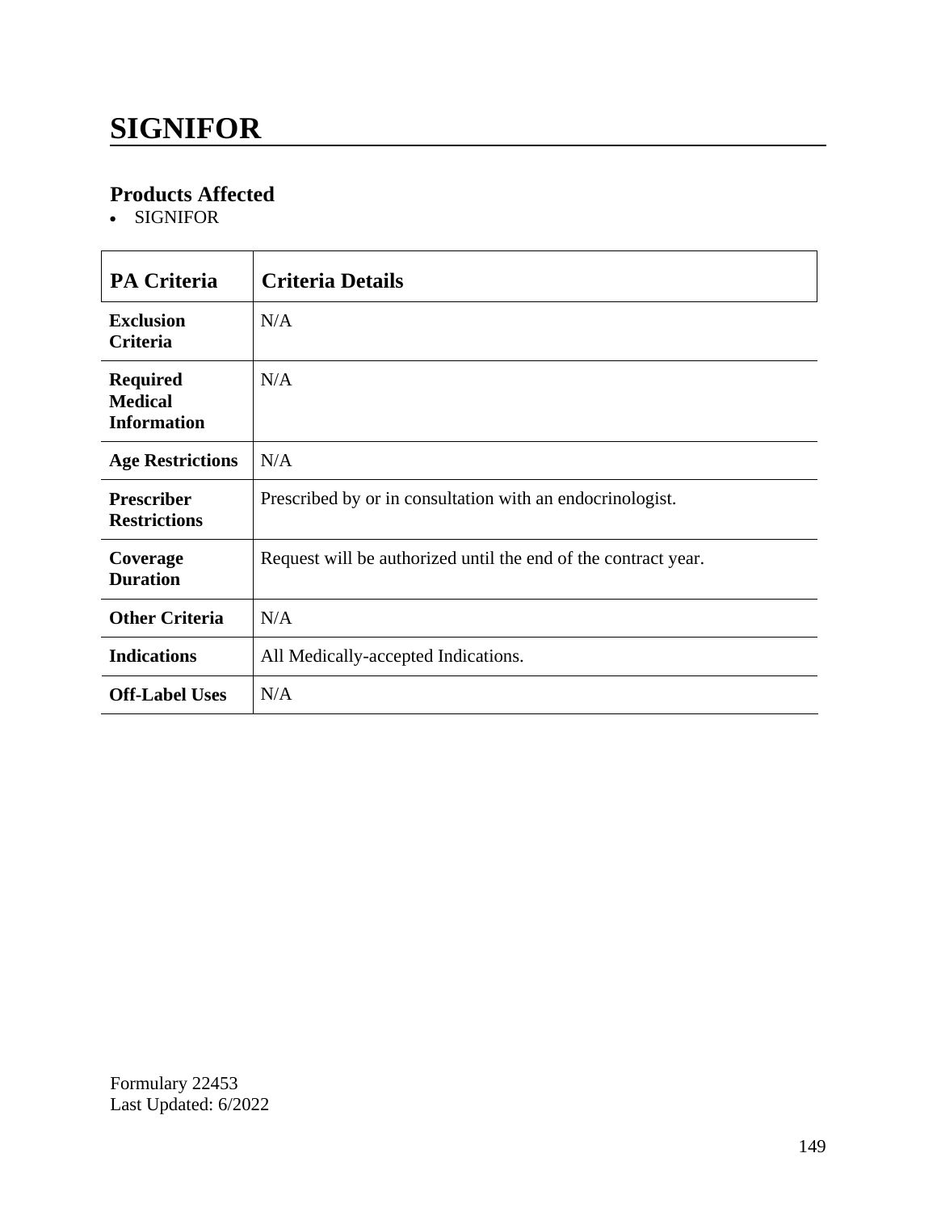# SIGNIFOR

## Products Affected

- SIGNIFOR

| PA Criteria | Criteria Details |
|---|---|
| **Exclusion Criteria** | N/A |
| **Required Medical Information** | N/A |
| **Age Restrictions** | N/A |
| **Prescriber Restrictions** | Prescribed by or in consultation with an endocrinologist. |
| **Coverage Duration** | Request will be authorized until the end of the contract year. |
| **Other Criteria** | N/A |
| **Indications** | All Medically-accepted Indications. |
| **Off-Label Uses** | N/A |

Formulary 22453
Last Updated: 6/2022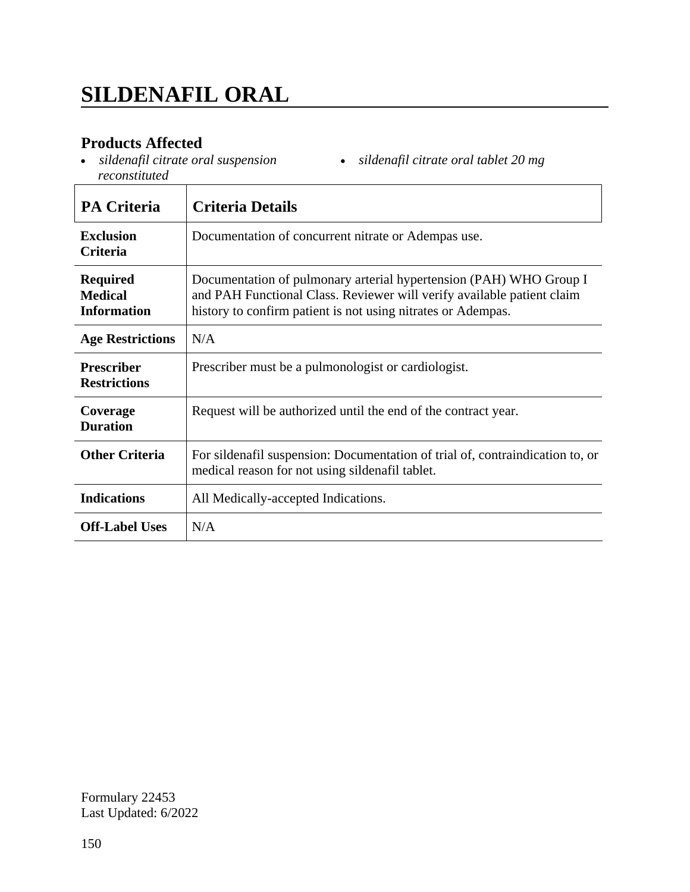# SILDENAFIL ORAL

## Products Affected

- *sildenafil citrate oral suspension reconstituted*
- *sildenafil citrate oral tablet 20 mg*

| PA Criteria | Criteria Details |
|---|---|
| **Exclusion Criteria** | Documentation of concurrent nitrate or Adempas use. |
| **Required Medical Information** | Documentation of pulmonary arterial hypertension (PAH) WHO Group I and PAH Functional Class. Reviewer will verify available patient claim history to confirm patient is not using nitrates or Adempas. |
| **Age Restrictions** | N/A |
| **Prescriber Restrictions** | Prescriber must be a pulmonologist or cardiologist. |
| **Coverage Duration** | Request will be authorized until the end of the contract year. |
| **Other Criteria** | For sildenafil suspension: Documentation of trial of, contraindication to, or medical reason for not using sildenafil tablet. |
| **Indications** | All Medically-accepted Indications. |
| **Off-Label Uses** | N/A |

Formulary 22453
Last Updated: 6/2022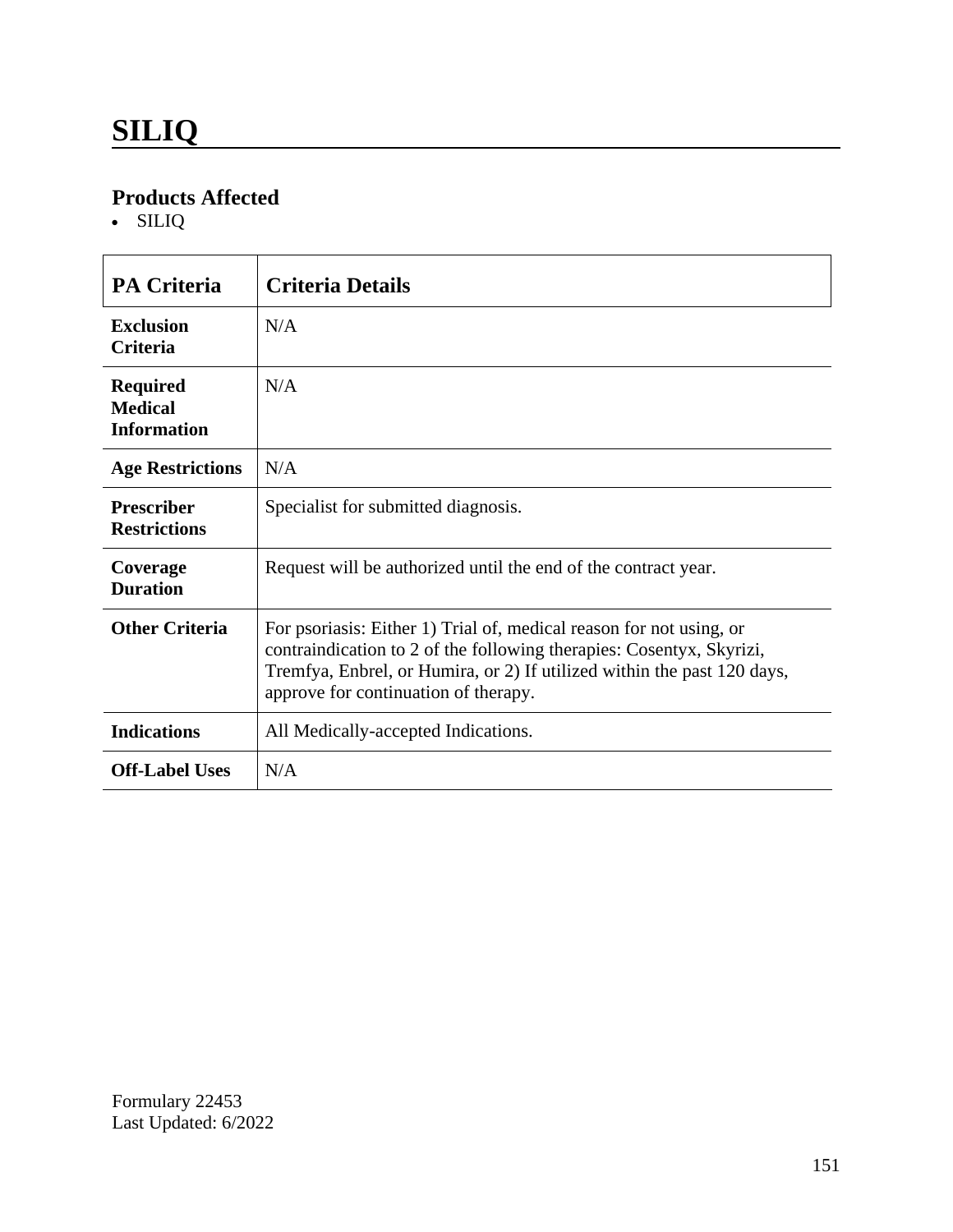# SILIQ

## Products Affected

- SILIQ

| PA Criteria | Criteria Details |
|---|---|
| **Exclusion Criteria** | N/A |
| **Required Medical Information** | N/A |
| **Age Restrictions** | N/A |
| **Prescriber Restrictions** | Specialist for submitted diagnosis. |
| **Coverage Duration** | Request will be authorized until the end of the contract year. |
| **Other Criteria** | For psoriasis: Either 1) Trial of, medical reason for not using, or contraindication to 2 of the following therapies: Cosentyx, Skyrizi, Tremfya, Enbrel, or Humira, or 2) If utilized within the past 120 days, approve for continuation of therapy. |
| **Indications** | All Medically-accepted Indications. |
| **Off-Label Uses** | N/A |

Formulary 22453
Last Updated: 6/2022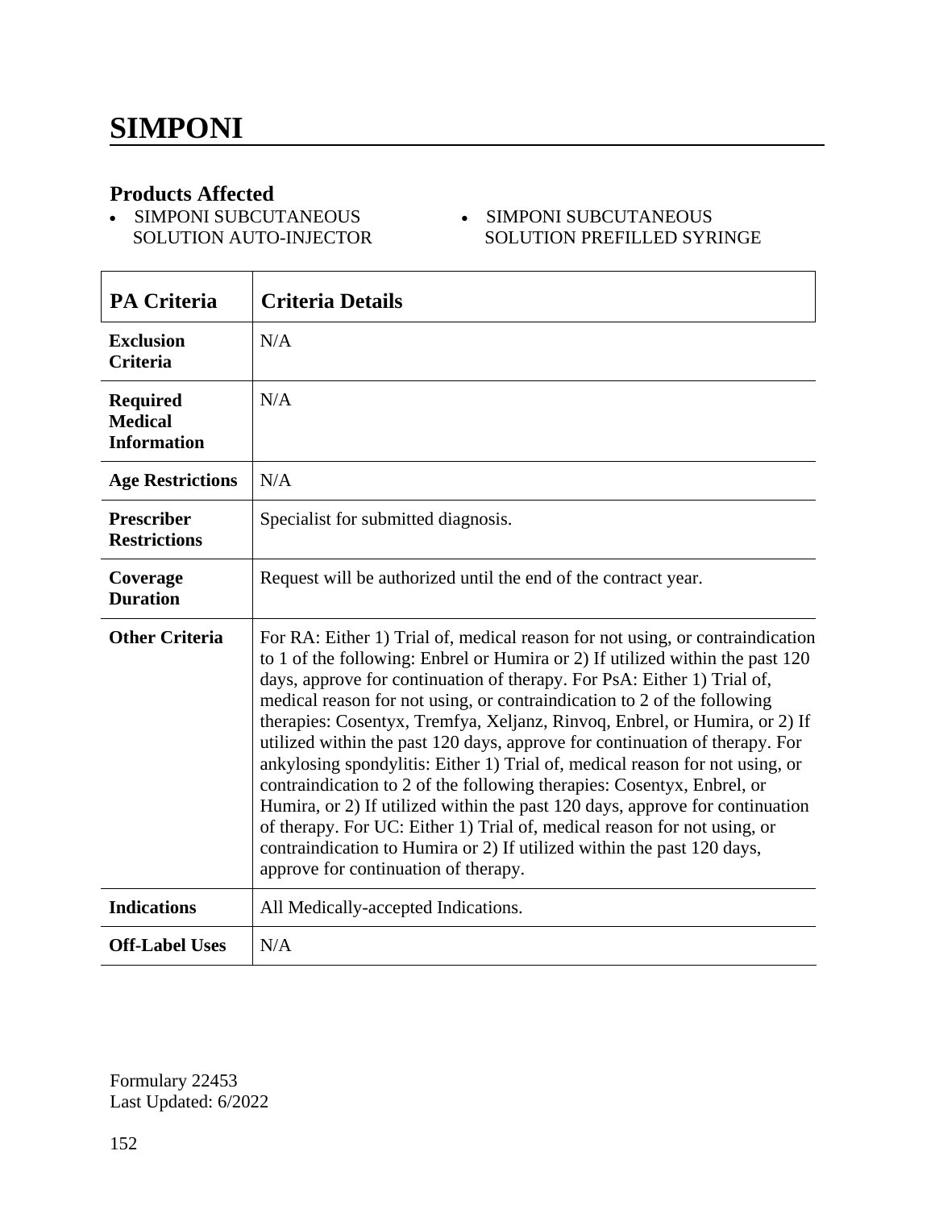# SIMPONI

## Products Affected

- SIMPONI SUBCUTANEOUS SOLUTION AUTO-INJECTOR
- SIMPONI SUBCUTANEOUS SOLUTION PREFILLED SYRINGE

| PA Criteria | Criteria Details |
|---|---|
| **Exclusion Criteria** | N/A |
| **Required Medical Information** | N/A |
| **Age Restrictions** | N/A |
| **Prescriber Restrictions** | Specialist for submitted diagnosis. |
| **Coverage Duration** | Request will be authorized until the end of the contract year. |
| **Other Criteria** | For RA: Either 1) Trial of, medical reason for not using, or contraindication to 1 of the following: Enbrel or Humira or 2) If utilized within the past 120 days, approve for continuation of therapy. For PsA: Either 1) Trial of, medical reason for not using, or contraindication to 2 of the following therapies: Cosentyx, Tremfya, Xeljanz, Rinvoq, Enbrel, or Humira, or 2) If utilized within the past 120 days, approve for continuation of therapy. For ankylosing spondylitis: Either 1) Trial of, medical reason for not using, or contraindication to 2 of the following therapies: Cosentyx, Enbrel, or Humira, or 2) If utilized within the past 120 days, approve for continuation of therapy. For UC: Either 1) Trial of, medical reason for not using, or contraindication to Humira or 2) If utilized within the past 120 days, approve for continuation of therapy. |
| **Indications** | All Medically-accepted Indications. |
| **Off-Label Uses** | N/A |

Formulary 22453
Last Updated: 6/2022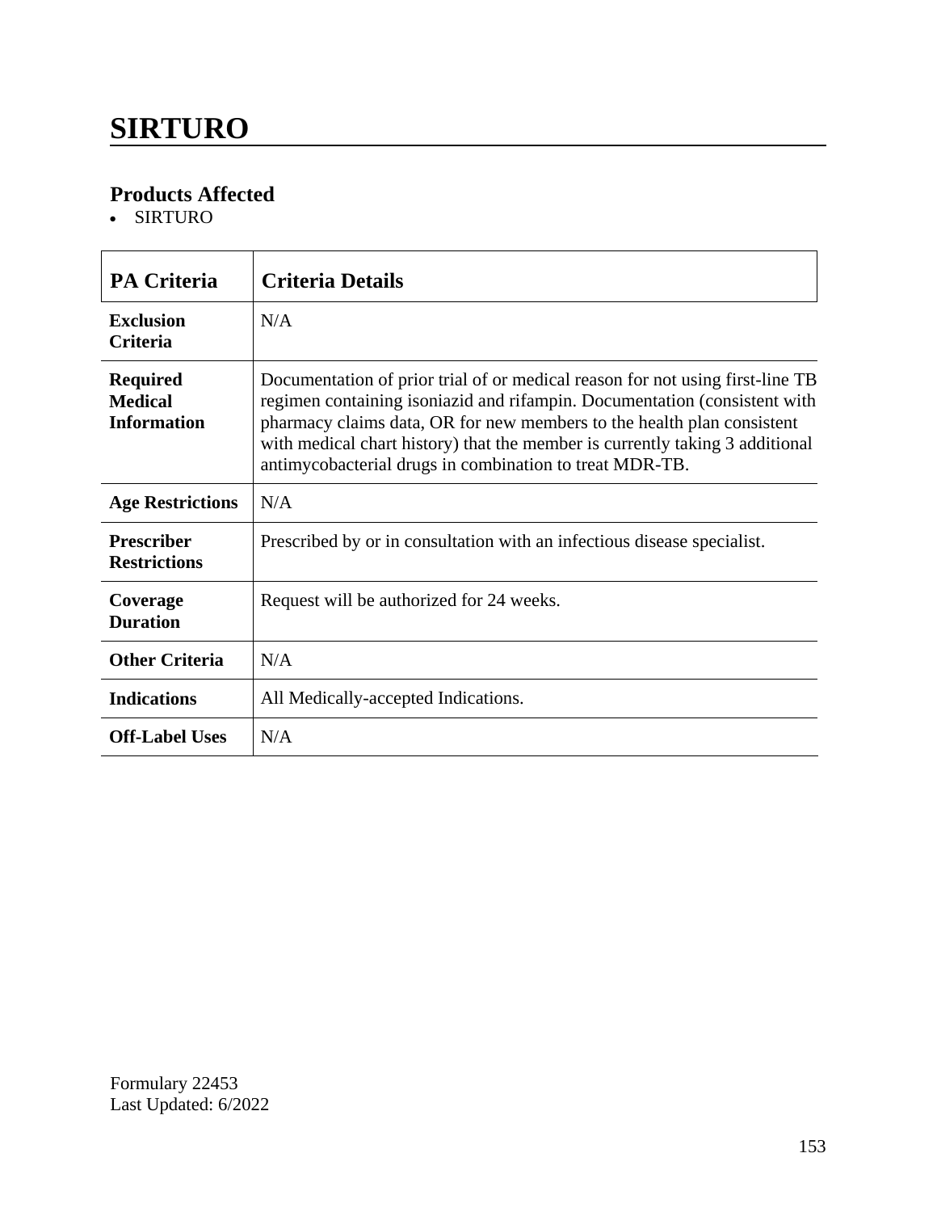# SIRTURO

## Products Affected

- SIRTURO

| PA Criteria | Criteria Details |
|---|---|
| **Exclusion Criteria** | N/A |
| **Required Medical Information** | Documentation of prior trial of or medical reason for not using first-line TB regimen containing isoniazid and rifampin. Documentation (consistent with pharmacy claims data, OR for new members to the health plan consistent with medical chart history) that the member is currently taking 3 additional antimycobacterial drugs in combination to treat MDR-TB. |
| **Age Restrictions** | N/A |
| **Prescriber Restrictions** | Prescribed by or in consultation with an infectious disease specialist. |
| **Coverage Duration** | Request will be authorized for 24 weeks. |
| **Other Criteria** | N/A |
| **Indications** | All Medically-accepted Indications. |
| **Off-Label Uses** | N/A |

Formulary 22453
Last Updated: 6/2022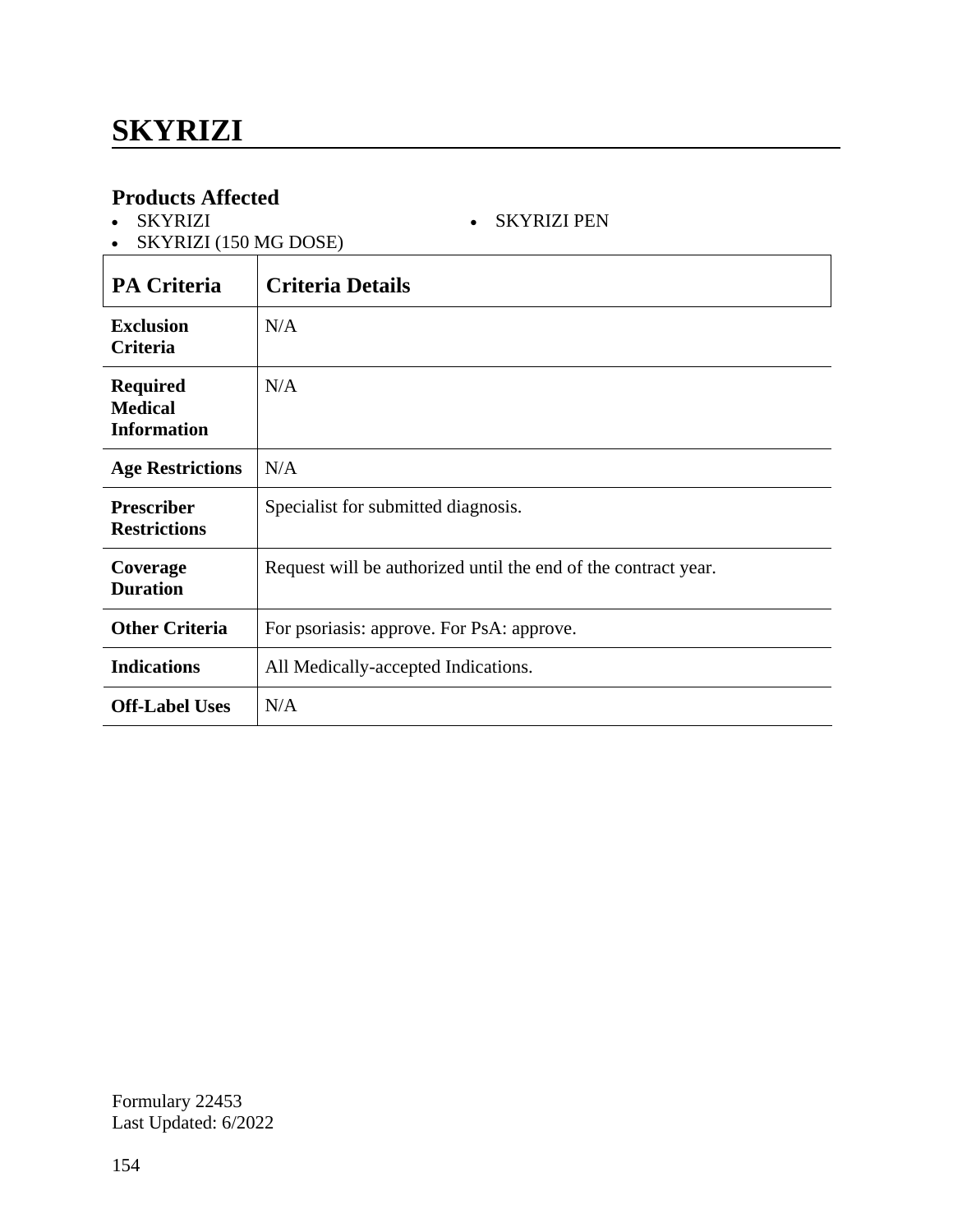# SKYRIZI

## Products Affected

- SKYRIZI
- SKYRIZI (150 MG DOSE)
- SKYRIZI PEN

| PA Criteria | Criteria Details |
|---|---|
| **Exclusion Criteria** | N/A |
| **Required Medical Information** | N/A |
| **Age Restrictions** | N/A |
| **Prescriber Restrictions** | Specialist for submitted diagnosis. |
| **Coverage Duration** | Request will be authorized until the end of the contract year. |
| **Other Criteria** | For psoriasis: approve. For PsA: approve. |
| **Indications** | All Medically-accepted Indications. |
| **Off-Label Uses** | N/A |

Formulary 22453
Last Updated: 6/2022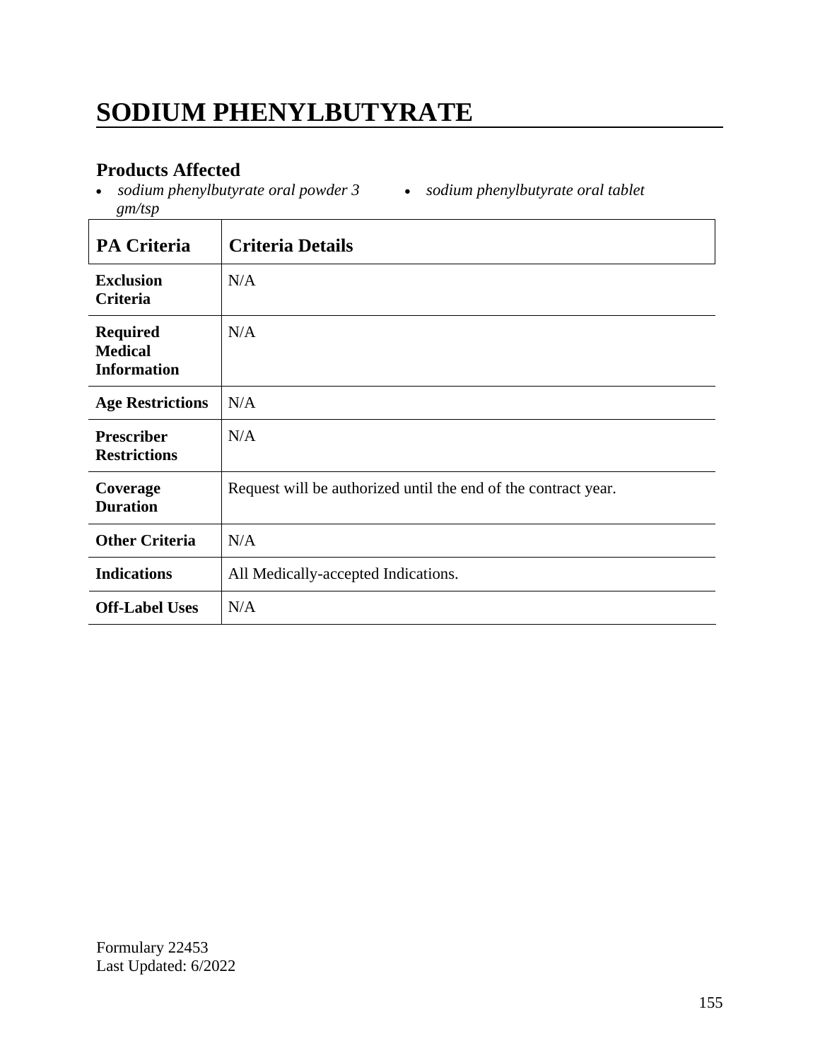# SODIUM PHENYLBUTYRATE

## Products Affected

- *sodium phenylbutyrate oral powder 3 gm/tsp*
- *sodium phenylbutyrate oral tablet*

| PA Criteria | Criteria Details |
|---|---|
| **Exclusion Criteria** | N/A |
| **Required Medical Information** | N/A |
| **Age Restrictions** | N/A |
| **Prescriber Restrictions** | N/A |
| **Coverage Duration** | Request will be authorized until the end of the contract year. |
| **Other Criteria** | N/A |
| **Indications** | All Medically-accepted Indications. |
| **Off-Label Uses** | N/A |

Formulary 22453
Last Updated: 6/2022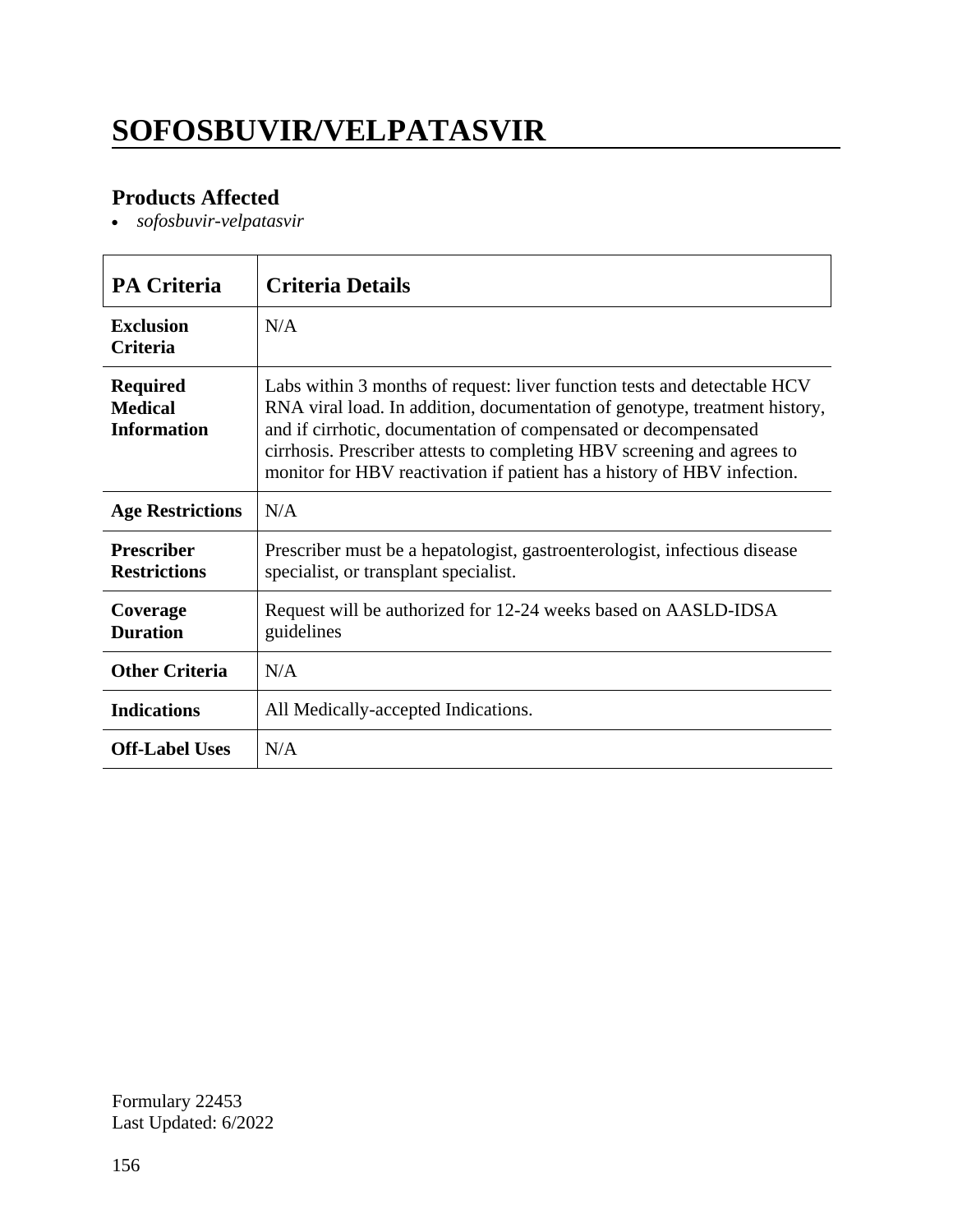# SOFOSBUVIR/VELPATASVIR

## Products Affected

- *sofosbuvir-velpatasvir*

| PA Criteria | Criteria Details |
|---|---|
| **Exclusion Criteria** | N/A |
| **Required Medical Information** | Labs within 3 months of request: liver function tests and detectable HCV RNA viral load. In addition, documentation of genotype, treatment history, and if cirrhotic, documentation of compensated or decompensated cirrhosis. Prescriber attests to completing HBV screening and agrees to monitor for HBV reactivation if patient has a history of HBV infection. |
| **Age Restrictions** | N/A |
| **Prescriber Restrictions** | Prescriber must be a hepatologist, gastroenterologist, infectious disease specialist, or transplant specialist. |
| **Coverage Duration** | Request will be authorized for 12-24 weeks based on AASLD-IDSA guidelines |
| **Other Criteria** | N/A |
| **Indications** | All Medically-accepted Indications. |
| **Off-Label Uses** | N/A |

Formulary 22453
Last Updated: 6/2022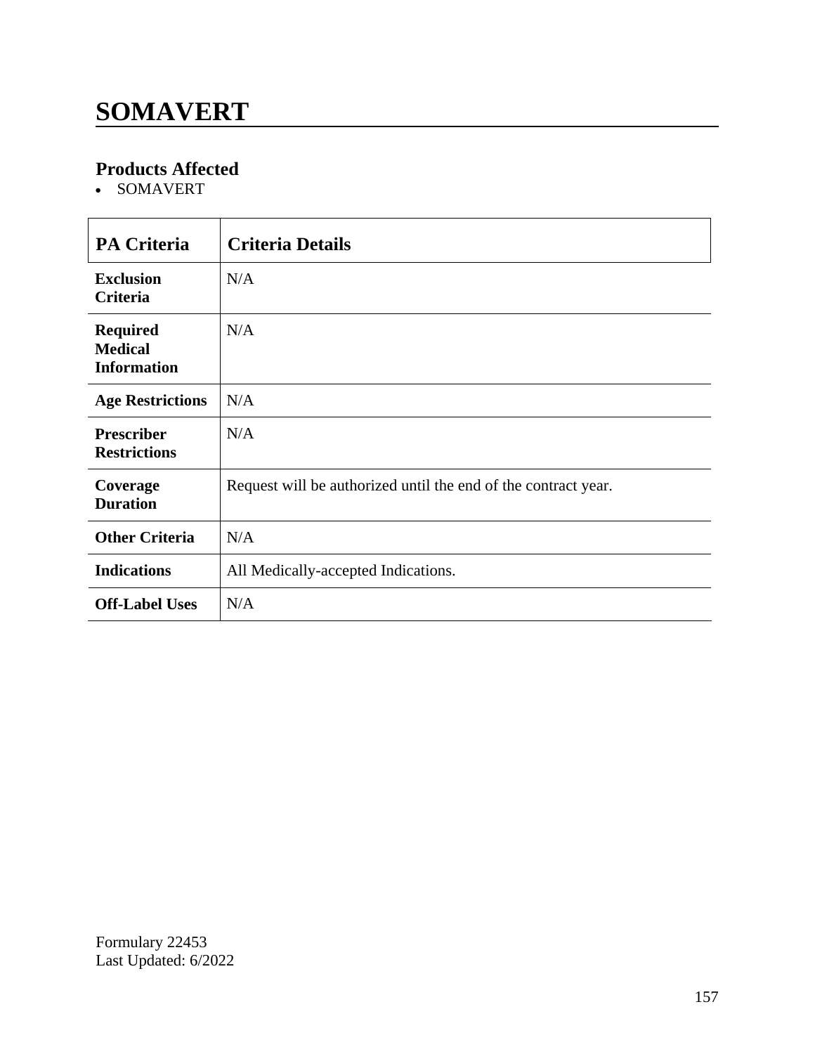# SOMAVERT

## Products Affected

- SOMAVERT

| PA Criteria | Criteria Details |
|---|---|
| **Exclusion Criteria** | N/A |
| **Required Medical Information** | N/A |
| **Age Restrictions** | N/A |
| **Prescriber Restrictions** | N/A |
| **Coverage Duration** | Request will be authorized until the end of the contract year. |
| **Other Criteria** | N/A |
| **Indications** | All Medically-accepted Indications. |
| **Off-Label Uses** | N/A |

Formulary 22453
Last Updated: 6/2022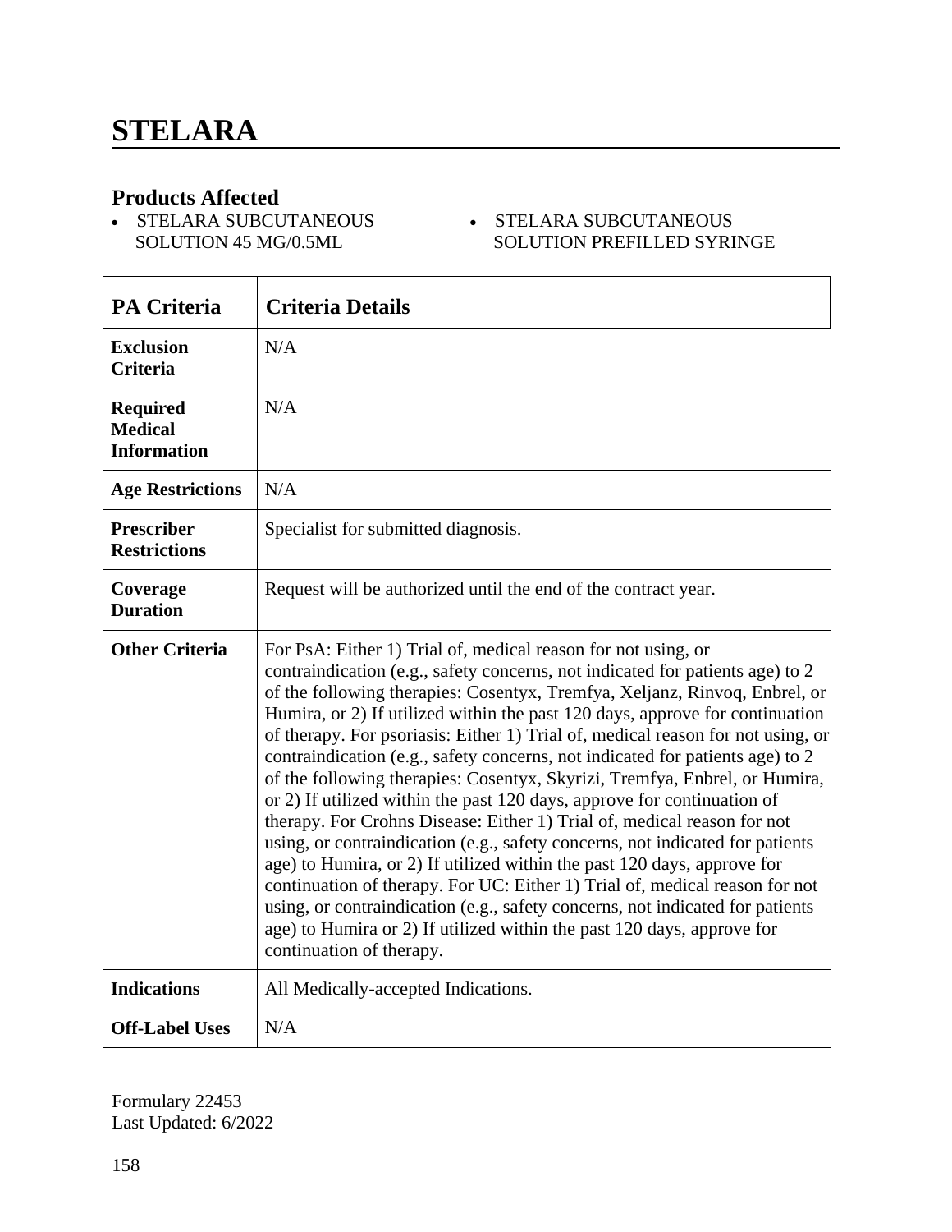# STELARA

## Products Affected

- STELARA SUBCUTANEOUS SOLUTION 45 MG/0.5ML
- STELARA SUBCUTANEOUS SOLUTION PREFILLED SYRINGE

| PA Criteria | Criteria Details |
|---|---|
| **Exclusion Criteria** | N/A |
| **Required Medical Information** | N/A |
| **Age Restrictions** | N/A |
| **Prescriber Restrictions** | Specialist for submitted diagnosis. |
| **Coverage Duration** | Request will be authorized until the end of the contract year. |
| **Other Criteria** | For PsA: Either 1) Trial of, medical reason for not using, or contraindication (e.g., safety concerns, not indicated for patients age) to 2 of the following therapies: Cosentyx, Tremfya, Xeljanz, Rinvoq, Enbrel, or Humira, or 2) If utilized within the past 120 days, approve for continuation of therapy. For psoriasis: Either 1) Trial of, medical reason for not using, or contraindication (e.g., safety concerns, not indicated for patients age) to 2 of the following therapies: Cosentyx, Skyrizi, Tremfya, Enbrel, or Humira, or 2) If utilized within the past 120 days, approve for continuation of therapy. For Crohns Disease: Either 1) Trial of, medical reason for not using, or contraindication (e.g., safety concerns, not indicated for patients age) to Humira, or 2) If utilized within the past 120 days, approve for continuation of therapy. For UC: Either 1) Trial of, medical reason for not using, or contraindication (e.g., safety concerns, not indicated for patients age) to Humira or 2) If utilized within the past 120 days, approve for continuation of therapy. |
| **Indications** | All Medically-accepted Indications. |
| **Off-Label Uses** | N/A |

Formulary 22453
Last Updated: 6/2022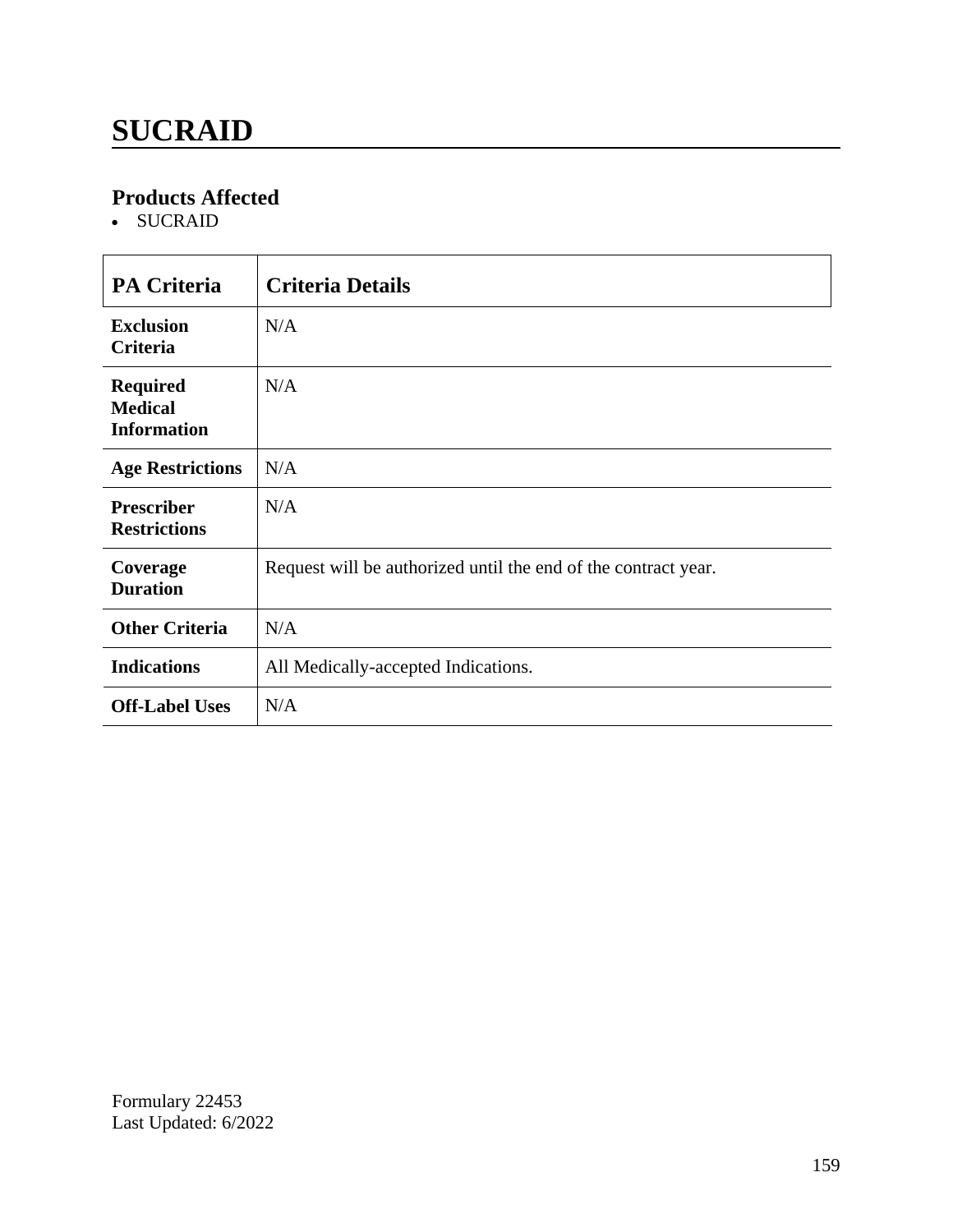# SUCRAID

## Products Affected

- SUCRAID

| PA Criteria | Criteria Details |
|---|---|
| **Exclusion Criteria** | N/A |
| **Required Medical Information** | N/A |
| **Age Restrictions** | N/A |
| **Prescriber Restrictions** | N/A |
| **Coverage Duration** | Request will be authorized until the end of the contract year. |
| **Other Criteria** | N/A |
| **Indications** | All Medically-accepted Indications. |
| **Off-Label Uses** | N/A |

Formulary 22453
Last Updated: 6/2022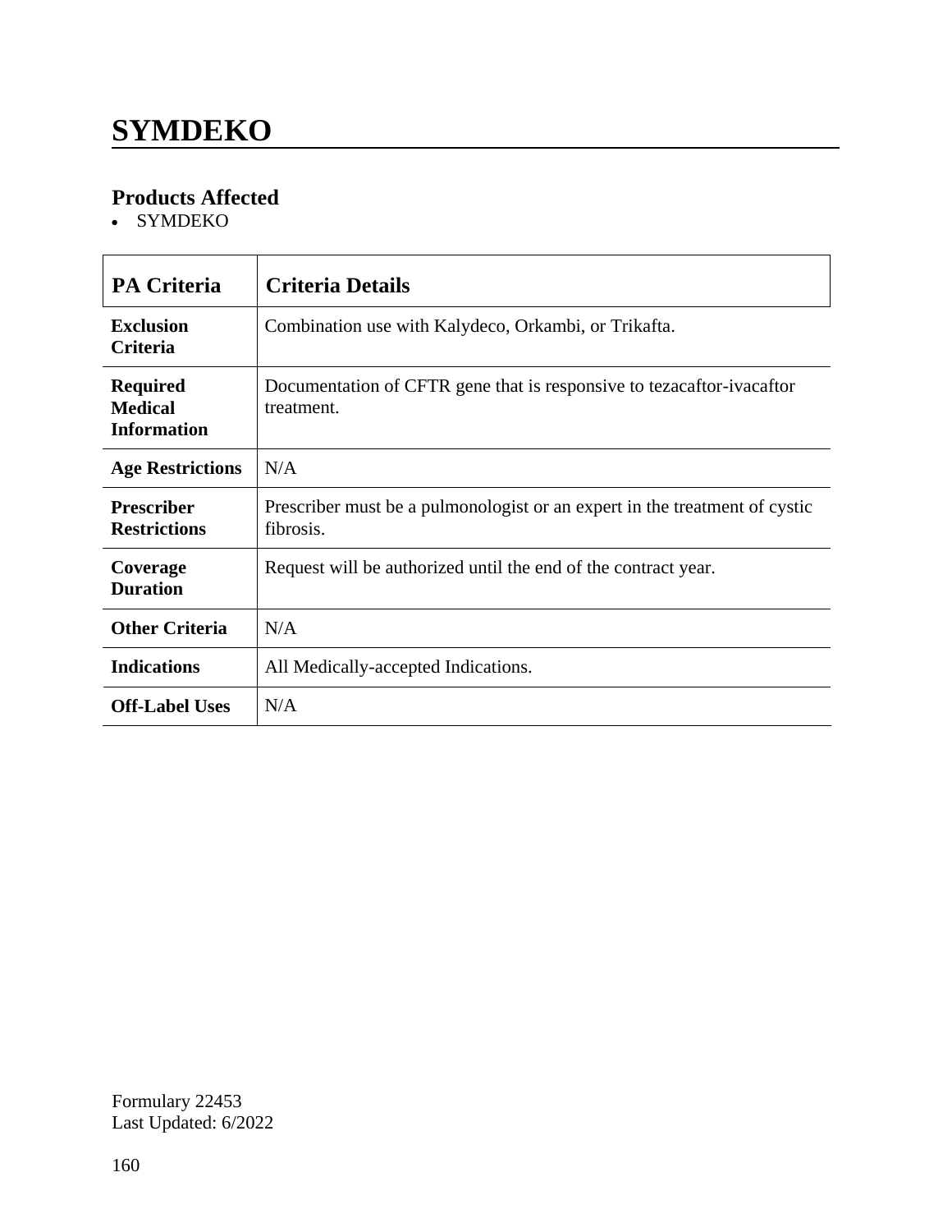# SYMDEKO

## Products Affected

- SYMDEKO

| PA Criteria | Criteria Details |
|---|---|
| **Exclusion Criteria** | Combination use with Kalydeco, Orkambi, or Trikafta. |
| **Required Medical Information** | Documentation of CFTR gene that is responsive to tezacaftor-ivacaftor treatment. |
| **Age Restrictions** | N/A |
| **Prescriber Restrictions** | Prescriber must be a pulmonologist or an expert in the treatment of cystic fibrosis. |
| **Coverage Duration** | Request will be authorized until the end of the contract year. |
| **Other Criteria** | N/A |
| **Indications** | All Medically-accepted Indications. |
| **Off-Label Uses** | N/A |

Formulary 22453
Last Updated: 6/2022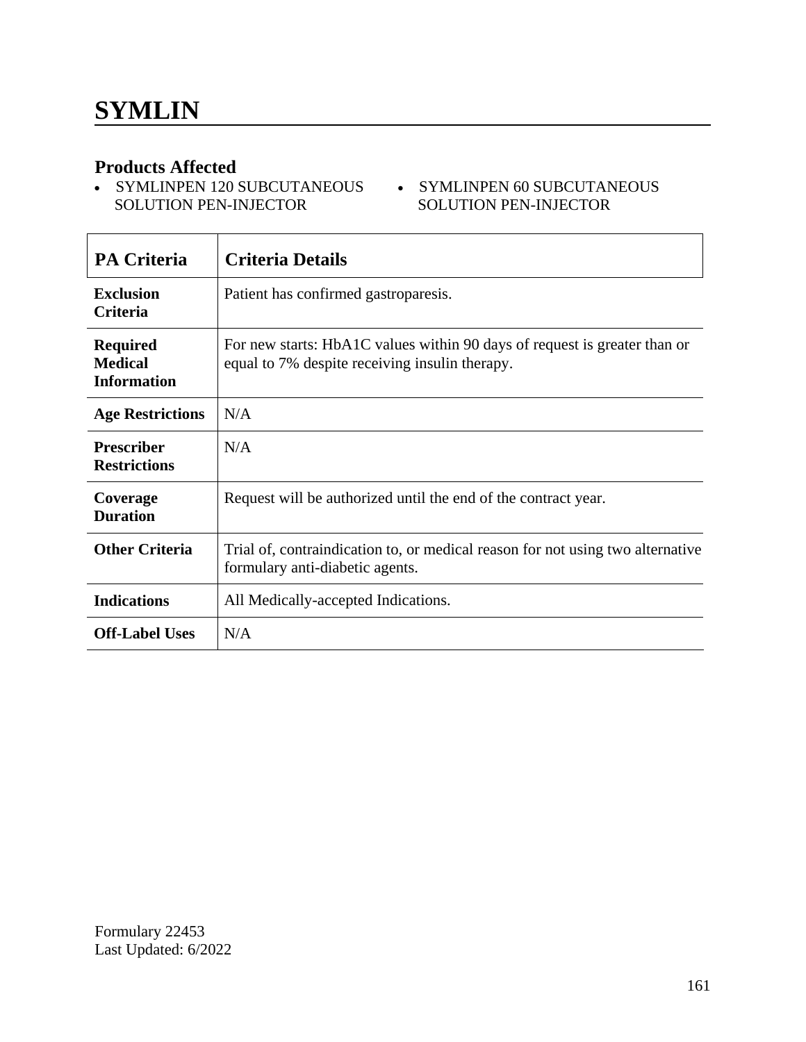# SYMLIN

## Products Affected

- SYMLINPEN 120 SUBCUTANEOUS SOLUTION PEN-INJECTOR
- SYMLINPEN 60 SUBCUTANEOUS SOLUTION PEN-INJECTOR

| PA Criteria | Criteria Details |
| --- | --- |
| **Exclusion Criteria** | Patient has confirmed gastroparesis. |
| **Required Medical Information** | For new starts: HbA1C values within 90 days of request is greater than or equal to 7% despite receiving insulin therapy. |
| **Age Restrictions** | N/A |
| **Prescriber Restrictions** | N/A |
| **Coverage Duration** | Request will be authorized until the end of the contract year. |
| **Other Criteria** | Trial of, contraindication to, or medical reason for not using two alternative formulary anti-diabetic agents. |
| **Indications** | All Medically-accepted Indications. |
| **Off-Label Uses** | N/A |

Formulary 22453
Last Updated: 6/2022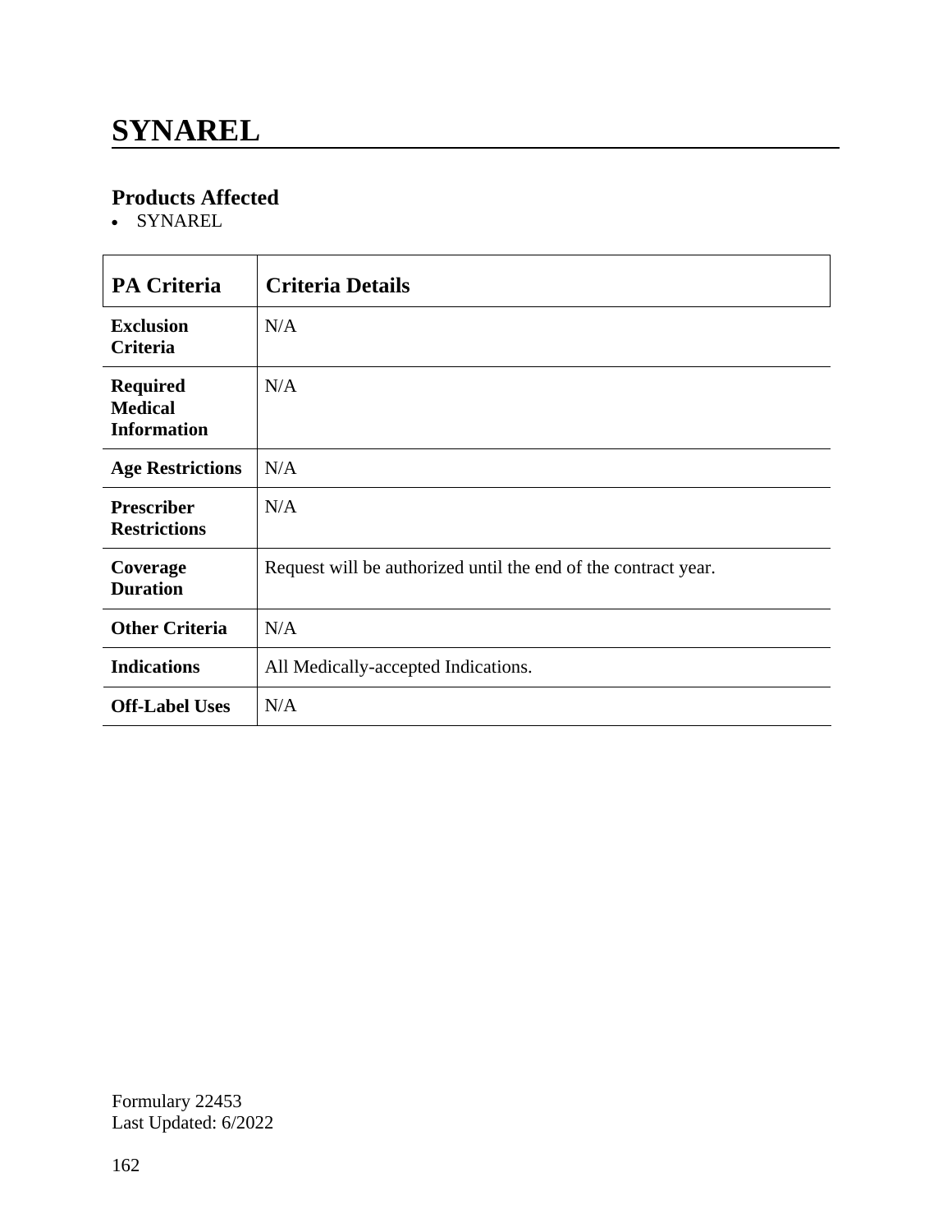# SYNAREL

## Products Affected

- SYNAREL

| PA Criteria | Criteria Details |
|---|---|
| **Exclusion Criteria** | N/A |
| **Required Medical Information** | N/A |
| **Age Restrictions** | N/A |
| **Prescriber Restrictions** | N/A |
| **Coverage Duration** | Request will be authorized until the end of the contract year. |
| **Other Criteria** | N/A |
| **Indications** | All Medically-accepted Indications. |
| **Off-Label Uses** | N/A |

Formulary 22453
Last Updated: 6/2022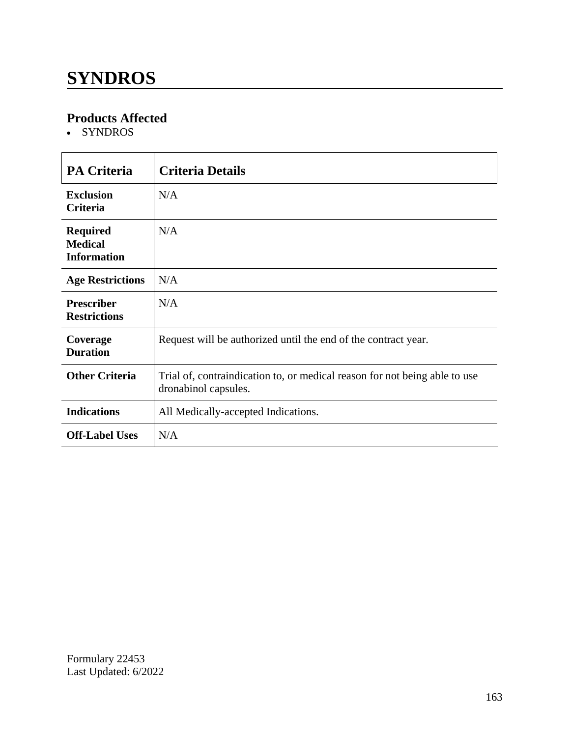# SYNDROS

## Products Affected

- SYNDROS

| PA Criteria | Criteria Details |
| --- | --- |
| **Exclusion Criteria** | N/A |
| **Required Medical Information** | N/A |
| **Age Restrictions** | N/A |
| **Prescriber Restrictions** | N/A |
| **Coverage Duration** | Request will be authorized until the end of the contract year. |
| **Other Criteria** | Trial of, contraindication to, or medical reason for not being able to use dronabinol capsules. |
| **Indications** | All Medically-accepted Indications. |
| **Off-Label Uses** | N/A |

Formulary 22453
Last Updated: 6/2022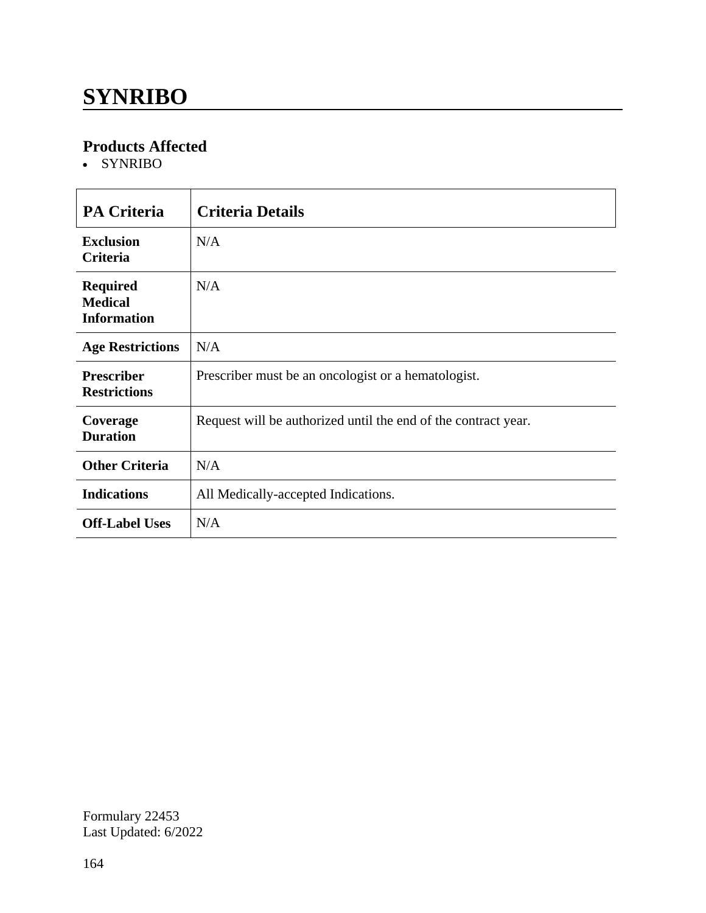# SYNRIBO

## Products Affected

- SYNRIBO

| PA Criteria | Criteria Details |
|---|---|
| **Exclusion Criteria** | N/A |
| **Required Medical Information** | N/A |
| **Age Restrictions** | N/A |
| **Prescriber Restrictions** | Prescriber must be an oncologist or a hematologist. |
| **Coverage Duration** | Request will be authorized until the end of the contract year. |
| **Other Criteria** | N/A |
| **Indications** | All Medically-accepted Indications. |
| **Off-Label Uses** | N/A |

Formulary 22453
Last Updated: 6/2022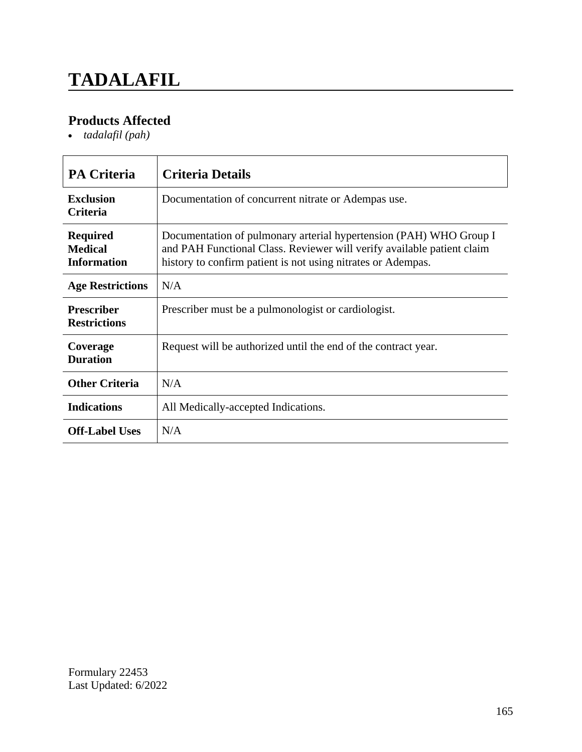# TADALAFIL

## Products Affected

- *tadalafil (pah)*

| PA Criteria | Criteria Details |
|---|---|
| **Exclusion Criteria** | Documentation of concurrent nitrate or Adempas use. |
| **Required Medical Information** | Documentation of pulmonary arterial hypertension (PAH) WHO Group I and PAH Functional Class. Reviewer will verify available patient claim history to confirm patient is not using nitrates or Adempas. |
| **Age Restrictions** | N/A |
| **Prescriber Restrictions** | Prescriber must be a pulmonologist or cardiologist. |
| **Coverage Duration** | Request will be authorized until the end of the contract year. |
| **Other Criteria** | N/A |
| **Indications** | All Medically-accepted Indications. |
| **Off-Label Uses** | N/A |

Formulary 22453
Last Updated: 6/2022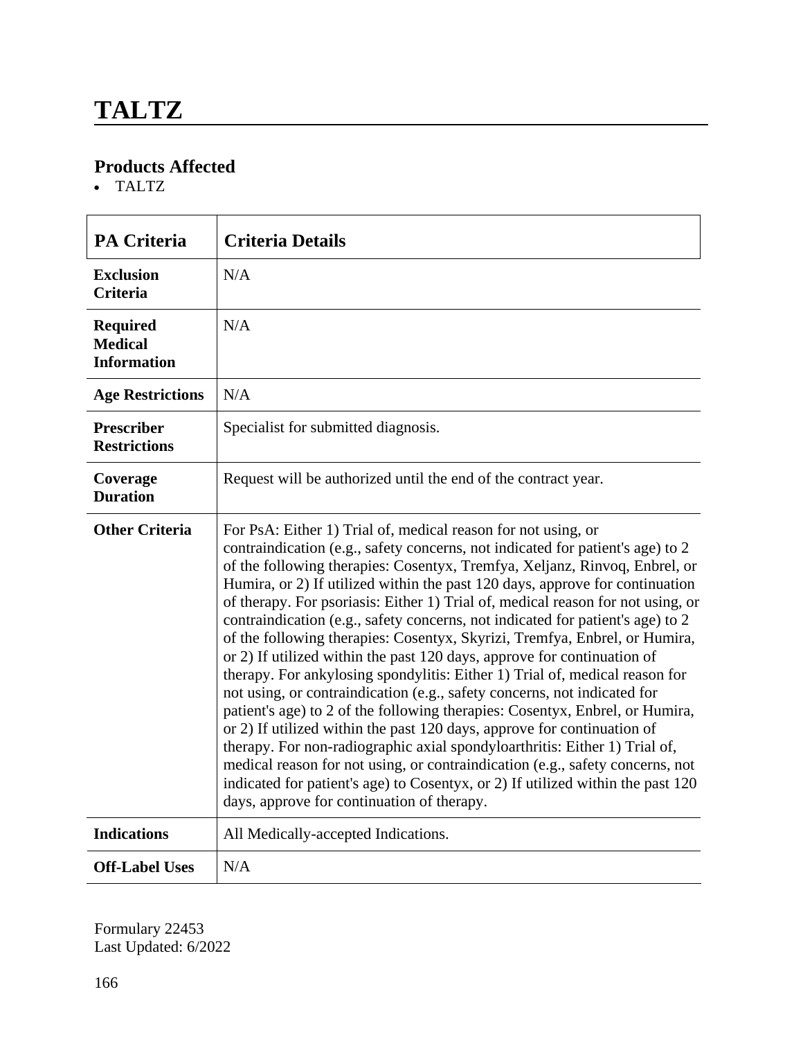# TALTZ

## Products Affected

- TALTZ

| PA Criteria | Criteria Details |
|---|---|
| **Exclusion Criteria** | N/A |
| **Required Medical Information** | N/A |
| **Age Restrictions** | N/A |
| **Prescriber Restrictions** | Specialist for submitted diagnosis. |
| **Coverage Duration** | Request will be authorized until the end of the contract year. |
| **Other Criteria** | For PsA: Either 1) Trial of, medical reason for not using, or contraindication (e.g., safety concerns, not indicated for patient's age) to 2 of the following therapies: Cosentyx, Tremfya, Xeljanz, Rinvoq, Enbrel, or Humira, or 2) If utilized within the past 120 days, approve for continuation of therapy. For psoriasis: Either 1) Trial of, medical reason for not using, or contraindication (e.g., safety concerns, not indicated for patient's age) to 2 of the following therapies: Cosentyx, Skyrizi, Tremfya, Enbrel, or Humira, or 2) If utilized within the past 120 days, approve for continuation of therapy. For ankylosing spondylitis: Either 1) Trial of, medical reason for not using, or contraindication (e.g., safety concerns, not indicated for patient's age) to 2 of the following therapies: Cosentyx, Enbrel, or Humira, or 2) If utilized within the past 120 days, approve for continuation of therapy. For non-radiographic axial spondyloarthritis: Either 1) Trial of, medical reason for not using, or contraindication (e.g., safety concerns, not indicated for patient's age) to Cosentyx, or 2) If utilized within the past 120 days, approve for continuation of therapy. |
| **Indications** | All Medically-accepted Indications. |
| **Off-Label Uses** | N/A |

Formulary 22453
Last Updated: 6/2022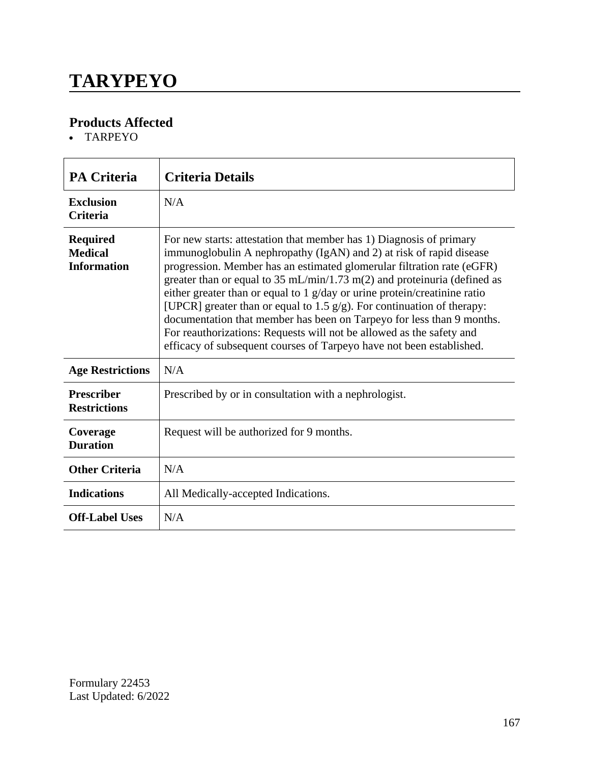# TARYPEYO

## Products Affected

- TARPEYO

| PA Criteria | Criteria Details |
|---|---|
| **Exclusion Criteria** | N/A |
| **Required Medical Information** | For new starts: attestation that member has 1) Diagnosis of primary immunoglobulin A nephropathy (IgAN) and 2) at risk of rapid disease progression. Member has an estimated glomerular filtration rate (eGFR) greater than or equal to 35 mL/min/1.73 m(2) and proteinuria (defined as either greater than or equal to 1 g/day or urine protein/creatinine ratio [UPCR] greater than or equal to 1.5 g/g). For continuation of therapy: documentation that member has been on Tarpeyo for less than 9 months. For reauthorizations: Requests will not be allowed as the safety and efficacy of subsequent courses of Tarpeyo have not been established. |
| **Age Restrictions** | N/A |
| **Prescriber Restrictions** | Prescribed by or in consultation with a nephrologist. |
| **Coverage Duration** | Request will be authorized for 9 months. |
| **Other Criteria** | N/A |
| **Indications** | All Medically-accepted Indications. |
| **Off-Label Uses** | N/A |

Formulary 22453
Last Updated: 6/2022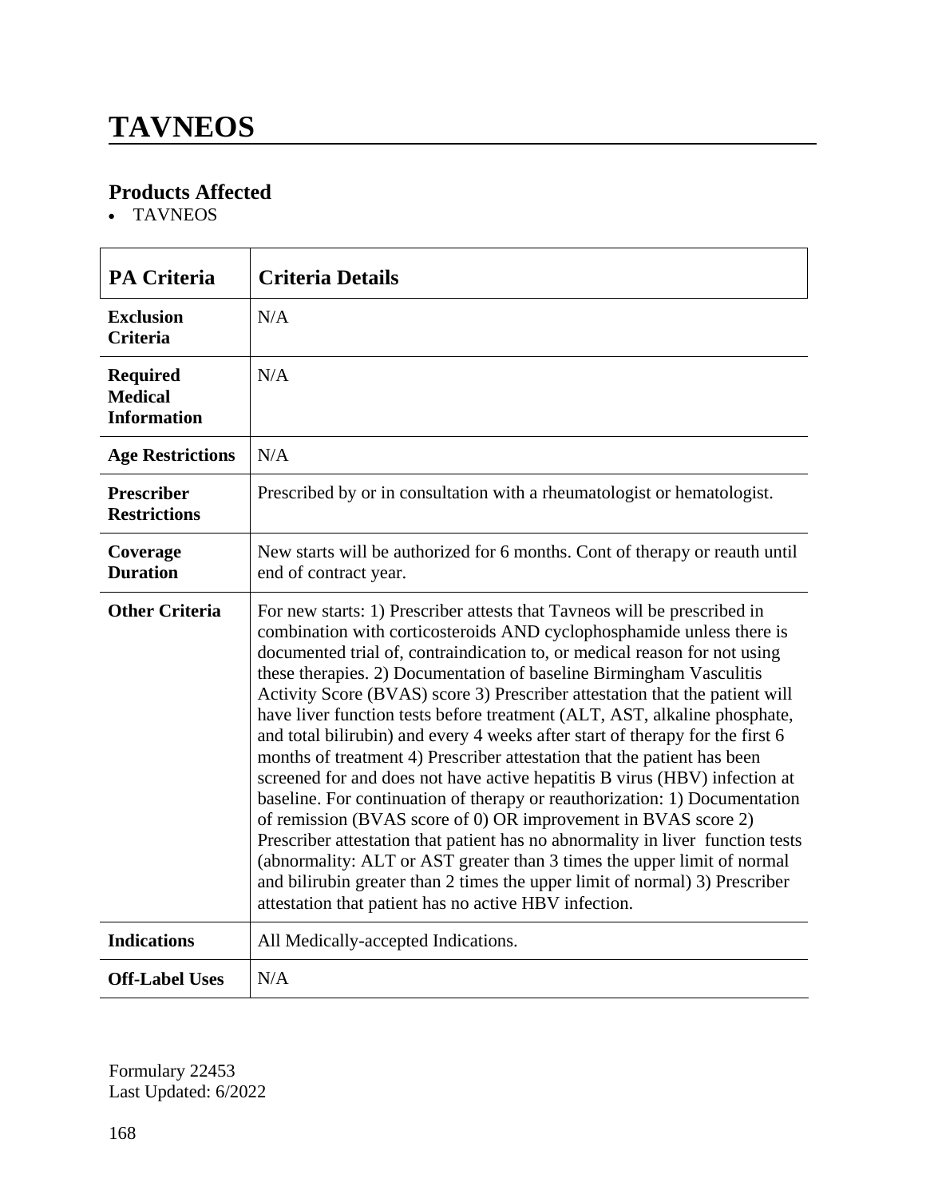# TAVNEOS

## Products Affected

- TAVNEOS

| PA Criteria | Criteria Details |
|---|---|
| **Exclusion Criteria** | N/A |
| **Required Medical Information** | N/A |
| **Age Restrictions** | N/A |
| **Prescriber Restrictions** | Prescribed by or in consultation with a rheumatologist or hematologist. |
| **Coverage Duration** | New starts will be authorized for 6 months. Cont of therapy or reauth until end of contract year. |
| **Other Criteria** | For new starts: 1) Prescriber attests that Tavneos will be prescribed in combination with corticosteroids AND cyclophosphamide unless there is documented trial of, contraindication to, or medical reason for not using these therapies. 2) Documentation of baseline Birmingham Vasculitis Activity Score (BVAS) score 3) Prescriber attestation that the patient will have liver function tests before treatment (ALT, AST, alkaline phosphate, and total bilirubin) and every 4 weeks after start of therapy for the first 6 months of treatment 4) Prescriber attestation that the patient has been screened for and does not have active hepatitis B virus (HBV) infection at baseline. For continuation of therapy or reauthorization: 1) Documentation of remission (BVAS score of 0) OR improvement in BVAS score 2) Prescriber attestation that patient has no abnormality in liver function tests (abnormality: ALT or AST greater than 3 times the upper limit of normal and bilirubin greater than 2 times the upper limit of normal) 3) Prescriber attestation that patient has no active HBV infection. |
| **Indications** | All Medically-accepted Indications. |
| **Off-Label Uses** | N/A |

Formulary 22453
Last Updated: 6/2022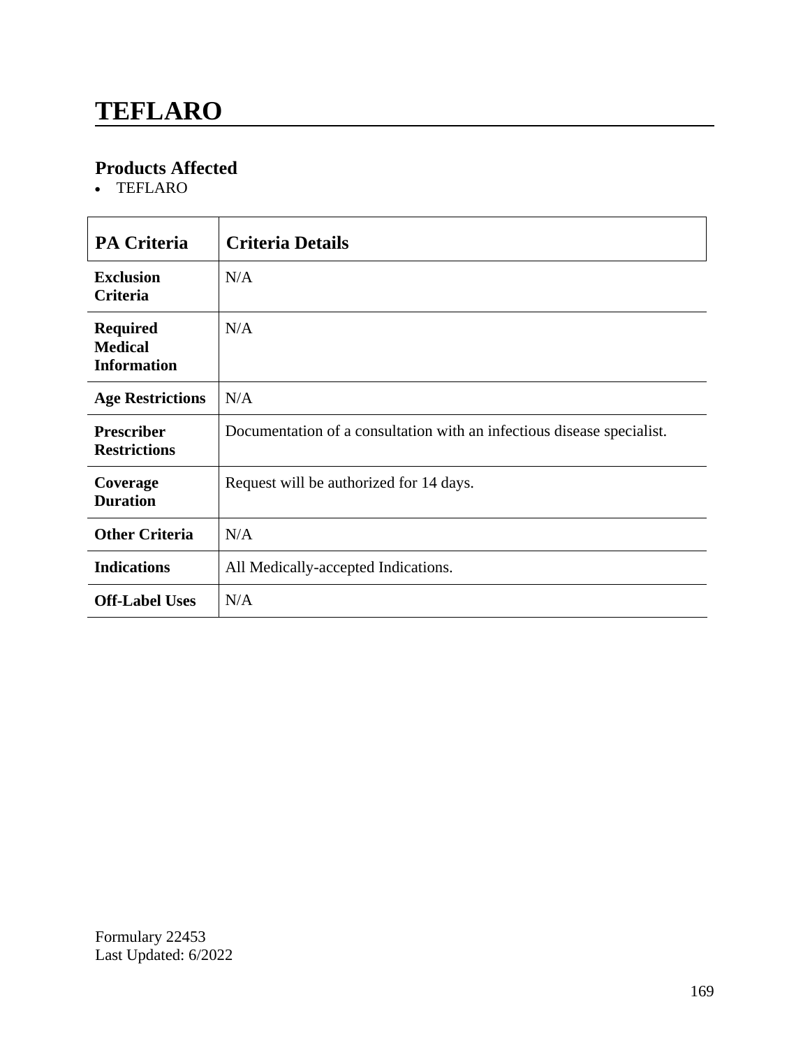# TEFLARO

## Products Affected

- TEFLARO

| PA Criteria | Criteria Details |
|---|---|
| **Exclusion Criteria** | N/A |
| **Required Medical Information** | N/A |
| **Age Restrictions** | N/A |
| **Prescriber Restrictions** | Documentation of a consultation with an infectious disease specialist. |
| **Coverage Duration** | Request will be authorized for 14 days. |
| **Other Criteria** | N/A |
| **Indications** | All Medically-accepted Indications. |
| **Off-Label Uses** | N/A |

Formulary 22453
Last Updated: 6/2022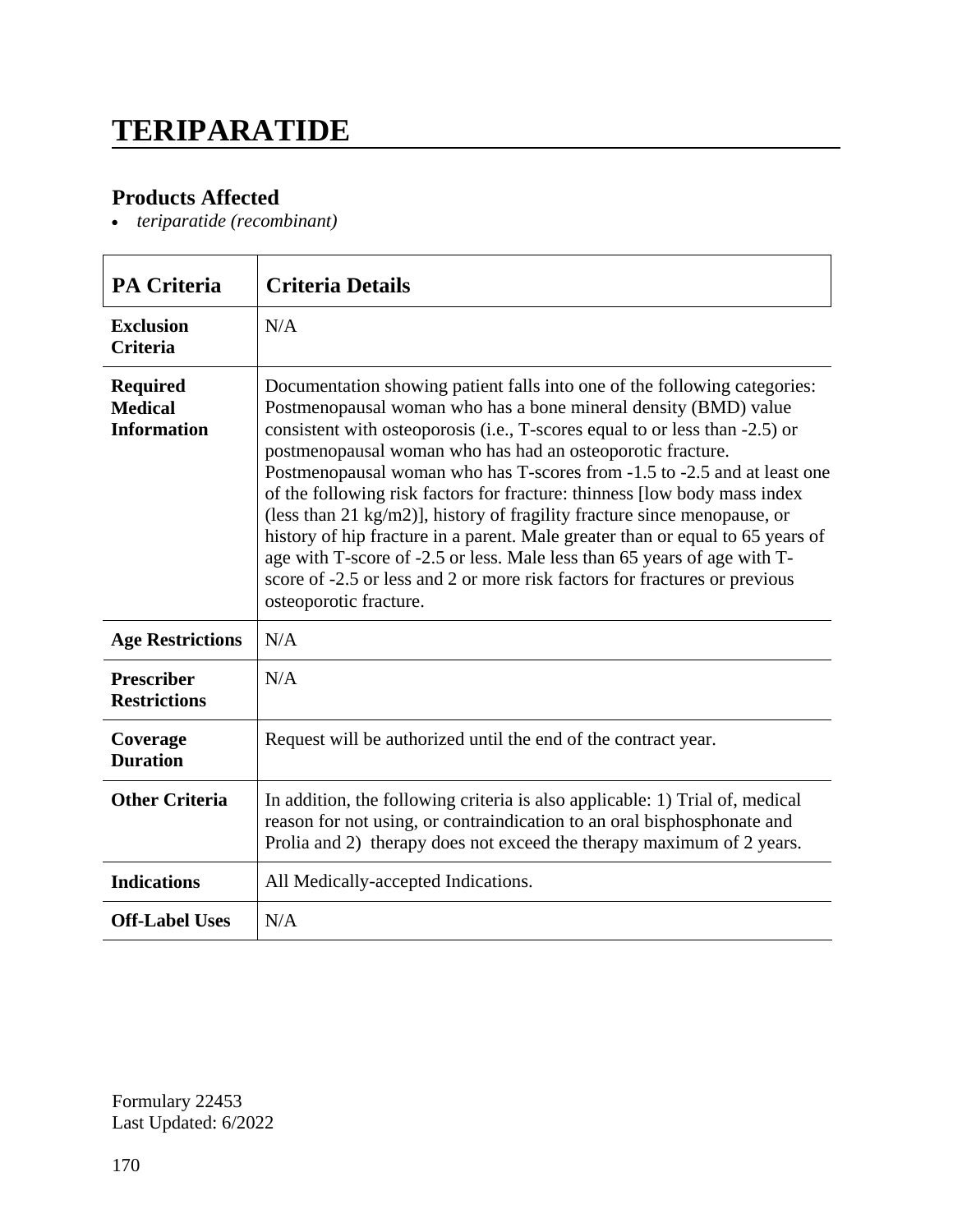# TERIPARATIDE

## Products Affected

- *teriparatide (recombinant)*

| PA Criteria | Criteria Details |
|---|---|
| **Exclusion Criteria** | N/A |
| **Required Medical Information** | Documentation showing patient falls into one of the following categories: Postmenopausal woman who has a bone mineral density (BMD) value consistent with osteoporosis (i.e., T-scores equal to or less than -2.5) or postmenopausal woman who has had an osteoporotic fracture. Postmenopausal woman who has T-scores from -1.5 to -2.5 and at least one of the following risk factors for fracture: thinness [low body mass index (less than 21 kg/m2)], history of fragility fracture since menopause, or history of hip fracture in a parent. Male greater than or equal to 65 years of age with T-score of -2.5 or less. Male less than 65 years of age with T-score of -2.5 or less and 2 or more risk factors for fractures or previous osteoporotic fracture. |
| **Age Restrictions** | N/A |
| **Prescriber Restrictions** | N/A |
| **Coverage Duration** | Request will be authorized until the end of the contract year. |
| **Other Criteria** | In addition, the following criteria is also applicable: 1) Trial of, medical reason for not using, or contraindication to an oral bisphosphonate and Prolia and 2) therapy does not exceed the therapy maximum of 2 years. |
| **Indications** | All Medically-accepted Indications. |
| **Off-Label Uses** | N/A |

Formulary 22453
Last Updated: 6/2022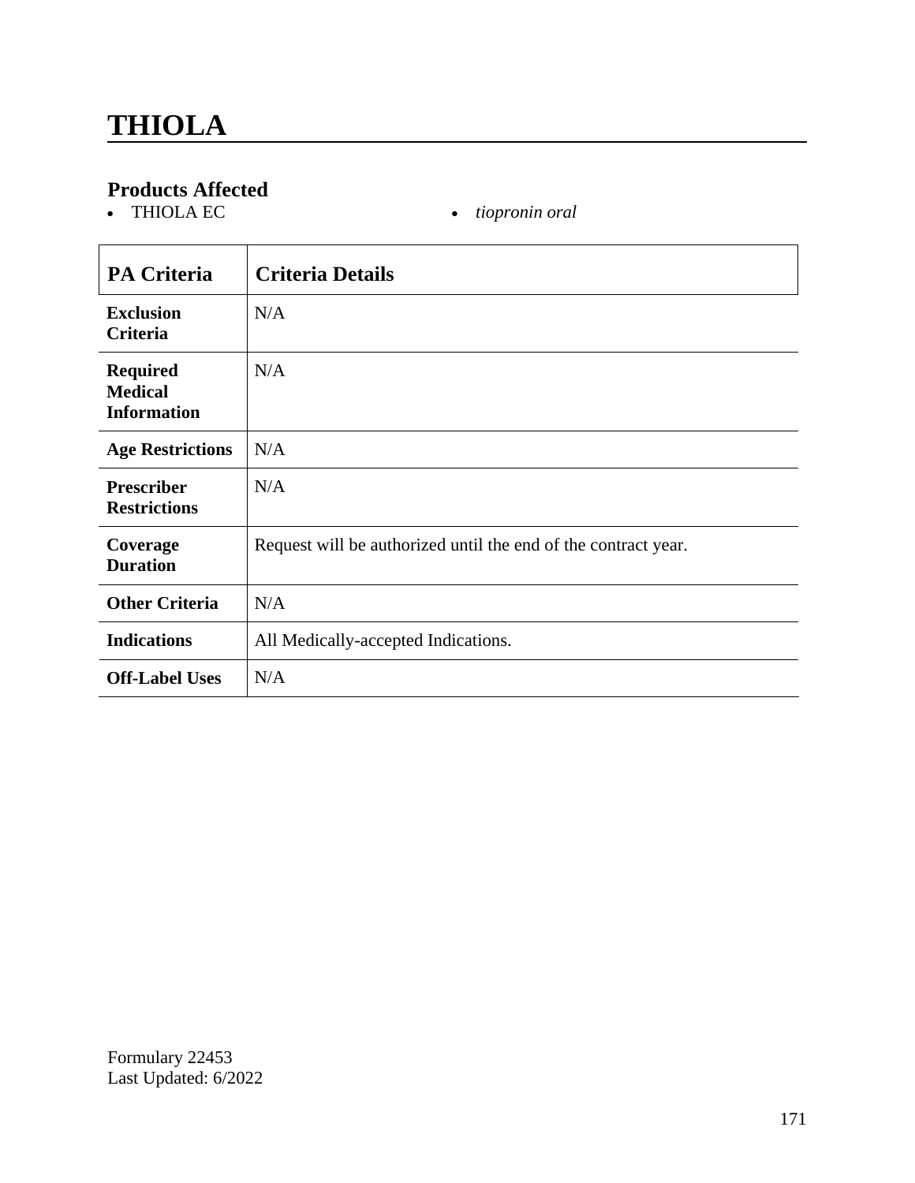# THIOLA

## Products Affected

- THIOLA EC
- *tiopronin oral*

| PA Criteria | Criteria Details |
|---|---|
| **Exclusion Criteria** | N/A |
| **Required Medical Information** | N/A |
| **Age Restrictions** | N/A |
| **Prescriber Restrictions** | N/A |
| **Coverage Duration** | Request will be authorized until the end of the contract year. |
| **Other Criteria** | N/A |
| **Indications** | All Medically-accepted Indications. |
| **Off-Label Uses** | N/A |

Formulary 22453
Last Updated: 6/2022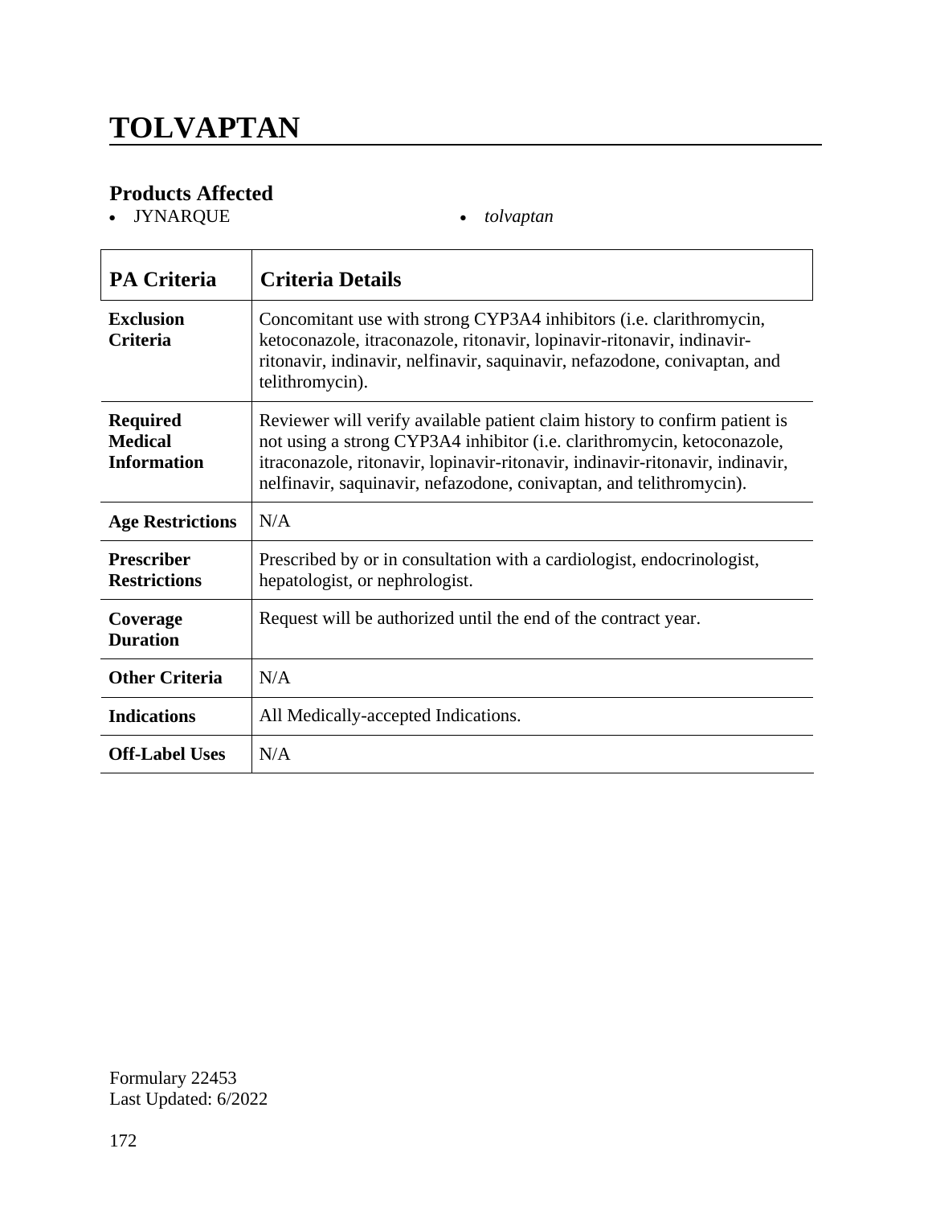# TOLVAPTAN

## Products Affected

- JYNARQUE
- *tolvaptan*

| PA Criteria | Criteria Details |
|---|---|
| **Exclusion Criteria** | Concomitant use with strong CYP3A4 inhibitors (i.e. clarithromycin, ketoconazole, itraconazole, ritonavir, lopinavir-ritonavir, indinavir-ritonavir, indinavir, nelfinavir, saquinavir, nefazodone, conivaptan, and telithromycin). |
| **Required Medical Information** | Reviewer will verify available patient claim history to confirm patient is not using a strong CYP3A4 inhibitor (i.e. clarithromycin, ketoconazole, itraconazole, ritonavir, lopinavir-ritonavir, indinavir-ritonavir, indinavir, nelfinavir, saquinavir, nefazodone, conivaptan, and telithromycin). |
| **Age Restrictions** | N/A |
| **Prescriber Restrictions** | Prescribed by or in consultation with a cardiologist, endocrinologist, hepatologist, or nephrologist. |
| **Coverage Duration** | Request will be authorized until the end of the contract year. |
| **Other Criteria** | N/A |
| **Indications** | All Medically-accepted Indications. |
| **Off-Label Uses** | N/A |

Formulary 22453
Last Updated: 6/2022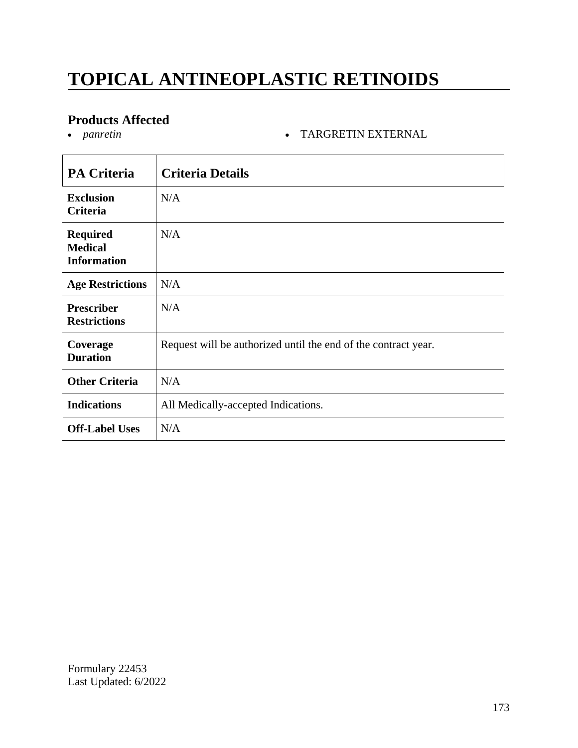# TOPICAL ANTINEOPLASTIC RETINOIDS

### Products Affected

- *panretin*
- TARGRETIN EXTERNAL

| PA Criteria | Criteria Details |
|---|---|
| **Exclusion Criteria** | N/A |
| **Required Medical Information** | N/A |
| **Age Restrictions** | N/A |
| **Prescriber Restrictions** | N/A |
| **Coverage Duration** | Request will be authorized until the end of the contract year. |
| **Other Criteria** | N/A |
| **Indications** | All Medically-accepted Indications. |
| **Off-Label Uses** | N/A |

Formulary 22453
Last Updated: 6/2022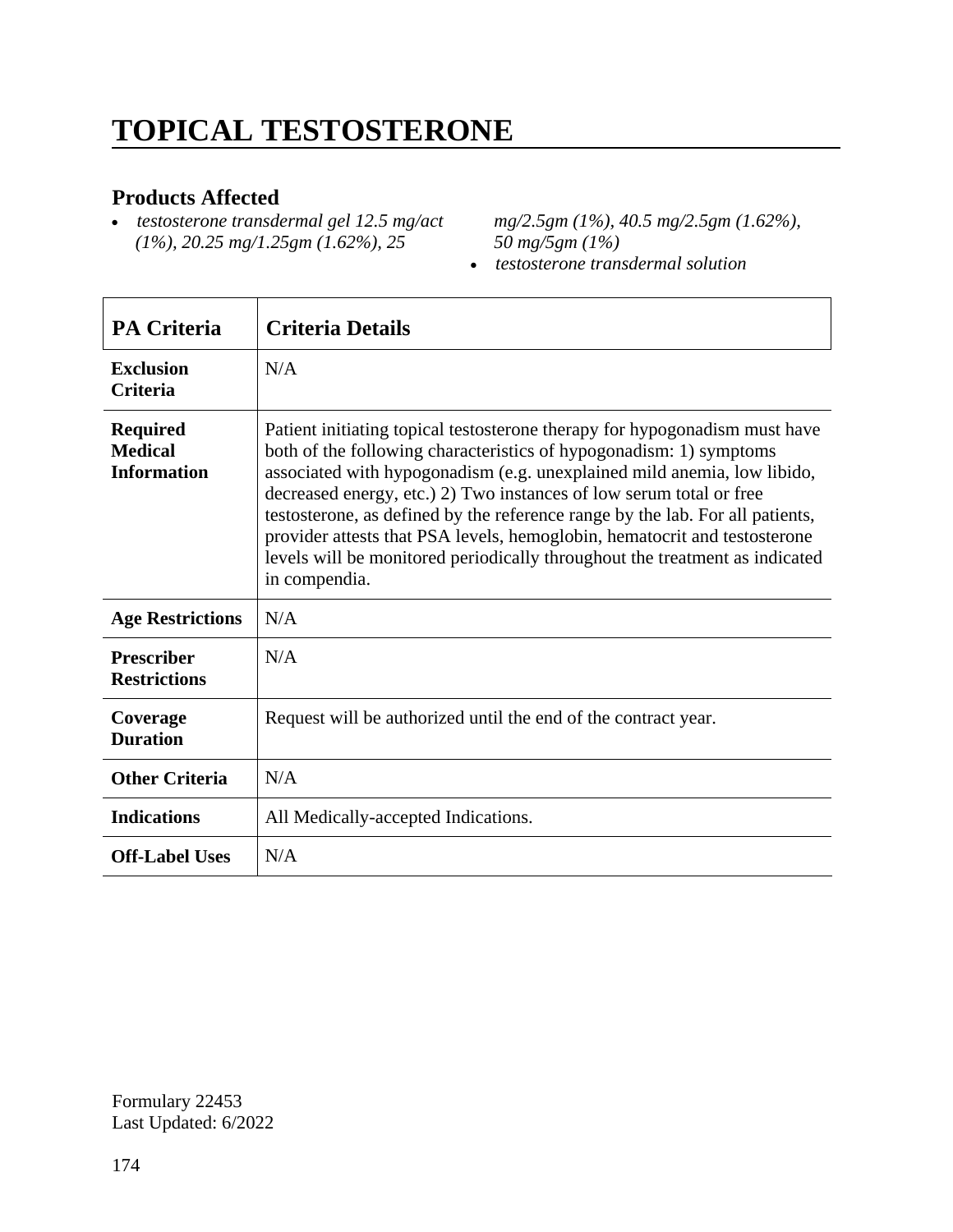# TOPICAL TESTOSTERONE

## Products Affected

- *testosterone transdermal gel 12.5 mg/act (1%), 20.25 mg/1.25gm (1.62%), 25 mg/2.5gm (1%), 40.5 mg/2.5gm (1.62%), 50 mg/5gm (1%)*
- *testosterone transdermal solution*

| PA Criteria | Criteria Details |
| --- | --- |
| **Exclusion Criteria** | N/A |
| **Required Medical Information** | Patient initiating topical testosterone therapy for hypogonadism must have both of the following characteristics of hypogonadism: 1) symptoms associated with hypogonadism (e.g. unexplained mild anemia, low libido, decreased energy, etc.) 2) Two instances of low serum total or free testosterone, as defined by the reference range by the lab. For all patients, provider attests that PSA levels, hemoglobin, hematocrit and testosterone levels will be monitored periodically throughout the treatment as indicated in compendia. |
| **Age Restrictions** | N/A |
| **Prescriber Restrictions** | N/A |
| **Coverage Duration** | Request will be authorized until the end of the contract year. |
| **Other Criteria** | N/A |
| **Indications** | All Medically-accepted Indications. |
| **Off-Label Uses** | N/A |

Formulary 22453
Last Updated: 6/2022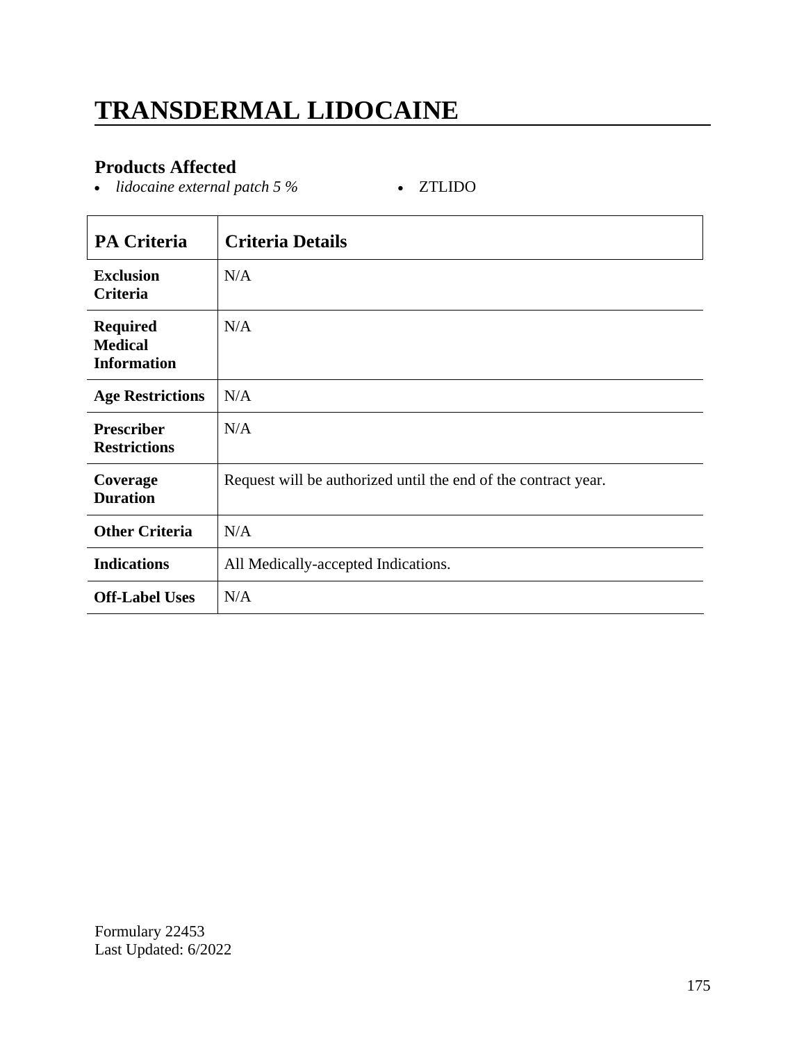# TRANSDERMAL LIDOCAINE

### Products Affected

- *lidocaine external patch 5 %*
- ZTLIDO

| PA Criteria | Criteria Details |
|---|---|
| **Exclusion Criteria** | N/A |
| **Required Medical Information** | N/A |
| **Age Restrictions** | N/A |
| **Prescriber Restrictions** | N/A |
| **Coverage Duration** | Request will be authorized until the end of the contract year. |
| **Other Criteria** | N/A |
| **Indications** | All Medically-accepted Indications. |
| **Off-Label Uses** | N/A |

Formulary 22453
Last Updated: 6/2022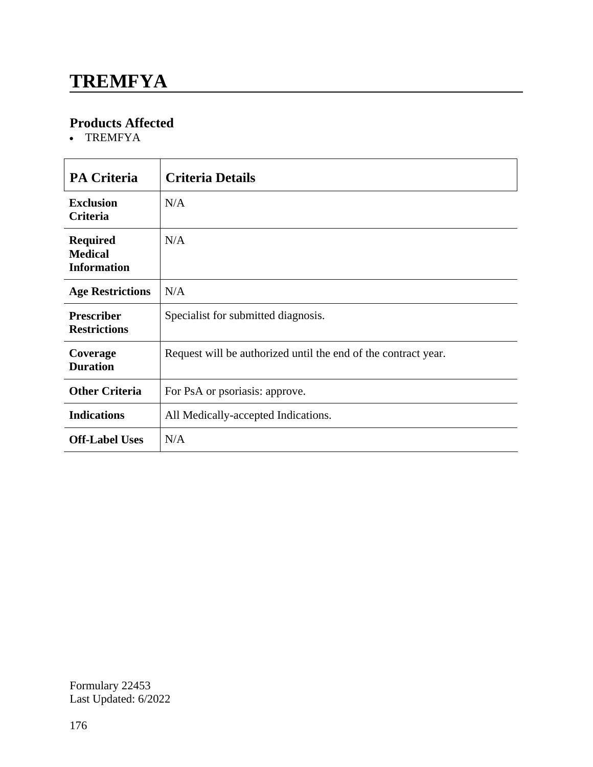# TREMFYA

## Products Affected

- TREMFYA

| PA Criteria | Criteria Details |
|---|---|
| **Exclusion Criteria** | N/A |
| **Required Medical Information** | N/A |
| **Age Restrictions** | N/A |
| **Prescriber Restrictions** | Specialist for submitted diagnosis. |
| **Coverage Duration** | Request will be authorized until the end of the contract year. |
| **Other Criteria** | For PsA or psoriasis: approve. |
| **Indications** | All Medically-accepted Indications. |
| **Off-Label Uses** | N/A |

Formulary 22453
Last Updated: 6/2022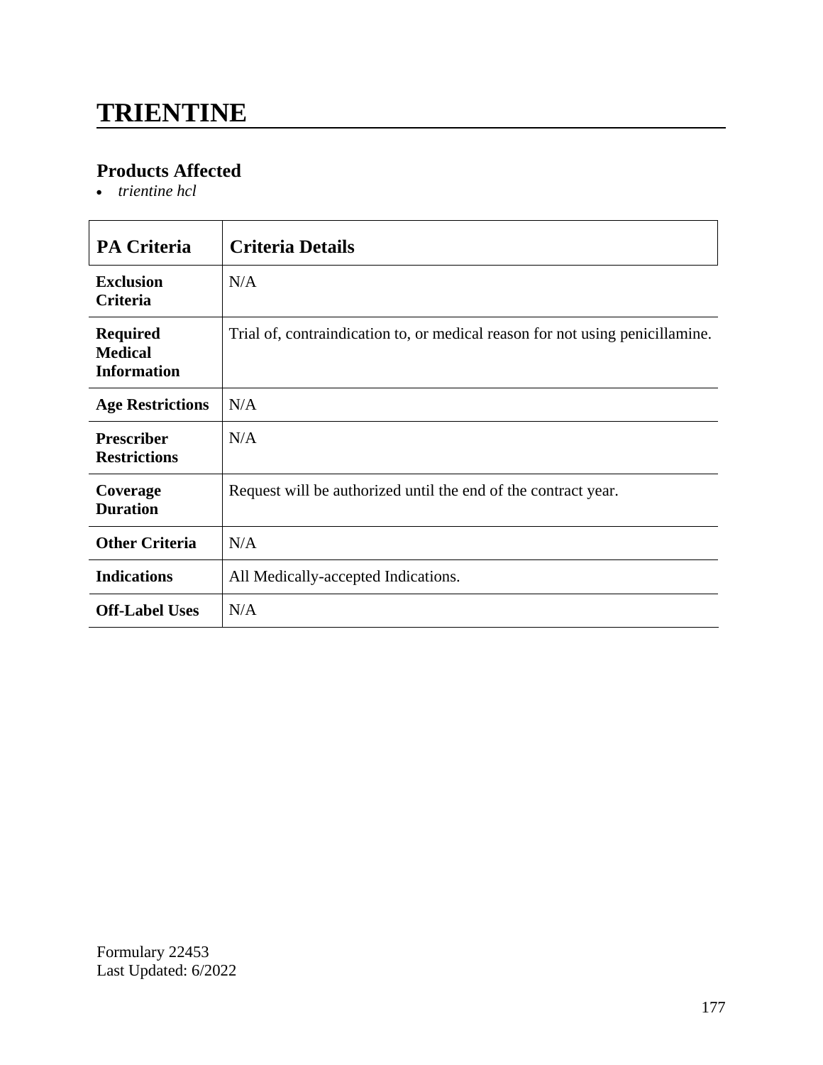# TRIENTINE

### Products Affected

- *trientine hcl*

| PA Criteria | Criteria Details |
|---|---|
| **Exclusion Criteria** | N/A |
| **Required Medical Information** | Trial of, contraindication to, or medical reason for not using penicillamine. |
| **Age Restrictions** | N/A |
| **Prescriber Restrictions** | N/A |
| **Coverage Duration** | Request will be authorized until the end of the contract year. |
| **Other Criteria** | N/A |
| **Indications** | All Medically-accepted Indications. |
| **Off-Label Uses** | N/A |

Formulary 22453
Last Updated: 6/2022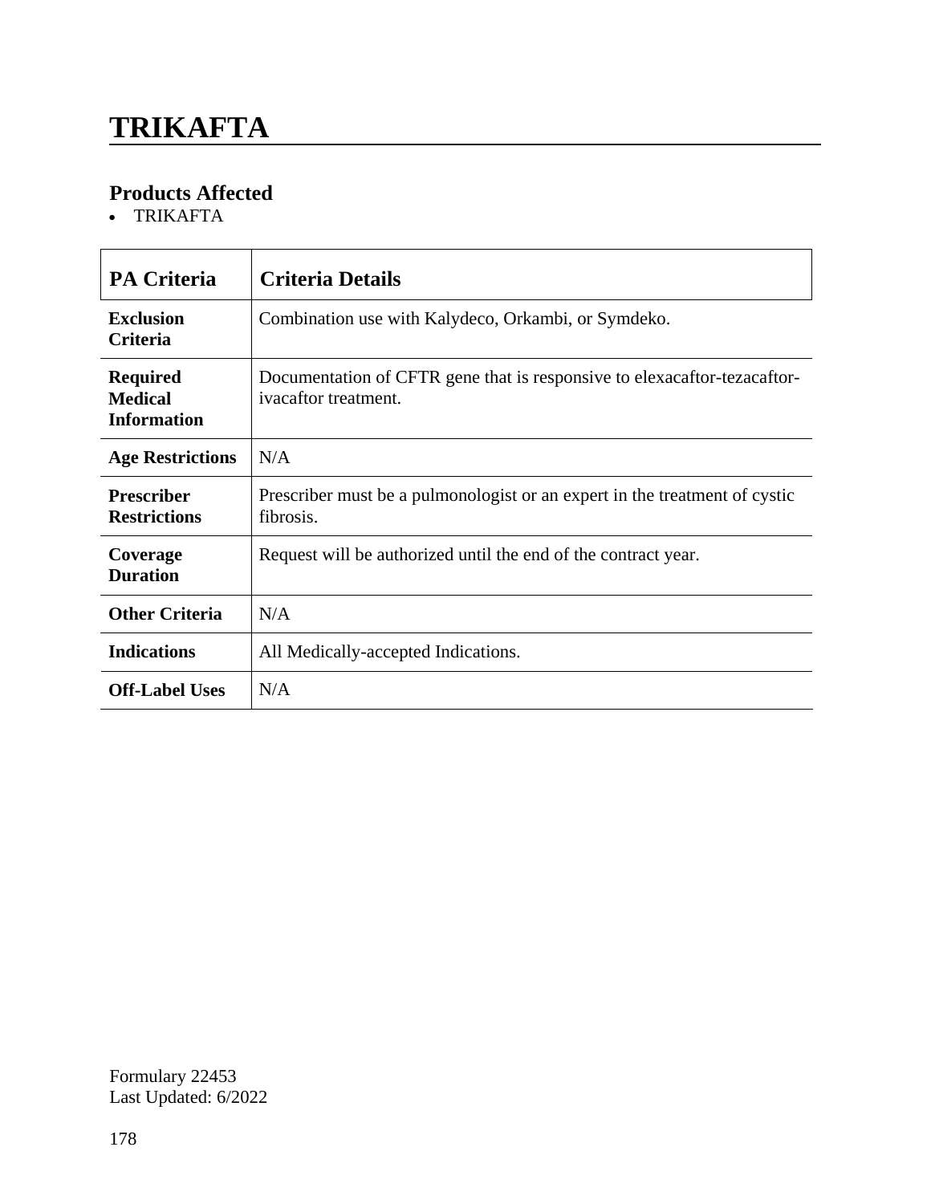# TRIKAFTA

## Products Affected

- TRIKAFTA

| PA Criteria | Criteria Details |
| --- | --- |
| **Exclusion Criteria** | Combination use with Kalydeco, Orkambi, or Symdeko. |
| **Required Medical Information** | Documentation of CFTR gene that is responsive to elexacaftor-tezacaftor-ivacaftor treatment. |
| **Age Restrictions** | N/A |
| **Prescriber Restrictions** | Prescriber must be a pulmonologist or an expert in the treatment of cystic fibrosis. |
| **Coverage Duration** | Request will be authorized until the end of the contract year. |
| **Other Criteria** | N/A |
| **Indications** | All Medically-accepted Indications. |
| **Off-Label Uses** | N/A |

Formulary 22453
Last Updated: 6/2022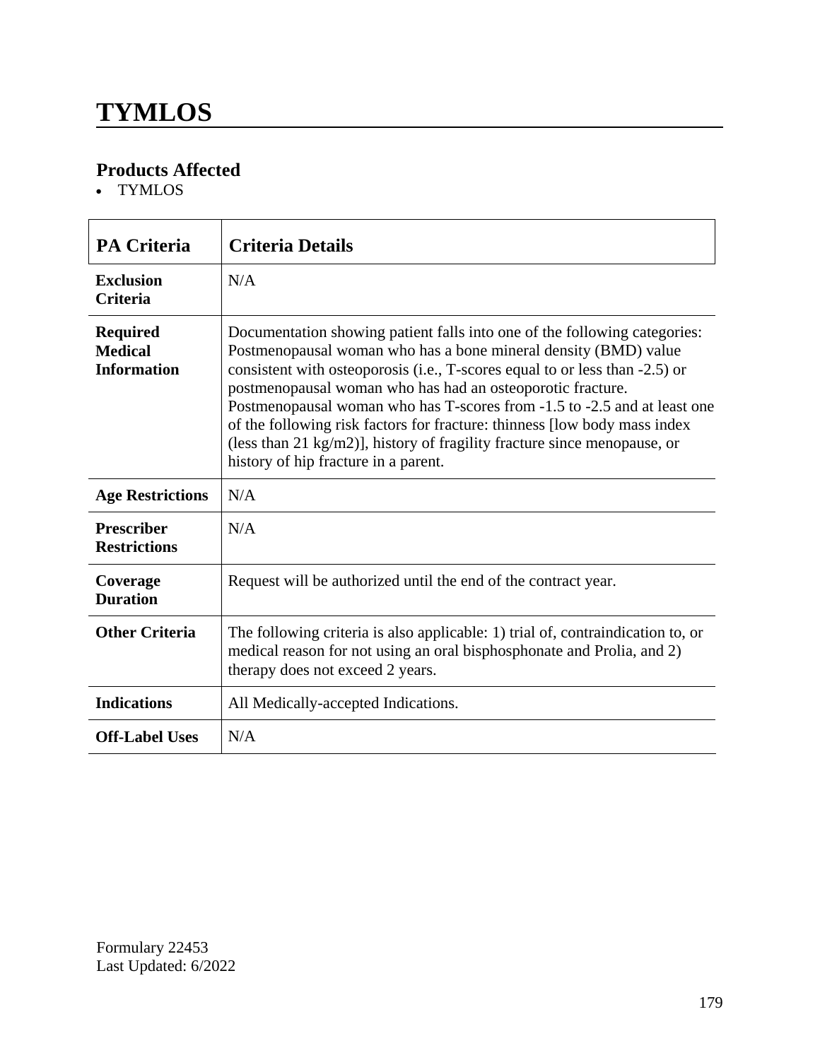# TYMLOS

## Products Affected

- TYMLOS

| PA Criteria | Criteria Details |
|---|---|
| **Exclusion Criteria** | N/A |
| **Required Medical Information** | Documentation showing patient falls into one of the following categories: Postmenopausal woman who has a bone mineral density (BMD) value consistent with osteoporosis (i.e., T-scores equal to or less than -2.5) or postmenopausal woman who has had an osteoporotic fracture. Postmenopausal woman who has T-scores from -1.5 to -2.5 and at least one of the following risk factors for fracture: thinness [low body mass index (less than 21 kg/m2)], history of fragility fracture since menopause, or history of hip fracture in a parent. |
| **Age Restrictions** | N/A |
| **Prescriber Restrictions** | N/A |
| **Coverage Duration** | Request will be authorized until the end of the contract year. |
| **Other Criteria** | The following criteria is also applicable: 1) trial of, contraindication to, or medical reason for not using an oral bisphosphonate and Prolia, and 2) therapy does not exceed 2 years. |
| **Indications** | All Medically-accepted Indications. |
| **Off-Label Uses** | N/A |

Formulary 22453
Last Updated: 6/2022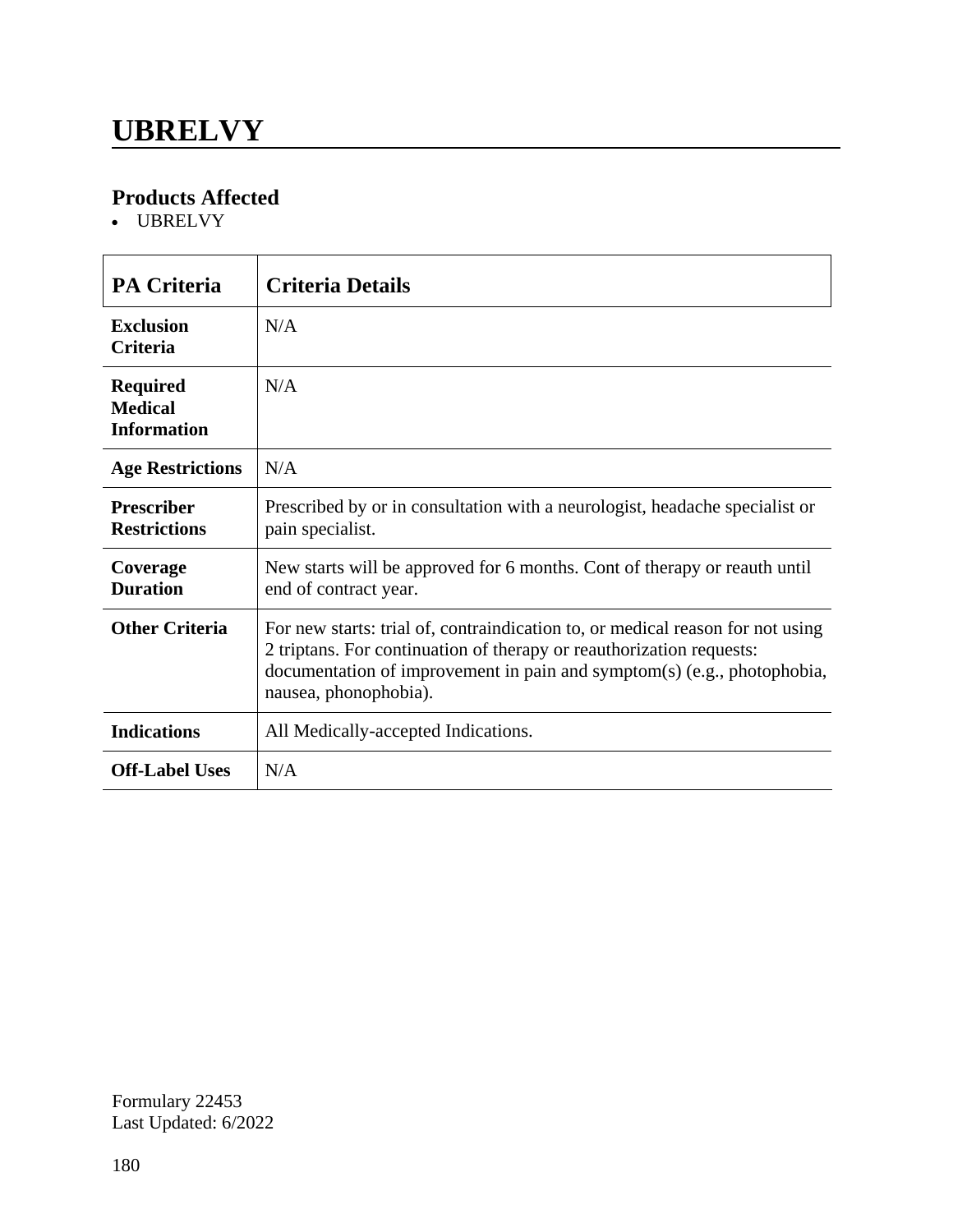# UBRELVY

## Products Affected

- UBRELVY

| PA Criteria | Criteria Details |
|---|---|
| **Exclusion Criteria** | N/A |
| **Required Medical Information** | N/A |
| **Age Restrictions** | N/A |
| **Prescriber Restrictions** | Prescribed by or in consultation with a neurologist, headache specialist or pain specialist. |
| **Coverage Duration** | New starts will be approved for 6 months. Cont of therapy or reauth until end of contract year. |
| **Other Criteria** | For new starts: trial of, contraindication to, or medical reason for not using 2 triptans. For continuation of therapy or reauthorization requests: documentation of improvement in pain and symptom(s) (e.g., photophobia, nausea, phonophobia). |
| **Indications** | All Medically-accepted Indications. |
| **Off-Label Uses** | N/A |

Formulary 22453
Last Updated: 6/2022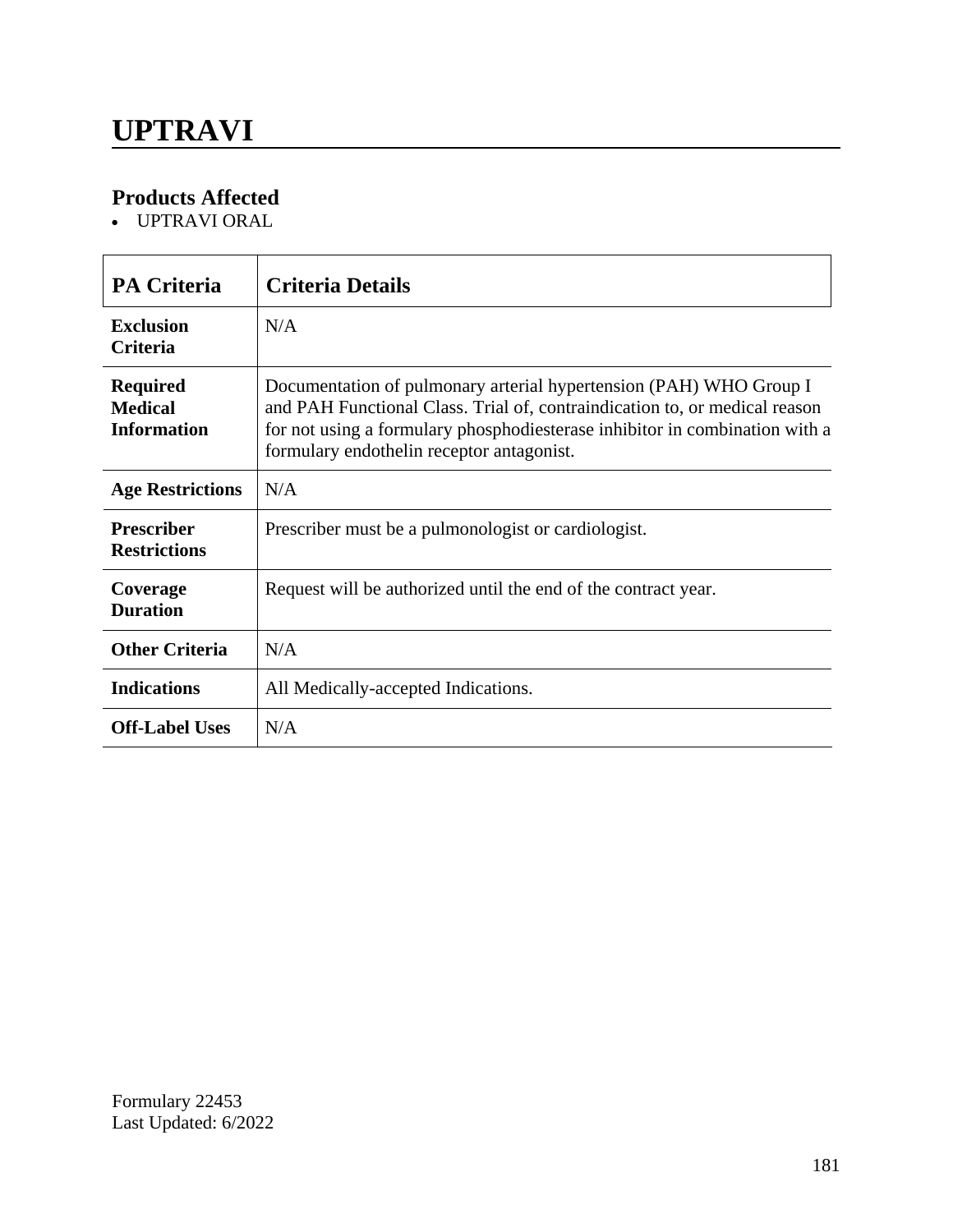# UPTRAVI

## Products Affected

- UPTRAVI ORAL

| PA Criteria | Criteria Details |
| --- | --- |
| **Exclusion Criteria** | N/A |
| **Required Medical Information** | Documentation of pulmonary arterial hypertension (PAH) WHO Group I and PAH Functional Class. Trial of, contraindication to, or medical reason for not using a formulary phosphodiesterase inhibitor in combination with a formulary endothelin receptor antagonist. |
| **Age Restrictions** | N/A |
| **Prescriber Restrictions** | Prescriber must be a pulmonologist or cardiologist. |
| **Coverage Duration** | Request will be authorized until the end of the contract year. |
| **Other Criteria** | N/A |
| **Indications** | All Medically-accepted Indications. |
| **Off-Label Uses** | N/A |

Formulary 22453
Last Updated: 6/2022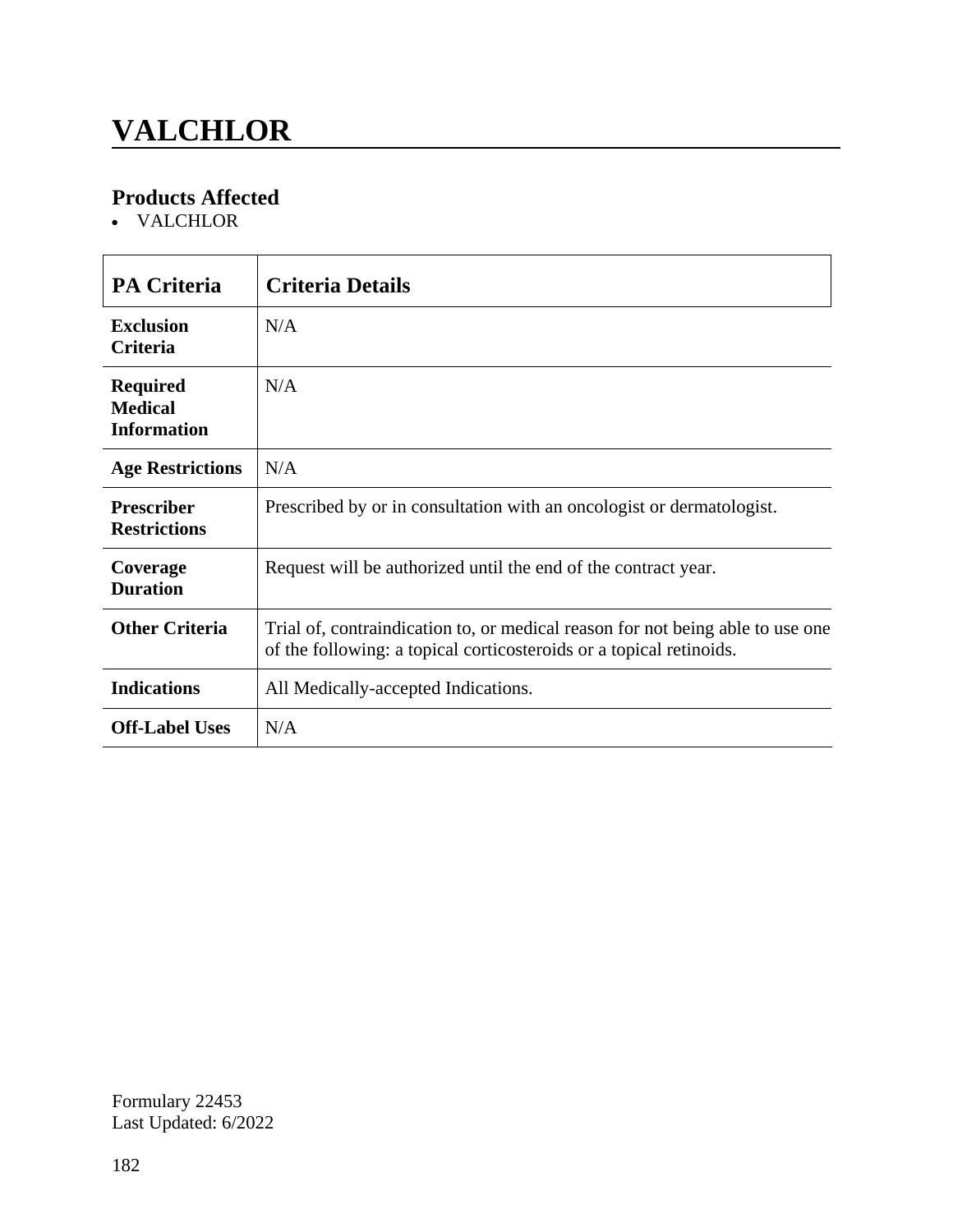# VALCHLOR

## Products Affected

- VALCHLOR

| PA Criteria | Criteria Details |
|---|---|
| **Exclusion Criteria** | N/A |
| **Required Medical Information** | N/A |
| **Age Restrictions** | N/A |
| **Prescriber Restrictions** | Prescribed by or in consultation with an oncologist or dermatologist. |
| **Coverage Duration** | Request will be authorized until the end of the contract year. |
| **Other Criteria** | Trial of, contraindication to, or medical reason for not being able to use one of the following: a topical corticosteroids or a topical retinoids. |
| **Indications** | All Medically-accepted Indications. |
| **Off-Label Uses** | N/A |

Formulary 22453
Last Updated: 6/2022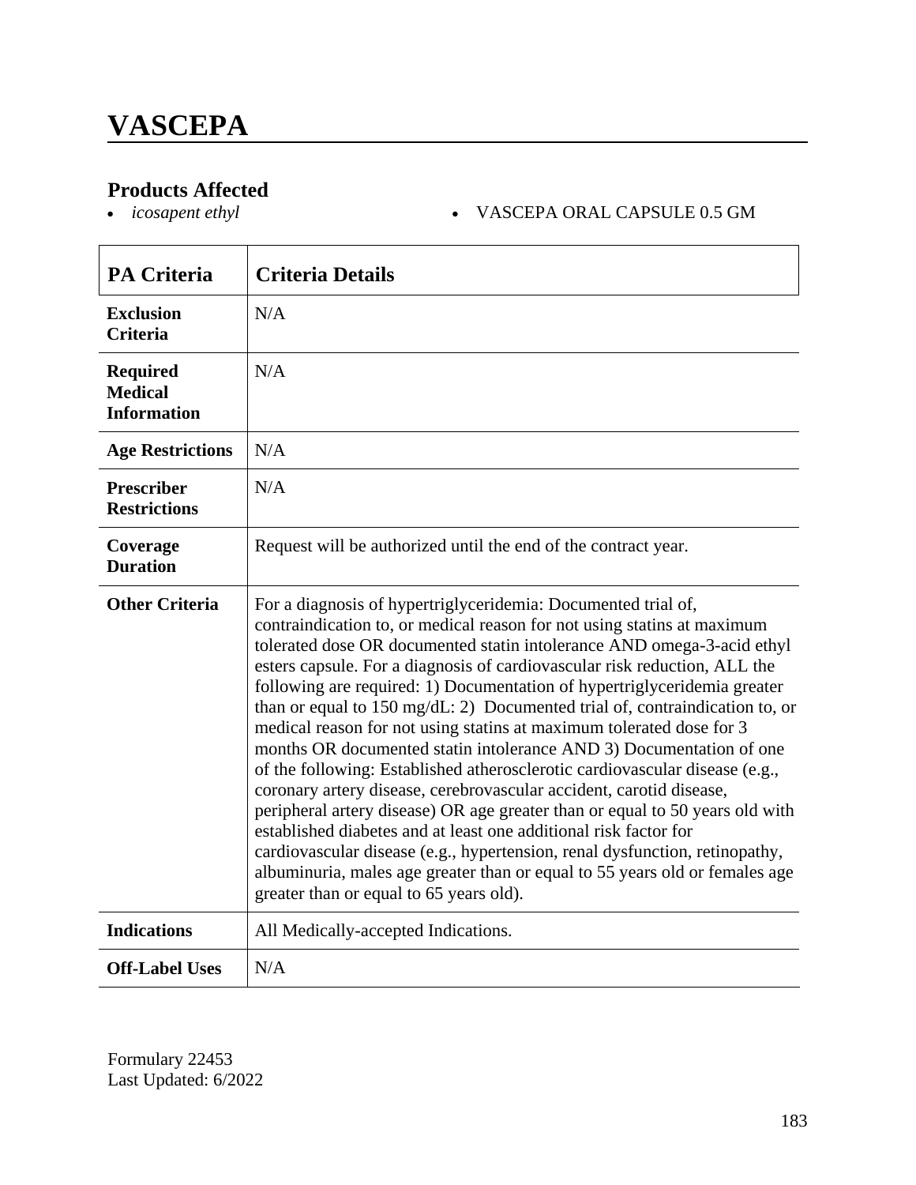# VASCEPA

### Products Affected

- *icosapent ethyl*
- VASCEPA ORAL CAPSULE 0.5 GM

| PA Criteria | Criteria Details |
|---|---|
| **Exclusion Criteria** | N/A |
| **Required Medical Information** | N/A |
| **Age Restrictions** | N/A |
| **Prescriber Restrictions** | N/A |
| **Coverage Duration** | Request will be authorized until the end of the contract year. |
| **Other Criteria** | For a diagnosis of hypertriglyceridemia: Documented trial of, contraindication to, or medical reason for not using statins at maximum tolerated dose OR documented statin intolerance AND omega-3-acid ethyl esters capsule. For a diagnosis of cardiovascular risk reduction, ALL the following are required: 1) Documentation of hypertriglyceridemia greater than or equal to 150 mg/dL: 2) Documented trial of, contraindication to, or medical reason for not using statins at maximum tolerated dose for 3 months OR documented statin intolerance AND 3) Documentation of one of the following: Established atherosclerotic cardiovascular disease (e.g., coronary artery disease, cerebrovascular accident, carotid disease, peripheral artery disease) OR age greater than or equal to 50 years old with established diabetes and at least one additional risk factor for cardiovascular disease (e.g., hypertension, renal dysfunction, retinopathy, albuminuria, males age greater than or equal to 55 years old or females age greater than or equal to 65 years old). |
| **Indications** | All Medically-accepted Indications. |
| **Off-Label Uses** | N/A |

Formulary 22453
Last Updated: 6/2022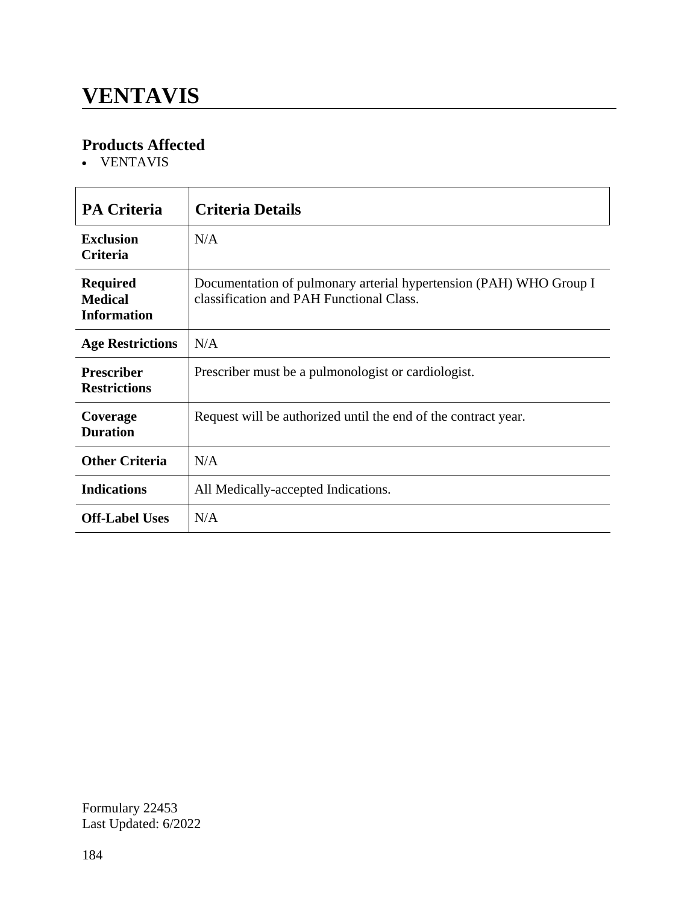# VENTAVIS

## Products Affected

- VENTAVIS

| PA Criteria | Criteria Details |
|---|---|
| **Exclusion Criteria** | N/A |
| **Required Medical Information** | Documentation of pulmonary arterial hypertension (PAH) WHO Group I classification and PAH Functional Class. |
| **Age Restrictions** | N/A |
| **Prescriber Restrictions** | Prescriber must be a pulmonologist or cardiologist. |
| **Coverage Duration** | Request will be authorized until the end of the contract year. |
| **Other Criteria** | N/A |
| **Indications** | All Medically-accepted Indications. |
| **Off-Label Uses** | N/A |

Formulary 22453
Last Updated: 6/2022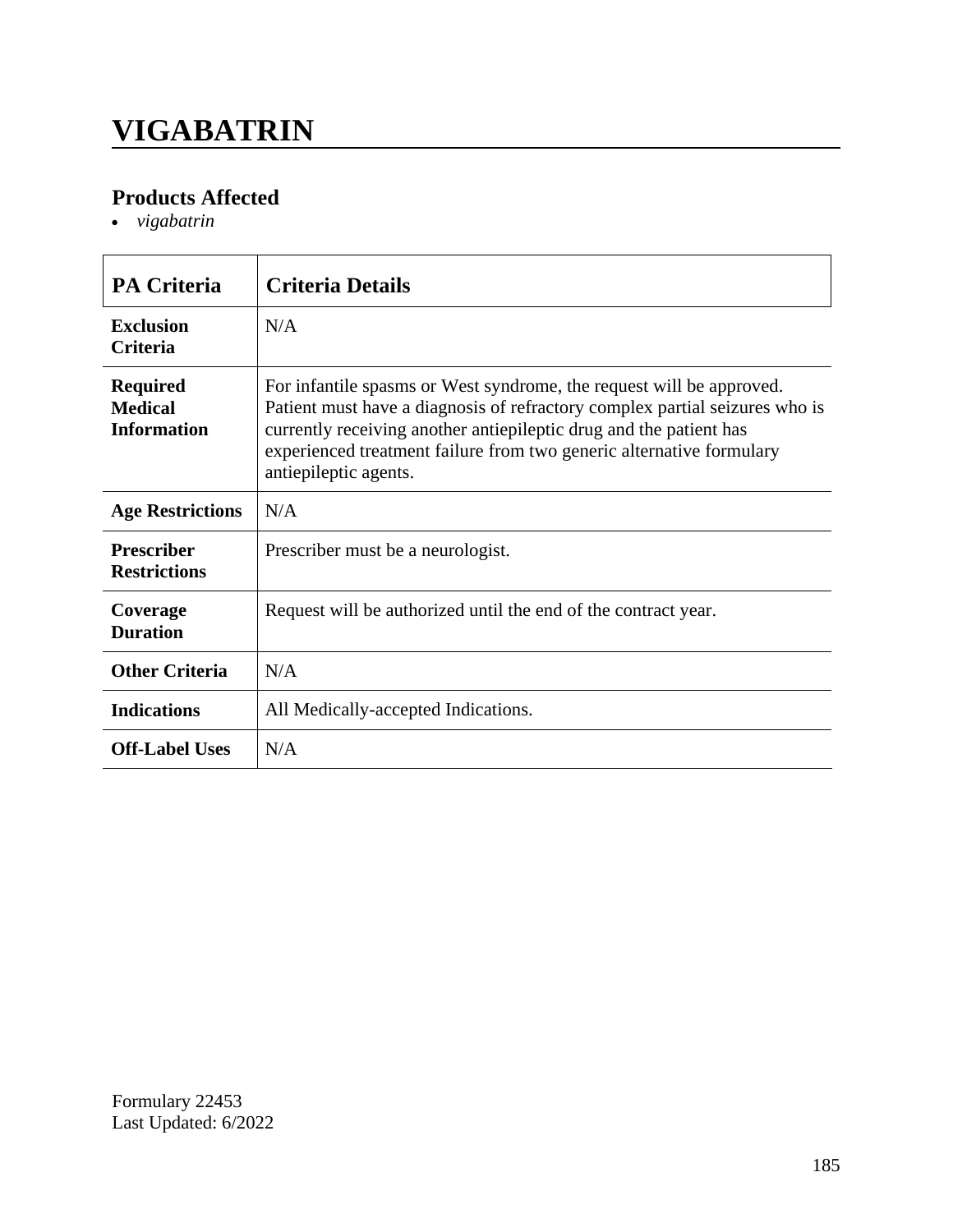# VIGABATRIN

## Products Affected

- *vigabatrin*

| PA Criteria | Criteria Details |
|---|---|
| **Exclusion Criteria** | N/A |
| **Required Medical Information** | For infantile spasms or West syndrome, the request will be approved. Patient must have a diagnosis of refractory complex partial seizures who is currently receiving another antiepileptic drug and the patient has experienced treatment failure from two generic alternative formulary antiepileptic agents. |
| **Age Restrictions** | N/A |
| **Prescriber Restrictions** | Prescriber must be a neurologist. |
| **Coverage Duration** | Request will be authorized until the end of the contract year. |
| **Other Criteria** | N/A |
| **Indications** | All Medically-accepted Indications. |
| **Off-Label Uses** | N/A |

Formulary 22453
Last Updated: 6/2022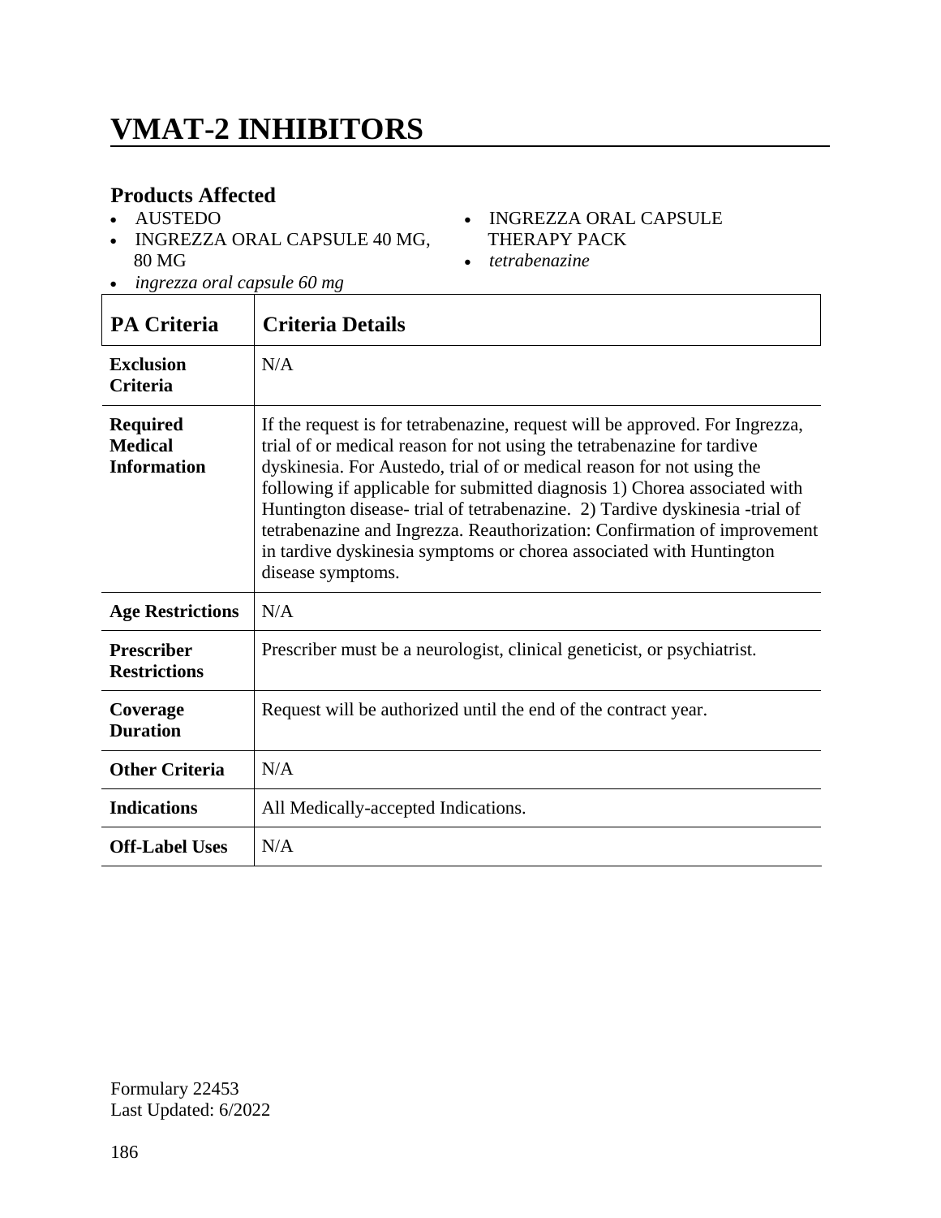# VMAT-2 INHIBITORS

## Products Affected

- AUSTEDO
- INGREZZA ORAL CAPSULE 40 MG, 80 MG
- *ingrezza oral capsule 60 mg*
- INGREZZA ORAL CAPSULE THERAPY PACK
- *tetrabenazine*

| PA Criteria | Criteria Details |
|---|---|
| **Exclusion Criteria** | N/A |
| **Required Medical Information** | If the request is for tetrabenazine, request will be approved. For Ingrezza, trial of or medical reason for not using the tetrabenazine for tardive dyskinesia. For Austedo, trial of or medical reason for not using the following if applicable for submitted diagnosis 1) Chorea associated with Huntington disease- trial of tetrabenazine. 2) Tardive dyskinesia -trial of tetrabenazine and Ingrezza. Reauthorization: Confirmation of improvement in tardive dyskinesia symptoms or chorea associated with Huntington disease symptoms. |
| **Age Restrictions** | N/A |
| **Prescriber Restrictions** | Prescriber must be a neurologist, clinical geneticist, or psychiatrist. |
| **Coverage Duration** | Request will be authorized until the end of the contract year. |
| **Other Criteria** | N/A |
| **Indications** | All Medically-accepted Indications. |
| **Off-Label Uses** | N/A |

Formulary 22453
Last Updated: 6/2022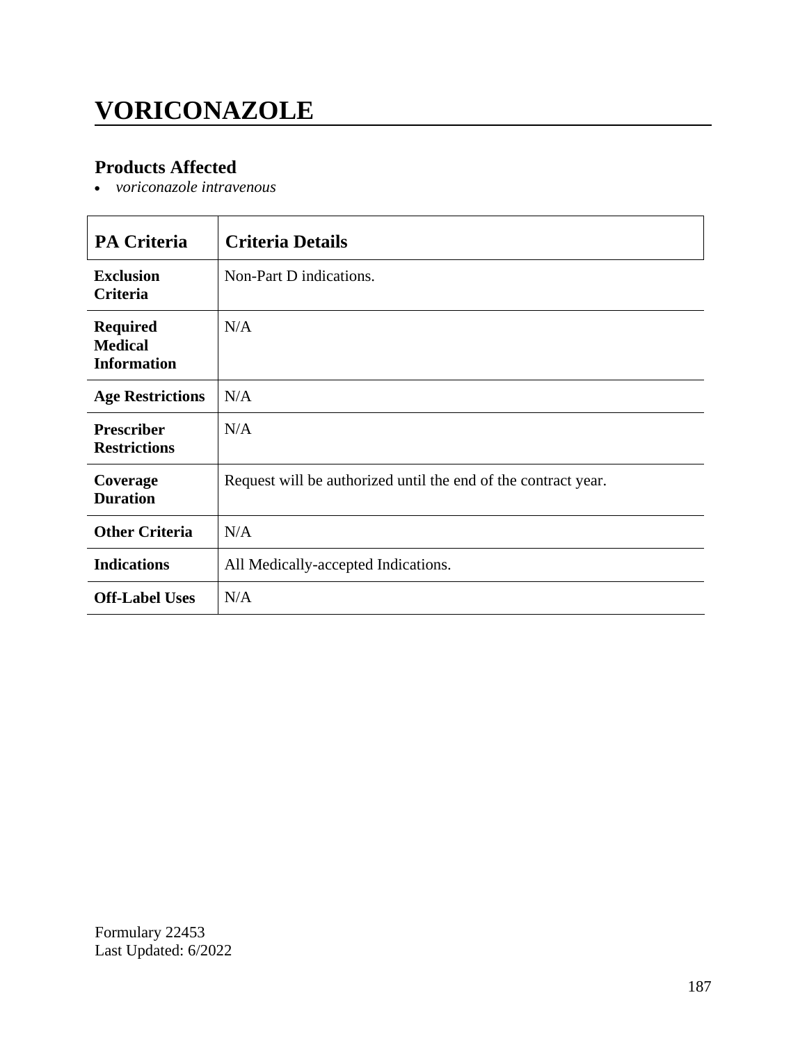# VORICONAZOLE

## Products Affected

- *voriconazole intravenous*

| PA Criteria | Criteria Details |
|---|---|
| **Exclusion Criteria** | Non-Part D indications. |
| **Required Medical Information** | N/A |
| **Age Restrictions** | N/A |
| **Prescriber Restrictions** | N/A |
| **Coverage Duration** | Request will be authorized until the end of the contract year. |
| **Other Criteria** | N/A |
| **Indications** | All Medically-accepted Indications. |
| **Off-Label Uses** | N/A |

Formulary 22453
Last Updated: 6/2022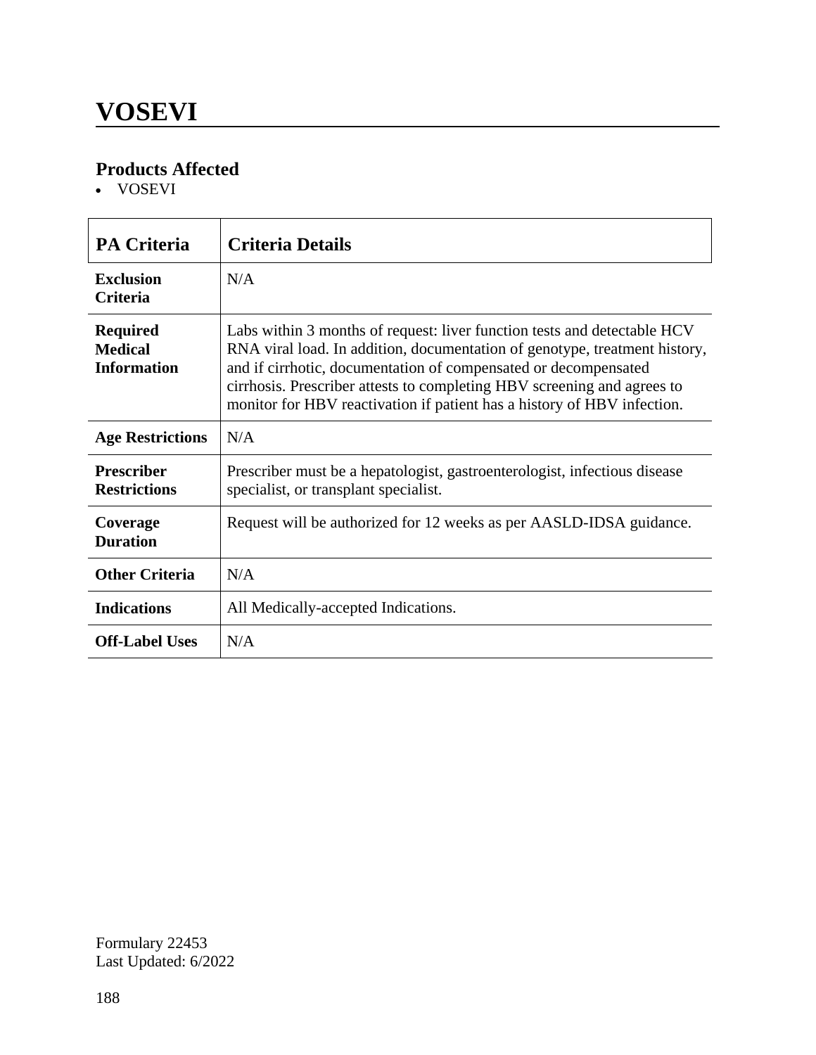# VOSEVI

## Products Affected

- VOSEVI

| PA Criteria | Criteria Details |
|---|---|
| **Exclusion Criteria** | N/A |
| **Required Medical Information** | Labs within 3 months of request: liver function tests and detectable HCV RNA viral load. In addition, documentation of genotype, treatment history, and if cirrhotic, documentation of compensated or decompensated cirrhosis. Prescriber attests to completing HBV screening and agrees to monitor for HBV reactivation if patient has a history of HBV infection. |
| **Age Restrictions** | N/A |
| **Prescriber Restrictions** | Prescriber must be a hepatologist, gastroenterologist, infectious disease specialist, or transplant specialist. |
| **Coverage Duration** | Request will be authorized for 12 weeks as per AASLD-IDSA guidance. |
| **Other Criteria** | N/A |
| **Indications** | All Medically-accepted Indications. |
| **Off-Label Uses** | N/A |

Formulary 22453
Last Updated: 6/2022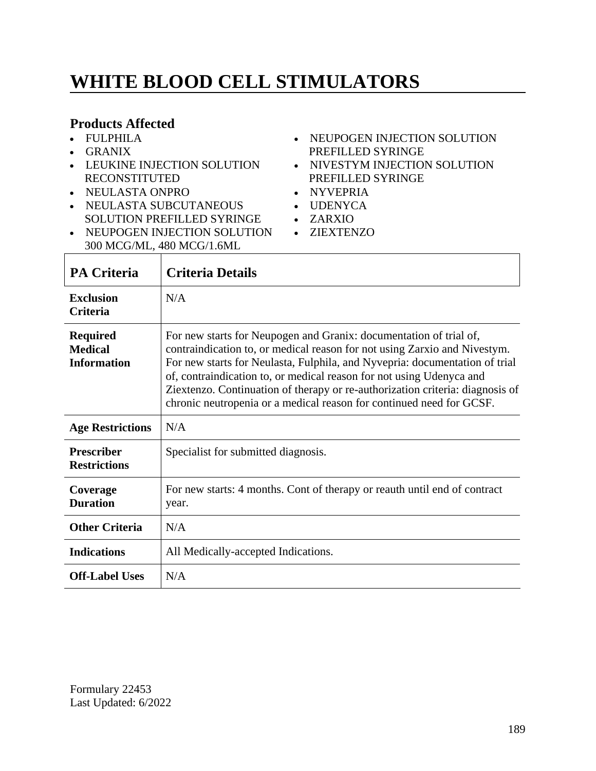# WHITE BLOOD CELL STIMULATORS

### Products Affected

- FULPHILA
- GRANIX
- LEUKINE INJECTION SOLUTION RECONSTITUTED
- NEULASTA ONPRO
- NEULASTA SUBCUTANEOUS SOLUTION PREFILLED SYRINGE
- NEUPOGEN INJECTION SOLUTION 300 MCG/ML, 480 MCG/1.6ML
- NEUPOGEN INJECTION SOLUTION PREFILLED SYRINGE
- NIVESTYM INJECTION SOLUTION PREFILLED SYRINGE
- NYVEPRIA
- UDENYCA
- ZARXIO
- ZIEXTENZO

| PA Criteria | Criteria Details |
|---|---|
| **Exclusion Criteria** | N/A |
| **Required Medical Information** | For new starts for Neupogen and Granix: documentation of trial of, contraindication to, or medical reason for not using Zarxio and Nivestym. For new starts for Neulasta, Fulphila, and Nyvepria: documentation of trial of, contraindication to, or medical reason for not using Udenyca and Ziextenzo. Continuation of therapy or re-authorization criteria: diagnosis of chronic neutropenia or a medical reason for continued need for GCSF. |
| **Age Restrictions** | N/A |
| **Prescriber Restrictions** | Specialist for submitted diagnosis. |
| **Coverage Duration** | For new starts: 4 months. Cont of therapy or reauth until end of contract year. |
| **Other Criteria** | N/A |
| **Indications** | All Medically-accepted Indications. |
| **Off-Label Uses** | N/A |

Formulary 22453
Last Updated: 6/2022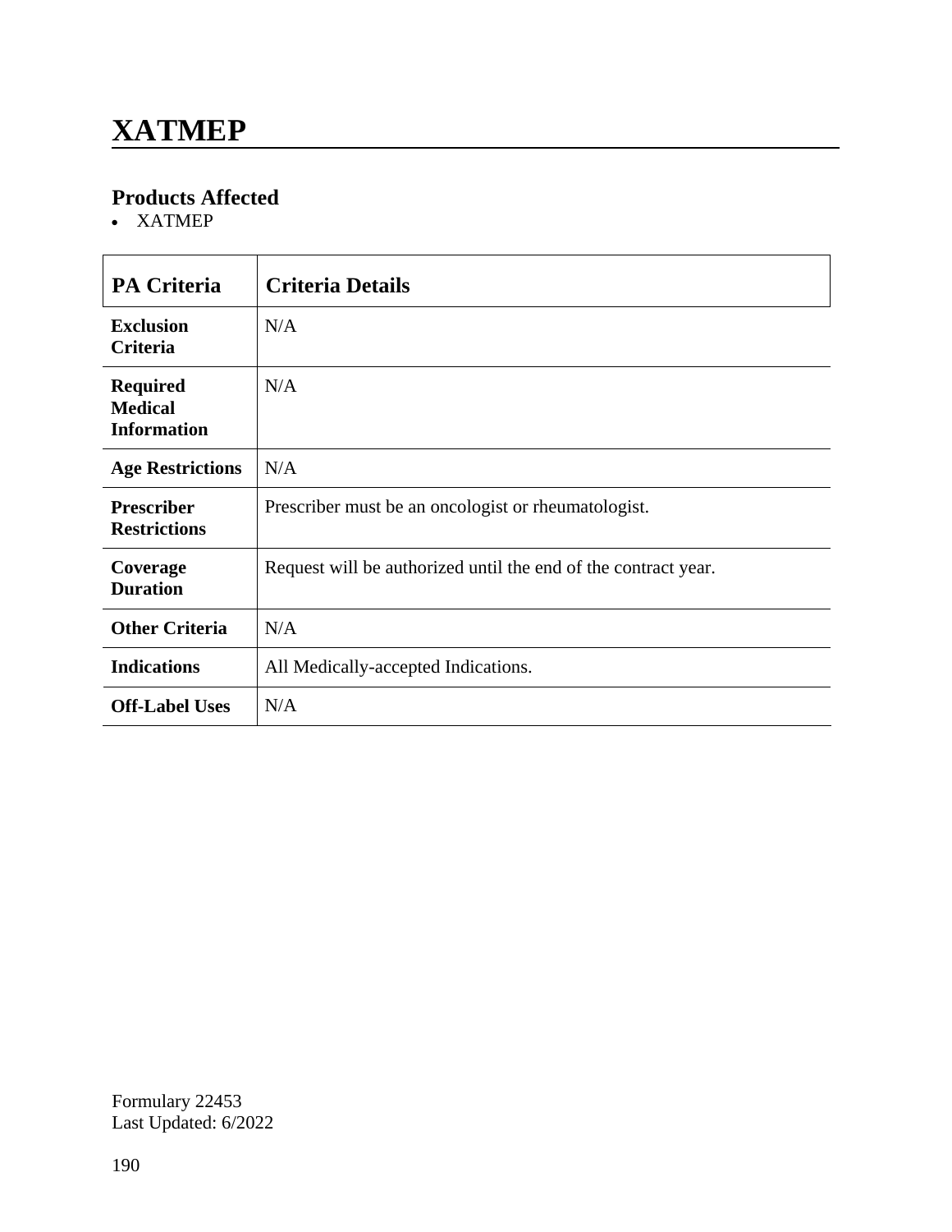# XATMEP

## Products Affected

- XATMEP

| PA Criteria | Criteria Details |
|---|---|
| **Exclusion Criteria** | N/A |
| **Required Medical Information** | N/A |
| **Age Restrictions** | N/A |
| **Prescriber Restrictions** | Prescriber must be an oncologist or rheumatologist. |
| **Coverage Duration** | Request will be authorized until the end of the contract year. |
| **Other Criteria** | N/A |
| **Indications** | All Medically-accepted Indications. |
| **Off-Label Uses** | N/A |

Formulary 22453
Last Updated: 6/2022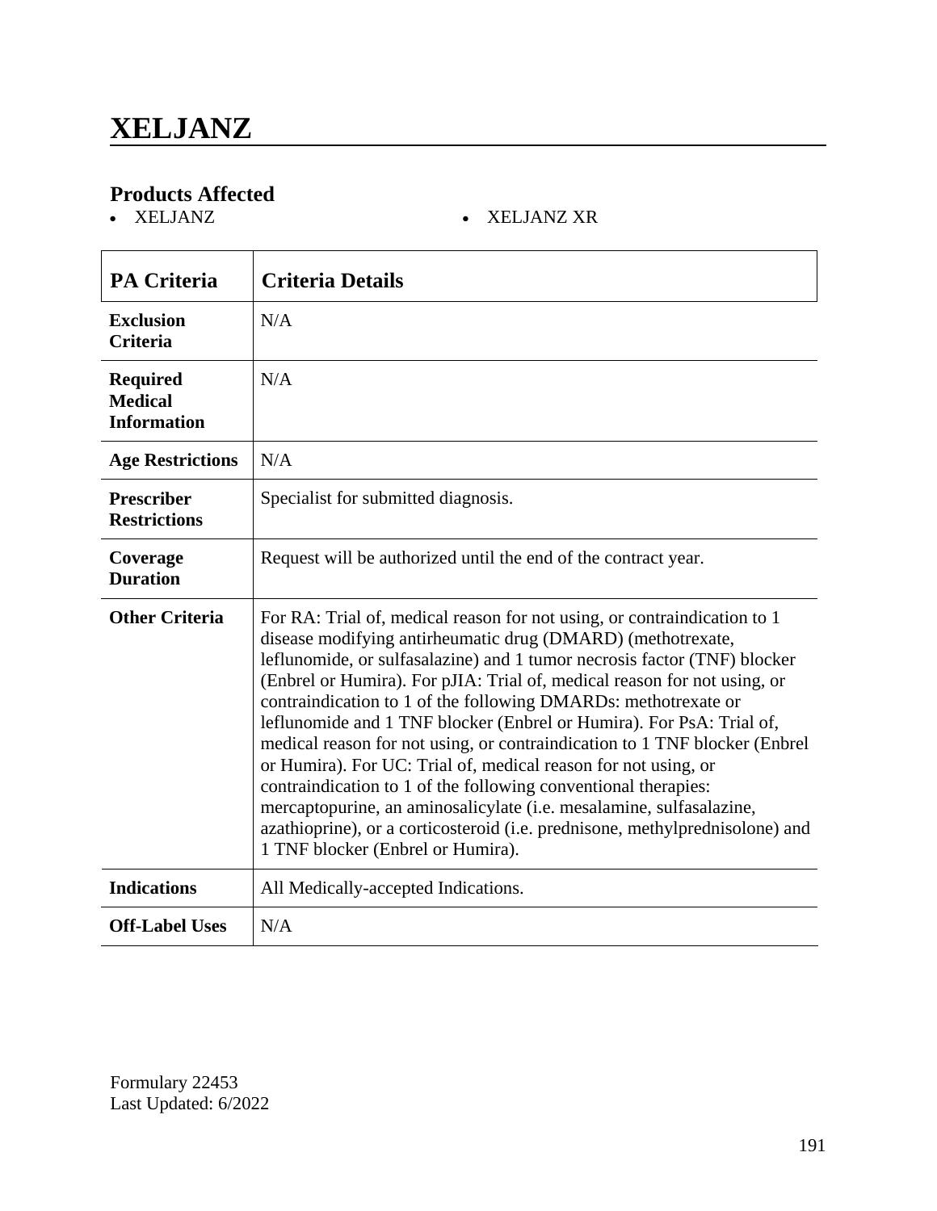# XELJANZ

## Products Affected

- XELJANZ
- XELJANZ XR

| PA Criteria | Criteria Details |
|---|---|
| **Exclusion Criteria** | N/A |
| **Required Medical Information** | N/A |
| **Age Restrictions** | N/A |
| **Prescriber Restrictions** | Specialist for submitted diagnosis. |
| **Coverage Duration** | Request will be authorized until the end of the contract year. |
| **Other Criteria** | For RA: Trial of, medical reason for not using, or contraindication to 1 disease modifying antirheumatic drug (DMARD) (methotrexate, leflunomide, or sulfasalazine) and 1 tumor necrosis factor (TNF) blocker (Enbrel or Humira). For pJIA: Trial of, medical reason for not using, or contraindication to 1 of the following DMARDs: methotrexate or leflunomide and 1 TNF blocker (Enbrel or Humira). For PsA: Trial of, medical reason for not using, or contraindication to 1 TNF blocker (Enbrel or Humira). For UC: Trial of, medical reason for not using, or contraindication to 1 of the following conventional therapies: mercaptopurine, an aminosalicylate (i.e. mesalamine, sulfasalazine, azathioprine), or a corticosteroid (i.e. prednisone, methylprednisolone) and 1 TNF blocker (Enbrel or Humira). |
| **Indications** | All Medically-accepted Indications. |
| **Off-Label Uses** | N/A |

Formulary 22453
Last Updated: 6/2022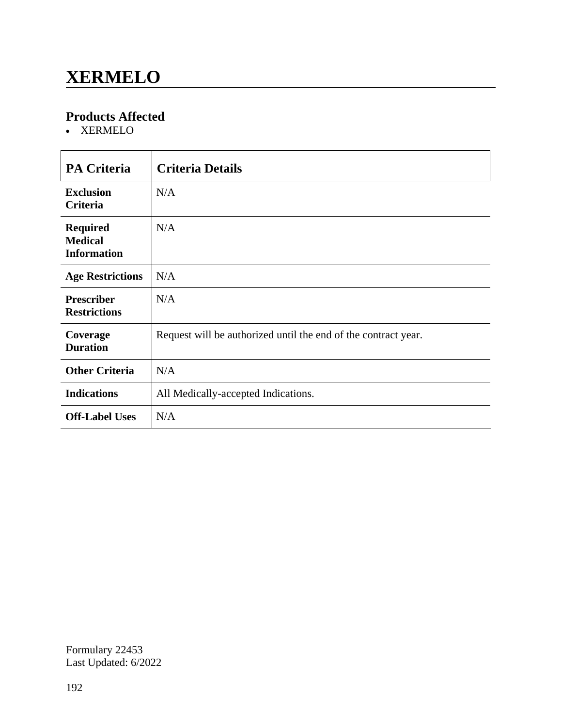# XERMELO

## Products Affected

- XERMELO

| PA Criteria | Criteria Details |
|---|---|
| **Exclusion Criteria** | N/A |
| **Required Medical Information** | N/A |
| **Age Restrictions** | N/A |
| **Prescriber Restrictions** | N/A |
| **Coverage Duration** | Request will be authorized until the end of the contract year. |
| **Other Criteria** | N/A |
| **Indications** | All Medically-accepted Indications. |
| **Off-Label Uses** | N/A |

Formulary 22453
Last Updated: 6/2022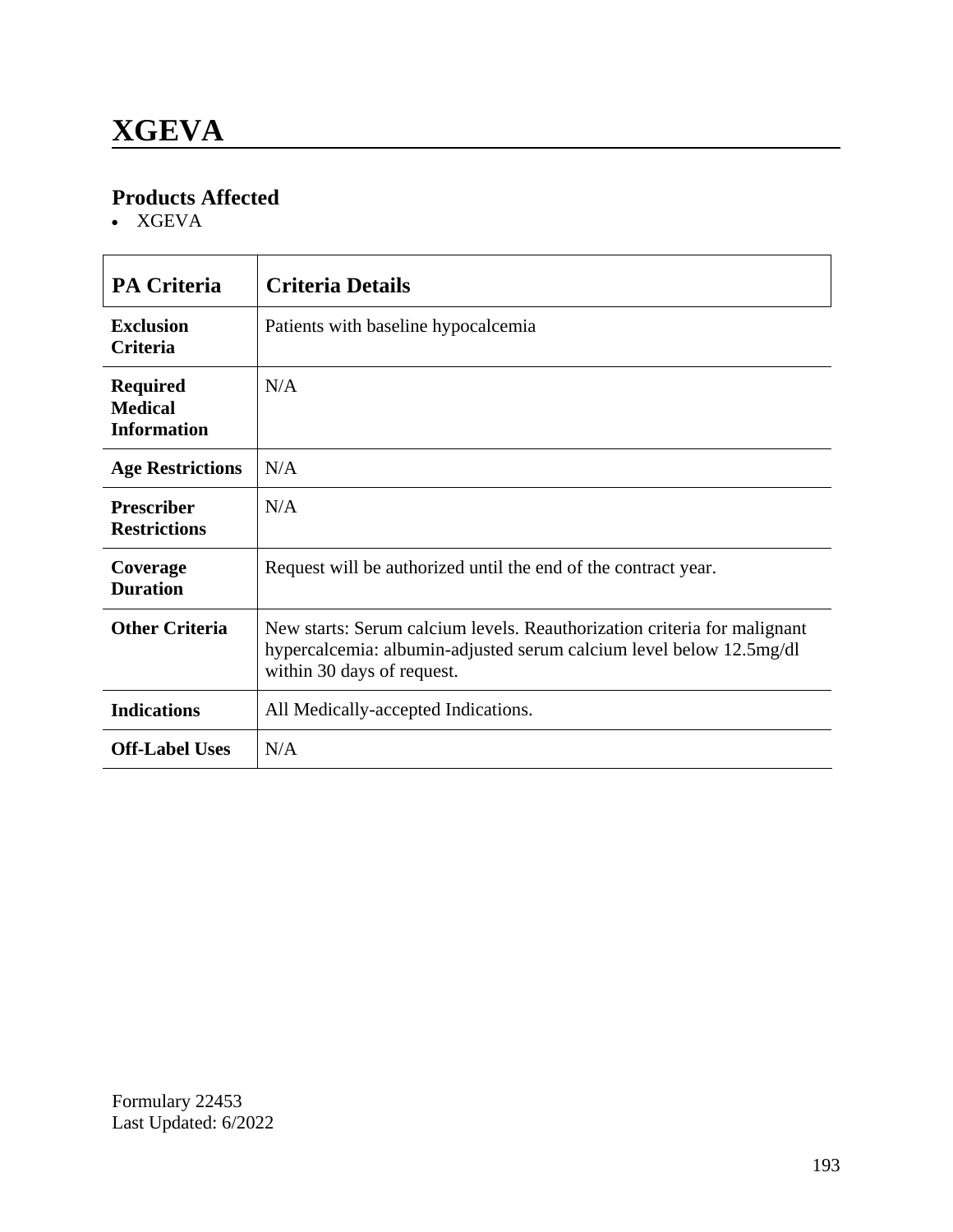# XGEVA

## Products Affected

- XGEVA

| PA Criteria | Criteria Details |
|---|---|
| **Exclusion Criteria** | Patients with baseline hypocalcemia |
| **Required Medical Information** | N/A |
| **Age Restrictions** | N/A |
| **Prescriber Restrictions** | N/A |
| **Coverage Duration** | Request will be authorized until the end of the contract year. |
| **Other Criteria** | New starts: Serum calcium levels. Reauthorization criteria for malignant hypercalcemia: albumin-adjusted serum calcium level below 12.5mg/dl within 30 days of request. |
| **Indications** | All Medically-accepted Indications. |
| **Off-Label Uses** | N/A |

Formulary 22453
Last Updated: 6/2022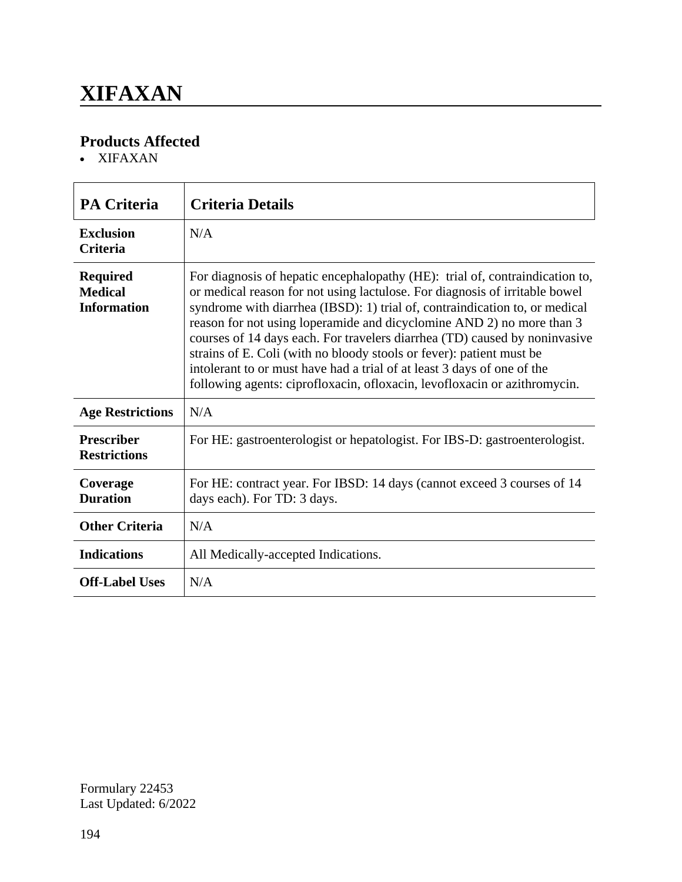# XIFAXAN

## Products Affected

- XIFAXAN

| PA Criteria | Criteria Details |
|---|---|
| **Exclusion Criteria** | N/A |
| **Required Medical Information** | For diagnosis of hepatic encephalopathy (HE): trial of, contraindication to, or medical reason for not using lactulose. For diagnosis of irritable bowel syndrome with diarrhea (IBSD): 1) trial of, contraindication to, or medical reason for not using loperamide and dicyclomine AND 2) no more than 3 courses of 14 days each. For travelers diarrhea (TD) caused by noninvasive strains of E. Coli (with no bloody stools or fever): patient must be intolerant to or must have had a trial of at least 3 days of one of the following agents: ciprofloxacin, ofloxacin, levofloxacin or azithromycin. |
| **Age Restrictions** | N/A |
| **Prescriber Restrictions** | For HE: gastroenterologist or hepatologist. For IBS-D: gastroenterologist. |
| **Coverage Duration** | For HE: contract year. For IBSD: 14 days (cannot exceed 3 courses of 14 days each). For TD: 3 days. |
| **Other Criteria** | N/A |
| **Indications** | All Medically-accepted Indications. |
| **Off-Label Uses** | N/A |

Formulary 22453
Last Updated: 6/2022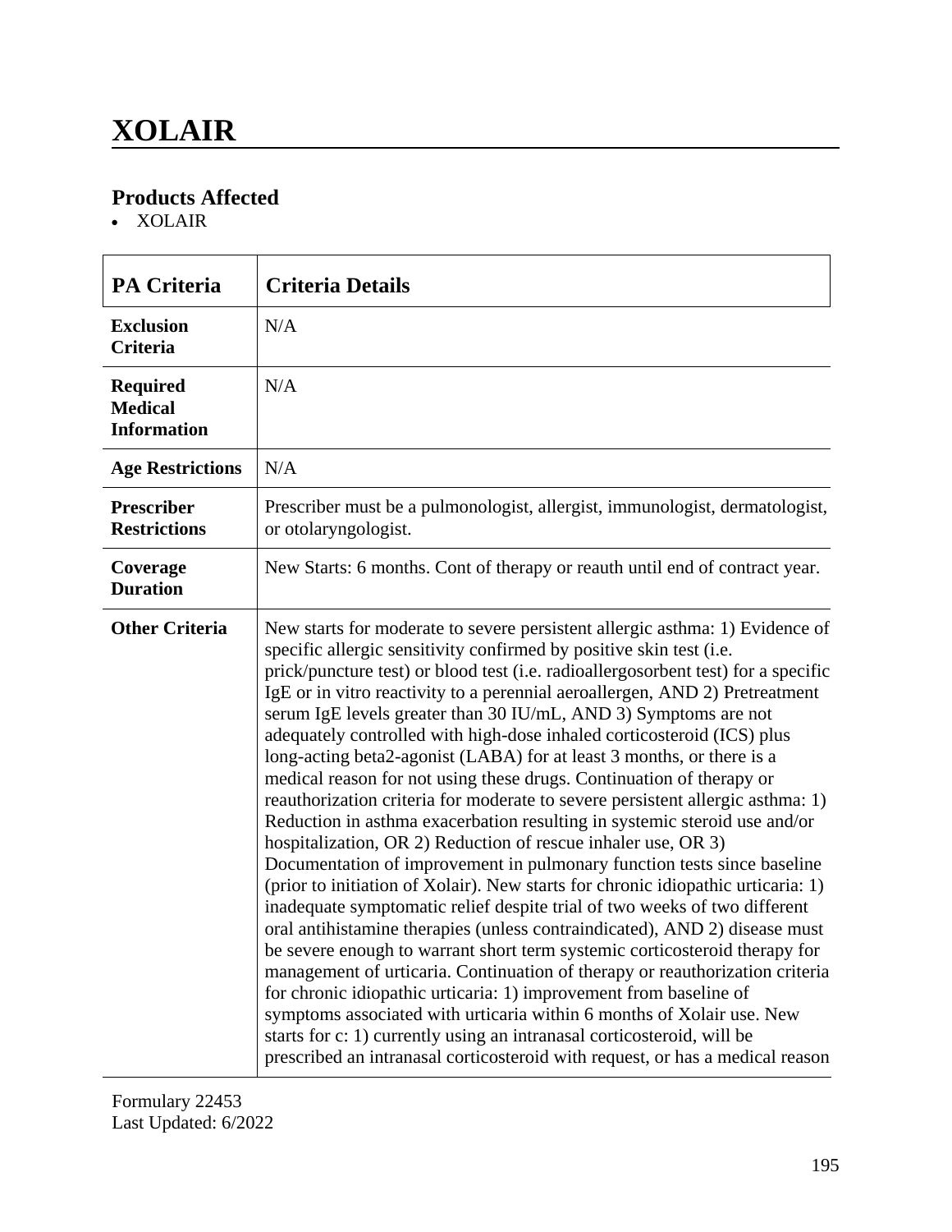# XOLAIR

## Products Affected

- XOLAIR

| PA Criteria | Criteria Details |
|---|---|
| **Exclusion Criteria** | N/A |
| **Required Medical Information** | N/A |
| **Age Restrictions** | N/A |
| **Prescriber Restrictions** | Prescriber must be a pulmonologist, allergist, immunologist, dermatologist, or otolaryngologist. |
| **Coverage Duration** | New Starts: 6 months. Cont of therapy or reauth until end of contract year. |
| **Other Criteria** | New starts for moderate to severe persistent allergic asthma: 1) Evidence of specific allergic sensitivity confirmed by positive skin test (i.e. prick/puncture test) or blood test (i.e. radioallergosorbent test) for a specific IgE or in vitro reactivity to a perennial aeroallergen, AND 2) Pretreatment serum IgE levels greater than 30 IU/mL, AND 3) Symptoms are not adequately controlled with high-dose inhaled corticosteroid (ICS) plus long-acting beta2-agonist (LABA) for at least 3 months, or there is a medical reason for not using these drugs. Continuation of therapy or reauthorization criteria for moderate to severe persistent allergic asthma: 1) Reduction in asthma exacerbation resulting in systemic steroid use and/or hospitalization, OR 2) Reduction of rescue inhaler use, OR 3) Documentation of improvement in pulmonary function tests since baseline (prior to initiation of Xolair). New starts for chronic idiopathic urticaria: 1) inadequate symptomatic relief despite trial of two weeks of two different oral antihistamine therapies (unless contraindicated), AND 2) disease must be severe enough to warrant short term systemic corticosteroid therapy for management of urticaria. Continuation of therapy or reauthorization criteria for chronic idiopathic urticaria: 1) improvement from baseline of symptoms associated with urticaria within 6 months of Xolair use. New starts for c: 1) currently using an intranasal corticosteroid, will be prescribed an intranasal corticosteroid with request, or has a medical reason |

Formulary 22453
Last Updated: 6/2022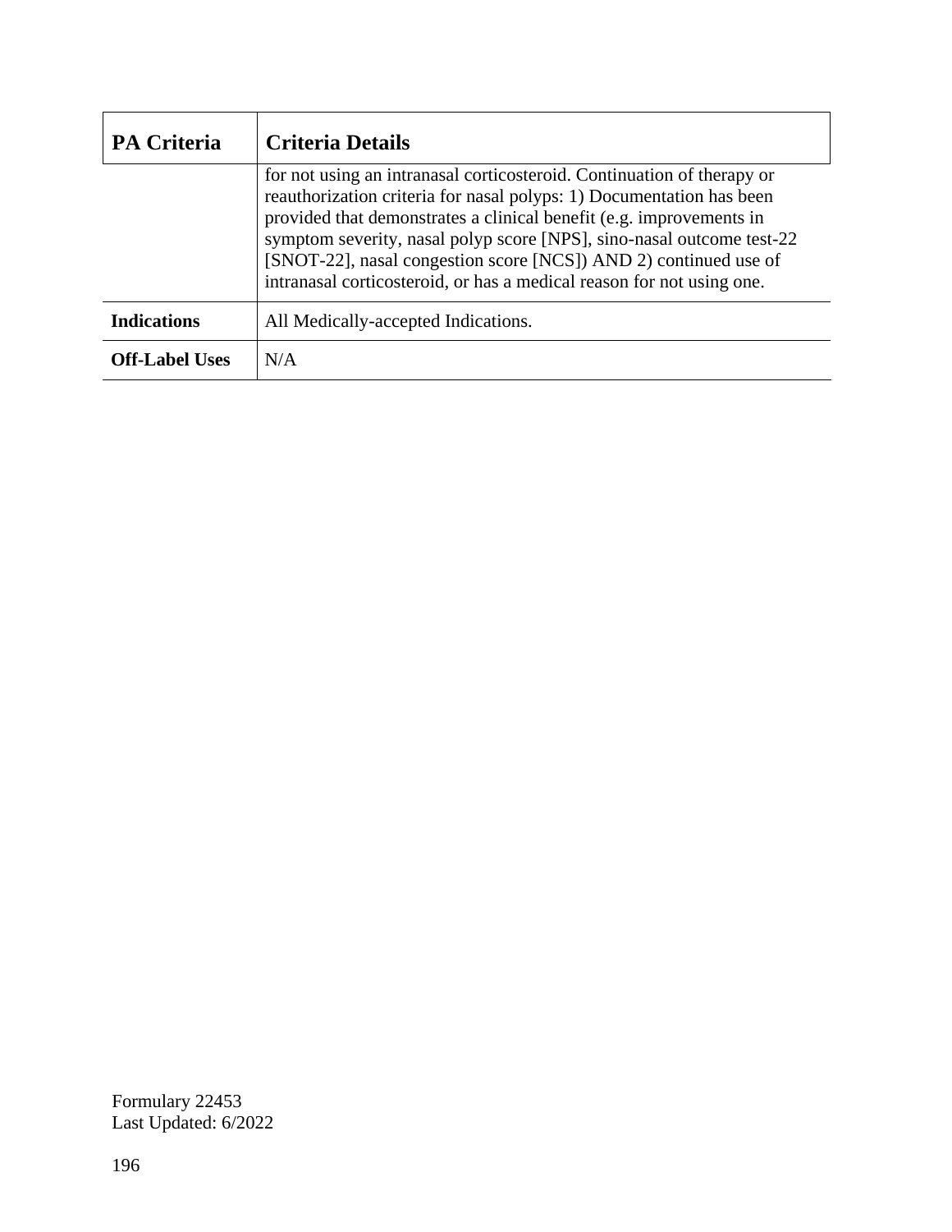| PA Criteria | Criteria Details |
|---|---|
| | for not using an intranasal corticosteroid. Continuation of therapy or reauthorization criteria for nasal polyps: 1) Documentation has been provided that demonstrates a clinical benefit (e.g. improvements in symptom severity, nasal polyp score [NPS], sino-nasal outcome test-22 [SNOT-22], nasal congestion score [NCS]) AND 2) continued use of intranasal corticosteroid, or has a medical reason for not using one. |
| **Indications** | All Medically-accepted Indications. |
| **Off-Label Uses** | N/A |

Formulary 22453
Last Updated: 6/2022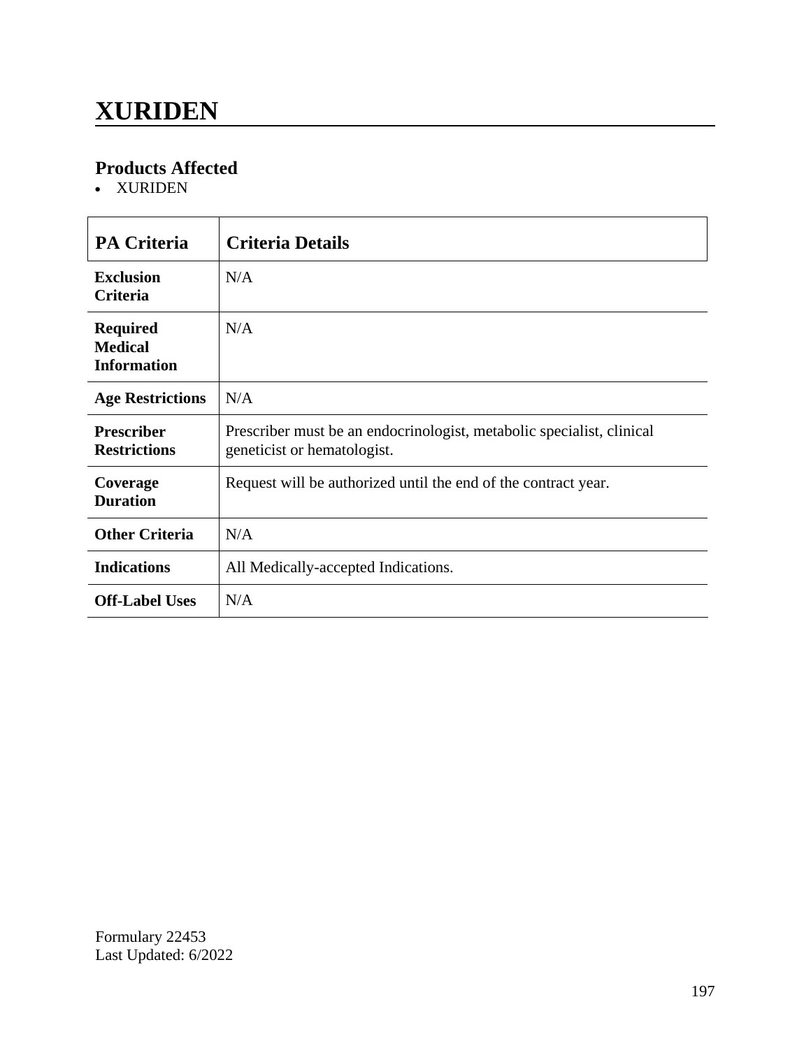# XURIDEN

## Products Affected

- XURIDEN

| PA Criteria | Criteria Details |
|---|---|
| **Exclusion Criteria** | N/A |
| **Required Medical Information** | N/A |
| **Age Restrictions** | N/A |
| **Prescriber Restrictions** | Prescriber must be an endocrinologist, metabolic specialist, clinical geneticist or hematologist. |
| **Coverage Duration** | Request will be authorized until the end of the contract year. |
| **Other Criteria** | N/A |
| **Indications** | All Medically-accepted Indications. |
| **Off-Label Uses** | N/A |

Formulary 22453
Last Updated: 6/2022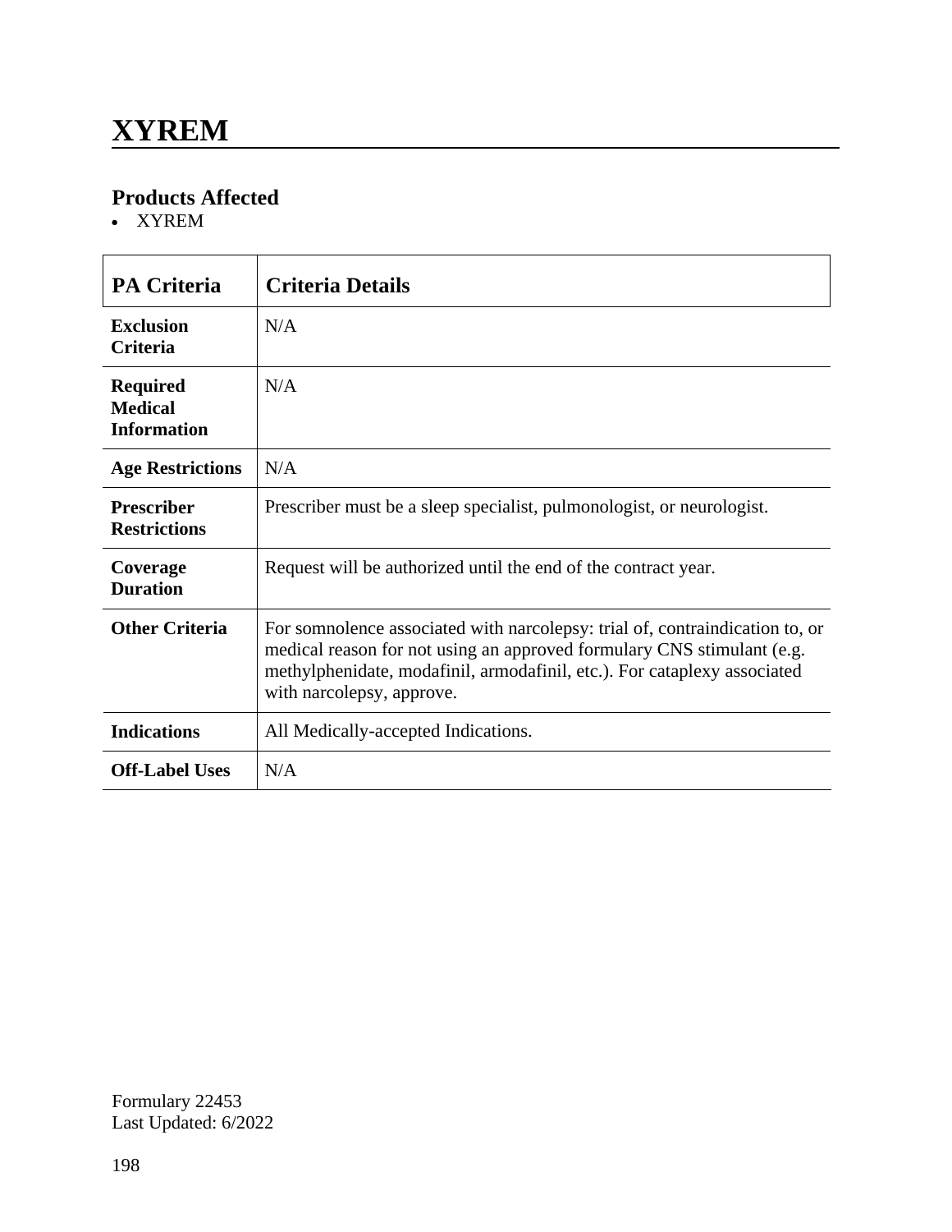# XYREM

## Products Affected

- XYREM

| PA Criteria | Criteria Details |
|---|---|
| **Exclusion Criteria** | N/A |
| **Required Medical Information** | N/A |
| **Age Restrictions** | N/A |
| **Prescriber Restrictions** | Prescriber must be a sleep specialist, pulmonologist, or neurologist. |
| **Coverage Duration** | Request will be authorized until the end of the contract year. |
| **Other Criteria** | For somnolence associated with narcolepsy: trial of, contraindication to, or medical reason for not using an approved formulary CNS stimulant (e.g. methylphenidate, modafinil, armodafinil, etc.). For cataplexy associated with narcolepsy, approve. |
| **Indications** | All Medically-accepted Indications. |
| **Off-Label Uses** | N/A |

Formulary 22453
Last Updated: 6/2022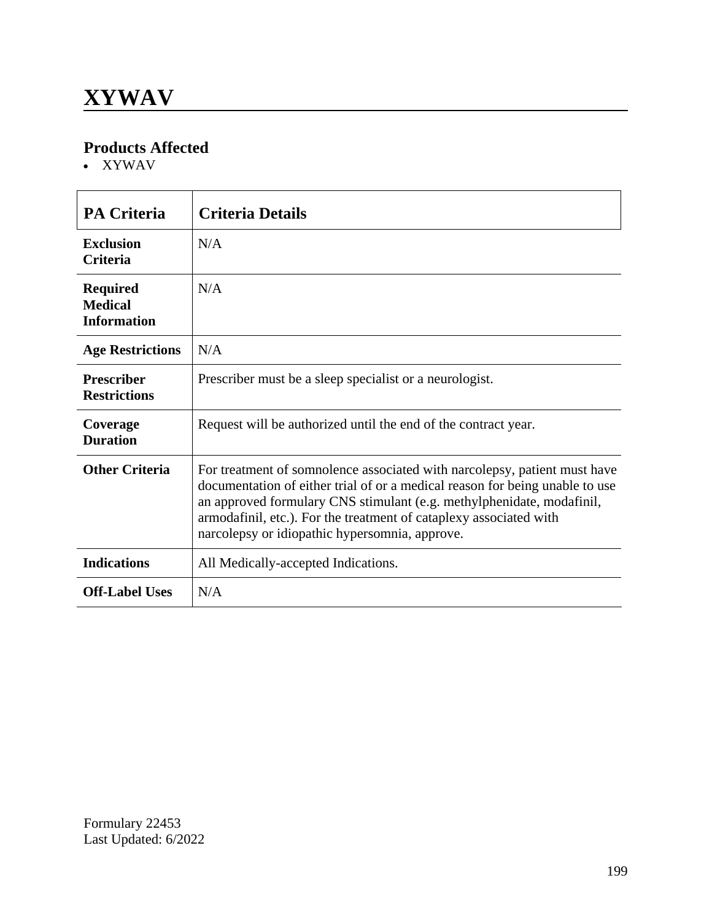# XYWAV

## Products Affected

- XYWAV

| PA Criteria | Criteria Details |
|---|---|
| **Exclusion Criteria** | N/A |
| **Required Medical Information** | N/A |
| **Age Restrictions** | N/A |
| **Prescriber Restrictions** | Prescriber must be a sleep specialist or a neurologist. |
| **Coverage Duration** | Request will be authorized until the end of the contract year. |
| **Other Criteria** | For treatment of somnolence associated with narcolepsy, patient must have documentation of either trial of or a medical reason for being unable to use an approved formulary CNS stimulant (e.g. methylphenidate, modafinil, armodafinil, etc.). For the treatment of cataplexy associated with narcolepsy or idiopathic hypersomnia, approve. |
| **Indications** | All Medically-accepted Indications. |
| **Off-Label Uses** | N/A |

Formulary 22453
Last Updated: 6/2022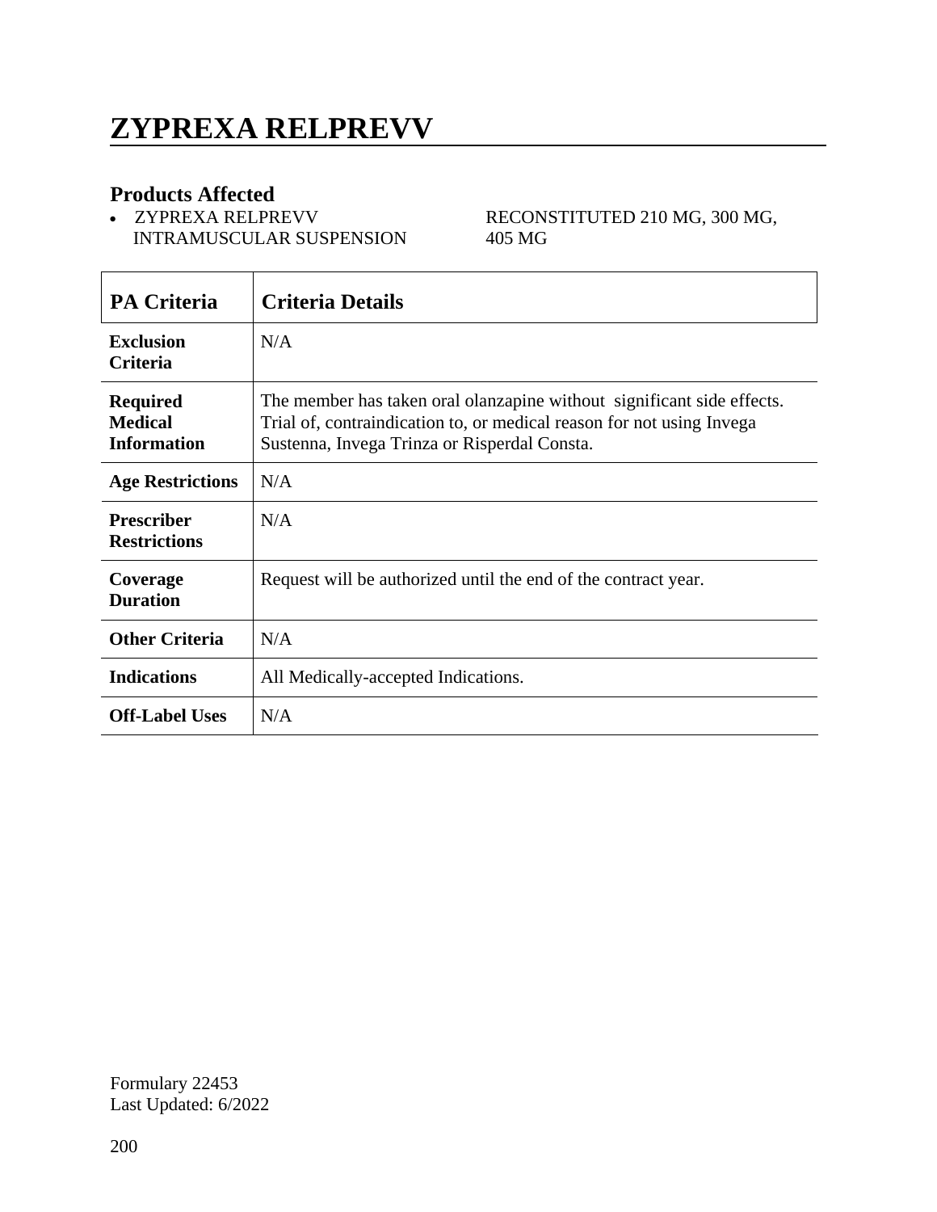# ZYPREXA RELPREVV

## Products Affected

- ZYPREXA RELPREVV INTRAMUSCULAR SUSPENSION RECONSTITUTED 210 MG, 300 MG, 405 MG

| PA Criteria | Criteria Details |
|---|---|
| **Exclusion Criteria** | N/A |
| **Required Medical Information** | The member has taken oral olanzapine without significant side effects. Trial of, contraindication to, or medical reason for not using Invega Sustenna, Invega Trinza or Risperdal Consta. |
| **Age Restrictions** | N/A |
| **Prescriber Restrictions** | N/A |
| **Coverage Duration** | Request will be authorized until the end of the contract year. |
| **Other Criteria** | N/A |
| **Indications** | All Medically-accepted Indications. |
| **Off-Label Uses** | N/A |

Formulary 22453
Last Updated: 6/2022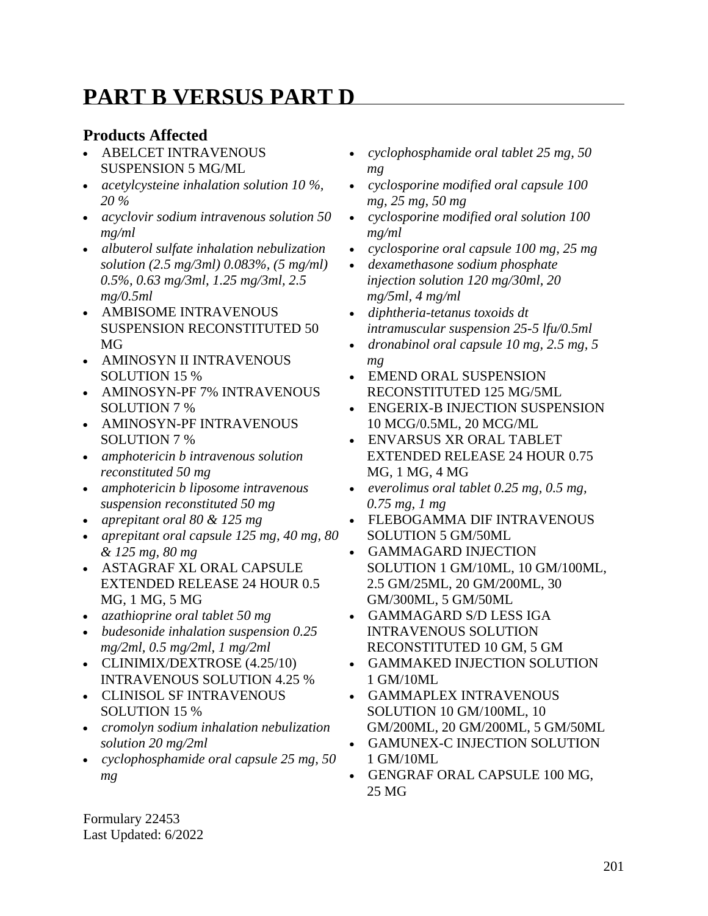# PART B VERSUS PART D

### Products Affected

- ABELCET INTRAVENOUS SUSPENSION 5 MG/ML
- *acetylcysteine inhalation solution 10 %, 20 %*
- *acyclovir sodium intravenous solution 50 mg/ml*
- *albuterol sulfate inhalation nebulization solution (2.5 mg/3ml) 0.083%, (5 mg/ml) 0.5%, 0.63 mg/3ml, 1.25 mg/3ml, 2.5 mg/0.5ml*
- AMBISOME INTRAVENOUS SUSPENSION RECONSTITUTED 50 MG
- AMINOSYN II INTRAVENOUS SOLUTION 15 %
- AMINOSYN-PF 7% INTRAVENOUS SOLUTION 7 %
- AMINOSYN-PF INTRAVENOUS SOLUTION 7 %
- *amphotericin b intravenous solution reconstituted 50 mg*
- *amphotericin b liposome intravenous suspension reconstituted 50 mg*
- *aprepitant oral 80 & 125 mg*
- *aprepitant oral capsule 125 mg, 40 mg, 80 & 125 mg, 80 mg*
- ASTAGRAF XL ORAL CAPSULE EXTENDED RELEASE 24 HOUR 0.5 MG, 1 MG, 5 MG
- *azathioprine oral tablet 50 mg*
- *budesonide inhalation suspension 0.25 mg/2ml, 0.5 mg/2ml, 1 mg/2ml*
- CLINIMIX/DEXTROSE (4.25/10) INTRAVENOUS SOLUTION 4.25 %
- CLINISOL SF INTRAVENOUS SOLUTION 15 %
- *cromolyn sodium inhalation nebulization solution 20 mg/2ml*
- *cyclophosphamide oral capsule 25 mg, 50 mg*
- *cyclophosphamide oral tablet 25 mg, 50 mg*
- *cyclosporine modified oral capsule 100 mg, 25 mg, 50 mg*
- *cyclosporine modified oral solution 100 mg/ml*
- *cyclosporine oral capsule 100 mg, 25 mg*
- *dexamethasone sodium phosphate injection solution 120 mg/30ml, 20 mg/5ml, 4 mg/ml*
- *diphtheria-tetanus toxoids dt intramuscular suspension 25-5 lfu/0.5ml*
- *dronabinol oral capsule 10 mg, 2.5 mg, 5 mg*
- EMEND ORAL SUSPENSION RECONSTITUTED 125 MG/5ML
- ENGERIX-B INJECTION SUSPENSION 10 MCG/0.5ML, 20 MCG/ML
- ENVARSUS XR ORAL TABLET EXTENDED RELEASE 24 HOUR 0.75 MG, 1 MG, 4 MG
- *everolimus oral tablet 0.25 mg, 0.5 mg, 0.75 mg, 1 mg*
- FLEBOGAMMA DIF INTRAVENOUS SOLUTION 5 GM/50ML
- GAMMAGARD INJECTION SOLUTION 1 GM/10ML, 10 GM/100ML, 2.5 GM/25ML, 20 GM/200ML, 30 GM/300ML, 5 GM/50ML
- GAMMAGARD S/D LESS IGA INTRAVENOUS SOLUTION RECONSTITUTED 10 GM, 5 GM
- GAMMAKED INJECTION SOLUTION 1 GM/10ML
- GAMMAPLEX INTRAVENOUS SOLUTION 10 GM/100ML, 10 GM/200ML, 20 GM/200ML, 5 GM/50ML
- GAMUNEX-C INJECTION SOLUTION 1 GM/10ML
- GENGRAF ORAL CAPSULE 100 MG, 25 MG

Formulary 22453
Last Updated: 6/2022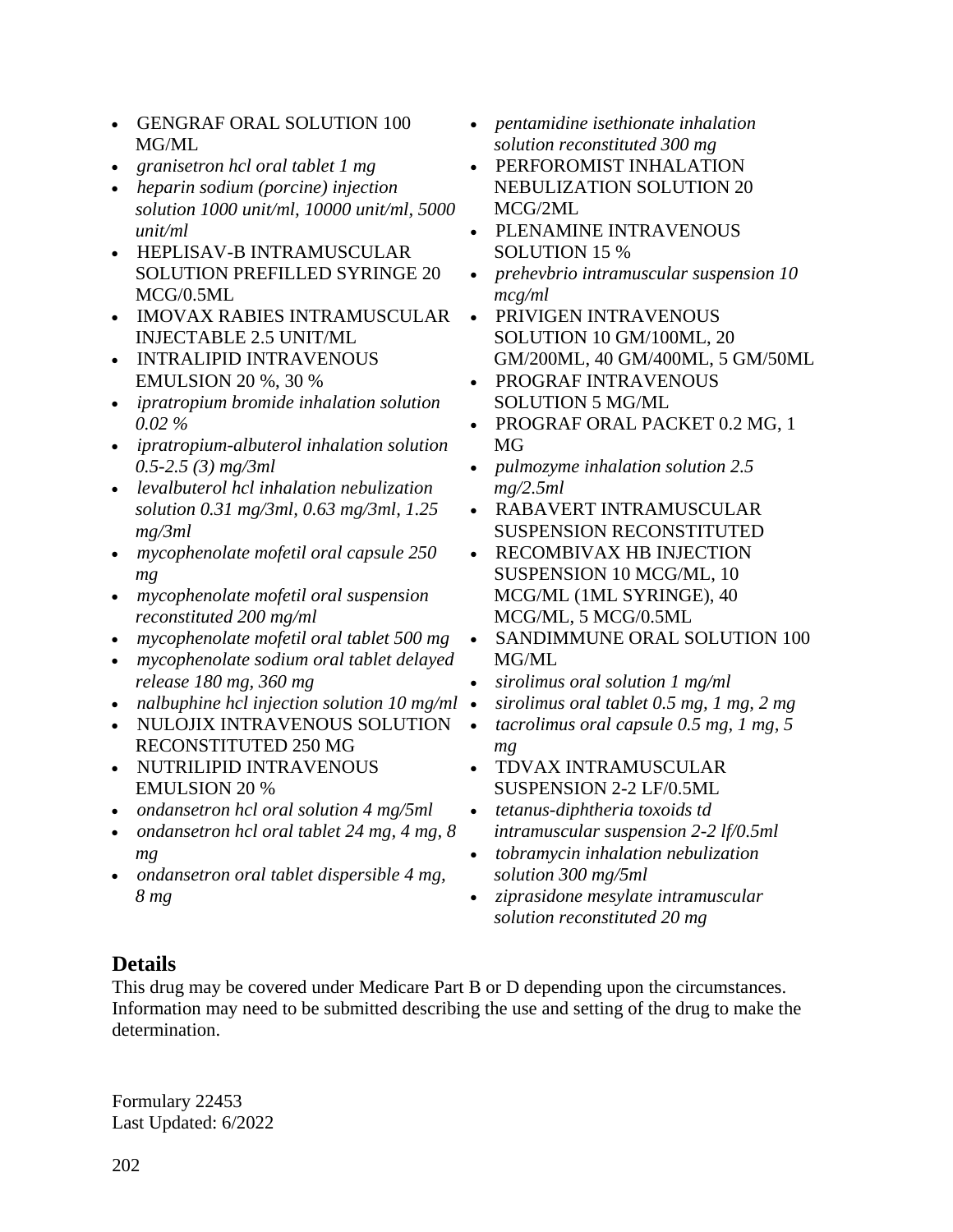- GENGRAF ORAL SOLUTION 100 MG/ML
- *granisetron hcl oral tablet 1 mg*
- *heparin sodium (porcine) injection solution 1000 unit/ml, 10000 unit/ml, 5000 unit/ml*
- HEPLISAV-B INTRAMUSCULAR SOLUTION PREFILLED SYRINGE 20 MCG/0.5ML
- IMOVAX RABIES INTRAMUSCULAR INJECTABLE 2.5 UNIT/ML
- INTRALIPID INTRAVENOUS EMULSION 20 %, 30 %
- *ipratropium bromide inhalation solution 0.02 %*
- *ipratropium-albuterol inhalation solution 0.5-2.5 (3) mg/3ml*
- *levalbuterol hcl inhalation nebulization solution 0.31 mg/3ml, 0.63 mg/3ml, 1.25 mg/3ml*
- *mycophenolate mofetil oral capsule 250 mg*
- *mycophenolate mofetil oral suspension reconstituted 200 mg/ml*
- *mycophenolate mofetil oral tablet 500 mg*
- *mycophenolate sodium oral tablet delayed release 180 mg, 360 mg*
- *nalbuphine hcl injection solution 10 mg/ml*
- NULOJIX INTRAVENOUS SOLUTION RECONSTITUTED 250 MG
- NUTRILIPID INTRAVENOUS EMULSION 20 %
- *ondansetron hcl oral solution 4 mg/5ml*
- *ondansetron hcl oral tablet 24 mg, 4 mg, 8 mg*
- *ondansetron oral tablet dispersible 4 mg, 8 mg*
- *pentamidine isethionate inhalation solution reconstituted 300 mg*
- PERFOROMIST INHALATION NEBULIZATION SOLUTION 20 MCG/2ML
- PLENAMINE INTRAVENOUS SOLUTION 15 %
- *prehevbrio intramuscular suspension 10 mcg/ml*
- PRIVIGEN INTRAVENOUS SOLUTION 10 GM/100ML, 20 GM/200ML, 40 GM/400ML, 5 GM/50ML
- PROGRAF INTRAVENOUS SOLUTION 5 MG/ML
- PROGRAF ORAL PACKET 0.2 MG, 1 MG
- *pulmozyme inhalation solution 2.5 mg/2.5ml*
- RABAVERT INTRAMUSCULAR SUSPENSION RECONSTITUTED
- RECOMBIVAX HB INJECTION SUSPENSION 10 MCG/ML, 10 MCG/ML (1ML SYRINGE), 40 MCG/ML, 5 MCG/0.5ML
- SANDIMMUNE ORAL SOLUTION 100 MG/ML
- *sirolimus oral solution 1 mg/ml*
- *sirolimus oral tablet 0.5 mg, 1 mg, 2 mg*
- *tacrolimus oral capsule 0.5 mg, 1 mg, 5 mg*
- TDVAX INTRAMUSCULAR SUSPENSION 2-2 LF/0.5ML
- *tetanus-diphtheria toxoids td intramuscular suspension 2-2 lf/0.5ml*
- *tobramycin inhalation nebulization solution 300 mg/5ml*
- *ziprasidone mesylate intramuscular solution reconstituted 20 mg*

## Details

This drug may be covered under Medicare Part B or D depending upon the circumstances. Information may need to be submitted describing the use and setting of the drug to make the determination.

Formulary 22453
Last Updated: 6/2022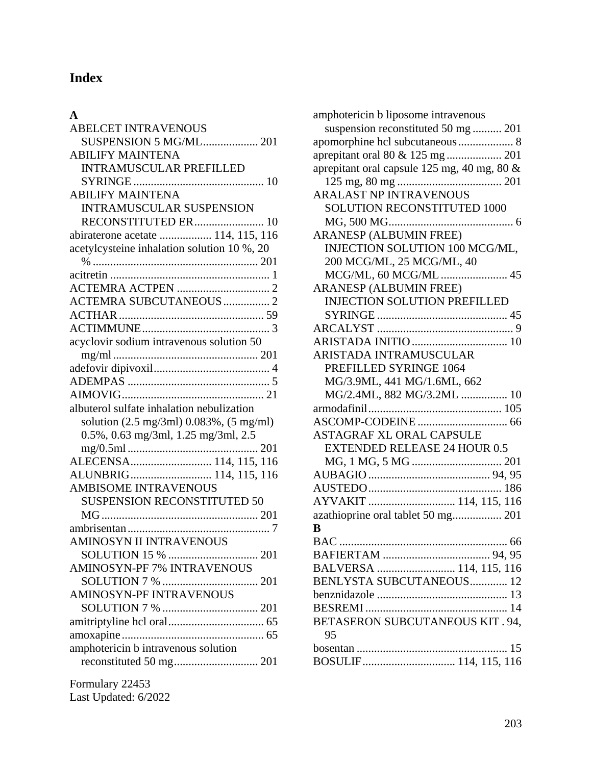# Index

**A**

ABELCET INTRAVENOUS SUSPENSION 5 MG/ML................... 201
ABILIFY MAINTENA INTRAMUSCULAR PREFILLED SYRINGE ............................................ 10
ABILIFY MAINTENA INTRAMUSCULAR SUSPENSION RECONSTITUTED ER........................ 10
abiraterone acetate .................. 114, 115, 116
acetylcysteine inhalation solution 10 %, 20 % ......................................................... 201
acitretin ....................................................... 1
ACTEMRA ACTPEN ................................ 2
ACTEMRA SUBCUTANEOUS................ 2
ACTHAR.................................................. 59
ACTIMMUNE............................................ 3
acyclovir sodium intravenous solution 50 mg/ml .................................................. 201
adefovir dipivoxil........................................ 4
ADEMPAS ................................................. 5
AIMOVIG................................................. 21
albuterol sulfate inhalation nebulization solution (2.5 mg/3ml) 0.083%, (5 mg/ml) 0.5%, 0.63 mg/3ml, 1.25 mg/3ml, 2.5 mg/0.5ml ............................................. 201
ALECENSA............................ 114, 115, 116
ALUNBRIG............................ 114, 115, 116
AMBISOME INTRAVENOUS SUSPENSION RECONSTITUTED 50 MG...................................................... 201
ambrisentan................................................. 7
AMINOSYN II INTRAVENOUS SOLUTION 15 % ............................... 201
AMINOSYN-PF 7% INTRAVENOUS SOLUTION 7 % ................................. 201
AMINOSYN-PF INTRAVENOUS SOLUTION 7 % ................................. 201
amitriptyline hcl oral................................. 65
amoxapine................................................. 65
amphotericin b intravenous solution reconstituted 50 mg............................. 201
amphotericin b liposome intravenous suspension reconstituted 50 mg .......... 201
apomorphine hcl subcutaneous................... 8
aprepitant oral 80 & 125 mg ................... 201
aprepitant oral capsule 125 mg, 40 mg, 80 & 125 mg, 80 mg .................................... 201
ARALAST NP INTRAVENOUS SOLUTION RECONSTITUTED 1000 MG, 500 MG........................................... 6
ARANESP (ALBUMIN FREE) INJECTION SOLUTION 100 MCG/ML, 200 MCG/ML, 25 MCG/ML, 40 MCG/ML, 60 MCG/ML ....................... 45
ARANESP (ALBUMIN FREE) INJECTION SOLUTION PREFILLED SYRINGE ............................................. 45
ARCALYST ............................................... 9
ARISTADA INITIO ................................. 10
ARISTADA INTRAMUSCULAR PREFILLED SYRINGE 1064 MG/3.9ML, 441 MG/1.6ML, 662 MG/2.4ML, 882 MG/3.2ML ................ 10
armodafinil.............................................. 105
ASCOMP-CODEINE ............................... 66
ASTAGRAF XL ORAL CAPSULE EXTENDED RELEASE 24 HOUR 0.5 MG, 1 MG, 5 MG ............................... 201
AUBAGIO .......................................... 94, 95
AUSTEDO.............................................. 186
AYVAKIT ............................. 114, 115, 116
azathioprine oral tablet 50 mg................. 201

**B**

BAC .......................................................... 66
BAFIERTAM ..................................... 94, 95
BALVERSA ........................... 114, 115, 116
BENLYSTA SUBCUTANEOUS............. 12
benznidazole ............................................. 13
BESREMI ................................................. 14
BETASERON SUBCUTANEOUS KIT . 94, 95
bosentan .................................................... 15
BOSULIF................................ 114, 115, 116

Formulary 22453
Last Updated: 6/2022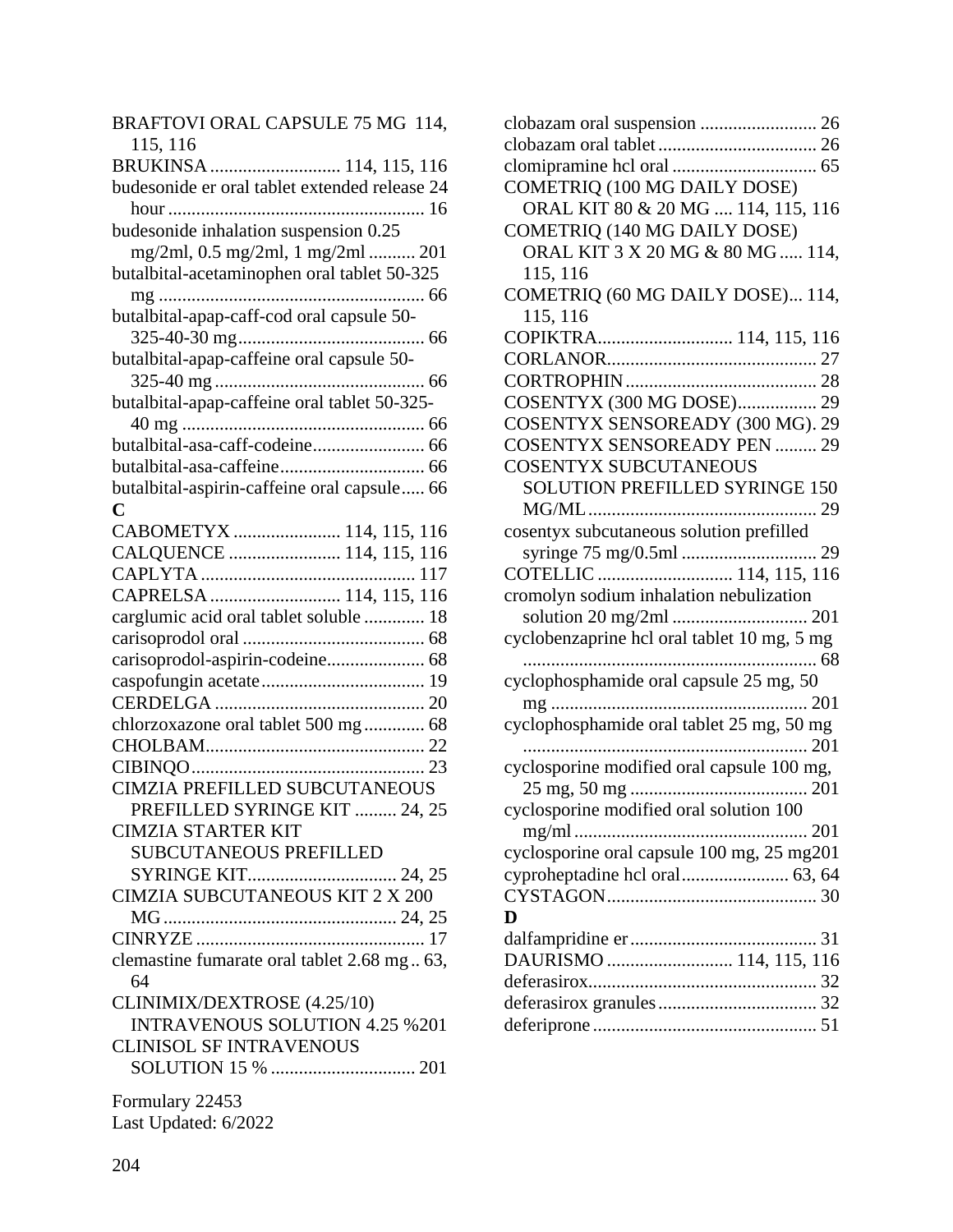BRAFTOVI ORAL CAPSULE 75 MG 114, 115, 116
BRUKINSA ........................... 114, 115, 116
budesonide er oral tablet extended release 24 hour ....................................................... 16
budesonide inhalation suspension 0.25 mg/2ml, 0.5 mg/2ml, 1 mg/2ml .......... 201
butalbital-acetaminophen oral tablet 50-325 mg ......................................................... 66
butalbital-apap-caff-cod oral capsule 50-325-40-30 mg........................................ 66
butalbital-apap-caffeine oral capsule 50-325-40 mg ............................................ 66
butalbital-apap-caffeine oral tablet 50-325-40 mg .................................................... 66
butalbital-asa-caff-codeine........................ 66
butalbital-asa-caffeine............................... 66
butalbital-aspirin-caffeine oral capsule..... 66

**C**

CABOMETYX ....................... 114, 115, 116
CALQUENCE ........................ 114, 115, 116
CAPLYTA .............................................. 117
CAPRELSA ........................... 114, 115, 116
carglumic acid oral tablet soluble ............. 18
carisoprodol oral ....................................... 68
carisoprodol-aspirin-codeine..................... 68
caspofungin acetate ................................... 19
CERDELGA ............................................. 20
chlorzoxazone oral tablet 500 mg ............. 68
CHOLBAM............................................... 22
CIBINQO .................................................. 23
CIMZIA PREFILLED SUBCUTANEOUS PREFILLED SYRINGE KIT ......... 24, 25
CIMZIA STARTER KIT SUBCUTANEOUS PREFILLED SYRINGE KIT................................ 24, 25
CIMZIA SUBCUTANEOUS KIT 2 X 200 MG .................................................. 24, 25
CINRYZE ................................................. 17
clemastine fumarate oral tablet 2.68 mg .. 63, 64
CLINIMIX/DEXTROSE (4.25/10) INTRAVENOUS SOLUTION 4.25 %201
CLINISOL SF INTRAVENOUS SOLUTION 15 % ............................... 201
clobazam oral suspension ......................... 26
clobazam oral tablet .................................. 26
clomipramine hcl oral ............................... 65
COMETRIQ (100 MG DAILY DOSE) ORAL KIT 80 & 20 MG .... 114, 115, 116
COMETRIQ (140 MG DAILY DOSE) ORAL KIT 3 X 20 MG & 80 MG ..... 114, 115, 116
COMETRIQ (60 MG DAILY DOSE)... 114, 115, 116
COPIKTRA............................. 114, 115, 116
CORLANOR............................................. 27
CORTROPHIN ......................................... 28
COSENTYX (300 MG DOSE)................. 29
COSENTYX SENSOREADY (300 MG). 29
COSENTYX SENSOREADY PEN ......... 29
COSENTYX SUBCUTANEOUS SOLUTION PREFILLED SYRINGE 150 MG/ML ................................................. 29
cosentyx subcutaneous solution prefilled syringe 75 mg/0.5ml ............................. 29
COTELLIC ............................. 114, 115, 116
cromolyn sodium inhalation nebulization solution 20 mg/2ml ............................. 201
cyclobenzaprine hcl oral tablet 10 mg, 5 mg ............................................................... 68
cyclophosphamide oral capsule 25 mg, 50 mg ....................................................... 201
cyclophosphamide oral tablet 25 mg, 50 mg ............................................................. 201
cyclosporine modified oral capsule 100 mg, 25 mg, 50 mg ...................................... 201
cyclosporine modified oral solution 100 mg/ml .................................................. 201
cyclosporine oral capsule 100 mg, 25 mg201
cyproheptadine hcl oral....................... 63, 64
CYSTAGON............................................. 30

**D**

dalfampridine er ........................................ 31
DAURISMO ........................... 114, 115, 116
deferasirox................................................. 32
deferasirox granules .................................. 32
deferiprone ................................................ 51

Formulary 22453
Last Updated: 6/2022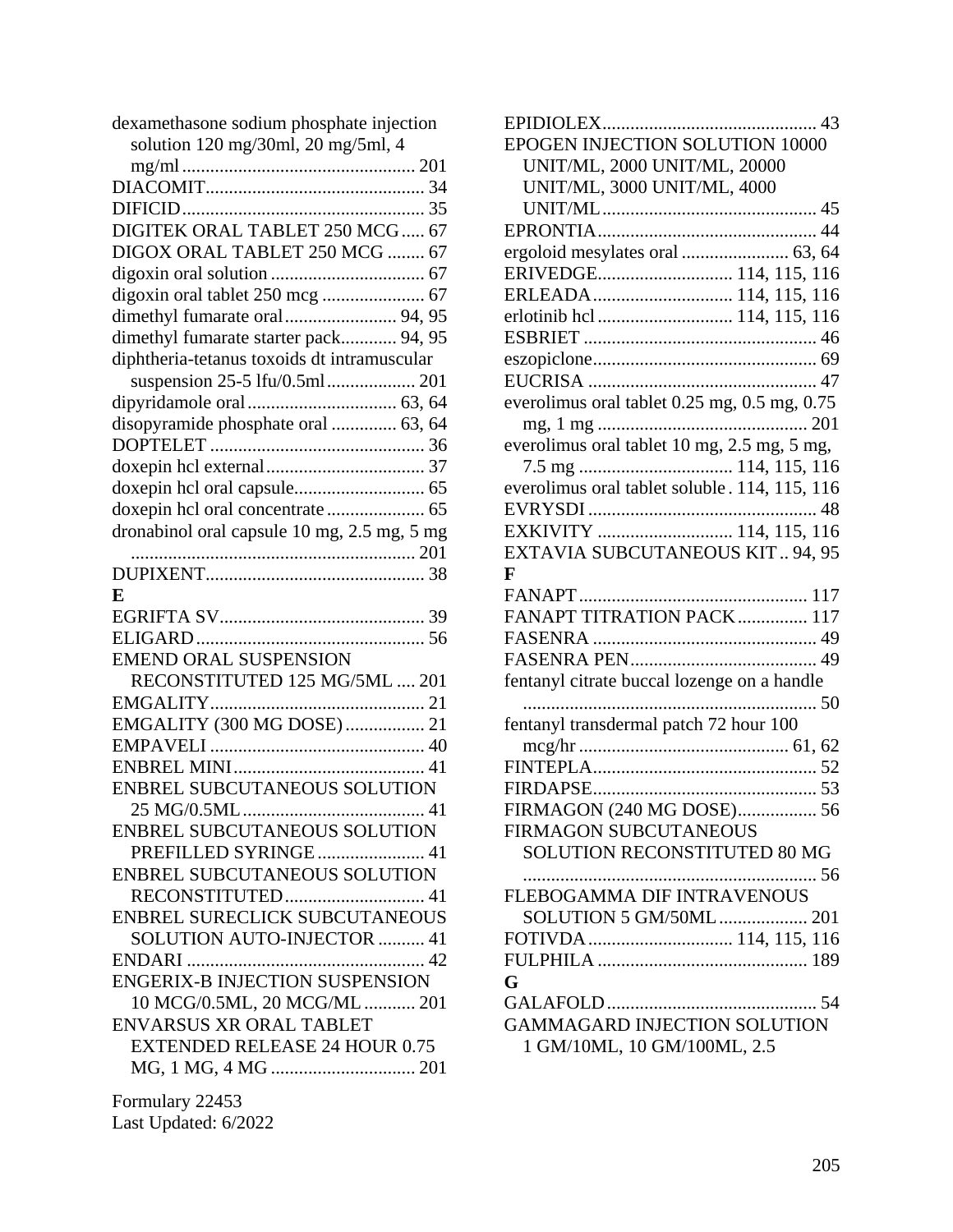dexamethasone sodium phosphate injection solution 120 mg/30ml, 20 mg/5ml, 4 mg/ml .................................................. 201
DIACOMIT............................................... 34
DIFICID.................................................... 35
DIGITEK ORAL TABLET 250 MCG..... 67
DIGOX ORAL TABLET 250 MCG ........ 67
digoxin oral solution ................................ 67
digoxin oral tablet 250 mcg ...................... 67
dimethyl fumarate oral........................ 94, 95
dimethyl fumarate starter pack............ 94, 95
diphtheria-tetanus toxoids dt intramuscular suspension 25-5 lfu/0.5ml................... 201
dipyridamole oral................................ 63, 64
disopyramide phosphate oral .............. 63, 64
DOPTELET .............................................. 36
doxepin hcl external.................................. 37
doxepin hcl oral capsule............................ 65
doxepin hcl oral concentrate ..................... 65
dronabinol oral capsule 10 mg, 2.5 mg, 5 mg ............................................................. 201
DUPIXENT............................................... 38

**E**

EGRIFTA SV............................................ 39
ELIGARD................................................. 56
EMEND ORAL SUSPENSION RECONSTITUTED 125 MG/5ML .... 201
EMGALITY.............................................. 21
EMGALITY (300 MG DOSE) ................. 21
EMPAVELI .............................................. 40
ENBREL MINI......................................... 41
ENBREL SUBCUTANEOUS SOLUTION 25 MG/0.5ML....................................... 41
ENBREL SUBCUTANEOUS SOLUTION PREFILLED SYRINGE ....................... 41
ENBREL SUBCUTANEOUS SOLUTION RECONSTITUTED.............................. 41
ENBREL SURECLICK SUBCUTANEOUS SOLUTION AUTO-INJECTOR .......... 41
ENDARI ................................................... 42
ENGERIX-B INJECTION SUSPENSION 10 MCG/0.5ML, 20 MCG/ML ........... 201
ENVARSUS XR ORAL TABLET EXTENDED RELEASE 24 HOUR 0.75 MG, 1 MG, 4 MG ............................... 201
EPIDIOLEX.............................................. 43
EPOGEN INJECTION SOLUTION 10000 UNIT/ML, 2000 UNIT/ML, 20000 UNIT/ML, 3000 UNIT/ML, 4000 UNIT/ML.............................................. 45
EPRONTIA............................................... 44
ergoloid mesylates oral ....................... 63, 64
ERIVEDGE............................ 114, 115, 116
ERLEADA.............................. 114, 115, 116
erlotinib hcl ............................ 114, 115, 116
ESBRIET .................................................. 46
eszopiclone................................................ 69
EUCRISA ................................................. 47
everolimus oral tablet 0.25 mg, 0.5 mg, 0.75 mg, 1 mg ............................................. 201
everolimus oral tablet 10 mg, 2.5 mg, 5 mg, 7.5 mg ................................. 114, 115, 116
everolimus oral tablet soluble . 114, 115, 116
EVRYSDI ................................................. 48
EXKIVITY ............................. 114, 115, 116
EXTAVIA SUBCUTANEOUS KIT .. 94, 95

**F**

FANAPT ................................................. 117
FANAPT TITRATION PACK ............... 117
FASENRA ................................................ 49
FASENRA PEN........................................ 49
fentanyl citrate buccal lozenge on a handle .............................................................. 50
fentanyl transdermal patch 72 hour 100 mcg/hr ............................................. 61, 62
FINTEPLA................................................ 52
FIRDAPSE................................................ 53
FIRMAGON (240 MG DOSE)................. 56
FIRMAGON SUBCUTANEOUS SOLUTION RECONSTITUTED 80 MG .............................................................. 56
FLEBOGAMMA DIF INTRAVENOUS SOLUTION 5 GM/50ML ................... 201
FOTIVDA ............................... 114, 115, 116
FULPHILA ............................................. 189

**G**

GALAFOLD............................................. 54
GAMMAGARD INJECTION SOLUTION 1 GM/10ML, 10 GM/100ML, 2.5

Formulary 22453
Last Updated: 6/2022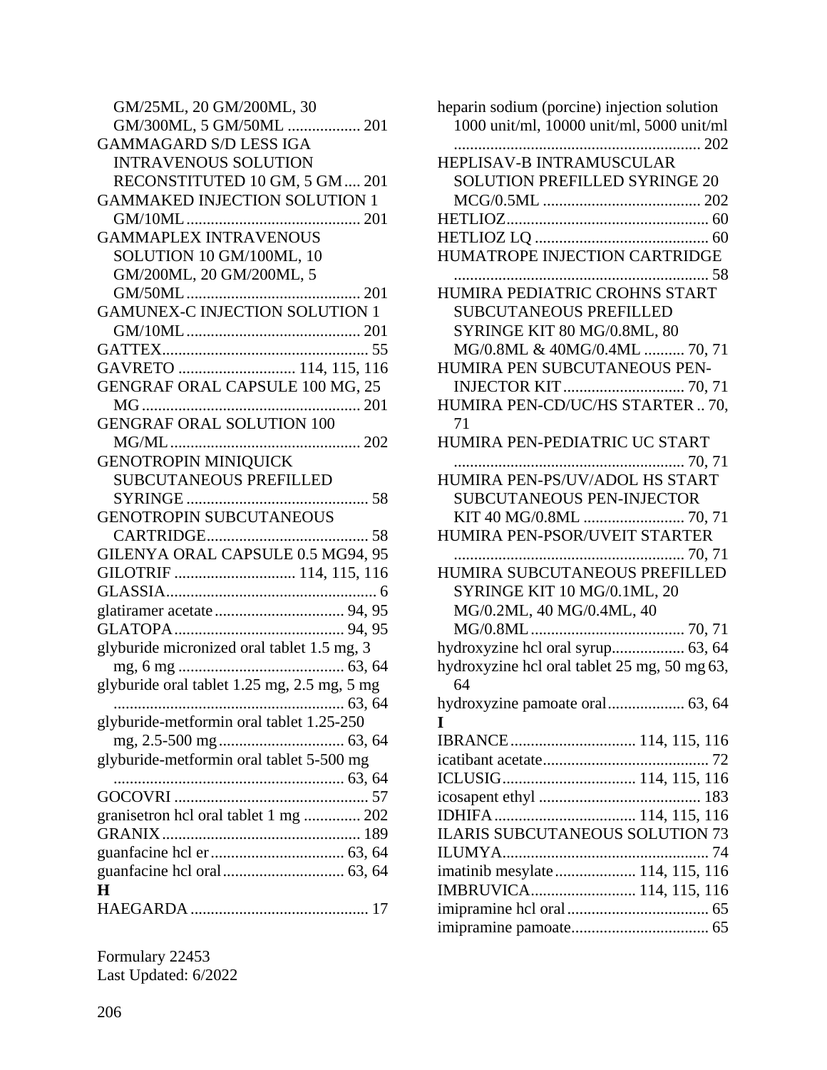GM/25ML, 20 GM/200ML, 30 GM/300ML, 5 GM/50ML .................. 201

GAMMAGARD S/D LESS IGA INTRAVENOUS SOLUTION RECONSTITUTED 10 GM, 5 GM .... 201

GAMMAKED INJECTION SOLUTION 1 GM/10ML .......................................... 201

GAMMAPLEX INTRAVENOUS SOLUTION 10 GM/100ML, 10 GM/200ML, 20 GM/200ML, 5 GM/50ML .......................................... 201

GAMUNEX-C INJECTION SOLUTION 1 GM/10ML .......................................... 201

GATTEX.................................................. 55

GAVRETO ............................ 114, 115, 116

GENGRAF ORAL CAPSULE 100 MG, 25 MG ...................................................... 201

GENGRAF ORAL SOLUTION 100 MG/ML ............................................... 202

GENOTROPIN MINIQUICK SUBCUTANEOUS PREFILLED SYRINGE ............................................ 58

GENOTROPIN SUBCUTANEOUS CARTRIDGE........................................ 58

GILENYA ORAL CAPSULE 0.5 MG94, 95

GILOTRIF ............................. 114, 115, 116

GLASSIA.................................................... 6

glatiramer acetate ................................ 94, 95

GLATOPA .......................................... 94, 95

glyburide micronized oral tablet 1.5 mg, 3 mg, 6 mg ......................................... 63, 64

glyburide oral tablet 1.25 mg, 2.5 mg, 5 mg ......................................................... 63, 64

glyburide-metformin oral tablet 1.25-250 mg, 2.5-500 mg ............................... 63, 64

glyburide-metformin oral tablet 5-500 mg ......................................................... 63, 64

GOCOVRI ................................................ 57

granisetron hcl oral tablet 1 mg .............. 202

GRANIX ................................................. 189

guanfacine hcl er ................................. 63, 64

guanfacine hcl oral .............................. 63, 64

**H**

HAEGARDA ............................................ 17

heparin sodium (porcine) injection solution 1000 unit/ml, 10000 unit/ml, 5000 unit/ml ............................................................ 202

HEPLISAV-B INTRAMUSCULAR SOLUTION PREFILLED SYRINGE 20 MCG/0.5ML ....................................... 202

HETLIOZ.................................................. 60

HETLIOZ LQ ........................................... 60

HUMATROPE INJECTION CARTRIDGE ............................................................... 58

HUMIRA PEDIATRIC CROHNS START SUBCUTANEOUS PREFILLED SYRINGE KIT 80 MG/0.8ML, 80 MG/0.8ML & 40MG/0.4ML .......... 70, 71

HUMIRA PEN SUBCUTANEOUS PEN-INJECTOR KIT .............................. 70, 71

HUMIRA PEN-CD/UC/HS STARTER .. 70, 71

HUMIRA PEN-PEDIATRIC UC START ......................................................... 70, 71

HUMIRA PEN-PS/UV/ADOL HS START SUBCUTANEOUS PEN-INJECTOR KIT 40 MG/0.8ML ......................... 70, 71

HUMIRA PEN-PSOR/UVEIT STARTER ......................................................... 70, 71

HUMIRA SUBCUTANEOUS PREFILLED SYRINGE KIT 10 MG/0.1ML, 20 MG/0.2ML, 40 MG/0.4ML, 40 MG/0.8ML ...................................... 70, 71

hydroxyzine hcl oral syrup.................. 63, 64

hydroxyzine hcl oral tablet 25 mg, 50 mg 63, 64

hydroxyzine pamoate oral................... 63, 64

**I**

IBRANCE ............................... 114, 115, 116

icatibant acetate......................................... 72

ICLUSIG................................ 114, 115, 116

icosapent ethyl ........................................ 183

IDHIFA ................................... 114, 115, 116

ILARIS SUBCUTANEOUS SOLUTION 73

ILUMYA................................................... 74

imatinib mesylate .................... 114, 115, 116

IMBRUVICA.......................... 114, 115, 116

imipramine hcl oral ................................... 65

imipramine pamoate.................................. 65

Formulary 22453
Last Updated: 6/2022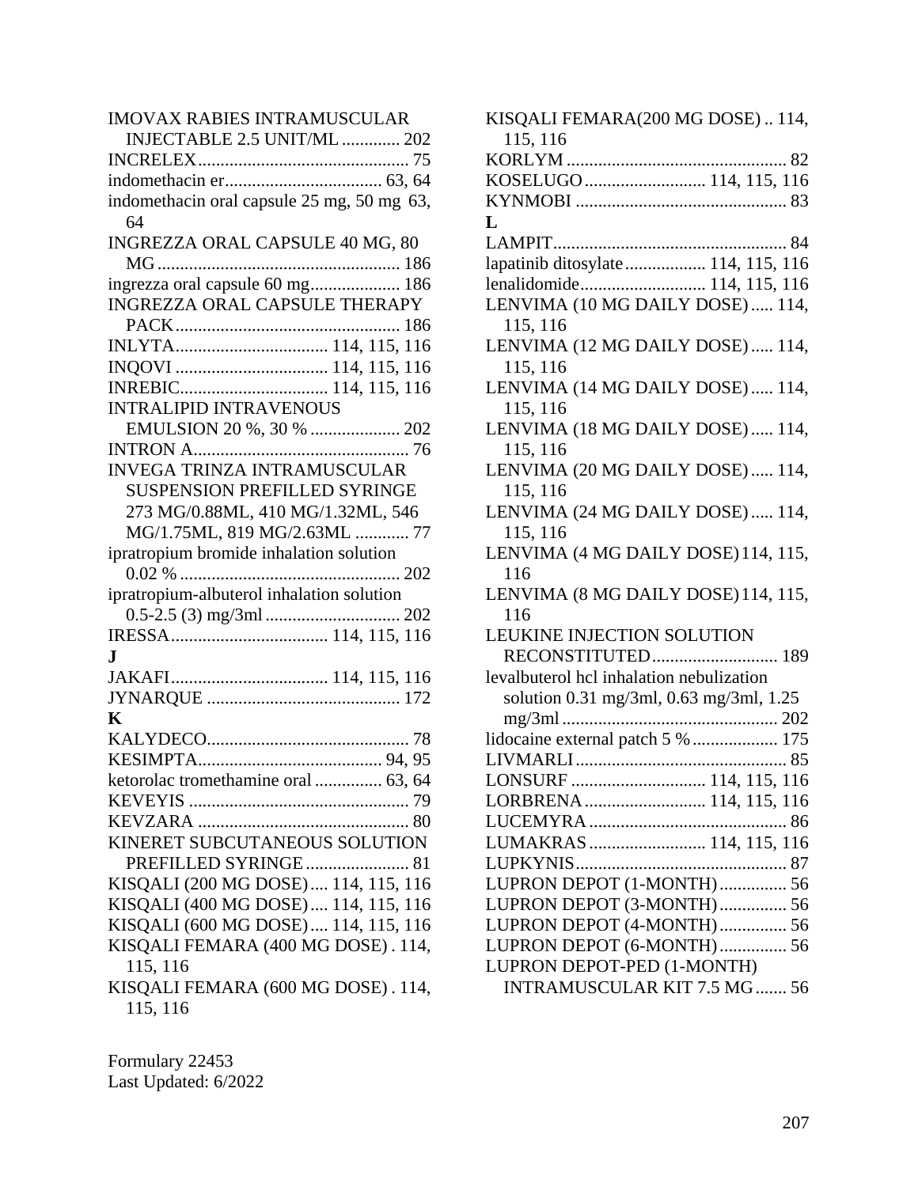IMOVAX RABIES INTRAMUSCULAR INJECTABLE 2.5 UNIT/ML ............. 202
INCRELEX............................................... 75
indomethacin er................................... 63, 64
indomethacin oral capsule 25 mg, 50 mg 63, 64
INGREZZA ORAL CAPSULE 40 MG, 80 MG ...................................................... 186
ingrezza oral capsule 60 mg.................... 186
INGREZZA ORAL CAPSULE THERAPY PACK.................................................. 186
INLYTA.................................. 114, 115, 116
INQOVI .................................. 114, 115, 116
INREBIC................................. 114, 115, 116
INTRALIPID INTRAVENOUS EMULSION 20 %, 30 % .................... 202
INTRON A................................................ 76
INVEGA TRINZA INTRAMUSCULAR SUSPENSION PREFILLED SYRINGE 273 MG/0.88ML, 410 MG/1.32ML, 546 MG/1.75ML, 819 MG/2.63ML ............ 77
ipratropium bromide inhalation solution 0.02 % ................................................. 202
ipratropium-albuterol inhalation solution 0.5-2.5 (3) mg/3ml .............................. 202
IRESSA................................... 114, 115, 116

**J**

JAKAFI................................... 114, 115, 116
JYNARQUE ........................................... 172

**K**

KALYDECO............................................. 78
KESIMPTA......................................... 94, 95
ketorolac tromethamine oral ............... 63, 64
KEVEYIS ................................................. 79
KEVZARA ............................................... 80
KINERET SUBCUTANEOUS SOLUTION PREFILLED SYRINGE ....................... 81
KISQALI (200 MG DOSE).... 114, 115, 116
KISQALI (400 MG DOSE).... 114, 115, 116
KISQALI (600 MG DOSE).... 114, 115, 116
KISQALI FEMARA (400 MG DOSE) . 114, 115, 116
KISQALI FEMARA (600 MG DOSE) . 114, 115, 116
KISQALI FEMARA(200 MG DOSE) .. 114, 115, 116
KORLYM ................................................. 82
KOSELUGO........................... 114, 115, 116
KYNMOBI ............................................... 83

**L**

LAMPIT.................................................... 84
lapatinib ditosylate.................. 114, 115, 116
lenalidomide............................ 114, 115, 116
LENVIMA (10 MG DAILY DOSE)..... 114, 115, 116
LENVIMA (12 MG DAILY DOSE)..... 114, 115, 116
LENVIMA (14 MG DAILY DOSE)..... 114, 115, 116
LENVIMA (18 MG DAILY DOSE)..... 114, 115, 116
LENVIMA (20 MG DAILY DOSE)..... 114, 115, 116
LENVIMA (24 MG DAILY DOSE)..... 114, 115, 116
LENVIMA (4 MG DAILY DOSE) 114, 115, 116
LENVIMA (8 MG DAILY DOSE) 114, 115, 116
LEUKINE INJECTION SOLUTION RECONSTITUTED............................ 189
levalbuterol hcl inhalation nebulization solution 0.31 mg/3ml, 0.63 mg/3ml, 1.25 mg/3ml ................................................ 202
lidocaine external patch 5 %................... 175
LIVMARLI ............................................... 85
LONSURF .............................. 114, 115, 116
LORBRENA........................... 114, 115, 116
LUCEMYRA ............................................ 86
LUMAKRAS .......................... 114, 115, 116
LUPKYNIS............................................... 87
LUPRON DEPOT (1-MONTH)............... 56
LUPRON DEPOT (3-MONTH)............... 56
LUPRON DEPOT (4-MONTH)............... 56
LUPRON DEPOT (6-MONTH)............... 56
LUPRON DEPOT-PED (1-MONTH) INTRAMUSCULAR KIT 7.5 MG....... 56

Formulary 22453
Last Updated: 6/2022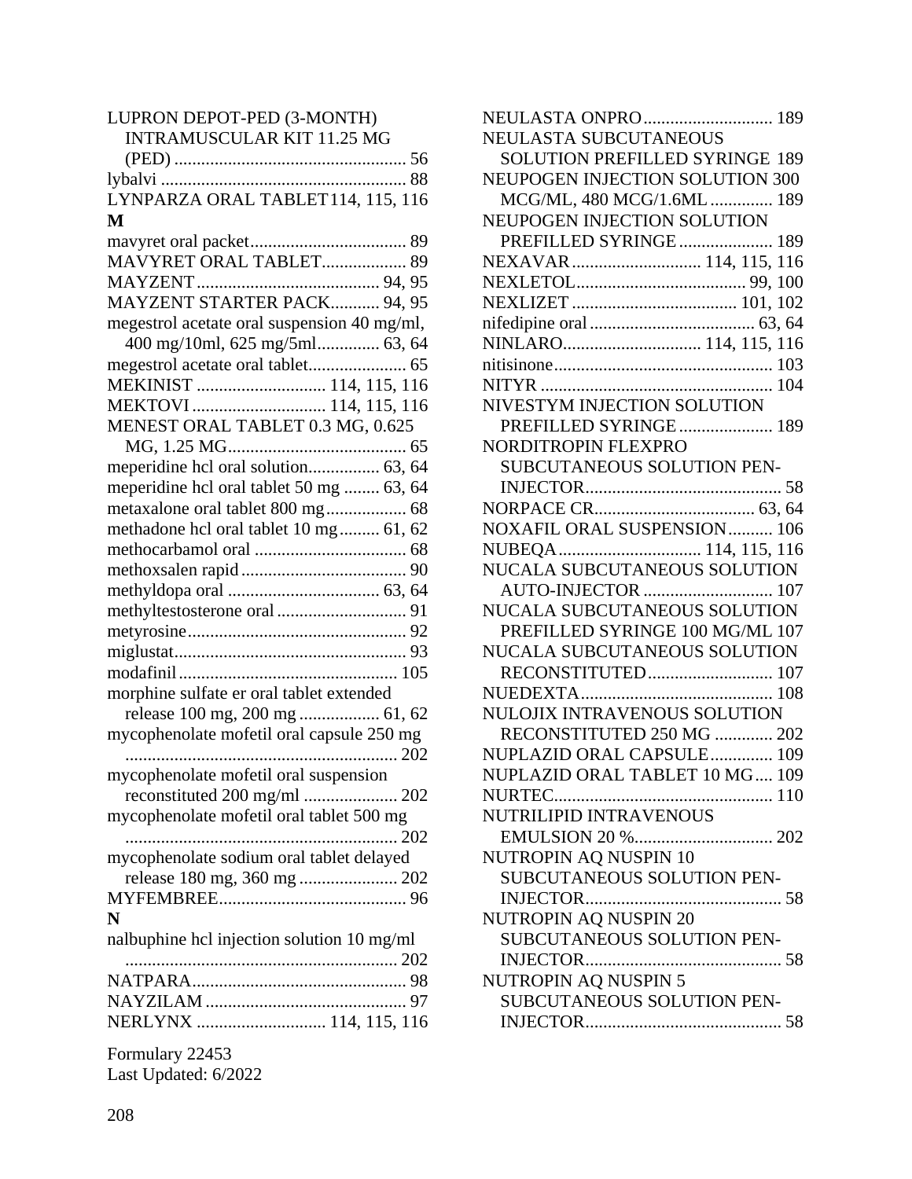LUPRON DEPOT-PED (3-MONTH) INTRAMUSCULAR KIT 11.25 MG (PED) ..................................................... 56
lybalvi ....................................................... 88
LYNPARZA ORAL TABLET 114, 115, 116

**M**

mavyret oral packet.................................. 89
MAVYRET ORAL TABLET.................. 89
MAYZENT......................................... 94, 95
MAYZENT STARTER PACK........... 94, 95
megestrol acetate oral suspension 40 mg/ml, 400 mg/10ml, 625 mg/5ml.............. 63, 64
megestrol acetate oral tablet..................... 65
MEKINIST ............................ 114, 115, 116
MEKTOVI ............................. 114, 115, 116
MENEST ORAL TABLET 0.3 MG, 0.625 MG, 1.25 MG........................................ 65
meperidine hcl oral solution................ 63, 64
meperidine hcl oral tablet 50 mg ........ 63, 64
metaxalone oral tablet 800 mg.................. 68
methadone hcl oral tablet 10 mg......... 61, 62
methocarbamol oral .................................. 68
methoxsalen rapid..................................... 90
methyldopa oral .................................. 63, 64
methyltestosterone oral ............................. 91
metyrosine................................................. 92
miglustat.................................................... 93
modafinil ................................................. 105
morphine sulfate er oral tablet extended release 100 mg, 200 mg .................. 61, 62
mycophenolate mofetil oral capsule 250 mg ............................................................. 202
mycophenolate mofetil oral suspension reconstituted 200 mg/ml ..................... 202
mycophenolate mofetil oral tablet 500 mg ............................................................. 202
mycophenolate sodium oral tablet delayed release 180 mg, 360 mg ...................... 202
MYFEMBREE.......................................... 96

**N**

nalbuphine hcl injection solution 10 mg/ml ............................................................. 202
NATPARA................................................ 98
NAYZILAM ............................................. 97
NERLYNX ............................ 114, 115, 116
NEULASTA ONPRO............................. 189
NEULASTA SUBCUTANEOUS SOLUTION PREFILLED SYRINGE 189
NEUPOGEN INJECTION SOLUTION 300 MCG/ML, 480 MCG/1.6ML .............. 189
NEUPOGEN INJECTION SOLUTION PREFILLED SYRINGE ..................... 189
NEXAVAR ............................ 114, 115, 116
NEXLETOL...................................... 99, 100
NEXLIZET ..................................... 101, 102
nifedipine oral ..................................... 63, 64
NINLARO............................... 114, 115, 116
nitisinone................................................. 103
NITYR .................................................... 104
NIVESTYM INJECTION SOLUTION PREFILLED SYRINGE ..................... 189
NORDITROPIN FLEXPRO SUBCUTANEOUS SOLUTION PEN-INJECTOR............................................ 58
NORPACE CR.................................... 63, 64
NOXAFIL ORAL SUSPENSION.......... 106
NUBEQA ............................... 114, 115, 116
NUCALA SUBCUTANEOUS SOLUTION AUTO-INJECTOR ............................. 107
NUCALA SUBCUTANEOUS SOLUTION PREFILLED SYRINGE 100 MG/ML 107
NUCALA SUBCUTANEOUS SOLUTION RECONSTITUTED............................ 107
NUEDEXTA........................................... 108
NULOJIX INTRAVENOUS SOLUTION RECONSTITUTED 250 MG ............. 202
NUPLAZID ORAL CAPSULE.............. 109
NUPLAZID ORAL TABLET 10 MG.... 109
NURTEC................................................. 110
NUTRILIPID INTRAVENOUS EMULSION 20 %............................... 202
NUTROPIN AQ NUSPIN 10 SUBCUTANEOUS SOLUTION PEN-INJECTOR............................................ 58
NUTROPIN AQ NUSPIN 20 SUBCUTANEOUS SOLUTION PEN-INJECTOR............................................ 58
NUTROPIN AQ NUSPIN 5 SUBCUTANEOUS SOLUTION PEN-INJECTOR............................................ 58

Formulary 22453
Last Updated: 6/2022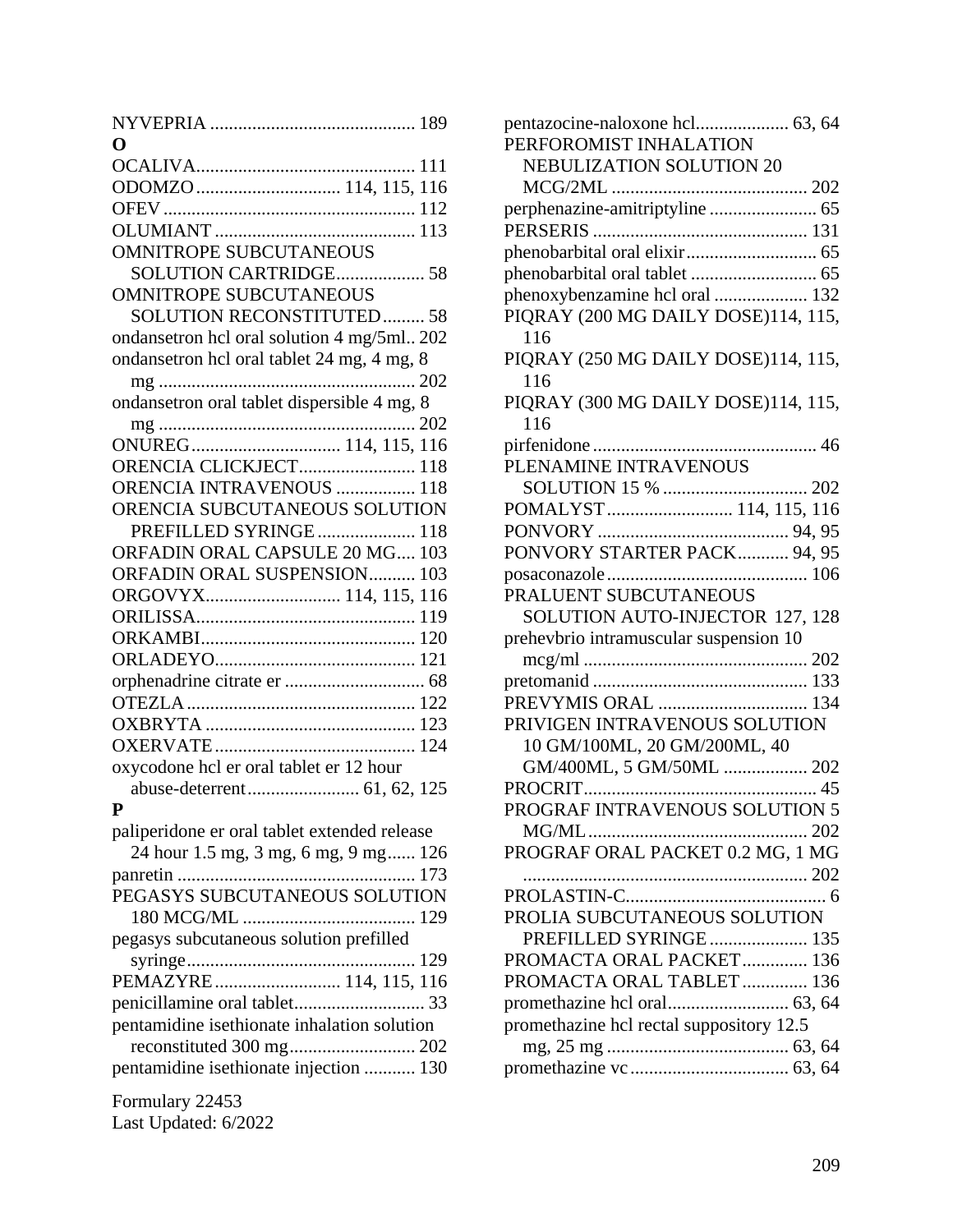NYVEPRIA ............................................ 189

**O**

OCALIVA............................................... 111
ODOMZO ............................... 114, 115, 116
OFEV ..................................................... 112
OLUMIANT ........................................... 113
OMNITROPE SUBCUTANEOUS SOLUTION CARTRIDGE................... 58
OMNITROPE SUBCUTANEOUS SOLUTION RECONSTITUTED......... 58
ondansetron hcl oral solution 4 mg/5ml.. 202
ondansetron hcl oral tablet 24 mg, 4 mg, 8 mg ....................................................... 202
ondansetron oral tablet dispersible 4 mg, 8 mg ....................................................... 202
ONUREG................................ 114, 115, 116
ORENCIA CLICKJECT......................... 118
ORENCIA INTRAVENOUS ................. 118
ORENCIA SUBCUTANEOUS SOLUTION PREFILLED SYRINGE..................... 118
ORFADIN ORAL CAPSULE 20 MG.... 103
ORFADIN ORAL SUSPENSION.......... 103
ORGOVYX............................. 114, 115, 116
ORILISSA............................................... 119
ORKAMBI.............................................. 120
ORLADEYO........................................... 121
orphenadrine citrate er .............................. 68
OTEZLA ................................................ 122
OXBRYTA ............................................. 123
OXERVATE ........................................... 124
oxycodone hcl er oral tablet er 12 hour abuse-deterrent........................ 61, 62, 125

**P**

paliperidone er oral tablet extended release 24 hour 1.5 mg, 3 mg, 6 mg, 9 mg...... 126
panretin ................................................... 173
PEGASYS SUBCUTANEOUS SOLUTION 180 MCG/ML ..................................... 129
pegasys subcutaneous solution prefilled syringe................................................. 129
PEMAZYRE........................... 114, 115, 116
penicillamine oral tablet............................ 33
pentamidine isethionate inhalation solution reconstituted 300 mg........................... 202
pentamidine isethionate injection ........... 130
pentazocine-naloxone hcl.................... 63, 64
PERFOROMIST INHALATION NEBULIZATION SOLUTION 20 MCG/2ML .......................................... 202
perphenazine-amitriptyline ....................... 65
PERSERIS ............................................. 131
phenobarbital oral elixir............................ 65
phenobarbital oral tablet ........................... 65
phenoxybenzamine hcl oral .................... 132
PIQRAY (200 MG DAILY DOSE)114, 115, 116
PIQRAY (250 MG DAILY DOSE)114, 115, 116
PIQRAY (300 MG DAILY DOSE)114, 115, 116
pirfenidone ................................................ 46
PLENAMINE INTRAVENOUS SOLUTION 15 % ............................... 202
POMALYST........................... 114, 115, 116
PONVORY ......................................... 94, 95
PONVORY STARTER PACK........... 94, 95
posaconazole........................................... 106
PRALUENT SUBCUTANEOUS SOLUTION AUTO-INJECTOR 127, 128
prehevbrio intramuscular suspension 10 mcg/ml ................................................ 202
pretomanid .............................................. 133
PREVYMIS ORAL ................................ 134
PRIVIGEN INTRAVENOUS SOLUTION 10 GM/100ML, 20 GM/200ML, 40 GM/400ML, 5 GM/50ML .................. 202
PROCRIT.................................................. 45
PROGRAF INTRAVENOUS SOLUTION 5 MG/ML............................................... 202
PROGRAF ORAL PACKET 0.2 MG, 1 MG ............................................................ 202
PROLASTIN-C........................................... 6
PROLIA SUBCUTANEOUS SOLUTION PREFILLED SYRINGE..................... 135
PROMACTA ORAL PACKET.............. 136
PROMACTA ORAL TABLET.............. 136
promethazine hcl oral.......................... 63, 64
promethazine hcl rectal suppository 12.5 mg, 25 mg ....................................... 63, 64
promethazine vc.................................. 63, 64

Formulary 22453
Last Updated: 6/2022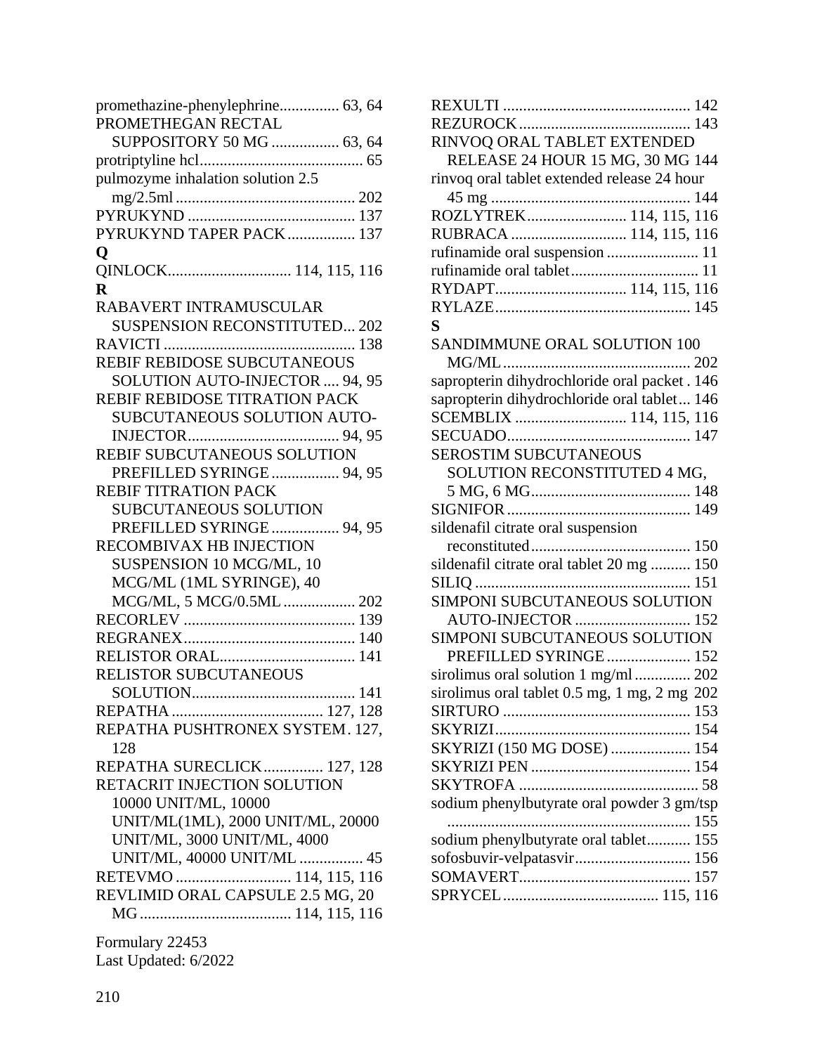promethazine-phenylephrine............... 63, 64
PROMETHEGAN RECTAL SUPPOSITORY 50 MG ................. 63, 64
protriptyline hcl......................................... 65
pulmozyme inhalation solution 2.5 mg/2.5ml ............................................. 202
PYRUKYND .......................................... 137
PYRUKYND TAPER PACK................. 137

**Q**

QINLOCK............................... 114, 115, 116

**R**

RABAVERT INTRAMUSCULAR SUSPENSION RECONSTITUTED... 202
RAVICTI ................................................ 138
REBIF REBIDOSE SUBCUTANEOUS SOLUTION AUTO-INJECTOR .... 94, 95
REBIF REBIDOSE TITRATION PACK SUBCUTANEOUS SOLUTION AUTO-INJECTOR...................................... 94, 95
REBIF SUBCUTANEOUS SOLUTION PREFILLED SYRINGE ................. 94, 95
REBIF TITRATION PACK SUBCUTANEOUS SOLUTION PREFILLED SYRINGE ................. 94, 95
RECOMBIVAX HB INJECTION SUSPENSION 10 MCG/ML, 10 MCG/ML (1ML SYRINGE), 40 MCG/ML, 5 MCG/0.5ML .................. 202
RECORLEV ........................................... 139
REGRANEX........................................... 140
RELISTOR ORAL.................................. 141
RELISTOR SUBCUTANEOUS SOLUTION......................................... 141
REPATHA ...................................... 127, 128
REPATHA PUSHTRONEX SYSTEM. 127, 128
REPATHA SURECLICK............... 127, 128
RETACRIT INJECTION SOLUTION 10000 UNIT/ML, 10000 UNIT/ML(1ML), 2000 UNIT/ML, 20000 UNIT/ML, 3000 UNIT/ML, 4000 UNIT/ML, 40000 UNIT/ML ................ 45
RETEVMO ............................ 114, 115, 116
REVLIMID ORAL CAPSULE 2.5 MG, 20 MG ...................................... 114, 115, 116
REXULTI ............................................... 142
REZUROCK........................................... 143
RINVOQ ORAL TABLET EXTENDED RELEASE 24 HOUR 15 MG, 30 MG 144
rinvoq oral tablet extended release 24 hour 45 mg .................................................. 144
ROZLYTREK......................... 114, 115, 116
RUBRACA ............................ 114, 115, 116
rufinamide oral suspension ....................... 11
rufinamide oral tablet................................ 11
RYDAPT................................. 114, 115, 116
RYLAZE................................................. 145

**S**

SANDIMMUNE ORAL SOLUTION 100 MG/ML ............................................... 202
sapropterin dihydrochloride oral packet . 146
sapropterin dihydrochloride oral tablet... 146
SCEMBLIX ............................ 114, 115, 116
SECUADO.............................................. 147
SEROSTIM SUBCUTANEOUS SOLUTION RECONSTITUTED 4 MG, 5 MG, 6 MG........................................ 148
SIGNIFOR .............................................. 149
sildenafil citrate oral suspension reconstituted........................................ 150
sildenafil citrate oral tablet 20 mg .......... 150
SILIQ ...................................................... 151
SIMPONI SUBCUTANEOUS SOLUTION AUTO-INJECTOR ............................. 152
SIMPONI SUBCUTANEOUS SOLUTION PREFILLED SYRINGE ..................... 152
sirolimus oral solution 1 mg/ml .............. 202
sirolimus oral tablet 0.5 mg, 1 mg, 2 mg 202
SIRTURO ............................................... 153
SKYRIZI................................................. 154
SKYRIZI (150 MG DOSE) .................... 154
SKYRIZI PEN ........................................ 154
SKYTROFA ............................................. 58
sodium phenylbutyrate oral powder 3 gm/tsp ............................................................. 155
sodium phenylbutyrate oral tablet........... 155
sofosbuvir-velpatasvir............................. 156
SOMAVERT........................................... 157
SPRYCEL....................................... 115, 116

Formulary 22453
Last Updated: 6/2022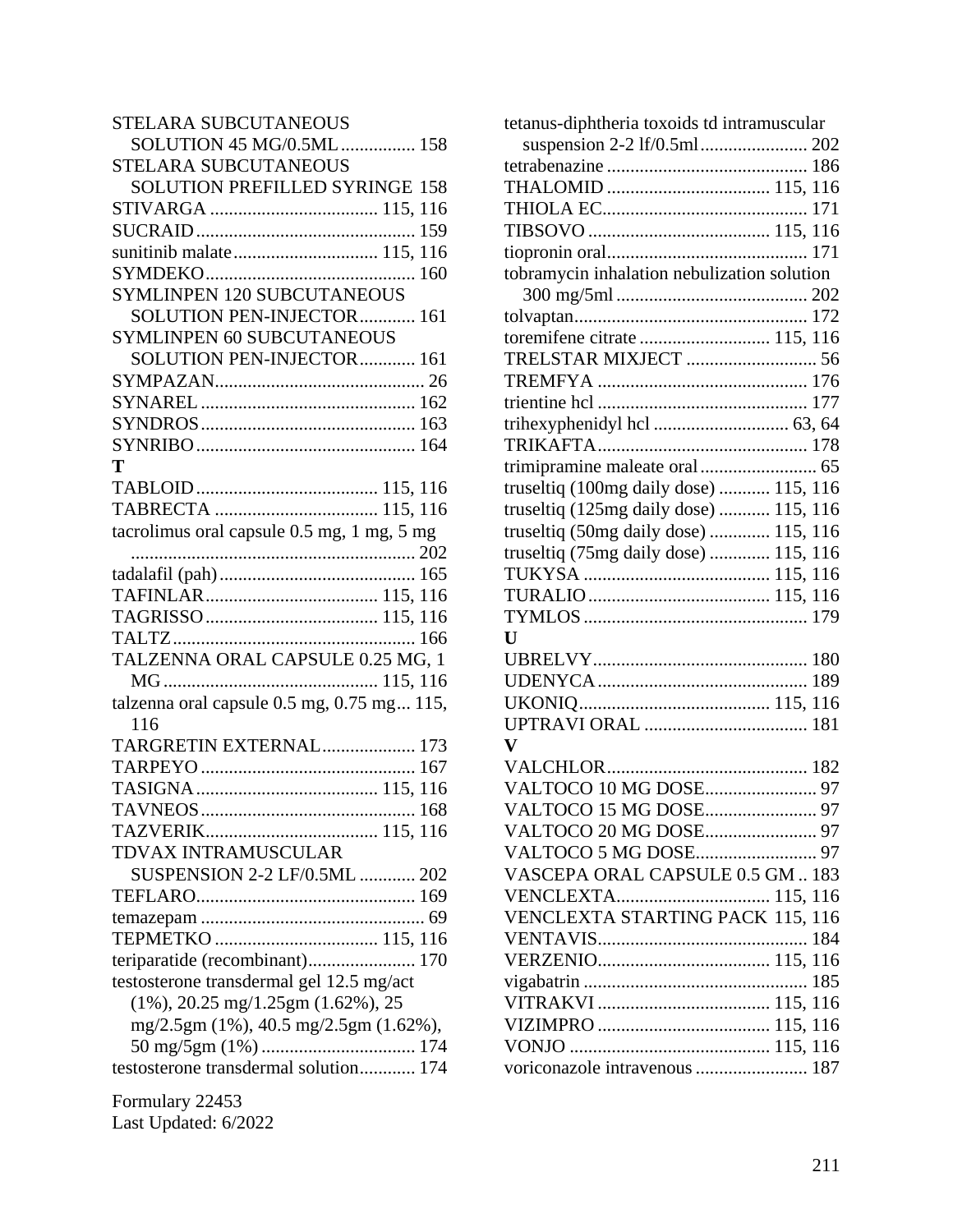STELARA SUBCUTANEOUS SOLUTION 45 MG/0.5ML ................ 158
STELARA SUBCUTANEOUS SOLUTION PREFILLED SYRINGE 158
STIVARGA .................................... 115, 116
SUCRAID ............................................... 159
sunitinib malate ............................... 115, 116
SYMDEKO ............................................. 160
SYMLINPEN 120 SUBCUTANEOUS SOLUTION PEN-INJECTOR ............ 161
SYMLINPEN 60 SUBCUTANEOUS SOLUTION PEN-INJECTOR ............ 161
SYMPAZAN ............................................. 26
SYNAREL .............................................. 162
SYNDROS .............................................. 163
SYNRIBO ............................................... 164

**T**

TABLOID ....................................... 115, 116
TABRECTA ................................... 115, 116
tacrolimus oral capsule 0.5 mg, 1 mg, 5 mg ............................................................. 202
tadalafil (pah) ........................................... 165
TAFINLAR ..................................... 115, 116
TAGRISSO ..................................... 115, 116
TALTZ .................................................... 166
TALZENNA ORAL CAPSULE 0.25 MG, 1 MG ............................................. 115, 116
talzenna oral capsule 0.5 mg, 0.75 mg ... 115, 116
TARGRETIN EXTERNAL .................... 173
TARPEYO .............................................. 167
TASIGNA ....................................... 115, 116
TAVNEOS .............................................. 168
TAZVERIK ..................................... 115, 116
TDVAX INTRAMUSCULAR SUSPENSION 2-2 LF/0.5ML ............ 202
TEFLARO ............................................... 169
temazepam ................................................ 69
TEPMETKO ................................... 115, 116
teriparatide (recombinant) ....................... 170
testosterone transdermal gel 12.5 mg/act (1%), 20.25 mg/1.25gm (1.62%), 25 mg/2.5gm (1%), 40.5 mg/2.5gm (1.62%), 50 mg/5gm (1%) ................................. 174
testosterone transdermal solution ............ 174
tetanus-diphtheria toxoids td intramuscular suspension 2-2 lf/0.5ml ....................... 202
tetrabenazine ........................................... 186
THALOMID ................................... 115, 116
THIOLA EC ............................................ 171
TIBSOVO ....................................... 115, 116
tiopronin oral ........................................... 171
tobramycin inhalation nebulization solution 300 mg/5ml ......................................... 202
tolvaptan .................................................. 172
toremifene citrate ............................ 115, 116
TRELSTAR MIXJECT ............................ 56
TREMFYA ............................................. 176
trientine hcl ............................................. 177
trihexyphenidyl hcl ............................. 63, 64
TRIKAFTA ............................................. 178
trimipramine maleate oral ......................... 65
truseltiq (100mg daily dose) ........... 115, 116
truseltiq (125mg daily dose) ........... 115, 116
truseltiq (50mg daily dose) ............. 115, 116
truseltiq (75mg daily dose) ............. 115, 116
TUKYSA ........................................ 115, 116
TURALIO ....................................... 115, 116
TYMLOS ................................................ 179

**U**

UBRELVY .............................................. 180
UDENYCA ............................................. 189
UKONIQ ......................................... 115, 116
UPTRAVI ORAL ................................... 181

**V**

VALCHLOR ........................................... 182
VALTOCO 10 MG DOSE ........................ 97
VALTOCO 15 MG DOSE ........................ 97
VALTOCO 20 MG DOSE ........................ 97
VALTOCO 5 MG DOSE .......................... 97
VASCEPA ORAL CAPSULE 0.5 GM .. 183
VENCLEXTA ................................. 115, 116
VENCLEXTA STARTING PACK 115, 116
VENTAVIS ............................................. 184
VERZENIO ..................................... 115, 116
vigabatrin ................................................ 185
VITRAKVI ..................................... 115, 116
VIZIMPRO ..................................... 115, 116
VONJO ........................................... 115, 116
voriconazole intravenous ........................ 187

Formulary 22453
Last Updated: 6/2022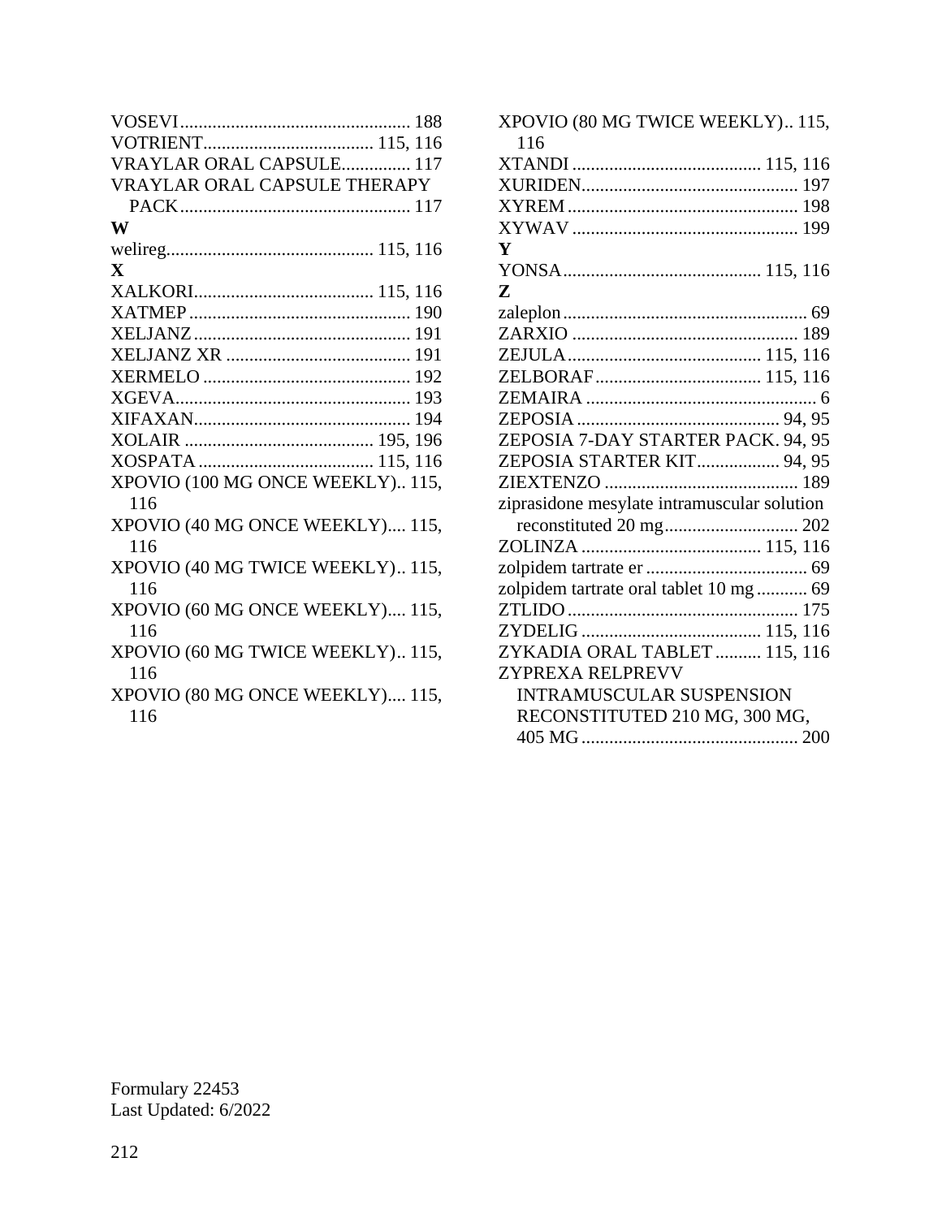VOSEVI ..................................................... 188
VOTRIENT..................................... 115, 116
VRAYLAR ORAL CAPSULE............... 117
VRAYLAR ORAL CAPSULE THERAPY PACK ..................................................... 117

**W**

welireg............................................. 115, 116

**X**

XALKORI....................................... 115, 116
XATMEP ..................................................... 190
XELJANZ ..................................................... 191
XELJANZ XR ........................................ 191
XERMELO ............................................ 192
XGEVA.................................................. 193
XIFAXAN............................................... 194
XOLAIR ......................................... 195, 196
XOSPATA ...................................... 115, 116
XPOVIO (100 MG ONCE WEEKLY).. 115, 116
XPOVIO (40 MG ONCE WEEKLY).... 115, 116
XPOVIO (40 MG TWICE WEEKLY).. 115, 116
XPOVIO (60 MG ONCE WEEKLY).... 115, 116
XPOVIO (60 MG TWICE WEEKLY).. 115, 116
XPOVIO (80 MG ONCE WEEKLY).... 115, 116
XPOVIO (80 MG TWICE WEEKLY).. 115, 116
XTANDI ......................................... 115, 116
XURIDEN............................................... 197
XYREM ................................................. 198
XYWAV ................................................ 199

**Y**

YONSA........................................... 115, 116

**Z**

zaleplon ..................................................... 69
ZARXIO ................................................ 189
ZEJULA.......................................... 115, 116
ZELBORAF.................................... 115, 116
ZEMAIRA ................................................. 6
ZEPOSIA ............................................ 94, 95
ZEPOSIA 7-DAY STARTER PACK. 94, 95
ZEPOSIA STARTER KIT.................. 94, 95
ZIEXTENZO .......................................... 189
ziprasidone mesylate intramuscular solution reconstituted 20 mg............................. 202
ZOLINZA ....................................... 115, 116
zolpidem tartrate er ................................... 69
zolpidem tartrate oral tablet 10 mg ........... 69
ZTLIDO .................................................. 175
ZYDELIG ....................................... 115, 116
ZYKADIA ORAL TABLET .......... 115, 116
ZYPREXA RELPREVV INTRAMUSCULAR SUSPENSION RECONSTITUTED 210 MG, 300 MG, 405 MG ............................................... 200

Formulary 22453
Last Updated: 6/2022